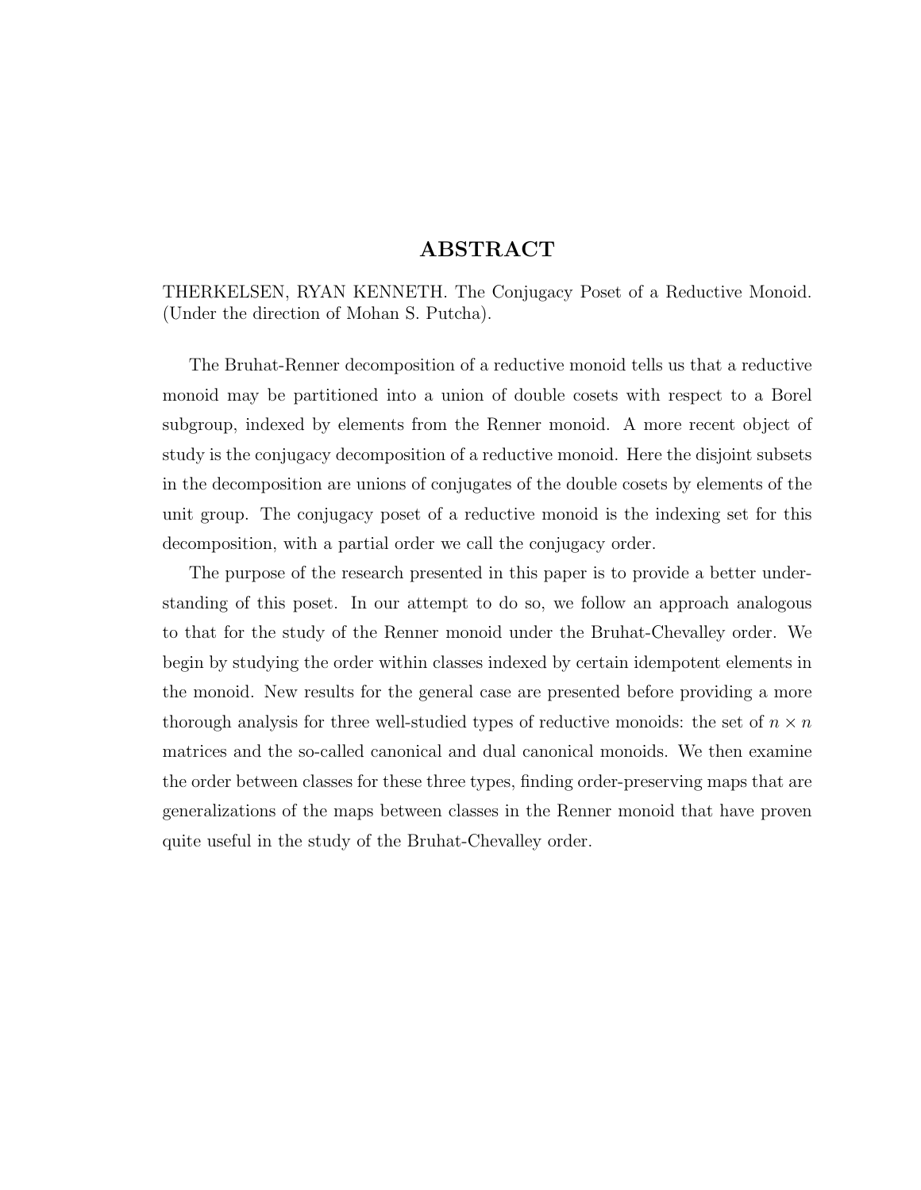# ABSTRACT

THERKELSEN, RYAN KENNETH. The Conjugacy Poset of a Reductive Monoid. (Under the direction of Mohan S. Putcha).

The Bruhat-Renner decomposition of a reductive monoid tells us that a reductive monoid may be partitioned into a union of double cosets with respect to a Borel subgroup, indexed by elements from the Renner monoid. A more recent object of study is the conjugacy decomposition of a reductive monoid. Here the disjoint subsets in the decomposition are unions of conjugates of the double cosets by elements of the unit group. The conjugacy poset of a reductive monoid is the indexing set for this decomposition, with a partial order we call the conjugacy order.

The purpose of the research presented in this paper is to provide a better understanding of this poset. In our attempt to do so, we follow an approach analogous to that for the study of the Renner monoid under the Bruhat-Chevalley order. We begin by studying the order within classes indexed by certain idempotent elements in the monoid. New results for the general case are presented before providing a more thorough analysis for three well-studied types of reductive monoids: the set of $n \times n$ matrices and the so-called canonical and dual canonical monoids. We then examine the order between classes for these three types, finding order-preserving maps that are generalizations of the maps between classes in the Renner monoid that have proven quite useful in the study of the Bruhat-Chevalley order.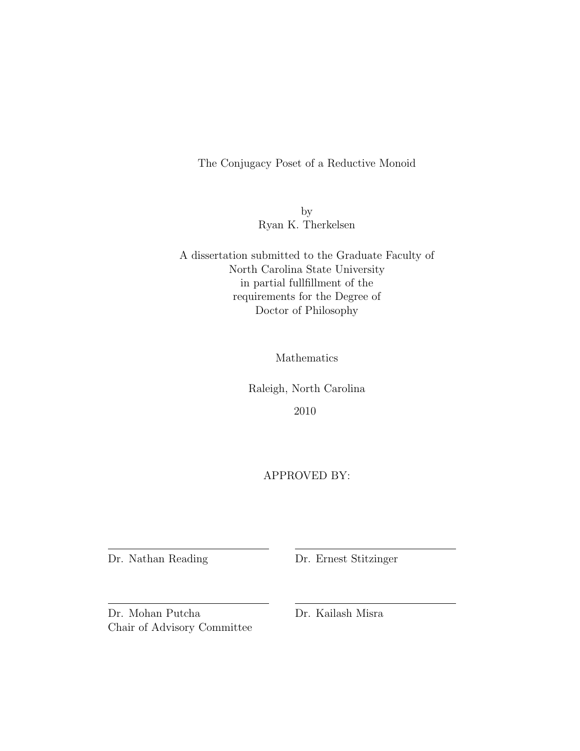The Conjugacy Poset of a Reductive Monoid

by
Ryan K. Therkelsen

A dissertation submitted to the Graduate Faculty of
North Carolina State University
in partial fullfillment of the
requirements for the Degree of
Doctor of Philosophy

Mathematics

Raleigh, North Carolina

2010

APPROVED BY:

Dr. Nathan Reading

Dr. Ernest Stitzinger

Dr. Mohan Putcha
Chair of Advisory Committee

Dr. Kailash Misra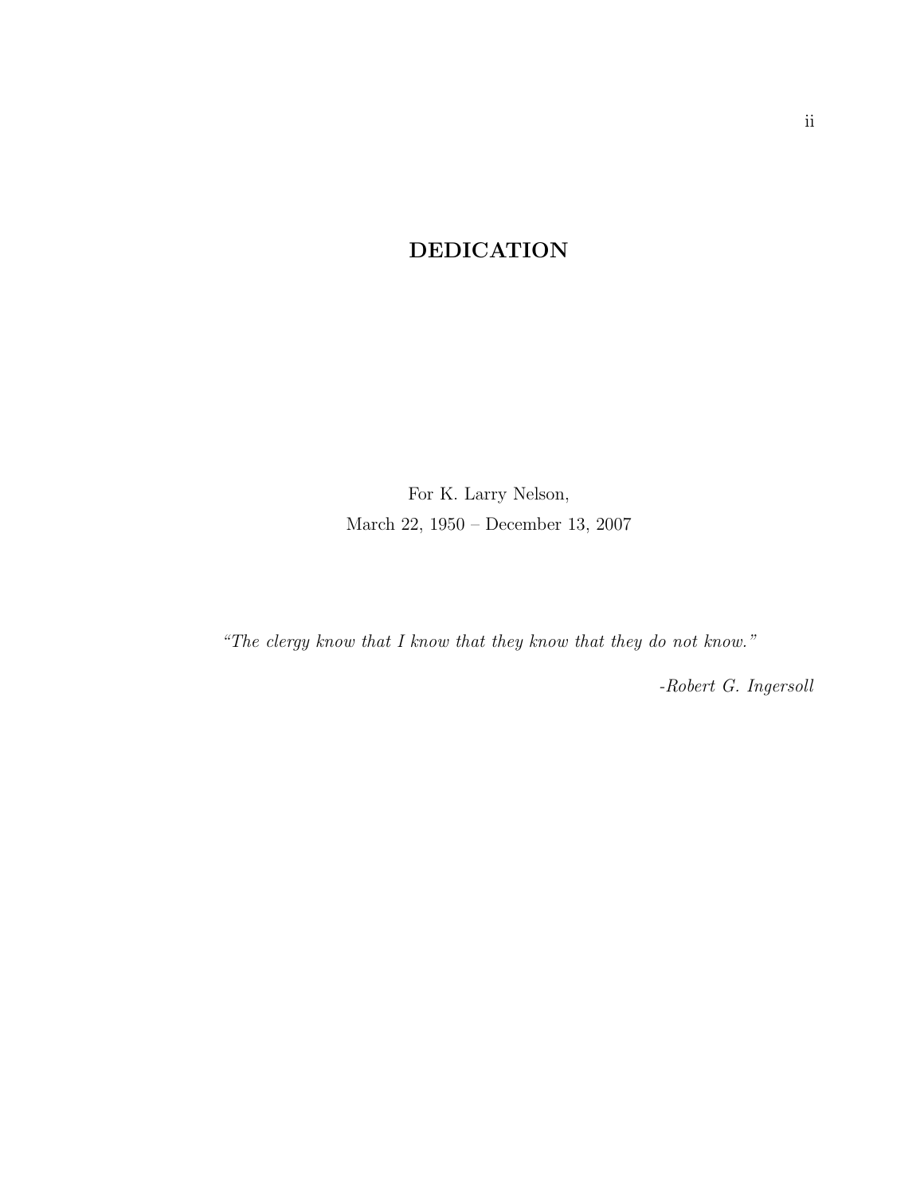# DEDICATION

For K. Larry Nelson,
March 22, 1950 – December 13, 2007

*"The clergy know that I know that they know that they do not know."*

*-Robert G. Ingersoll*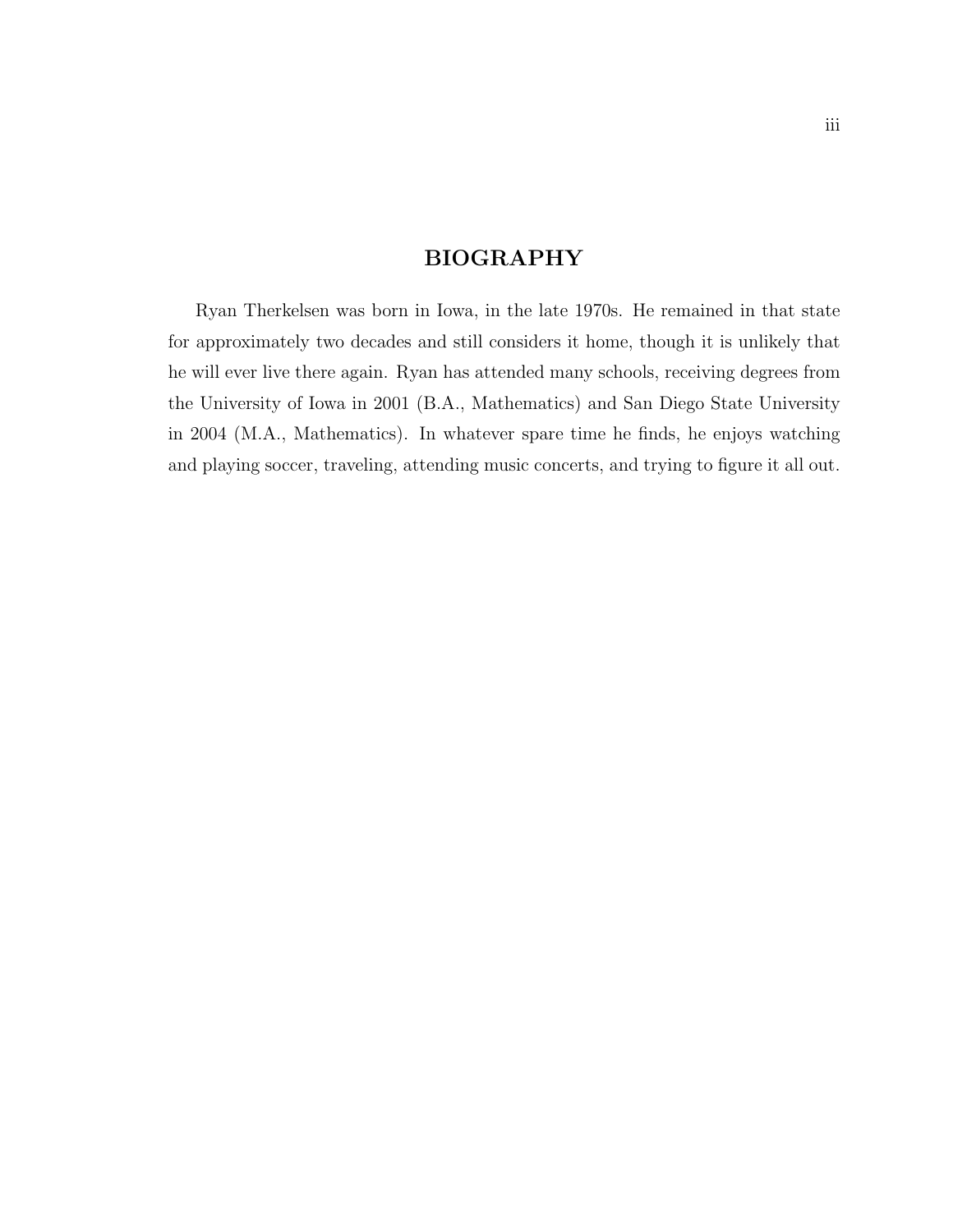# BIOGRAPHY

Ryan Therkelsen was born in Iowa, in the late 1970s. He remained in that state for approximately two decades and still considers it home, though it is unlikely that he will ever live there again. Ryan has attended many schools, receiving degrees from the University of Iowa in 2001 (B.A., Mathematics) and San Diego State University in 2004 (M.A., Mathematics). In whatever spare time he finds, he enjoys watching and playing soccer, traveling, attending music concerts, and trying to figure it all out.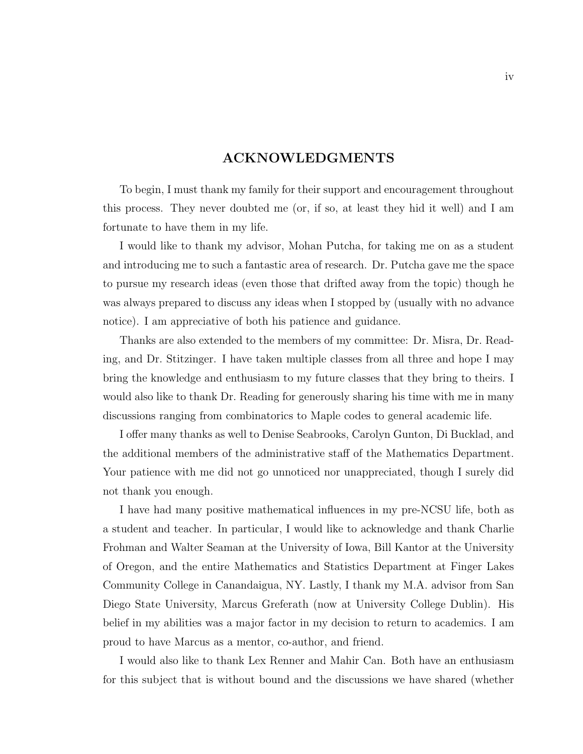# ACKNOWLEDGMENTS

To begin, I must thank my family for their support and encouragement throughout this process. They never doubted me (or, if so, at least they hid it well) and I am fortunate to have them in my life.

I would like to thank my advisor, Mohan Putcha, for taking me on as a student and introducing me to such a fantastic area of research. Dr. Putcha gave me the space to pursue my research ideas (even those that drifted away from the topic) though he was always prepared to discuss any ideas when I stopped by (usually with no advance notice). I am appreciative of both his patience and guidance.

Thanks are also extended to the members of my committee: Dr. Misra, Dr. Reading, and Dr. Stitzinger. I have taken multiple classes from all three and hope I may bring the knowledge and enthusiasm to my future classes that they bring to theirs. I would also like to thank Dr. Reading for generously sharing his time with me in many discussions ranging from combinatorics to Maple codes to general academic life.

I offer many thanks as well to Denise Seabrooks, Carolyn Gunton, Di Bucklad, and the additional members of the administrative staff of the Mathematics Department. Your patience with me did not go unnoticed nor unappreciated, though I surely did not thank you enough.

I have had many positive mathematical influences in my pre-NCSU life, both as a student and teacher. In particular, I would like to acknowledge and thank Charlie Frohman and Walter Seaman at the University of Iowa, Bill Kantor at the University of Oregon, and the entire Mathematics and Statistics Department at Finger Lakes Community College in Canandaigua, NY. Lastly, I thank my M.A. advisor from San Diego State University, Marcus Greferath (now at University College Dublin). His belief in my abilities was a major factor in my decision to return to academics. I am proud to have Marcus as a mentor, co-author, and friend.

I would also like to thank Lex Renner and Mahir Can. Both have an enthusiasm for this subject that is without bound and the discussions we have shared (whether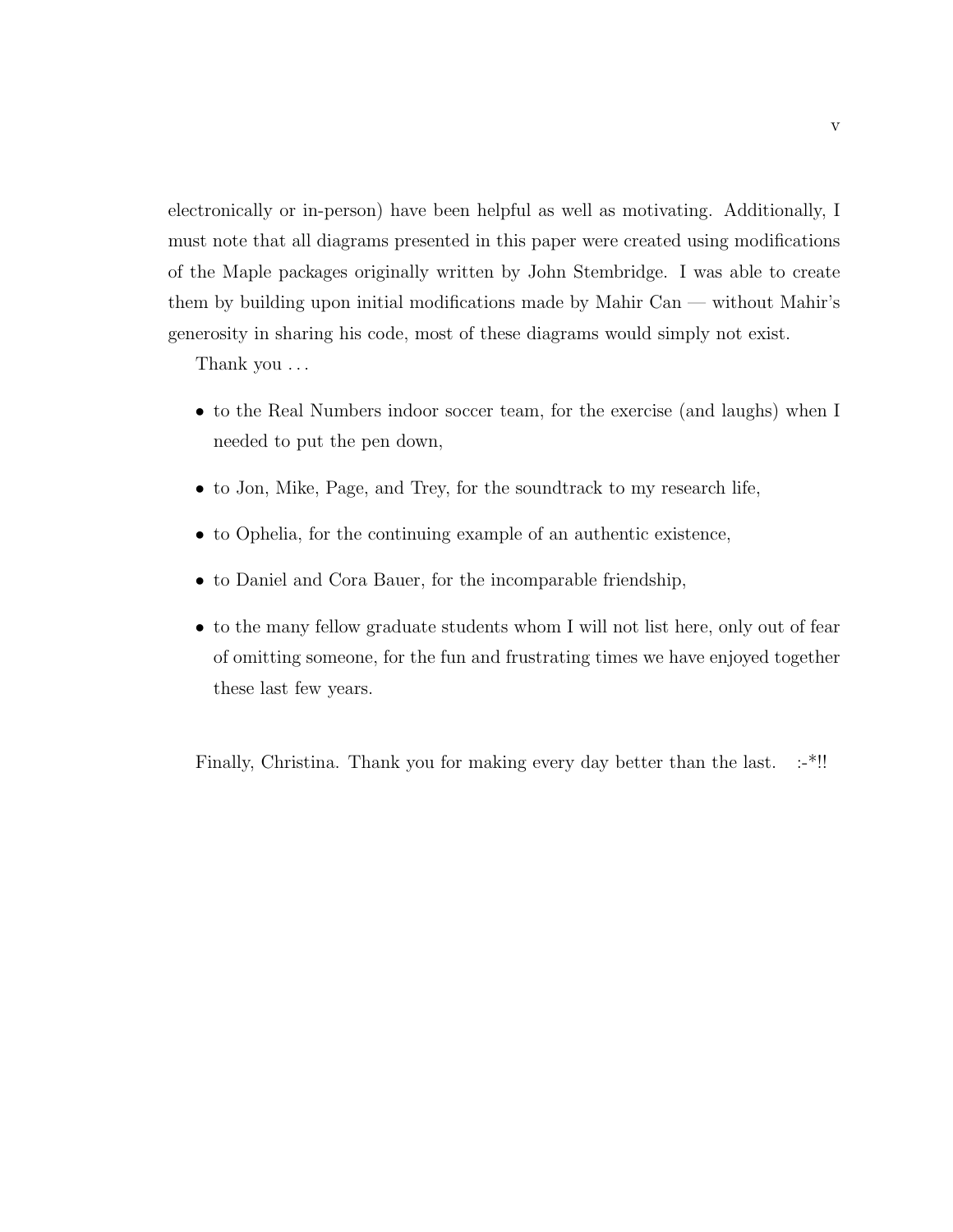electronically or in-person) have been helpful as well as motivating. Additionally, I must note that all diagrams presented in this paper were created using modifications of the Maple packages originally written by John Stembridge. I was able to create them by building upon initial modifications made by Mahir Can — without Mahir's generosity in sharing his code, most of these diagrams would simply not exist.

Thank you . . .

- to the Real Numbers indoor soccer team, for the exercise (and laughs) when I needed to put the pen down,
- to Jon, Mike, Page, and Trey, for the soundtrack to my research life,
- to Ophelia, for the continuing example of an authentic existence,
- to Daniel and Cora Bauer, for the incomparable friendship,
- to the many fellow graduate students whom I will not list here, only out of fear of omitting someone, for the fun and frustrating times we have enjoyed together these last few years.

Finally, Christina. Thank you for making every day better than the last. :-*!!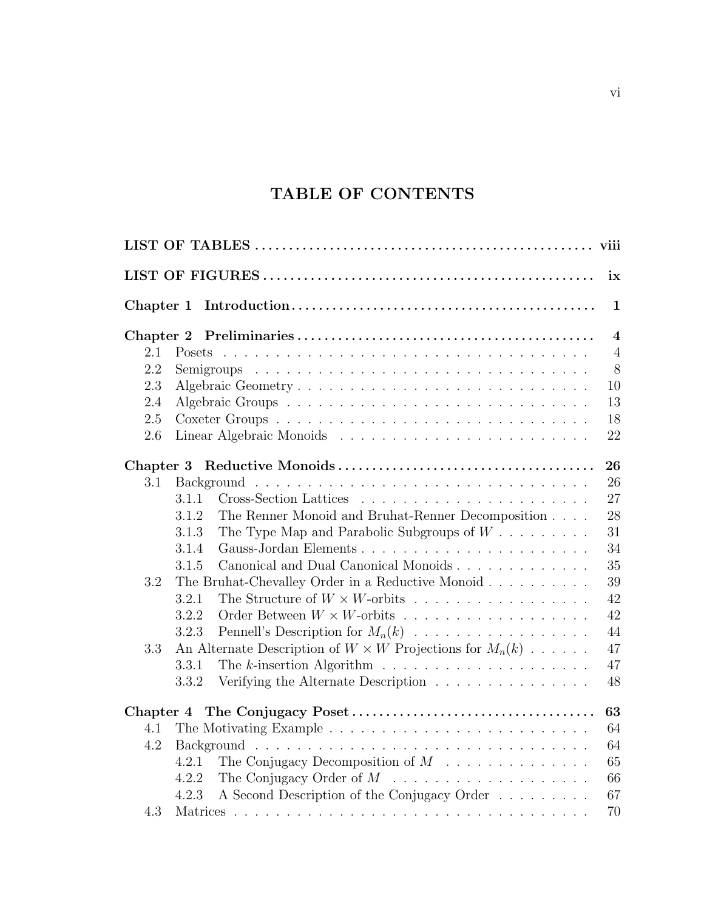# TABLE OF CONTENTS

**LIST OF TABLES** ..... **viii**

**LIST OF FIGURES** ..... **ix**

**Chapter 1 Introduction** ..... **1**

**Chapter 2 Preliminaries** ..... **4**

- 2.1 Posets ..... 4
- 2.2 Semigroups ..... 8
- 2.3 Algebraic Geometry ..... 10
- 2.4 Algebraic Groups ..... 13
- 2.5 Coxeter Groups ..... 18
- 2.6 Linear Algebraic Monoids ..... 22

**Chapter 3 Reductive Monoids** ..... **26**

- 3.1 Background ..... 26
  - 3.1.1 Cross-Section Lattices ..... 27
  - 3.1.2 The Renner Monoid and Bruhat-Renner Decomposition ..... 28
  - 3.1.3 The Type Map and Parabolic Subgroups of $W$ ..... 31
  - 3.1.4 Gauss-Jordan Elements ..... 34
  - 3.1.5 Canonical and Dual Canonical Monoids ..... 35
- 3.2 The Bruhat-Chevalley Order in a Reductive Monoid ..... 39
  - 3.2.1 The Structure of $W \times W$-orbits ..... 42
  - 3.2.2 Order Between $W \times W$-orbits ..... 42
  - 3.2.3 Pennell's Description for $M_n(k)$ ..... 44
- 3.3 An Alternate Description of $W \times W$ Projections for $M_n(k)$ ..... 47
  - 3.3.1 The $k$-insertion Algorithm ..... 47
  - 3.3.2 Verifying the Alternate Description ..... 48

**Chapter 4 The Conjugacy Poset** ..... **63**

- 4.1 The Motivating Example ..... 64
- 4.2 Background ..... 64
  - 4.2.1 The Conjugacy Decomposition of $M$ ..... 65
  - 4.2.2 The Conjugacy Order of $M$ ..... 66
  - 4.2.3 A Second Description of the Conjugacy Order ..... 67
- 4.3 Matrices ..... 70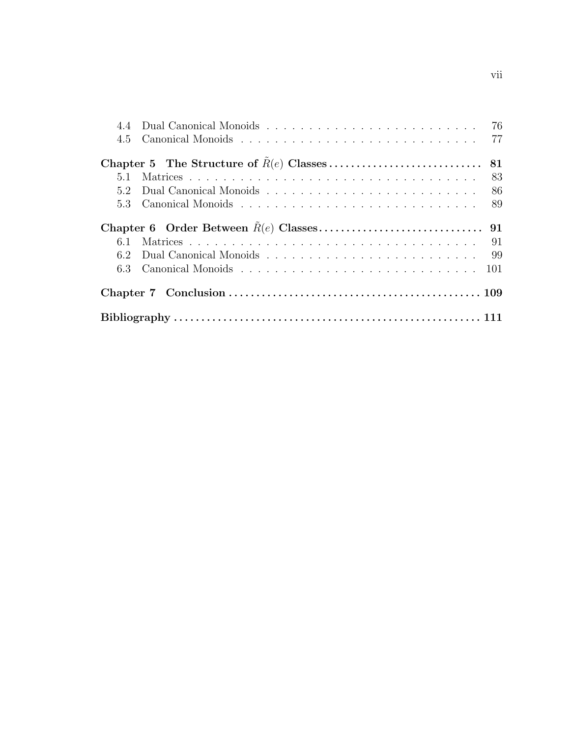4.4 Dual Canonical Monoids . . . . . . . . . . . . . . . . . . . . . . . . . . 76
4.5 Canonical Monoids . . . . . . . . . . . . . . . . . . . . . . . . . . . . . 77

**Chapter 5 The Structure of $\tilde{R}(e)$ Classes . . . . . . . . . . . . . . . . . . . . . . . . . . . . 81**

5.1 Matrices . . . . . . . . . . . . . . . . . . . . . . . . . . . . . . . . . . . 83
5.2 Dual Canonical Monoids . . . . . . . . . . . . . . . . . . . . . . . . . . 86
5.3 Canonical Monoids . . . . . . . . . . . . . . . . . . . . . . . . . . . . . 89

**Chapter 6 Order Between $\tilde{R}(e)$ Classes . . . . . . . . . . . . . . . . . . . . . . . . . . . . . 91**

6.1 Matrices . . . . . . . . . . . . . . . . . . . . . . . . . . . . . . . . . . . 91
6.2 Dual Canonical Monoids . . . . . . . . . . . . . . . . . . . . . . . . . . 99
6.3 Canonical Monoids . . . . . . . . . . . . . . . . . . . . . . . . . . . . . 101

**Chapter 7 Conclusion . . . . . . . . . . . . . . . . . . . . . . . . . . . . . . . . . . . . . . . . . . . . . 109**

**Bibliography . . . . . . . . . . . . . . . . . . . . . . . . . . . . . . . . . . . . . . . . . . . . . . . . . . . . . 111**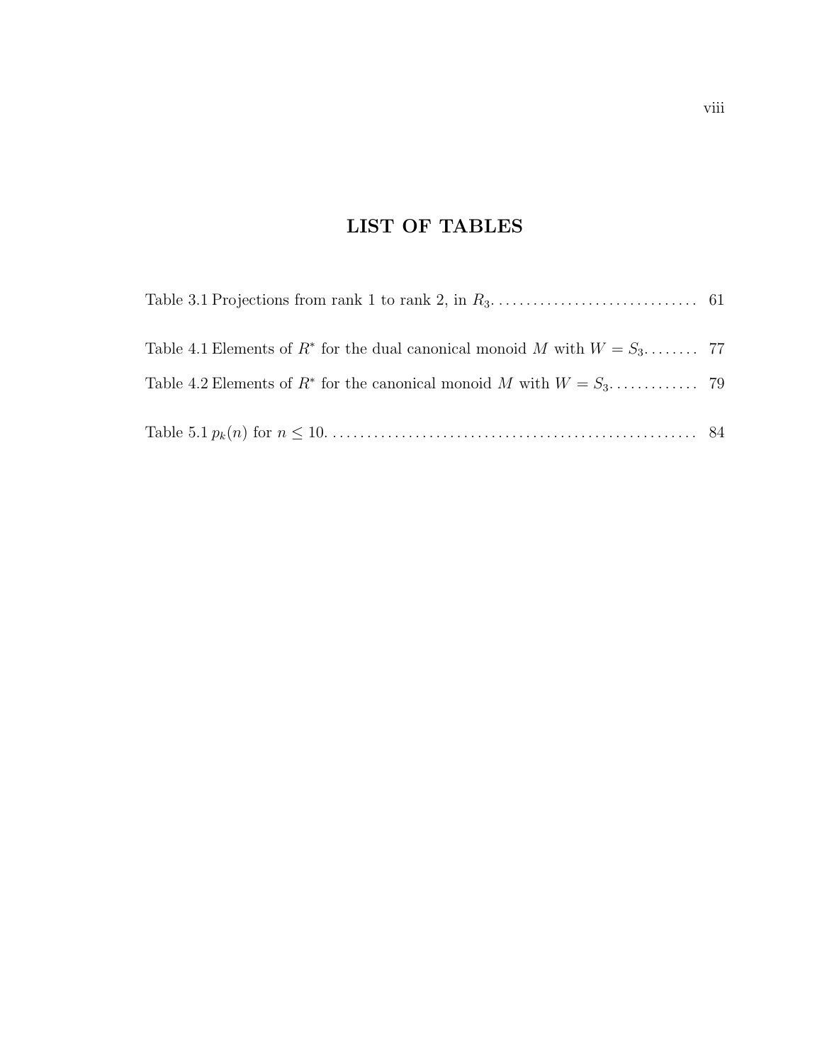# LIST OF TABLES

Table 3.1 Projections from rank 1 to rank 2, in $R_3$. .............................. 61

Table 4.1 Elements of $R^*$ for the dual canonical monoid $M$ with $W = S_3$. ....... 77

Table 4.2 Elements of $R^*$ for the canonical monoid $M$ with $W = S_3$. ............ 79

Table 5.1 $p_k(n)$ for $n \leq 10$. ..................................................... 84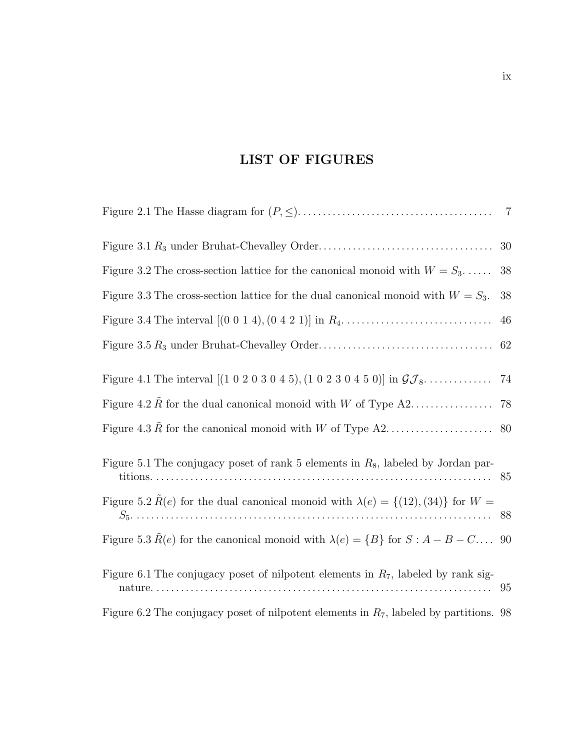# LIST OF FIGURES

Figure 2.1 The Hasse diagram for $(P, \leq)$. . . . . . . . . . . . . . . . . . . . . . . . . . . . . . . . . . . . . . . 7

Figure 3.1 $R_3$ under Bruhat-Chevalley Order. . . . . . . . . . . . . . . . . . . . . . . . . . . . . . . . . . . . 30

Figure 3.2 The cross-section lattice for the canonical monoid with $W = S_3$. . . . . . 38

Figure 3.3 The cross-section lattice for the dual canonical monoid with $W = S_3$. 38

Figure 3.4 The interval $[(0\ 0\ 1\ 4), (0\ 4\ 2\ 1)]$ in $R_4$. . . . . . . . . . . . . . . . . . . . . . . . . . . . . . 46

Figure 3.5 $R_3$ under Bruhat-Chevalley Order. . . . . . . . . . . . . . . . . . . . . . . . . . . . . . . . . . . . 62

Figure 4.1 The interval $[(1\ 0\ 2\ 0\ 3\ 0\ 4\ 5), (1\ 0\ 2\ 3\ 0\ 4\ 5\ 0)]$ in $\mathcal{GJ}_8$. . . . . . . . . . . . . 74

Figure 4.2 $\tilde{R}$ for the dual canonical monoid with $W$ of Type A2. . . . . . . . . . . . . . . . 78

Figure 4.3 $\tilde{R}$ for the canonical monoid with $W$ of Type A2. . . . . . . . . . . . . . . . . . . . . 80

Figure 5.1 The conjugacy poset of rank 5 elements in $R_8$, labeled by Jordan partitions. . . . . . . . . . . . . . . . . . . . . . . . . . . . . . . . . . . . . . . . . . . . . . . . . . . . . . . . . . . . . . . . . . . 85

Figure 5.2 $\tilde{R}(e)$ for the dual canonical monoid with $\lambda(e) = \{(12), (34)\}$ for $W = S_5$. . . . . . . . . . . . . . . . . . . . . . . . . . . . . . . . . . . . . . . . . . . . . . . . . . . . . . . . . . . . . . . . . . . 88

Figure 5.3 $\tilde{R}(e)$ for the canonical monoid with $\lambda(e) = \{B\}$ for $S : A - B - C$. . . . 90

Figure 6.1 The conjugacy poset of nilpotent elements in $R_7$, labeled by rank signature. . . . . . . . . . . . . . . . . . . . . . . . . . . . . . . . . . . . . . . . . . . . . . . . . . . . . . . . . . . . . . . . . . . . 95

Figure 6.2 The conjugacy poset of nilpotent elements in $R_7$, labeled by partitions. 98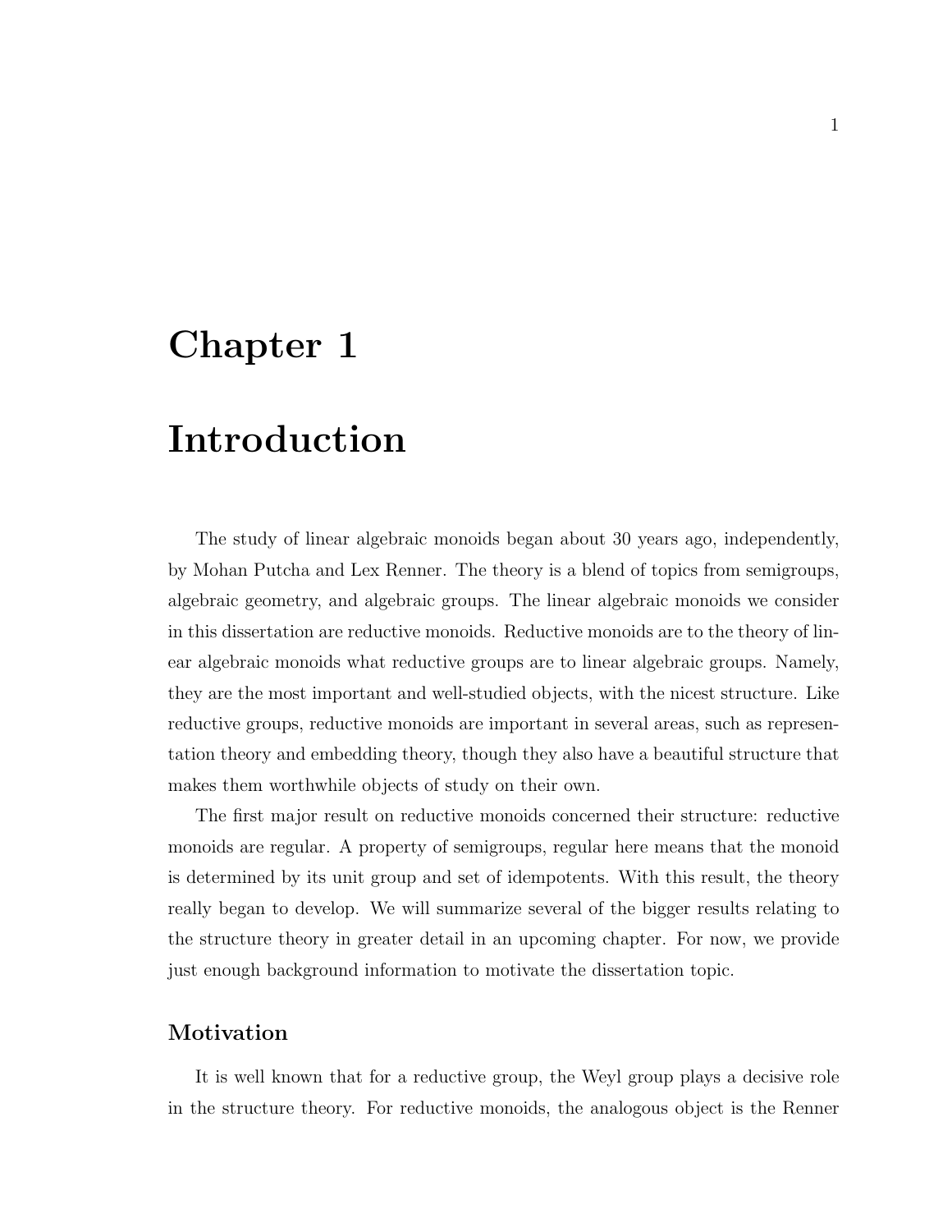# Chapter 1

# Introduction

The study of linear algebraic monoids began about 30 years ago, independently, by Mohan Putcha and Lex Renner. The theory is a blend of topics from semigroups, algebraic geometry, and algebraic groups. The linear algebraic monoids we consider in this dissertation are reductive monoids. Reductive monoids are to the theory of linear algebraic monoids what reductive groups are to linear algebraic groups. Namely, they are the most important and well-studied objects, with the nicest structure. Like reductive groups, reductive monoids are important in several areas, such as representation theory and embedding theory, though they also have a beautiful structure that makes them worthwhile objects of study on their own.

The first major result on reductive monoids concerned their structure: reductive monoids are regular. A property of semigroups, regular here means that the monoid is determined by its unit group and set of idempotents. With this result, the theory really began to develop. We will summarize several of the bigger results relating to the structure theory in greater detail in an upcoming chapter. For now, we provide just enough background information to motivate the dissertation topic.

## Motivation

It is well known that for a reductive group, the Weyl group plays a decisive role in the structure theory. For reductive monoids, the analogous object is the Renner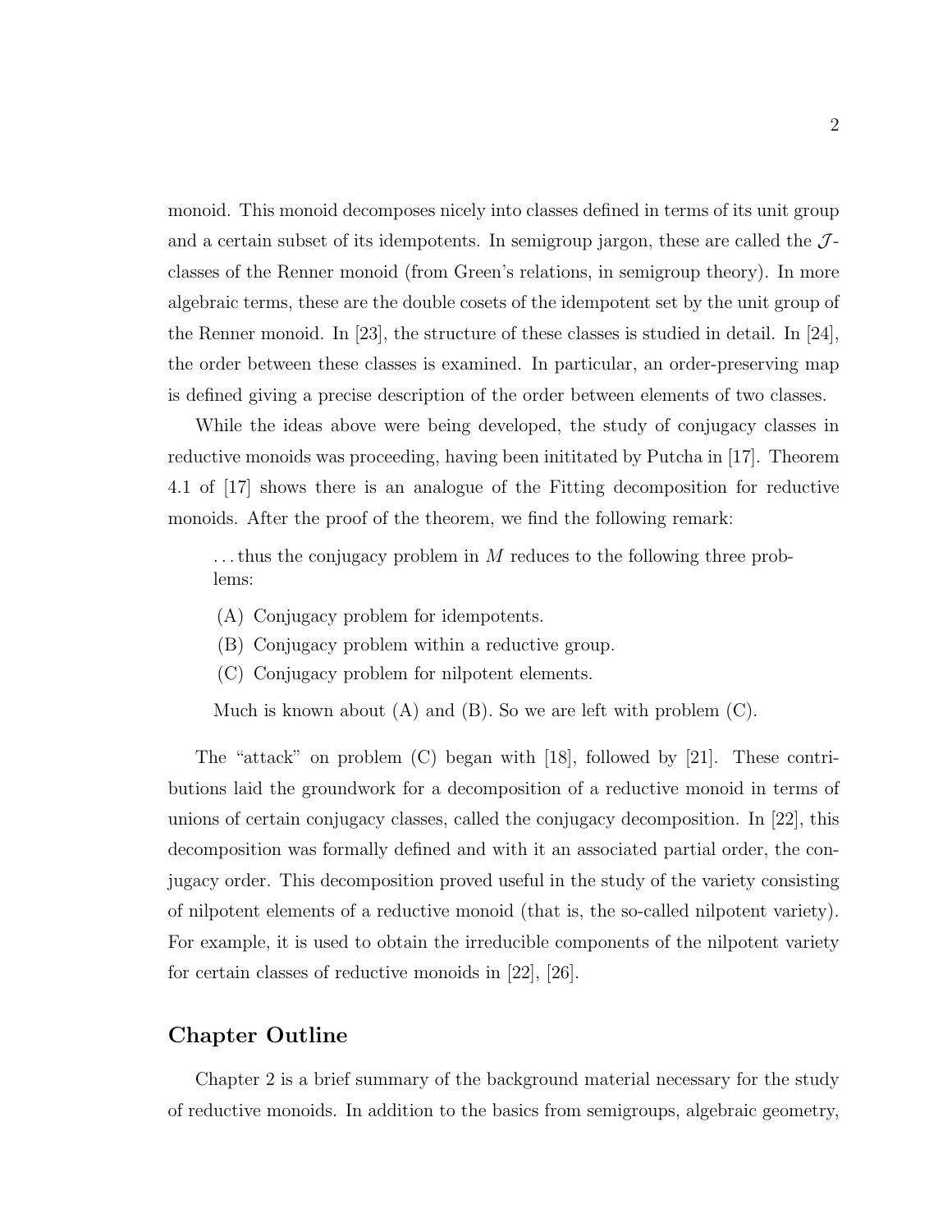monoid. This monoid decomposes nicely into classes defined in terms of its unit group and a certain subset of its idempotents. In semigroup jargon, these are called the $\mathcal{J}$-classes of the Renner monoid (from Green's relations, in semigroup theory). In more algebraic terms, these are the double cosets of the idempotent set by the unit group of the Renner monoid. In [23], the structure of these classes is studied in detail. In [24], the order between these classes is examined. In particular, an order-preserving map is defined giving a precise description of the order between elements of two classes.

While the ideas above were being developed, the study of conjugacy classes in reductive monoids was proceeding, having been inititated by Putcha in [17]. Theorem 4.1 of [17] shows there is an analogue of the Fitting decomposition for reductive monoids. After the proof of the theorem, we find the following remark:

> ... thus the conjugacy problem in $M$ reduces to the following three problems:
>
> (A) Conjugacy problem for idempotents.
>
> (B) Conjugacy problem within a reductive group.
>
> (C) Conjugacy problem for nilpotent elements.
>
> Much is known about (A) and (B). So we are left with problem (C).

The "attack" on problem (C) began with [18], followed by [21]. These contributions laid the groundwork for a decomposition of a reductive monoid in terms of unions of certain conjugacy classes, called the conjugacy decomposition. In [22], this decomposition was formally defined and with it an associated partial order, the conjugacy order. This decomposition proved useful in the study of the variety consisting of nilpotent elements of a reductive monoid (that is, the so-called nilpotent variety). For example, it is used to obtain the irreducible components of the nilpotent variety for certain classes of reductive monoids in [22], [26].

## Chapter Outline

Chapter 2 is a brief summary of the background material necessary for the study of reductive monoids. In addition to the basics from semigroups, algebraic geometry,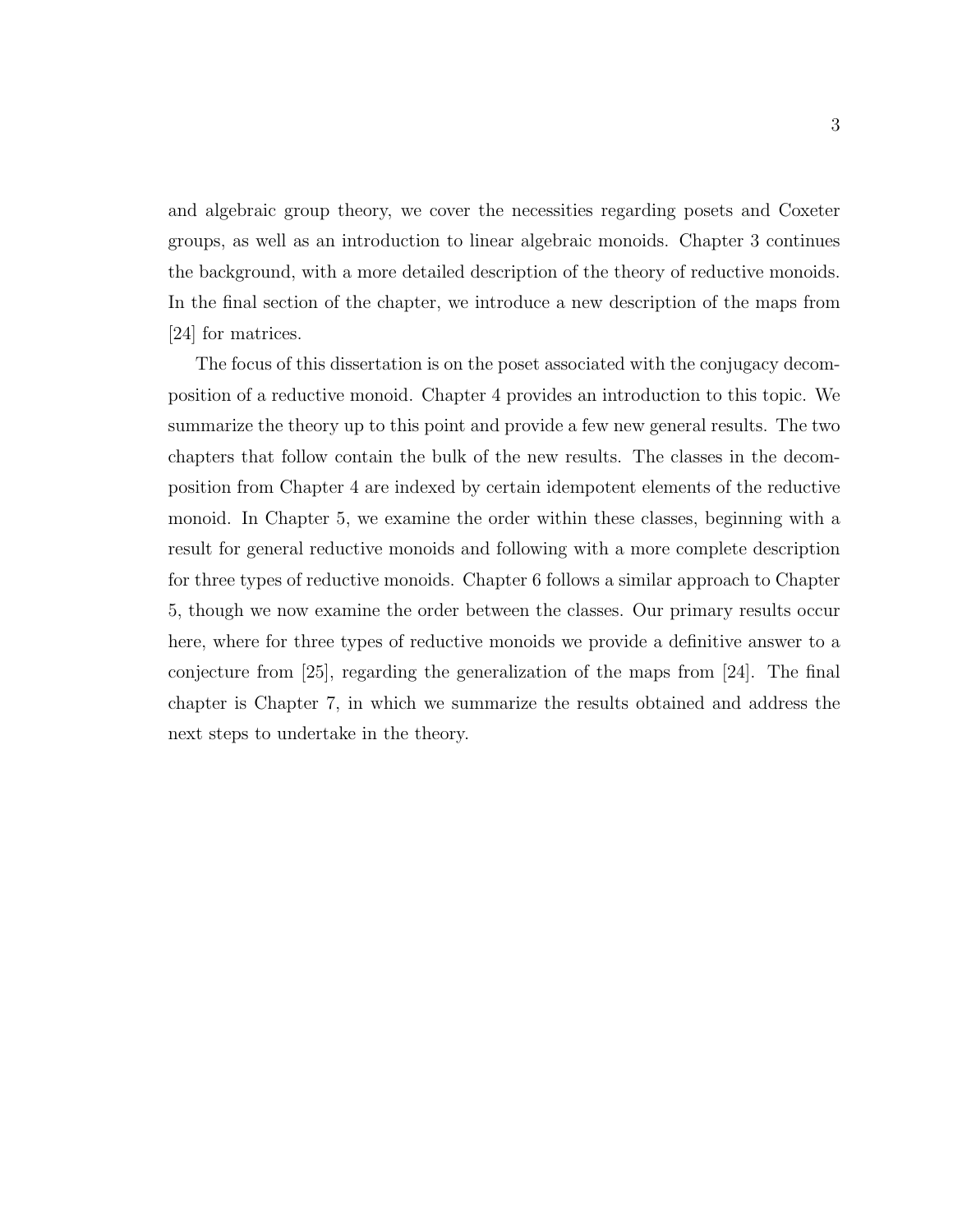and algebraic group theory, we cover the necessities regarding posets and Coxeter groups, as well as an introduction to linear algebraic monoids. Chapter 3 continues the background, with a more detailed description of the theory of reductive monoids. In the final section of the chapter, we introduce a new description of the maps from [24] for matrices.

The focus of this dissertation is on the poset associated with the conjugacy decomposition of a reductive monoid. Chapter 4 provides an introduction to this topic. We summarize the theory up to this point and provide a few new general results. The two chapters that follow contain the bulk of the new results. The classes in the decomposition from Chapter 4 are indexed by certain idempotent elements of the reductive monoid. In Chapter 5, we examine the order within these classes, beginning with a result for general reductive monoids and following with a more complete description for three types of reductive monoids. Chapter 6 follows a similar approach to Chapter 5, though we now examine the order between the classes. Our primary results occur here, where for three types of reductive monoids we provide a definitive answer to a conjecture from [25], regarding the generalization of the maps from [24]. The final chapter is Chapter 7, in which we summarize the results obtained and address the next steps to undertake in the theory.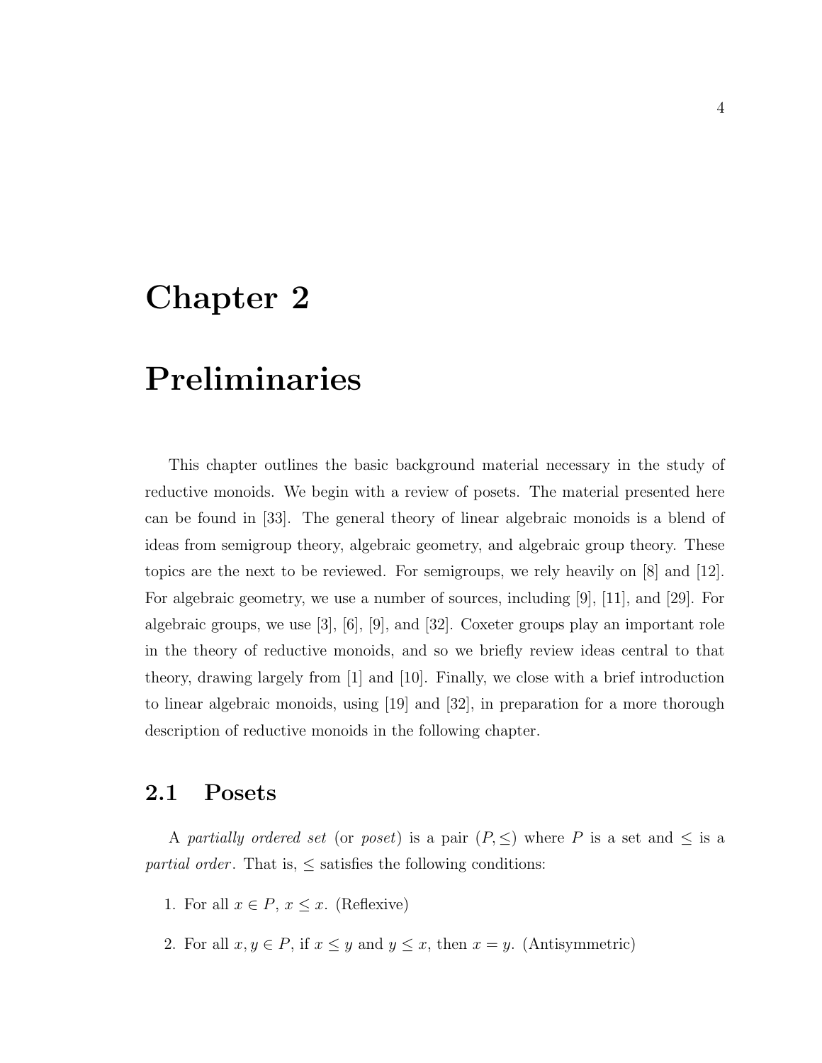# Chapter 2

# Preliminaries

This chapter outlines the basic background material necessary in the study of reductive monoids. We begin with a review of posets. The material presented here can be found in [33]. The general theory of linear algebraic monoids is a blend of ideas from semigroup theory, algebraic geometry, and algebraic group theory. These topics are the next to be reviewed. For semigroups, we rely heavily on [8] and [12]. For algebraic geometry, we use a number of sources, including [9], [11], and [29]. For algebraic groups, we use [3], [6], [9], and [32]. Coxeter groups play an important role in the theory of reductive monoids, and so we briefly review ideas central to that theory, drawing largely from [1] and [10]. Finally, we close with a brief introduction to linear algebraic monoids, using [19] and [32], in preparation for a more thorough description of reductive monoids in the following chapter.

## 2.1 Posets

A *partially ordered set* (or *poset*) is a pair $(P, \leq)$ where $P$ is a set and $\leq$ is a *partial order*. That is, $\leq$ satisfies the following conditions:

1. For all $x \in P$, $x \leq x$. (Reflexive)
2. For all $x, y \in P$, if $x \leq y$ and $y \leq x$, then $x = y$. (Antisymmetric)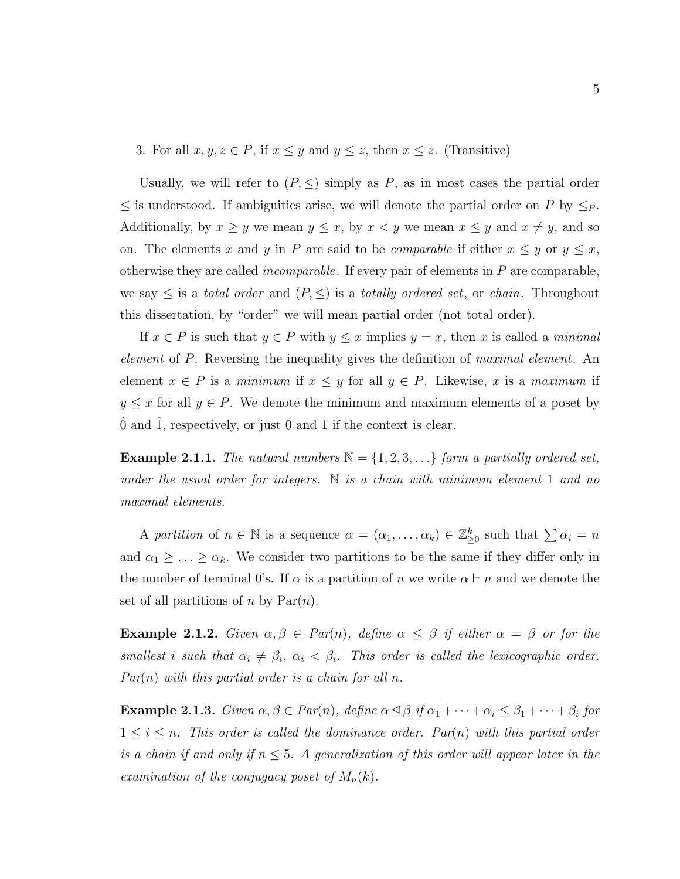3. For all $x, y, z \in P$, if $x \leq y$ and $y \leq z$, then $x \leq z$. (Transitive)

Usually, we will refer to $(P, \leq)$ simply as $P$, as in most cases the partial order $\leq$ is understood. If ambiguities arise, we will denote the partial order on $P$ by $\leq_P$. Additionally, by $x \geq y$ we mean $y \leq x$, by $x < y$ we mean $x \leq y$ and $x \neq y$, and so on. The elements $x$ and $y$ in $P$ are said to be *comparable* if either $x \leq y$ or $y \leq x$, otherwise they are called *incomparable*. If every pair of elements in $P$ are comparable, we say $\leq$ is a *total order* and $(P, \leq)$ is a *totally ordered set*, or *chain*. Throughout this dissertation, by "order" we will mean partial order (not total order).

If $x \in P$ is such that $y \in P$ with $y \leq x$ implies $y = x$, then $x$ is called a *minimal element* of $P$. Reversing the inequality gives the definition of *maximal element*. An element $x \in P$ is a *minimum* if $x \leq y$ for all $y \in P$. Likewise, $x$ is a *maximum* if $y \leq x$ for all $y \in P$. We denote the minimum and maximum elements of a poset by $\hat{0}$ and $\hat{1}$, respectively, or just 0 and 1 if the context is clear.

**Example 2.1.1.** *The natural numbers $\mathbb{N} = \{1, 2, 3, \ldots\}$ form a partially ordered set, under the usual order for integers. $\mathbb{N}$ is a chain with minimum element 1 and no maximal elements.*

A *partition* of $n \in \mathbb{N}$ is a sequence $\alpha = (\alpha_1, \ldots, \alpha_k) \in \mathbb{Z}^k_{\geq 0}$ such that $\sum \alpha_i = n$ and $\alpha_1 \geq \ldots \geq \alpha_k$. We consider two partitions to be the same if they differ only in the number of terminal 0's. If $\alpha$ is a partition of $n$ we write $\alpha \vdash n$ and we denote the set of all partitions of $n$ by $\mathrm{Par}(n)$.

**Example 2.1.2.** *Given $\alpha, \beta \in Par(n)$, define $\alpha \leq \beta$ if either $\alpha = \beta$ or for the smallest $i$ such that $\alpha_i \neq \beta_i$, $\alpha_i < \beta_i$. This order is called the lexicographic order. $Par(n)$ with this partial order is a chain for all $n$.*

**Example 2.1.3.** *Given $\alpha, \beta \in Par(n)$, define $\alpha \trianglelefteq \beta$ if $\alpha_1 + \cdots + \alpha_i \leq \beta_1 + \cdots + \beta_i$ for $1 \leq i \leq n$. This order is called the dominance order. $Par(n)$ with this partial order is a chain if and only if $n \leq 5$. A generalization of this order will appear later in the examination of the conjugacy poset of $M_n(k)$.*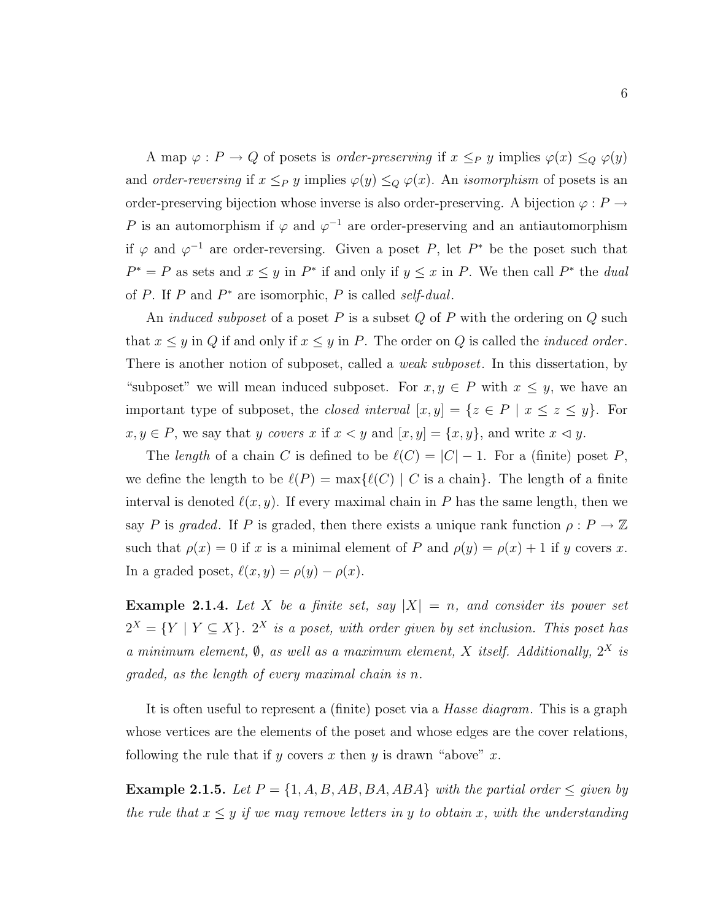A map $\varphi : P \to Q$ of posets is *order-preserving* if $x \leq_P y$ implies $\varphi(x) \leq_Q \varphi(y)$ and *order-reversing* if $x \leq_P y$ implies $\varphi(y) \leq_Q \varphi(x)$. An *isomorphism* of posets is an order-preserving bijection whose inverse is also order-preserving. A bijection $\varphi : P \to P$ is an automorphism if $\varphi$ and $\varphi^{-1}$ are order-preserving and an antiautomorphism if $\varphi$ and $\varphi^{-1}$ are order-reversing. Given a poset $P$, let $P^*$ be the poset such that $P^* = P$ as sets and $x \leq y$ in $P^*$ if and only if $y \leq x$ in $P$. We then call $P^*$ the *dual* of $P$. If $P$ and $P^*$ are isomorphic, $P$ is called *self-dual*.

An *induced subposet* of a poset $P$ is a subset $Q$ of $P$ with the ordering on $Q$ such that $x \leq y$ in $Q$ if and only if $x \leq y$ in $P$. The order on $Q$ is called the *induced order*. There is another notion of subposet, called a *weak subposet*. In this dissertation, by "subposet" we will mean induced subposet. For $x, y \in P$ with $x \leq y$, we have an important type of subposet, the *closed interval* $[x, y] = \{z \in P \mid x \leq z \leq y\}$. For $x, y \in P$, we say that *$y$ covers $x$* if $x < y$ and $[x, y] = \{x, y\}$, and write $x \lhd y$.

The *length* of a chain $C$ is defined to be $\ell(C) = |C| - 1$. For a (finite) poset $P$, we define the length to be $\ell(P) = \max\{\ell(C) \mid C \text{ is a chain}\}$. The length of a finite interval is denoted $\ell(x, y)$. If every maximal chain in $P$ has the same length, then we say $P$ is *graded*. If $P$ is graded, then there exists a unique rank function $\rho : P \to \mathbb{Z}$ such that $\rho(x) = 0$ if $x$ is a minimal element of $P$ and $\rho(y) = \rho(x) + 1$ if $y$ covers $x$. In a graded poset, $\ell(x, y) = \rho(y) - \rho(x)$.

**Example 2.1.4.** *Let $X$ be a finite set, say $|X| = n$, and consider its power set $2^X = \{Y \mid Y \subseteq X\}$. $2^X$ is a poset, with order given by set inclusion. This poset has a minimum element, $\emptyset$, as well as a maximum element, $X$ itself. Additionally, $2^X$ is graded, as the length of every maximal chain is $n$.*

It is often useful to represent a (finite) poset via a *Hasse diagram*. This is a graph whose vertices are the elements of the poset and whose edges are the cover relations, following the rule that if $y$ covers $x$ then $y$ is drawn "above" $x$.

**Example 2.1.5.** *Let $P = \{1, A, B, AB, BA, ABA\}$ with the partial order $\leq$ given by the rule that $x \leq y$ if we may remove letters in $y$ to obtain $x$, with the understanding*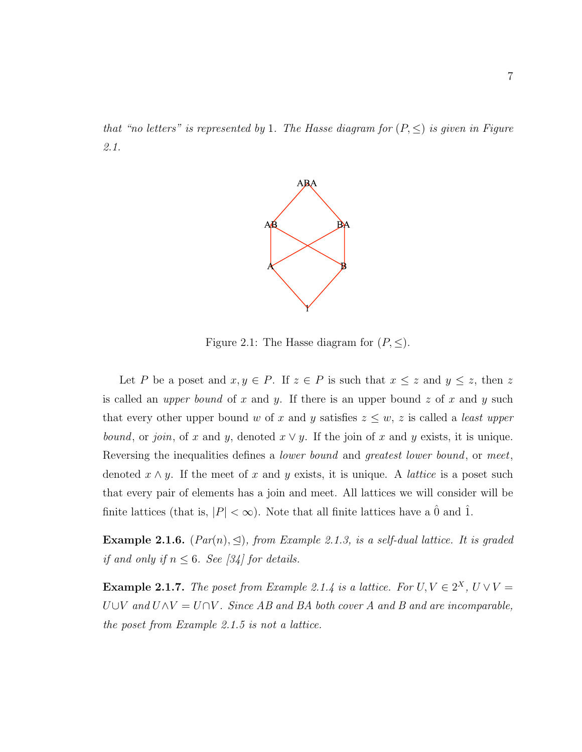*that "no letters" is represented by* 1*. The Hasse diagram for* $(P, \leq)$ *is given in Figure 2.1.*

Figure 2.1: The Hasse diagram for $(P, \leq)$.

Let $P$ be a poset and $x, y \in P$. If $z \in P$ is such that $x \leq z$ and $y \leq z$, then $z$ is called an *upper bound* of $x$ and $y$. If there is an upper bound $z$ of $x$ and $y$ such that every other upper bound $w$ of $x$ and $y$ satisfies $z \leq w$, $z$ is called a *least upper bound*, or *join*, of $x$ and $y$, denoted $x \vee y$. If the join of $x$ and $y$ exists, it is unique. Reversing the inequalities defines a *lower bound* and *greatest lower bound*, or *meet*, denoted $x \wedge y$. If the meet of $x$ and $y$ exists, it is unique. A *lattice* is a poset such that every pair of elements has a join and meet. All lattices we will consider will be finite lattices (that is, $|P| < \infty$). Note that all finite lattices have a $\hat{0}$ and $\hat{1}$.

**Example 2.1.6.** *$(Par(n), \trianglelefteq)$, from Example 2.1.3, is a self-dual lattice. It is graded if and only if $n \leq 6$. See [34] for details.*

**Example 2.1.7.** *The poset from Example 2.1.4 is a lattice. For $U, V \in 2^X$, $U \vee V = U \cup V$ and $U \wedge V = U \cap V$. Since AB and BA both cover A and B and are incomparable, the poset from Example 2.1.5 is not a lattice.*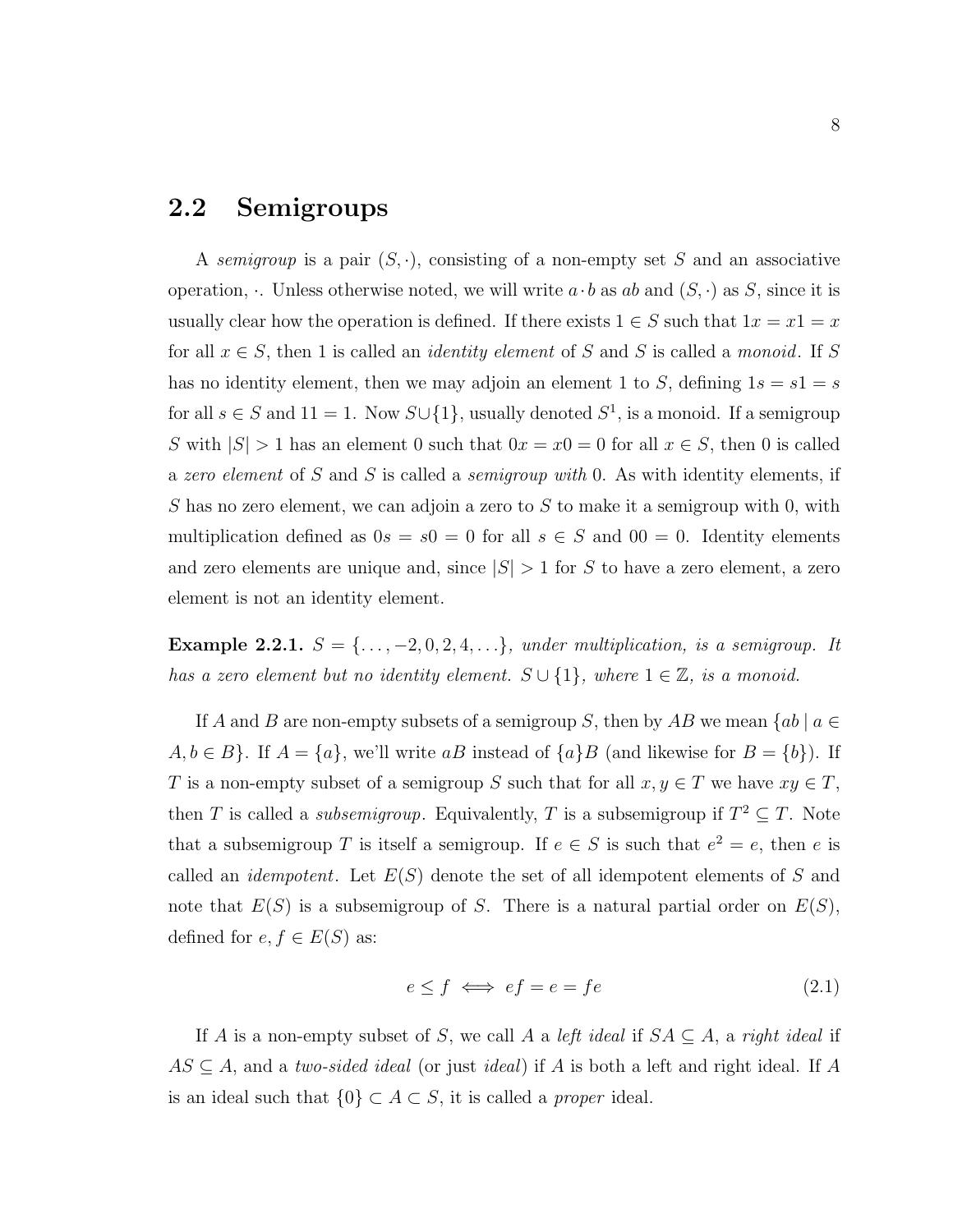## 2.2 Semigroups

A *semigroup* is a pair $(S, \cdot)$, consisting of a non-empty set $S$ and an associative operation, $\cdot$. Unless otherwise noted, we will write $a \cdot b$ as $ab$ and $(S, \cdot)$ as $S$, since it is usually clear how the operation is defined. If there exists $1 \in S$ such that $1x = x1 = x$ for all $x \in S$, then 1 is called an *identity element* of $S$ and $S$ is called a *monoid*. If $S$ has no identity element, then we may adjoin an element 1 to $S$, defining $1s = s1 = s$ for all $s \in S$ and $11 = 1$. Now $S \cup \{1\}$, usually denoted $S^1$, is a monoid. If a semigroup $S$ with $|S| > 1$ has an element 0 such that $0x = x0 = 0$ for all $x \in S$, then 0 is called a *zero element* of $S$ and $S$ is called a *semigroup with* 0. As with identity elements, if $S$ has no zero element, we can adjoin a zero to $S$ to make it a semigroup with 0, with multiplication defined as $0s = s0 = 0$ for all $s \in S$ and $00 = 0$. Identity elements and zero elements are unique and, since $|S| > 1$ for $S$ to have a zero element, a zero element is not an identity element.

**Example 2.2.1.** *$S = \{\ldots, -2, 0, 2, 4, \ldots\}$, under multiplication, is a semigroup. It has a zero element but no identity element. $S \cup \{1\}$, where $1 \in \mathbb{Z}$, is a monoid.*

If $A$ and $B$ are non-empty subsets of a semigroup $S$, then by $AB$ we mean $\{ab \mid a \in A, b \in B\}$. If $A = \{a\}$, we'll write $aB$ instead of $\{a\}B$ (and likewise for $B = \{b\}$). If $T$ is a non-empty subset of a semigroup $S$ such that for all $x, y \in T$ we have $xy \in T$, then $T$ is called a *subsemigroup*. Equivalently, $T$ is a subsemigroup if $T^2 \subseteq T$. Note that a subsemigroup $T$ is itself a semigroup. If $e \in S$ is such that $e^2 = e$, then $e$ is called an *idempotent*. Let $E(S)$ denote the set of all idempotent elements of $S$ and note that $E(S)$ is a subsemigroup of $S$. There is a natural partial order on $E(S)$, defined for $e, f \in E(S)$ as:

$$e \leq f \iff ef = e = fe \tag{2.1}$$

If $A$ is a non-empty subset of $S$, we call $A$ a *left ideal* if $SA \subseteq A$, a *right ideal* if $AS \subseteq A$, and a *two-sided ideal* (or just *ideal*) if $A$ is both a left and right ideal. If $A$ is an ideal such that $\{0\} \subset A \subset S$, it is called a *proper* ideal.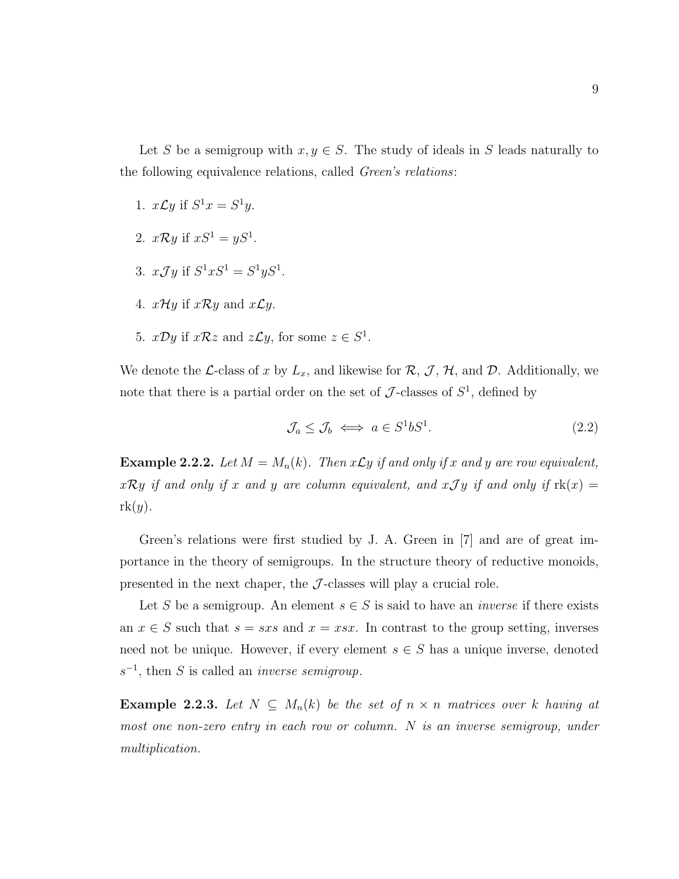Let $S$ be a semigroup with $x, y \in S$. The study of ideals in $S$ leads naturally to the following equivalence relations, called *Green's relations*:

1. $x\mathcal{L}y$ if $S^1x = S^1y$.

2. $x\mathcal{R}y$ if $xS^1 = yS^1$.

3. $x\mathcal{J}y$ if $S^1xS^1 = S^1yS^1$.

4. $x\mathcal{H}y$ if $x\mathcal{R}y$ and $x\mathcal{L}y$.

5. $x\mathcal{D}y$ if $x\mathcal{R}z$ and $z\mathcal{L}y$, for some $z \in S^1$.

We denote the $\mathcal{L}$-class of $x$ by $L_x$, and likewise for $\mathcal{R}$, $\mathcal{J}$, $\mathcal{H}$, and $\mathcal{D}$. Additionally, we note that there is a partial order on the set of $\mathcal{J}$-classes of $S^1$, defined by

$$\mathcal{J}_a \leq \mathcal{J}_b \iff a \in S^1bS^1. \tag{2.2}$$

**Example 2.2.2.** *Let $M = M_n(k)$. Then $x\mathcal{L}y$ if and only if $x$ and $y$ are row equivalent, $x\mathcal{R}y$ if and only if $x$ and $y$ are column equivalent, and $x\mathcal{J}y$ if and only if $\mathrm{rk}(x) = \mathrm{rk}(y)$.*

Green's relations were first studied by J. A. Green in [7] and are of great importance in the theory of semigroups. In the structure theory of reductive monoids, presented in the next chaper, the $\mathcal{J}$-classes will play a crucial role.

Let $S$ be a semigroup. An element $s \in S$ is said to have an *inverse* if there exists an $x \in S$ such that $s = sxs$ and $x = xsx$. In contrast to the group setting, inverses need not be unique. However, if every element $s \in S$ has a unique inverse, denoted $s^{-1}$, then $S$ is called an *inverse semigroup*.

**Example 2.2.3.** *Let $N \subseteq M_n(k)$ be the set of $n \times n$ matrices over $k$ having at most one non-zero entry in each row or column. $N$ is an inverse semigroup, under multiplication.*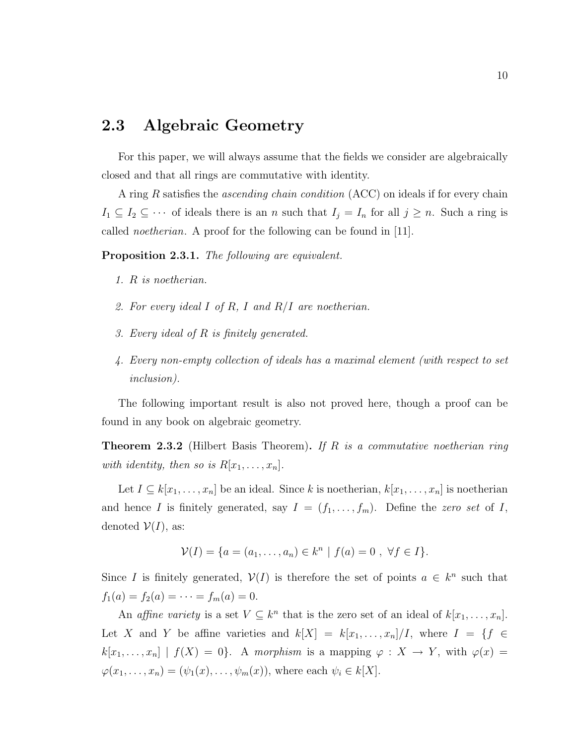## 2.3 Algebraic Geometry

For this paper, we will always assume that the fields we consider are algebraically closed and that all rings are commutative with identity.

A ring $R$ satisfies the *ascending chain condition* (ACC) on ideals if for every chain $I_1 \subseteq I_2 \subseteq \cdots$ of ideals there is an $n$ such that $I_j = I_n$ for all $j \geq n$. Such a ring is called *noetherian*. A proof for the following can be found in [11].

**Proposition 2.3.1.** *The following are equivalent.*

1. *$R$ is noetherian.*
2. *For every ideal $I$ of $R$, $I$ and $R/I$ are noetherian.*
3. *Every ideal of $R$ is finitely generated.*
4. *Every non-empty collection of ideals has a maximal element (with respect to set inclusion).*

The following important result is also not proved here, though a proof can be found in any book on algebraic geometry.

**Theorem 2.3.2** (Hilbert Basis Theorem)**.** *If $R$ is a commutative noetherian ring with identity, then so is $R[x_1, \ldots, x_n]$.*

Let $I \subseteq k[x_1, \ldots, x_n]$ be an ideal. Since $k$ is noetherian, $k[x_1, \ldots, x_n]$ is noetherian and hence $I$ is finitely generated, say $I = (f_1, \ldots, f_m)$. Define the *zero set* of $I$, denoted $\mathcal{V}(I)$, as:

$$\mathcal{V}(I) = \{a = (a_1, \ldots, a_n) \in k^n \mid f(a) = 0 \ , \ \forall f \in I\}.$$

Since $I$ is finitely generated, $\mathcal{V}(I)$ is therefore the set of points $a \in k^n$ such that $f_1(a) = f_2(a) = \cdots = f_m(a) = 0$.

An *affine variety* is a set $V \subseteq k^n$ that is the zero set of an ideal of $k[x_1, \ldots, x_n]$. Let $X$ and $Y$ be affine varieties and $k[X] = k[x_1, \ldots, x_n]/I$, where $I = \{f \in k[x_1, \ldots, x_n] \mid f(X) = 0\}$. A *morphism* is a mapping $\varphi : X \to Y$, with $\varphi(x) = \varphi(x_1, \ldots, x_n) = (\psi_1(x), \ldots, \psi_m(x))$, where each $\psi_i \in k[X]$.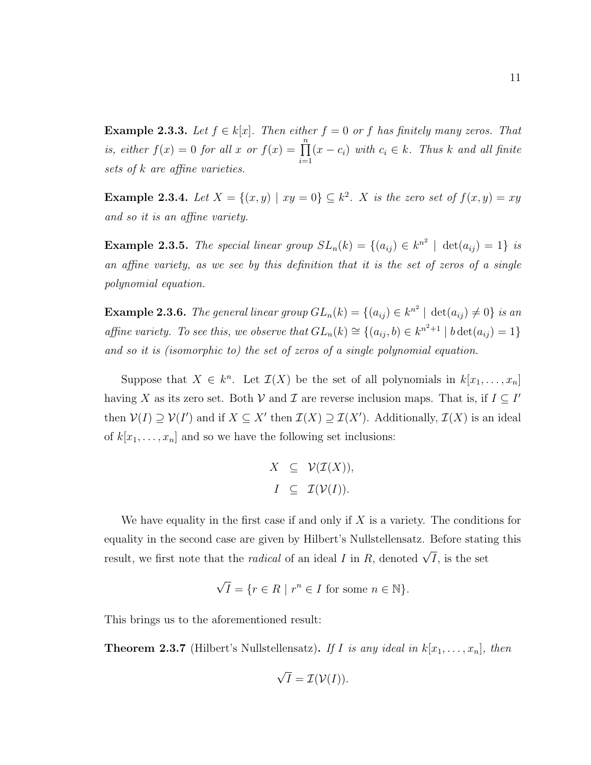**Example 2.3.3.** *Let $f \in k[x]$. Then either $f = 0$ or $f$ has finitely many zeros. That is, either $f(x) = 0$ for all $x$ or $f(x) = \prod_{i=1}^{n}(x - c_i)$ with $c_i \in k$. Thus $k$ and all finite sets of $k$ are affine varieties.*

**Example 2.3.4.** *Let $X = \{(x, y) \mid xy = 0\} \subseteq k^2$. $X$ is the zero set of $f(x, y) = xy$ and so it is an affine variety.*

**Example 2.3.5.** *The special linear group $SL_n(k) = \{(a_{ij}) \in k^{n^2} \mid \det(a_{ij}) = 1\}$ is an affine variety, as we see by this definition that it is the set of zeros of a single polynomial equation.*

**Example 2.3.6.** *The general linear group $GL_n(k) = \{(a_{ij}) \in k^{n^2} \mid \det(a_{ij}) \neq 0\}$ is an affine variety. To see this, we observe that $GL_n(k) \cong \{(a_{ij}, b) \in k^{n^2+1} \mid b \det(a_{ij}) = 1\}$ and so it is (isomorphic to) the set of zeros of a single polynomial equation.*

Suppose that $X \in k^n$. Let $\mathcal{I}(X)$ be the set of all polynomials in $k[x_1, \ldots, x_n]$ having $X$ as its zero set. Both $\mathcal{V}$ and $\mathcal{I}$ are reverse inclusion maps. That is, if $I \subseteq I'$ then $\mathcal{V}(I) \supseteq \mathcal{V}(I')$ and if $X \subseteq X'$ then $\mathcal{I}(X) \supseteq \mathcal{I}(X')$. Additionally, $\mathcal{I}(X)$ is an ideal of $k[x_1, \ldots, x_n]$ and so we have the following set inclusions:

$$
\begin{aligned}
X &\subseteq \mathcal{V}(\mathcal{I}(X)), \\
I &\subseteq \mathcal{I}(\mathcal{V}(I)).
\end{aligned}
$$

We have equality in the first case if and only if $X$ is a variety. The conditions for equality in the second case are given by Hilbert's Nullstellensatz. Before stating this result, we first note that the *radical* of an ideal $I$ in $R$, denoted $\sqrt{I}$, is the set

$$\sqrt{I} = \{r \in R \mid r^n \in I \text{ for some } n \in \mathbb{N}\}.$$

This brings us to the aforementioned result:

**Theorem 2.3.7** (Hilbert's Nullstellensatz)**.** *If $I$ is any ideal in $k[x_1, \ldots, x_n]$, then*

$$\sqrt{I} = \mathcal{I}(\mathcal{V}(I)).$$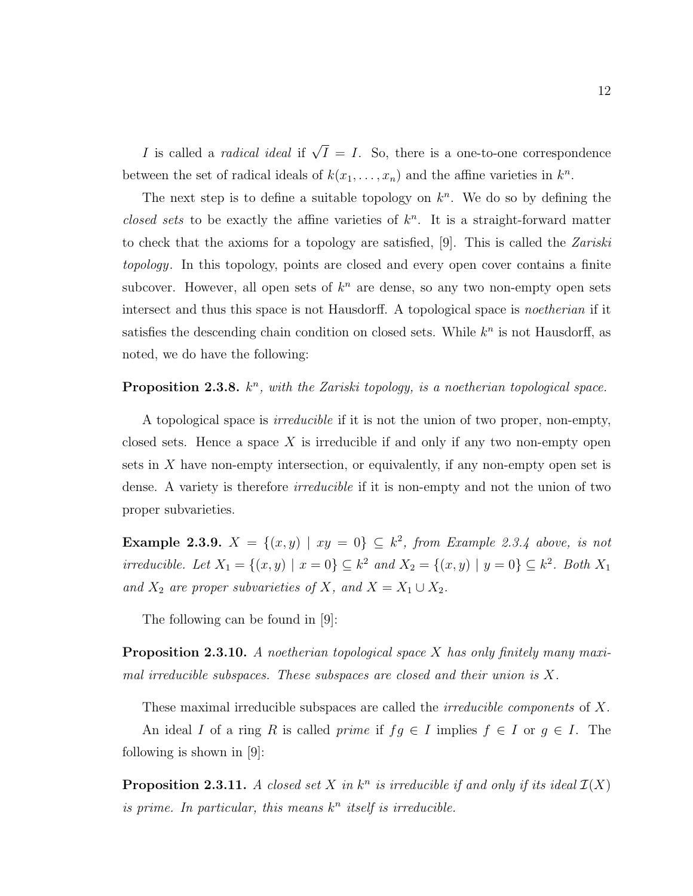$I$ is called a *radical ideal* if $\sqrt{I} = I$. So, there is a one-to-one correspondence between the set of radical ideals of $k(x_1, \ldots, x_n)$ and the affine varieties in $k^n$.

The next step is to define a suitable topology on $k^n$. We do so by defining the *closed sets* to be exactly the affine varieties of $k^n$. It is a straight-forward matter to check that the axioms for a topology are satisfied, [9]. This is called the *Zariski topology*. In this topology, points are closed and every open cover contains a finite subcover. However, all open sets of $k^n$ are dense, so any two non-empty open sets intersect and thus this space is not Hausdorff. A topological space is *noetherian* if it satisfies the descending chain condition on closed sets. While $k^n$ is not Hausdorff, as noted, we do have the following:

**Proposition 2.3.8.** *$k^n$, with the Zariski topology, is a noetherian topological space.*

A topological space is *irreducible* if it is not the union of two proper, non-empty, closed sets. Hence a space $X$ is irreducible if and only if any two non-empty open sets in $X$ have non-empty intersection, or equivalently, if any non-empty open set is dense. A variety is therefore *irreducible* if it is non-empty and not the union of two proper subvarieties.

**Example 2.3.9.** *$X = \{(x, y) \mid xy = 0\} \subseteq k^2$, from Example 2.3.4 above, is not irreducible. Let $X_1 = \{(x, y) \mid x = 0\} \subseteq k^2$ and $X_2 = \{(x, y) \mid y = 0\} \subseteq k^2$. Both $X_1$ and $X_2$ are proper subvarieties of $X$, and $X = X_1 \cup X_2$.*

The following can be found in [9]:

**Proposition 2.3.10.** *A noetherian topological space $X$ has only finitely many maximal irreducible subspaces. These subspaces are closed and their union is $X$.*

These maximal irreducible subspaces are called the *irreducible components* of $X$.

An ideal $I$ of a ring $R$ is called *prime* if $fg \in I$ implies $f \in I$ or $g \in I$. The following is shown in [9]:

**Proposition 2.3.11.** *A closed set $X$ in $k^n$ is irreducible if and only if its ideal $\mathcal{I}(X)$ is prime. In particular, this means $k^n$ itself is irreducible.*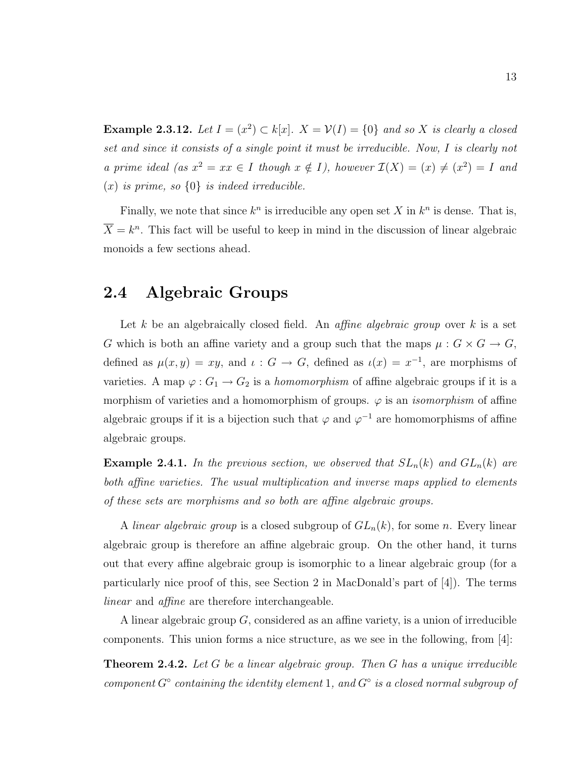**Example 2.3.12.** *Let $I = (x^2) \subset k[x]$. $X = \mathcal{V}(I) = \{0\}$ and so $X$ is clearly a closed set and since it consists of a single point it must be irreducible. Now, $I$ is clearly not a prime ideal (as $x^2 = xx \in I$ though $x \notin I$), however $\mathcal{I}(X) = (x) \neq (x^2) = I$ and $(x)$ is prime, so $\{0\}$ is indeed irreducible.*

Finally, we note that since $k^n$ is irreducible any open set $X$ in $k^n$ is dense. That is, $\overline{X} = k^n$. This fact will be useful to keep in mind in the discussion of linear algebraic monoids a few sections ahead.

## 2.4 Algebraic Groups

Let $k$ be an algebraically closed field. An *affine algebraic group* over $k$ is a set $G$ which is both an affine variety and a group such that the maps $\mu : G \times G \to G$, defined as $\mu(x, y) = xy$, and $\iota : G \to G$, defined as $\iota(x) = x^{-1}$, are morphisms of varieties. A map $\varphi : G_1 \to G_2$ is a *homomorphism* of affine algebraic groups if it is a morphism of varieties and a homomorphism of groups. $\varphi$ is an *isomorphism* of affine algebraic groups if it is a bijection such that $\varphi$ and $\varphi^{-1}$ are homomorphisms of affine algebraic groups.

**Example 2.4.1.** *In the previous section, we observed that $SL_n(k)$ and $GL_n(k)$ are both affine varieties. The usual multiplication and inverse maps applied to elements of these sets are morphisms and so both are affine algebraic groups.*

A *linear algebraic group* is a closed subgroup of $GL_n(k)$, for some $n$. Every linear algebraic group is therefore an affine algebraic group. On the other hand, it turns out that every affine algebraic group is isomorphic to a linear algebraic group (for a particularly nice proof of this, see Section 2 in MacDonald's part of [4]). The terms *linear* and *affine* are therefore interchangeable.

A linear algebraic group $G$, considered as an affine variety, is a union of irreducible components. This union forms a nice structure, as we see in the following, from [4]:

**Theorem 2.4.2.** *Let $G$ be a linear algebraic group. Then $G$ has a unique irreducible component $G^\circ$ containing the identity element $1$, and $G^\circ$ is a closed normal subgroup of*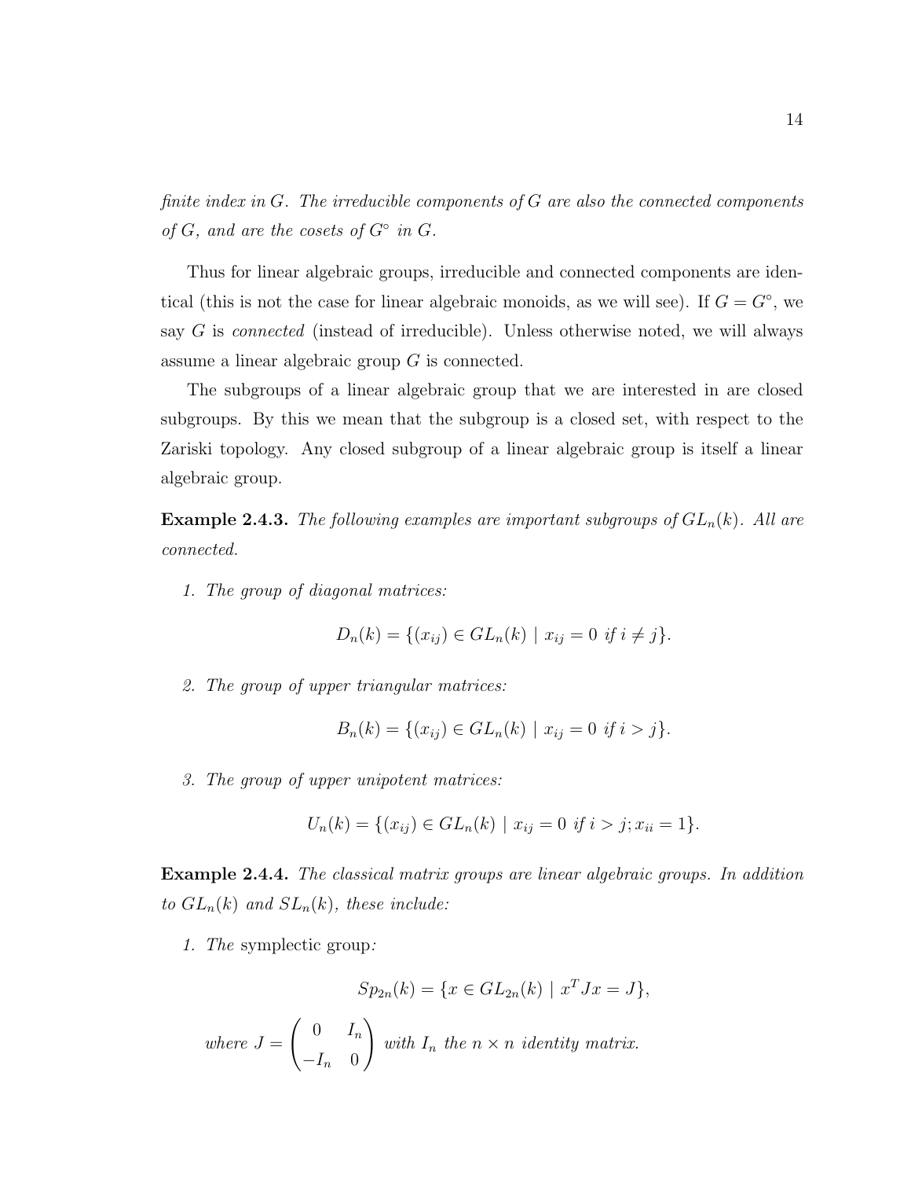*finite index in $G$. The irreducible components of $G$ are also the connected components of $G$, and are the cosets of $G^\circ$ in $G$.*

Thus for linear algebraic groups, irreducible and connected components are identical (this is not the case for linear algebraic monoids, as we will see). If $G = G^\circ$, we say $G$ is *connected* (instead of irreducible). Unless otherwise noted, we will always assume a linear algebraic group $G$ is connected.

The subgroups of a linear algebraic group that we are interested in are closed subgroups. By this we mean that the subgroup is a closed set, with respect to the Zariski topology. Any closed subgroup of a linear algebraic group is itself a linear algebraic group.

**Example 2.4.3.** *The following examples are important subgroups of $GL_n(k)$. All are connected.*

1. *The group of diagonal matrices:*

$$D_n(k) = \{(x_{ij}) \in GL_n(k) \mid x_{ij} = 0 \text{ if } i \neq j\}.$$

2. *The group of upper triangular matrices:*

$$B_n(k) = \{(x_{ij}) \in GL_n(k) \mid x_{ij} = 0 \text{ if } i > j\}.$$

3. *The group of upper unipotent matrices:*

$$U_n(k) = \{(x_{ij}) \in GL_n(k) \mid x_{ij} = 0 \text{ if } i > j; x_{ii} = 1\}.$$

**Example 2.4.4.** *The classical matrix groups are linear algebraic groups. In addition to $GL_n(k)$ and $SL_n(k)$, these include:*

1. *The* symplectic group*:*

$$Sp_{2n}(k) = \{x \in GL_{2n}(k) \mid x^T J x = J\},$$

*where* $J = \begin{pmatrix} 0 & I_n \\ -I_n & 0 \end{pmatrix}$ *with $I_n$ the $n \times n$ identity matrix.*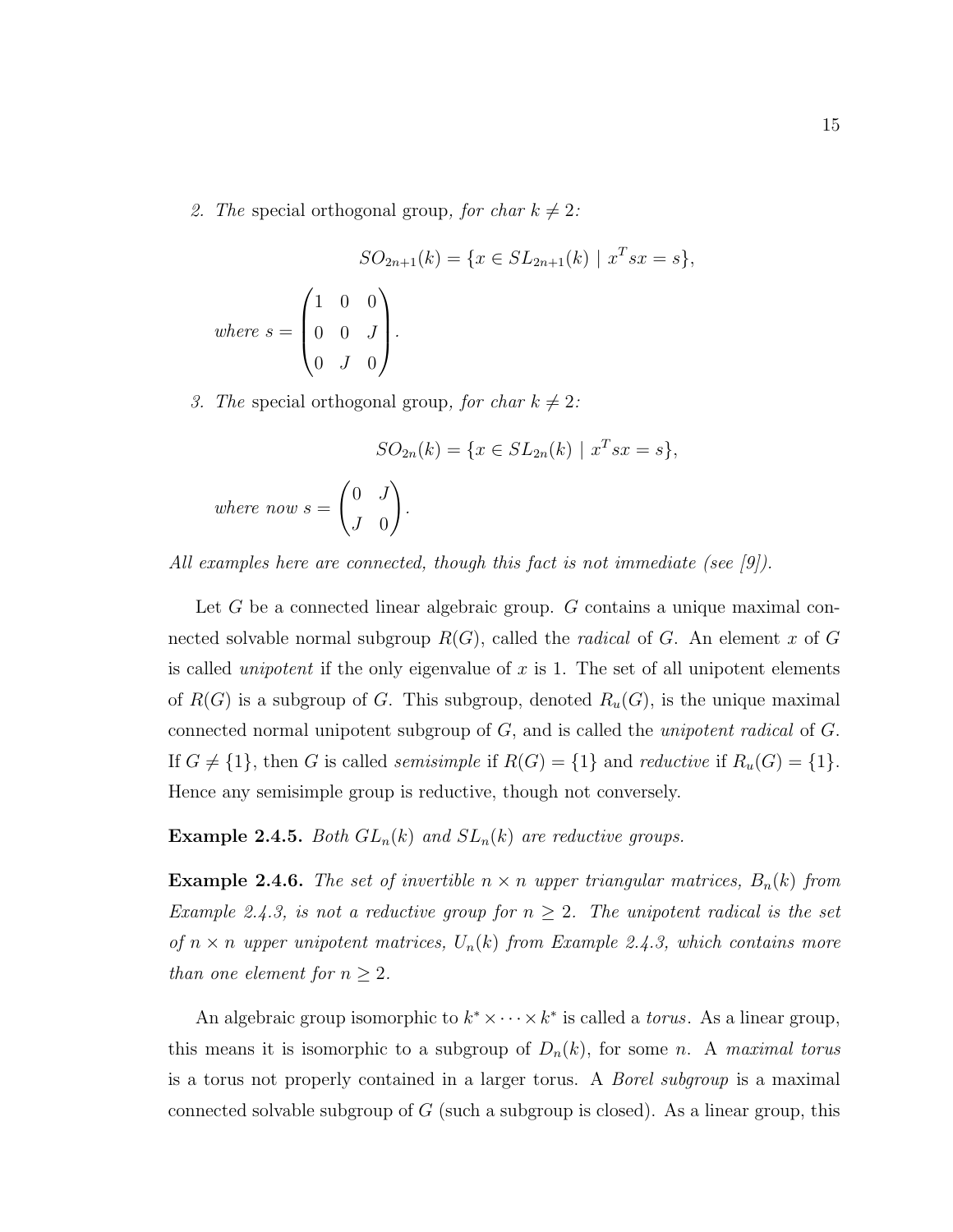2. *The* special orthogonal group*, for char* $k \neq 2$*:*

$$SO_{2n+1}(k) = \{x \in SL_{2n+1}(k) \mid x^T s x = s\},$$

*where* $s = \begin{pmatrix} 1 & 0 & 0 \\ 0 & 0 & J \\ 0 & J & 0 \end{pmatrix}$.

3. *The* special orthogonal group*, for char* $k \neq 2$*:*

$$SO_{2n}(k) = \{x \in SL_{2n}(k) \mid x^T s x = s\},$$

*where now* $s = \begin{pmatrix} 0 & J \\ J & 0 \end{pmatrix}$.

*All examples here are connected, though this fact is not immediate (see [9]).*

Let $G$ be a connected linear algebraic group. $G$ contains a unique maximal connected solvable normal subgroup $R(G)$, called the *radical* of $G$. An element $x$ of $G$ is called *unipotent* if the only eigenvalue of $x$ is 1. The set of all unipotent elements of $R(G)$ is a subgroup of $G$. This subgroup, denoted $R_u(G)$, is the unique maximal connected normal unipotent subgroup of $G$, and is called the *unipotent radical* of $G$. If $G \neq \{1\}$, then $G$ is called *semisimple* if $R(G) = \{1\}$ and *reductive* if $R_u(G) = \{1\}$. Hence any semisimple group is reductive, though not conversely.

**Example 2.4.5.** *Both* $GL_n(k)$ *and* $SL_n(k)$ *are reductive groups.*

**Example 2.4.6.** *The set of invertible* $n \times n$ *upper triangular matrices,* $B_n(k)$ *from Example 2.4.3, is not a reductive group for* $n \geq 2$*. The unipotent radical is the set of* $n \times n$ *upper unipotent matrices,* $U_n(k)$ *from Example 2.4.3, which contains more than one element for* $n \geq 2$*.*

An algebraic group isomorphic to $k^* \times \cdots \times k^*$ is called a *torus*. As a linear group, this means it is isomorphic to a subgroup of $D_n(k)$, for some $n$. A *maximal torus* is a torus not properly contained in a larger torus. A *Borel subgroup* is a maximal connected solvable subgroup of $G$ (such a subgroup is closed). As a linear group, this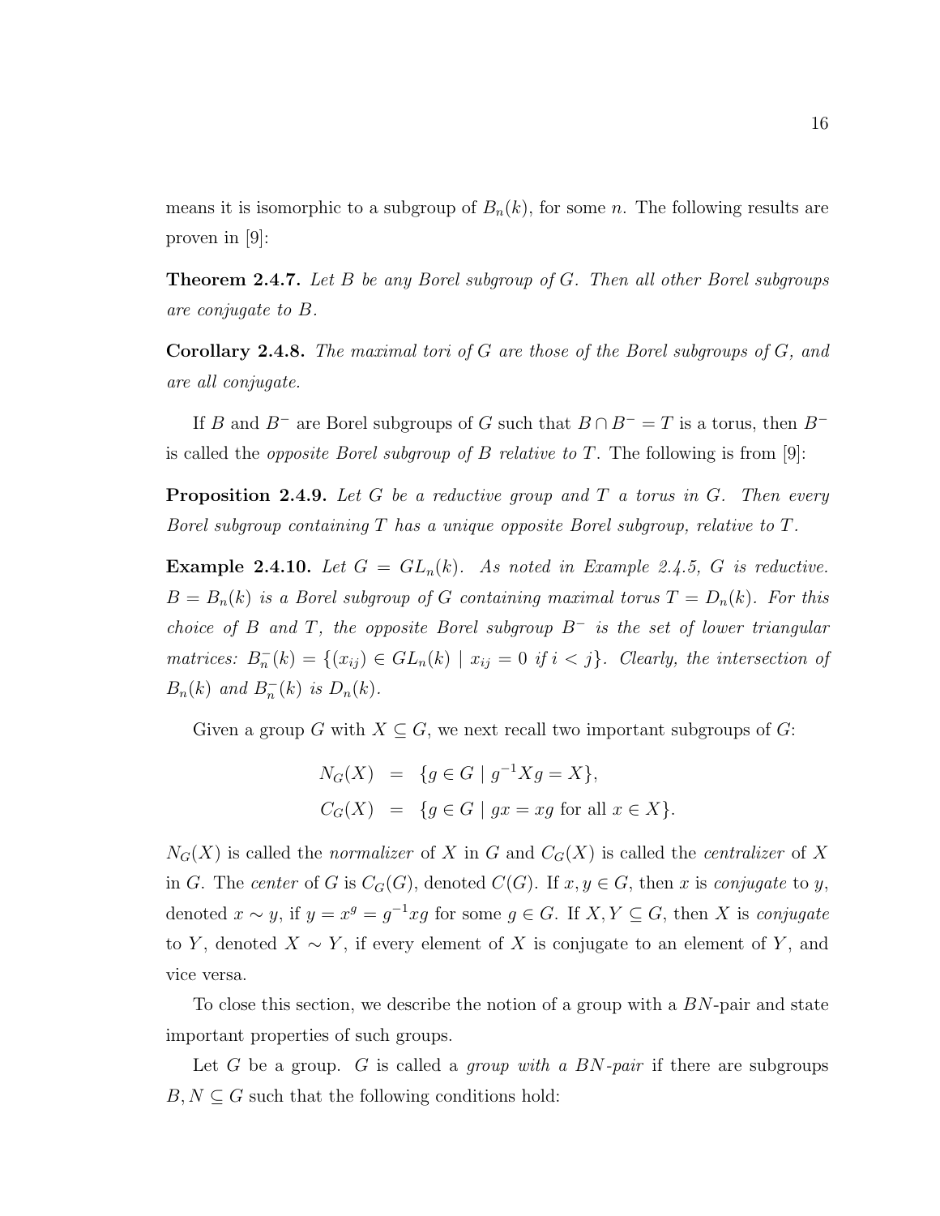means it is isomorphic to a subgroup of $B_n(k)$, for some $n$. The following results are proven in [9]:

**Theorem 2.4.7.** *Let $B$ be any Borel subgroup of $G$. Then all other Borel subgroups are conjugate to $B$.*

**Corollary 2.4.8.** *The maximal tori of $G$ are those of the Borel subgroups of $G$, and are all conjugate.*

If $B$ and $B^-$ are Borel subgroups of $G$ such that $B \cap B^- = T$ is a torus, then $B^-$ is called the *opposite Borel subgroup of $B$ relative to $T$*. The following is from [9]:

**Proposition 2.4.9.** *Let $G$ be a reductive group and $T$ a torus in $G$. Then every Borel subgroup containing $T$ has a unique opposite Borel subgroup, relative to $T$.*

**Example 2.4.10.** *Let $G = GL_n(k)$. As noted in Example 2.4.5, $G$ is reductive. $B = B_n(k)$ is a Borel subgroup of $G$ containing maximal torus $T = D_n(k)$. For this choice of $B$ and $T$, the opposite Borel subgroup $B^-$ is the set of lower triangular matrices: $B_n^-(k) = \{(x_{ij}) \in GL_n(k) \mid x_{ij} = 0 \text{ if } i < j\}$. Clearly, the intersection of $B_n(k)$ and $B_n^-(k)$ is $D_n(k)$.*

Given a group $G$ with $X \subseteq G$, we next recall two important subgroups of $G$:

$$
\begin{aligned}
N_G(X) &= \{g \in G \mid g^{-1}Xg = X\}, \\
C_G(X) &= \{g \in G \mid gx = xg \text{ for all } x \in X\}.
\end{aligned}
$$

$N_G(X)$ is called the *normalizer* of $X$ in $G$ and $C_G(X)$ is called the *centralizer* of $X$ in $G$. The *center* of $G$ is $C_G(G)$, denoted $C(G)$. If $x, y \in G$, then $x$ is *conjugate* to $y$, denoted $x \sim y$, if $y = x^g = g^{-1}xg$ for some $g \in G$. If $X, Y \subseteq G$, then $X$ is *conjugate* to $Y$, denoted $X \sim Y$, if every element of $X$ is conjugate to an element of $Y$, and vice versa.

To close this section, we describe the notion of a group with a $BN$-pair and state important properties of such groups.

Let $G$ be a group. $G$ is called a *group with a $BN$-pair* if there are subgroups $B, N \subseteq G$ such that the following conditions hold: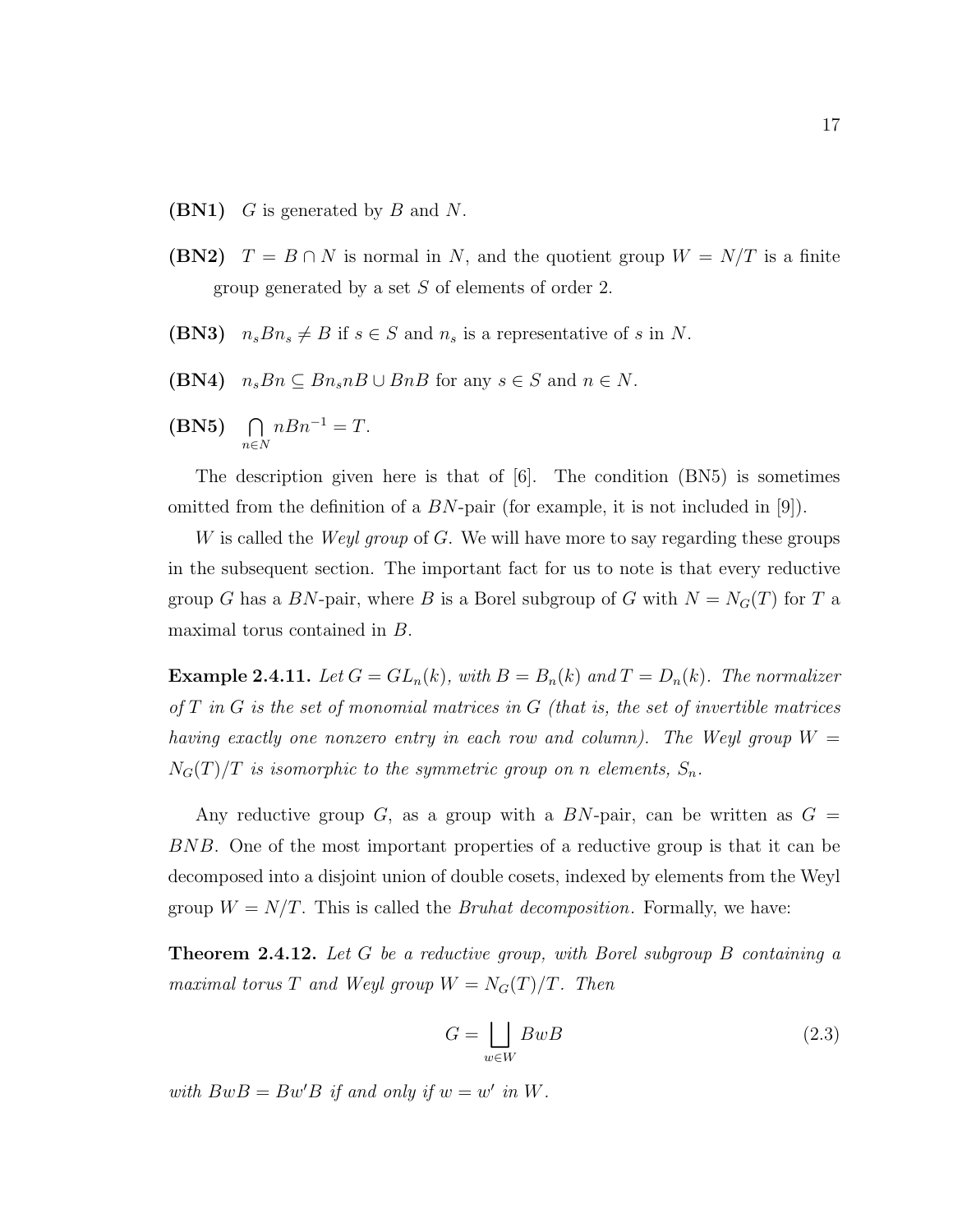**(BN1)** $G$ is generated by $B$ and $N$.

**(BN2)** $T = B \cap N$ is normal in $N$, and the quotient group $W = N/T$ is a finite group generated by a set $S$ of elements of order 2.

**(BN3)** $n_s B n_s \neq B$ if $s \in S$ and $n_s$ is a representative of $s$ in $N$.

**(BN4)** $n_s B n \subseteq B n_s n B \cup B n B$ for any $s \in S$ and $n \in N$.

**(BN5)** $\bigcap_{n \in N} n B n^{-1} = T$.

The description given here is that of [6]. The condition (BN5) is sometimes omitted from the definition of a $BN$-pair (for example, it is not included in [9]).

$W$ is called the *Weyl group* of $G$. We will have more to say regarding these groups in the subsequent section. The important fact for us to note is that every reductive group $G$ has a $BN$-pair, where $B$ is a Borel subgroup of $G$ with $N = N_G(T)$ for $T$ a maximal torus contained in $B$.

**Example 2.4.11.** *Let $G = GL_n(k)$, with $B = B_n(k)$ and $T = D_n(k)$. The normalizer of $T$ in $G$ is the set of monomial matrices in $G$ (that is, the set of invertible matrices having exactly one nonzero entry in each row and column). The Weyl group $W = N_G(T)/T$ is isomorphic to the symmetric group on $n$ elements, $S_n$.*

Any reductive group $G$, as a group with a $BN$-pair, can be written as $G = BNB$. One of the most important properties of a reductive group is that it can be decomposed into a disjoint union of double cosets, indexed by elements from the Weyl group $W = N/T$. This is called the *Bruhat decomposition*. Formally, we have:

**Theorem 2.4.12.** *Let $G$ be a reductive group, with Borel subgroup $B$ containing a maximal torus $T$ and Weyl group $W = N_G(T)/T$. Then*

$$G = \bigsqcup_{w \in W} BwB \tag{2.3}$$

*with $BwB = Bw'B$ if and only if $w = w'$ in $W$.*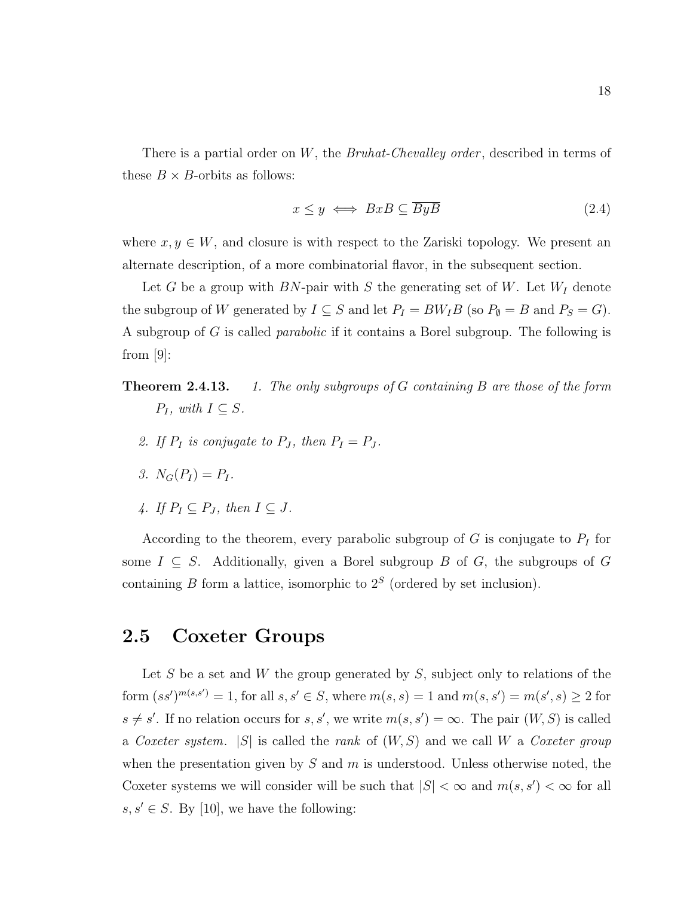There is a partial order on $W$, the *Bruhat-Chevalley order*, described in terms of these $B \times B$-orbits as follows:

$$x \leq y \iff BxB \subseteq \overline{ByB} \tag{2.4}$$

where $x, y \in W$, and closure is with respect to the Zariski topology. We present an alternate description, of a more combinatorial flavor, in the subsequent section.

Let $G$ be a group with $BN$-pair with $S$ the generating set of $W$. Let $W_I$ denote the subgroup of $W$ generated by $I \subseteq S$ and let $P_I = BW_IB$ (so $P_\emptyset = B$ and $P_S = G$). A subgroup of $G$ is called *parabolic* if it contains a Borel subgroup. The following is from [9]:

**Theorem 2.4.13.** *1. The only subgroups of $G$ containing $B$ are those of the form $P_I$, with $I \subseteq S$.*

*2. If $P_I$ is conjugate to $P_J$, then $P_I = P_J$.*

*3. $N_G(P_I) = P_I$.*

*4. If $P_I \subseteq P_J$, then $I \subseteq J$.*

According to the theorem, every parabolic subgroup of $G$ is conjugate to $P_I$ for some $I \subseteq S$. Additionally, given a Borel subgroup $B$ of $G$, the subgroups of $G$ containing $B$ form a lattice, isomorphic to $2^S$ (ordered by set inclusion).

## 2.5 Coxeter Groups

Let $S$ be a set and $W$ the group generated by $S$, subject only to relations of the form $(ss')^{m(s,s')} = 1$, for all $s, s' \in S$, where $m(s, s) = 1$ and $m(s, s') = m(s', s) \geq 2$ for $s \neq s'$. If no relation occurs for $s, s'$, we write $m(s, s') = \infty$. The pair $(W, S)$ is called a *Coxeter system*. $|S|$ is called the *rank* of $(W, S)$ and we call $W$ a *Coxeter group* when the presentation given by $S$ and $m$ is understood. Unless otherwise noted, the Coxeter systems we will consider will be such that $|S| < \infty$ and $m(s, s') < \infty$ for all $s, s' \in S$. By [10], we have the following: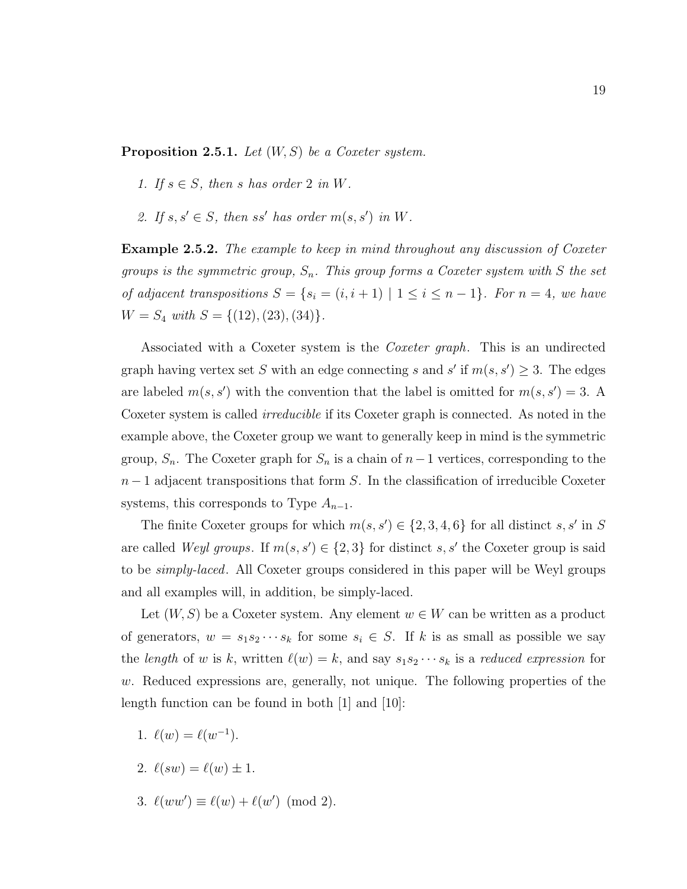**Proposition 2.5.1.** *Let $(W, S)$ be a Coxeter system.*

1. *If $s \in S$, then $s$ has order 2 in $W$.*

2. *If $s, s' \in S$, then $ss'$ has order $m(s, s')$ in $W$.*

**Example 2.5.2.** *The example to keep in mind throughout any discussion of Coxeter groups is the symmetric group, $S_n$. This group forms a Coxeter system with $S$ the set of adjacent transpositions $S = \{s_i = (i, i+1) \mid 1 \leq i \leq n-1\}$. For $n = 4$, we have $W = S_4$ with $S = \{(12), (23), (34)\}$.*

Associated with a Coxeter system is the *Coxeter graph*. This is an undirected graph having vertex set $S$ with an edge connecting $s$ and $s'$ if $m(s, s') \geq 3$. The edges are labeled $m(s, s')$ with the convention that the label is omitted for $m(s, s') = 3$. A Coxeter system is called *irreducible* if its Coxeter graph is connected. As noted in the example above, the Coxeter group we want to generally keep in mind is the symmetric group, $S_n$. The Coxeter graph for $S_n$ is a chain of $n-1$ vertices, corresponding to the $n-1$ adjacent transpositions that form $S$. In the classification of irreducible Coxeter systems, this corresponds to Type $A_{n-1}$.

The finite Coxeter groups for which $m(s, s') \in \{2, 3, 4, 6\}$ for all distinct $s, s'$ in $S$ are called *Weyl groups*. If $m(s, s') \in \{2, 3\}$ for distinct $s, s'$ the Coxeter group is said to be *simply-laced*. All Coxeter groups considered in this paper will be Weyl groups and all examples will, in addition, be simply-laced.

Let $(W, S)$ be a Coxeter system. Any element $w \in W$ can be written as a product of generators, $w = s_1 s_2 \cdots s_k$ for some $s_i \in S$. If $k$ is as small as possible we say the *length* of $w$ is $k$, written $\ell(w) = k$, and say $s_1 s_2 \cdots s_k$ is a *reduced expression* for $w$. Reduced expressions are, generally, not unique. The following properties of the length function can be found in both [1] and [10]:

1. $\ell(w) = \ell(w^{-1})$.

2. $\ell(sw) = \ell(w) \pm 1$.

3. $\ell(ww') \equiv \ell(w) + \ell(w') \pmod 2$.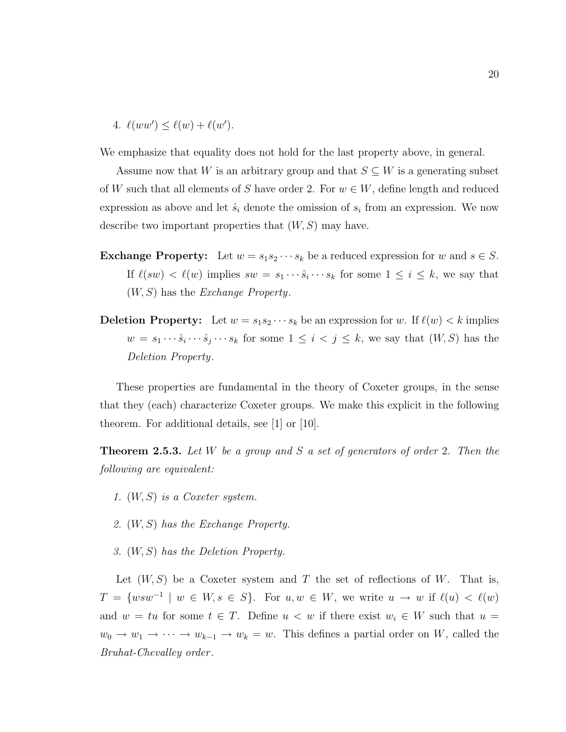4. $\ell(ww') \leq \ell(w) + \ell(w')$.

We emphasize that equality does not hold for the last property above, in general.

Assume now that $W$ is an arbitrary group and that $S \subseteq W$ is a generating subset of $W$ such that all elements of $S$ have order 2. For $w \in W$, define length and reduced expression as above and let $\hat{s}_i$ denote the omission of $s_i$ from an expression. We now describe two important properties that $(W, S)$ may have.

**Exchange Property:** Let $w = s_1 s_2 \cdots s_k$ be a reduced expression for $w$ and $s \in S$. If $\ell(sw) < \ell(w)$ implies $sw = s_1 \cdots \hat{s}_i \cdots s_k$ for some $1 \leq i \leq k$, we say that $(W, S)$ has the *Exchange Property*.

**Deletion Property:** Let $w = s_1 s_2 \cdots s_k$ be an expression for $w$. If $\ell(w) < k$ implies $w = s_1 \cdots \hat{s}_i \cdots \hat{s}_j \cdots s_k$ for some $1 \leq i < j \leq k$, we say that $(W, S)$ has the *Deletion Property*.

These properties are fundamental in the theory of Coxeter groups, in the sense that they (each) characterize Coxeter groups. We make this explicit in the following theorem. For additional details, see [1] or [10].

**Theorem 2.5.3.** *Let $W$ be a group and $S$ a set of generators of order 2. Then the following are equivalent:*

1. *$(W, S)$ is a Coxeter system.*
2. *$(W, S)$ has the Exchange Property.*
3. *$(W, S)$ has the Deletion Property.*

Let $(W, S)$ be a Coxeter system and $T$ the set of reflections of $W$. That is, $T = \{wsw^{-1} \mid w \in W, s \in S\}$. For $u, w \in W$, we write $u \to w$ if $\ell(u) < \ell(w)$ and $w = tu$ for some $t \in T$. Define $u < w$ if there exist $w_i \in W$ such that $u = w_0 \to w_1 \to \cdots \to w_{k-1} \to w_k = w$. This defines a partial order on $W$, called the *Bruhat-Chevalley order*.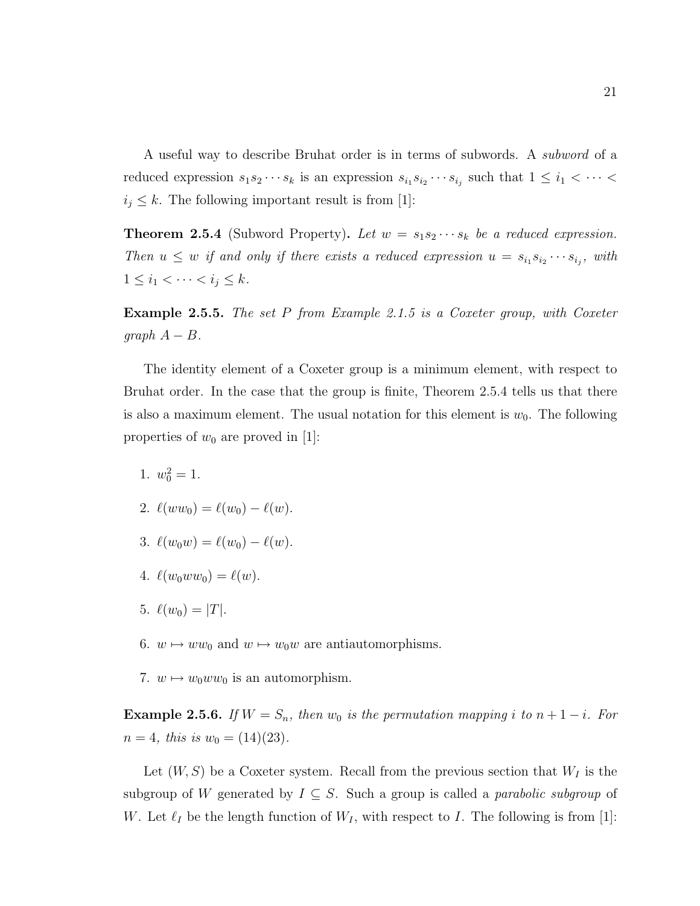A useful way to describe Bruhat order is in terms of subwords. A *subword* of a reduced expression $s_1 s_2 \cdots s_k$ is an expression $s_{i_1} s_{i_2} \cdots s_{i_j}$ such that $1 \leq i_1 < \cdots < i_j \leq k$. The following important result is from [1]:

**Theorem 2.5.4** (Subword Property)**.** *Let $w = s_1 s_2 \cdots s_k$ be a reduced expression. Then $u \leq w$ if and only if there exists a reduced expression $u = s_{i_1} s_{i_2} \cdots s_{i_j}$, with $1 \leq i_1 < \cdots < i_j \leq k$.*

**Example 2.5.5.** *The set $P$ from Example 2.1.5 is a Coxeter group, with Coxeter graph $A - B$.*

The identity element of a Coxeter group is a minimum element, with respect to Bruhat order. In the case that the group is finite, Theorem 2.5.4 tells us that there is also a maximum element. The usual notation for this element is $w_0$. The following properties of $w_0$ are proved in [1]:

1. $w_0^2 = 1$.
2. $\ell(ww_0) = \ell(w_0) - \ell(w)$.
3. $\ell(w_0 w) = \ell(w_0) - \ell(w)$.
4. $\ell(w_0 w w_0) = \ell(w)$.
5. $\ell(w_0) = |T|$.
6. $w \mapsto ww_0$ and $w \mapsto w_0 w$ are antiautomorphisms.
7. $w \mapsto w_0 w w_0$ is an automorphism.

**Example 2.5.6.** *If $W = S_n$, then $w_0$ is the permutation mapping $i$ to $n + 1 - i$. For $n = 4$, this is $w_0 = (14)(23)$.*

Let $(W, S)$ be a Coxeter system. Recall from the previous section that $W_I$ is the subgroup of $W$ generated by $I \subseteq S$. Such a group is called a *parabolic subgroup* of $W$. Let $\ell_I$ be the length function of $W_I$, with respect to $I$. The following is from [1]: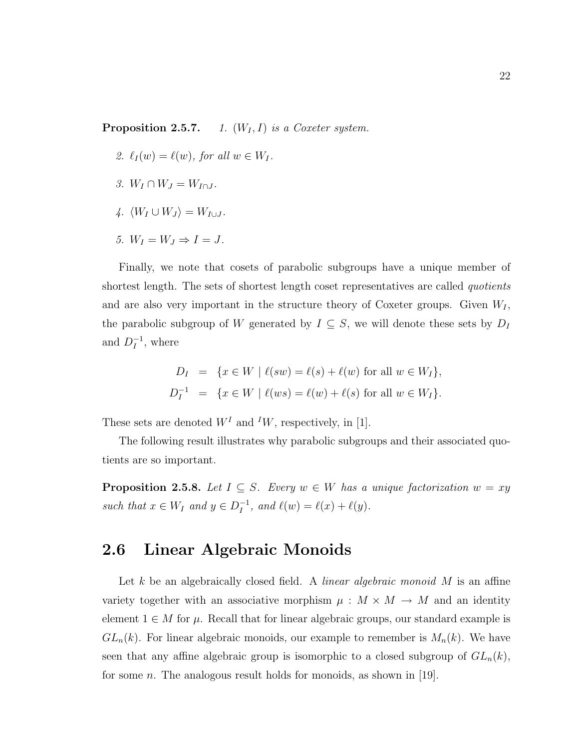**Proposition 2.5.7.** 

1. *$(W_I, I)$ is a Coxeter system.*
2. *$\ell_I(w) = \ell(w)$, for all $w \in W_I$.*
3. *$W_I \cap W_J = W_{I \cap J}$.*
4. *$\langle W_I \cup W_J \rangle = W_{I \cup J}$.*
5. *$W_I = W_J \Rightarrow I = J$.*

Finally, we note that cosets of parabolic subgroups have a unique member of shortest length. The sets of shortest length coset representatives are called *quotients* and are also very important in the structure theory of Coxeter groups. Given $W_I$, the parabolic subgroup of $W$ generated by $I \subseteq S$, we will denote these sets by $D_I$ and $D_I^{-1}$, where

$$
\begin{aligned}
D_I &= \{x \in W \mid \ell(sw) = \ell(s) + \ell(w) \text{ for all } w \in W_I\}, \\
D_I^{-1} &= \{x \in W \mid \ell(ws) = \ell(w) + \ell(s) \text{ for all } w \in W_I\}.
\end{aligned}
$$

These sets are denoted $W^I$ and ${}^IW$, respectively, in [1].

The following result illustrates why parabolic subgroups and their associated quotients are so important.

**Proposition 2.5.8.** *Let $I \subseteq S$. Every $w \in W$ has a unique factorization $w = xy$ such that $x \in W_I$ and $y \in D_I^{-1}$, and $\ell(w) = \ell(x) + \ell(y)$.*

## 2.6 Linear Algebraic Monoids

Let $k$ be an algebraically closed field. A *linear algebraic monoid* $M$ is an affine variety together with an associative morphism $\mu : M \times M \to M$ and an identity element $1 \in M$ for $\mu$. Recall that for linear algebraic groups, our standard example is $GL_n(k)$. For linear algebraic monoids, our example to remember is $M_n(k)$. We have seen that any affine algebraic group is isomorphic to a closed subgroup of $GL_n(k)$, for some $n$. The analogous result holds for monoids, as shown in [19].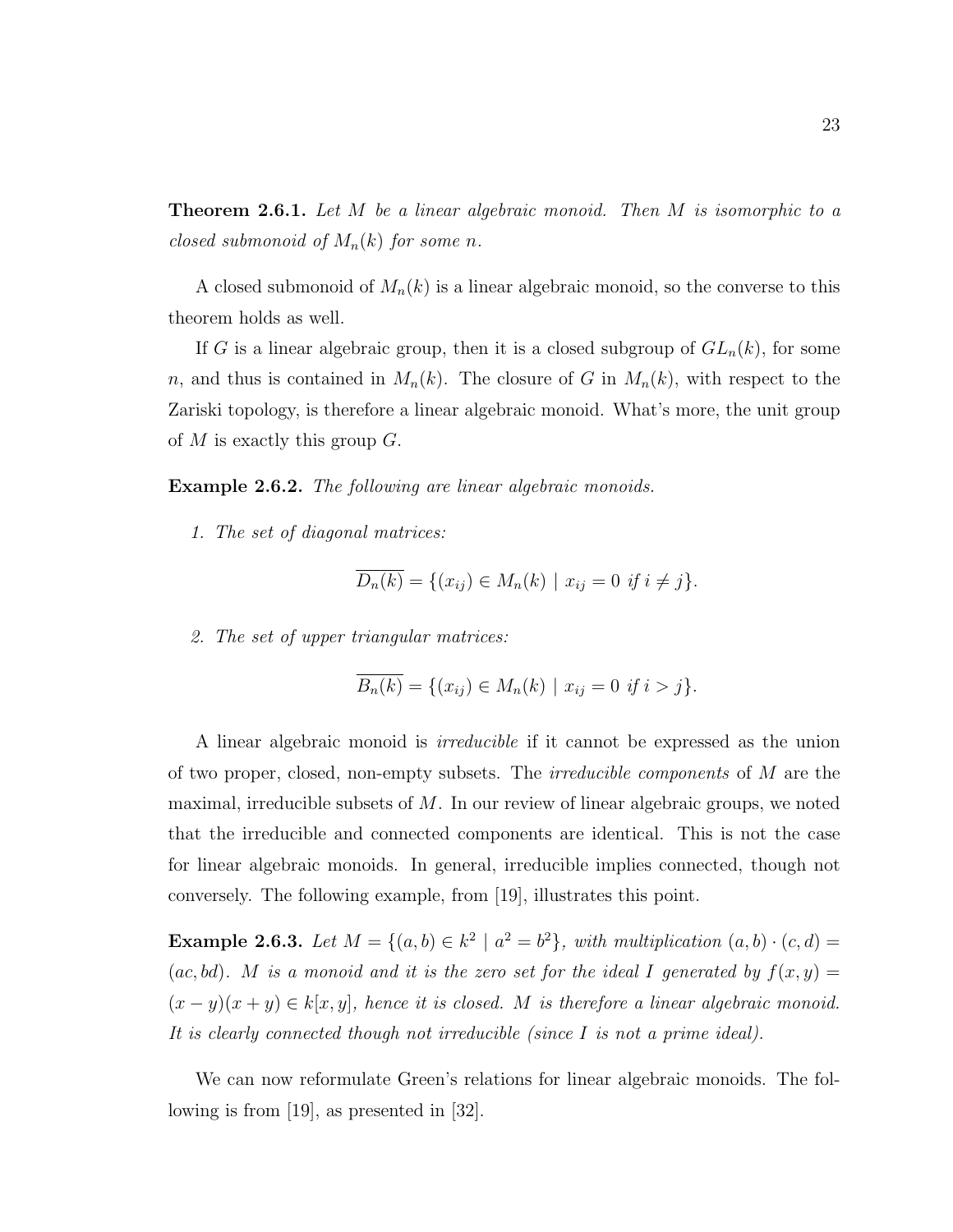**Theorem 2.6.1.** *Let $M$ be a linear algebraic monoid. Then $M$ is isomorphic to a closed submonoid of $M_n(k)$ for some $n$.*

A closed submonoid of $M_n(k)$ is a linear algebraic monoid, so the converse to this theorem holds as well.

If $G$ is a linear algebraic group, then it is a closed subgroup of $GL_n(k)$, for some $n$, and thus is contained in $M_n(k)$. The closure of $G$ in $M_n(k)$, with respect to the Zariski topology, is therefore a linear algebraic monoid. What's more, the unit group of $M$ is exactly this group $G$.

**Example 2.6.2.** *The following are linear algebraic monoids.*

1. *The set of diagonal matrices:*

$$\overline{D_n(k)} = \{(x_{ij}) \in M_n(k) \mid x_{ij} = 0 \text{ if } i \neq j\}.$$

2. *The set of upper triangular matrices:*

$$\overline{B_n(k)} = \{(x_{ij}) \in M_n(k) \mid x_{ij} = 0 \text{ if } i > j\}.$$

A linear algebraic monoid is *irreducible* if it cannot be expressed as the union of two proper, closed, non-empty subsets. The *irreducible components* of $M$ are the maximal, irreducible subsets of $M$. In our review of linear algebraic groups, we noted that the irreducible and connected components are identical. This is not the case for linear algebraic monoids. In general, irreducible implies connected, though not conversely. The following example, from [19], illustrates this point.

**Example 2.6.3.** *Let $M = \{(a, b) \in k^2 \mid a^2 = b^2\}$, with multiplication $(a, b) \cdot (c, d) = (ac, bd)$. $M$ is a monoid and it is the zero set for the ideal $I$ generated by $f(x, y) = (x - y)(x + y) \in k[x, y]$, hence it is closed. $M$ is therefore a linear algebraic monoid. It is clearly connected though not irreducible (since $I$ is not a prime ideal).*

We can now reformulate Green's relations for linear algebraic monoids. The following is from [19], as presented in [32].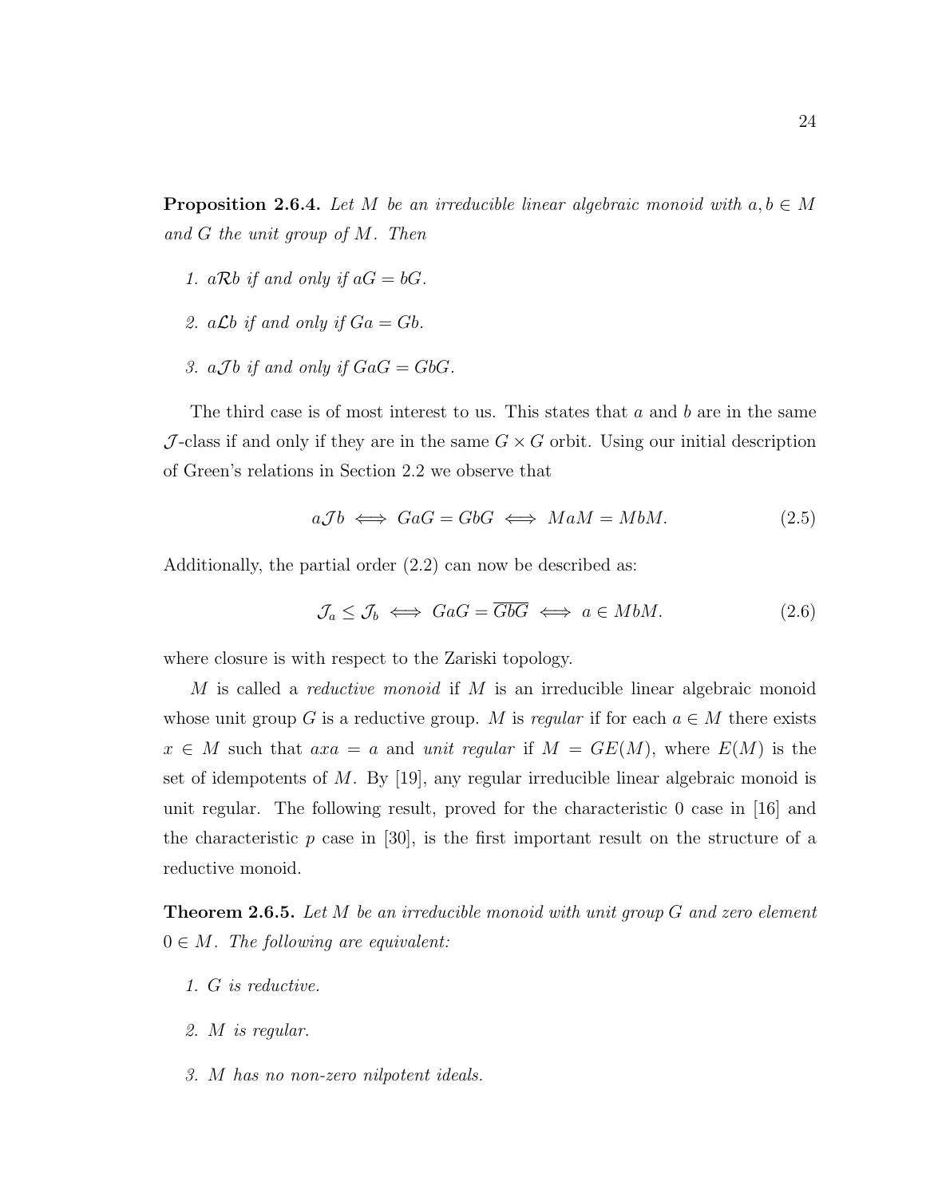**Proposition 2.6.4.** *Let $M$ be an irreducible linear algebraic monoid with $a, b \in M$ and $G$ the unit group of $M$. Then*

1. *$a\mathcal{R}b$ if and only if $aG = bG$.*
2. *$a\mathcal{L}b$ if and only if $Ga = Gb$.*
3. *$a\mathcal{J}b$ if and only if $GaG = GbG$.*

The third case is of most interest to us. This states that $a$ and $b$ are in the same $\mathcal{J}$-class if and only if they are in the same $G \times G$ orbit. Using our initial description of Green's relations in Section 2.2 we observe that

$$a\mathcal{J}b \iff GaG = GbG \iff MaM = MbM. \tag{2.5}$$

Additionally, the partial order (2.2) can now be described as:

$$\mathcal{J}_a \leq \mathcal{J}_b \iff GaG = \overline{GbG} \iff a \in MbM. \tag{2.6}$$

where closure is with respect to the Zariski topology.

$M$ is called a *reductive monoid* if $M$ is an irreducible linear algebraic monoid whose unit group $G$ is a reductive group. $M$ is *regular* if for each $a \in M$ there exists $x \in M$ such that $axa = a$ and *unit regular* if $M = GE(M)$, where $E(M)$ is the set of idempotents of $M$. By [19], any regular irreducible linear algebraic monoid is unit regular. The following result, proved for the characteristic 0 case in [16] and the characteristic $p$ case in [30], is the first important result on the structure of a reductive monoid.

**Theorem 2.6.5.** *Let $M$ be an irreducible monoid with unit group $G$ and zero element $0 \in M$. The following are equivalent:*

1. *$G$ is reductive.*
2. *$M$ is regular.*
3. *$M$ has no non-zero nilpotent ideals.*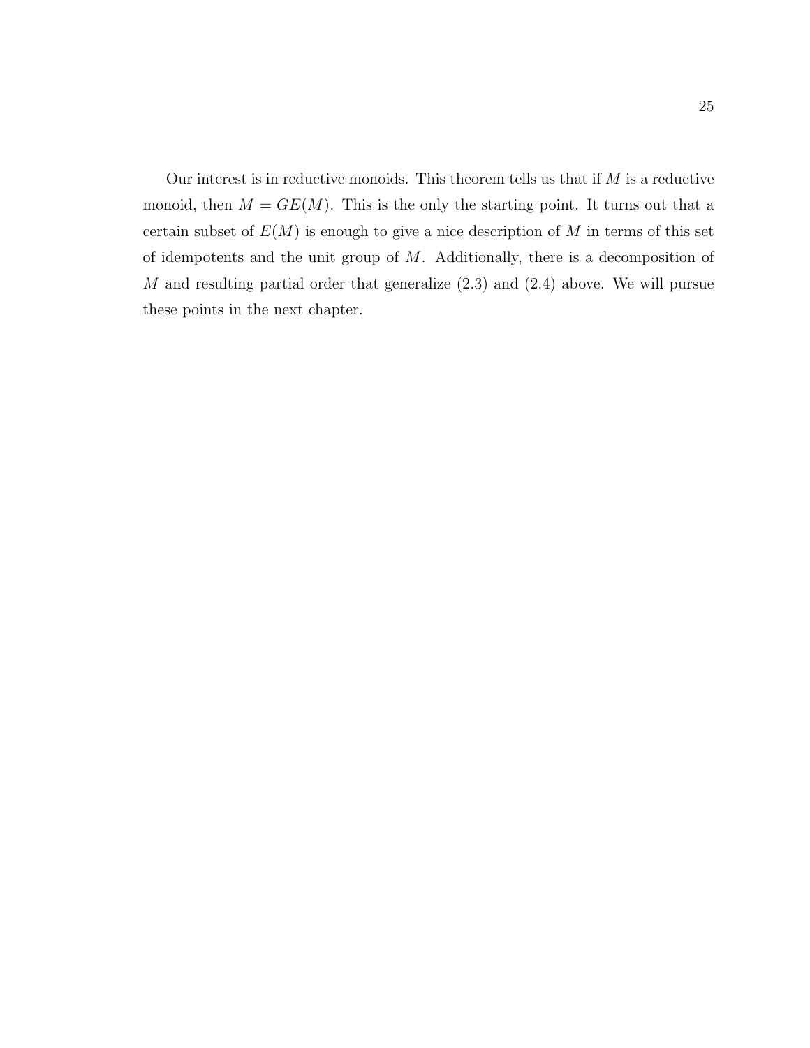Our interest is in reductive monoids. This theorem tells us that if $M$ is a reductive monoid, then $M = GE(M)$. This is the only the starting point. It turns out that a certain subset of $E(M)$ is enough to give a nice description of $M$ in terms of this set of idempotents and the unit group of $M$. Additionally, there is a decomposition of $M$ and resulting partial order that generalize (2.3) and (2.4) above. We will pursue these points in the next chapter.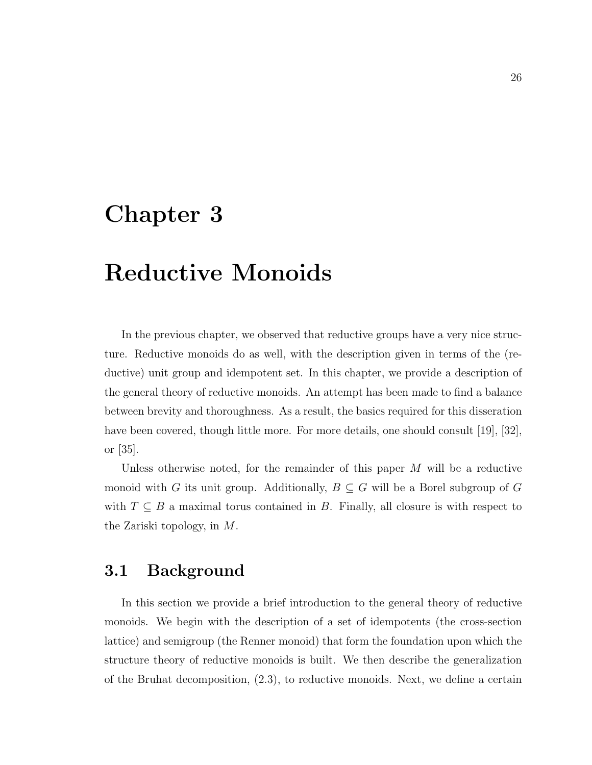# Chapter 3

# Reductive Monoids

In the previous chapter, we observed that reductive groups have a very nice structure. Reductive monoids do as well, with the description given in terms of the (reductive) unit group and idempotent set. In this chapter, we provide a description of the general theory of reductive monoids. An attempt has been made to find a balance between brevity and thoroughness. As a result, the basics required for this disseration have been covered, though little more. For more details, one should consult [19], [32], or [35].

Unless otherwise noted, for the remainder of this paper $M$ will be a reductive monoid with $G$ its unit group. Additionally, $B \subseteq G$ will be a Borel subgroup of $G$ with $T \subseteq B$ a maximal torus contained in $B$. Finally, all closure is with respect to the Zariski topology, in $M$.

## 3.1 Background

In this section we provide a brief introduction to the general theory of reductive monoids. We begin with the description of a set of idempotents (the cross-section lattice) and semigroup (the Renner monoid) that form the foundation upon which the structure theory of reductive monoids is built. We then describe the generalization of the Bruhat decomposition, (2.3), to reductive monoids. Next, we define a certain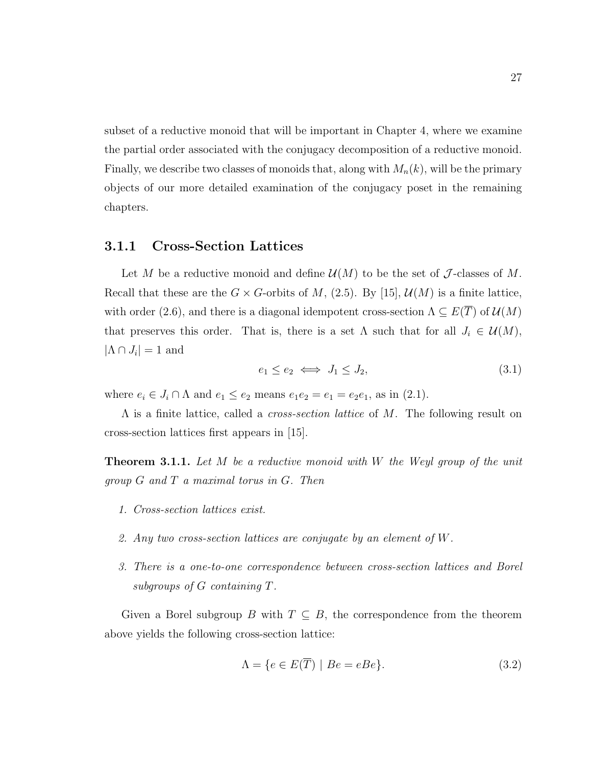subset of a reductive monoid that will be important in Chapter 4, where we examine the partial order associated with the conjugacy decomposition of a reductive monoid. Finally, we describe two classes of monoids that, along with $M_n(k)$, will be the primary objects of our more detailed examination of the conjugacy poset in the remaining chapters.

### 3.1.1 Cross-Section Lattices

Let $M$ be a reductive monoid and define $\mathcal{U}(M)$ to be the set of $\mathcal{J}$-classes of $M$. Recall that these are the $G \times G$-orbits of $M$, (2.5). By [15], $\mathcal{U}(M)$ is a finite lattice, with order (2.6), and there is a diagonal idempotent cross-section $\Lambda \subseteq E(\overline{T})$ of $\mathcal{U}(M)$ that preserves this order. That is, there is a set $\Lambda$ such that for all $J_i \in \mathcal{U}(M)$, $|\Lambda \cap J_i| = 1$ and

$$e_1 \leq e_2 \iff J_1 \leq J_2, \tag{3.1}$$

where $e_i \in J_i \cap \Lambda$ and $e_1 \leq e_2$ means $e_1 e_2 = e_1 = e_2 e_1$, as in (2.1).

$\Lambda$ is a finite lattice, called a *cross-section lattice* of $M$. The following result on cross-section lattices first appears in [15].

**Theorem 3.1.1.** *Let $M$ be a reductive monoid with $W$ the Weyl group of the unit group $G$ and $T$ a maximal torus in $G$. Then*

1. *Cross-section lattices exist.*
2. *Any two cross-section lattices are conjugate by an element of $W$.*
3. *There is a one-to-one correspondence between cross-section lattices and Borel subgroups of $G$ containing $T$.*

Given a Borel subgroup $B$ with $T \subseteq B$, the correspondence from the theorem above yields the following cross-section lattice:

$$\Lambda = \{e \in E(\overline{T}) \mid Be = eBe\}. \tag{3.2}$$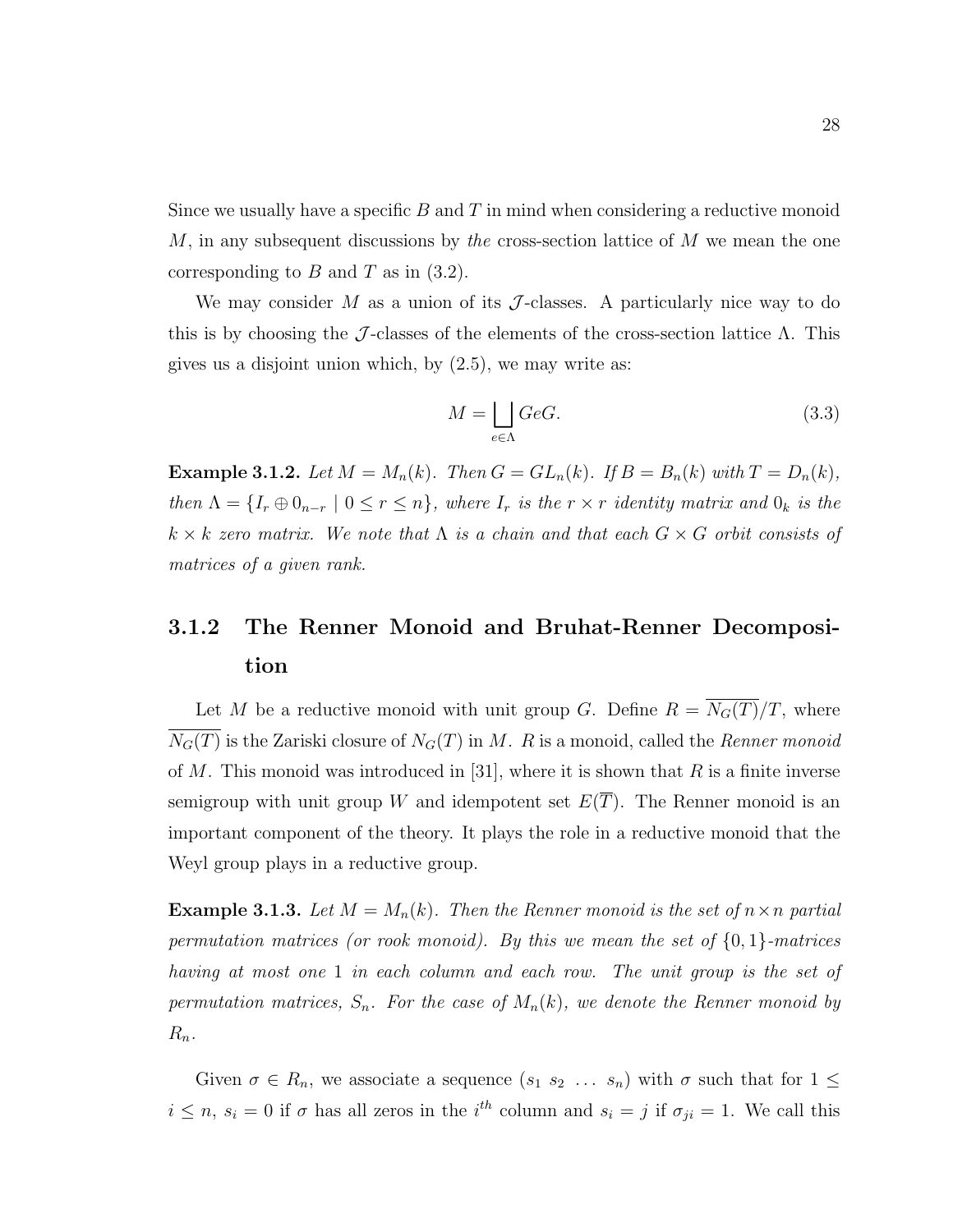Since we usually have a specific $B$ and $T$ in mind when considering a reductive monoid $M$, in any subsequent discussions by *the* cross-section lattice of $M$ we mean the one corresponding to $B$ and $T$ as in (3.2).

We may consider $M$ as a union of its $\mathcal{J}$-classes. A particularly nice way to do this is by choosing the $\mathcal{J}$-classes of the elements of the cross-section lattice $\Lambda$. This gives us a disjoint union which, by (2.5), we may write as:

$$M = \bigsqcup_{e \in \Lambda} GeG. \tag{3.3}$$

**Example 3.1.2.** *Let $M = M_n(k)$. Then $G = GL_n(k)$. If $B = B_n(k)$ with $T = D_n(k)$, then $\Lambda = \{I_r \oplus 0_{n-r} \mid 0 \leq r \leq n\}$, where $I_r$ is the $r \times r$ identity matrix and $0_k$ is the $k \times k$ zero matrix. We note that $\Lambda$ is a chain and that each $G \times G$ orbit consists of matrices of a given rank.*

### 3.1.2 The Renner Monoid and Bruhat-Renner Decomposition

Let $M$ be a reductive monoid with unit group $G$. Define $R = \overline{N_G(T)}/T$, where $\overline{N_G(T)}$ is the Zariski closure of $N_G(T)$ in $M$. $R$ is a monoid, called the *Renner monoid* of $M$. This monoid was introduced in [31], where it is shown that $R$ is a finite inverse semigroup with unit group $W$ and idempotent set $E(\overline{T})$. The Renner monoid is an important component of the theory. It plays the role in a reductive monoid that the Weyl group plays in a reductive group.

**Example 3.1.3.** *Let $M = M_n(k)$. Then the Renner monoid is the set of $n \times n$ partial permutation matrices (or rook monoid). By this we mean the set of $\{0, 1\}$-matrices having at most one 1 in each column and each row. The unit group is the set of permutation matrices, $S_n$. For the case of $M_n(k)$, we denote the Renner monoid by $R_n$.*

Given $\sigma \in R_n$, we associate a sequence $(s_1 \; s_2 \; \ldots \; s_n)$ with $\sigma$ such that for $1 \leq i \leq n$, $s_i = 0$ if $\sigma$ has all zeros in the $i^{th}$ column and $s_i = j$ if $\sigma_{ji} = 1$. We call this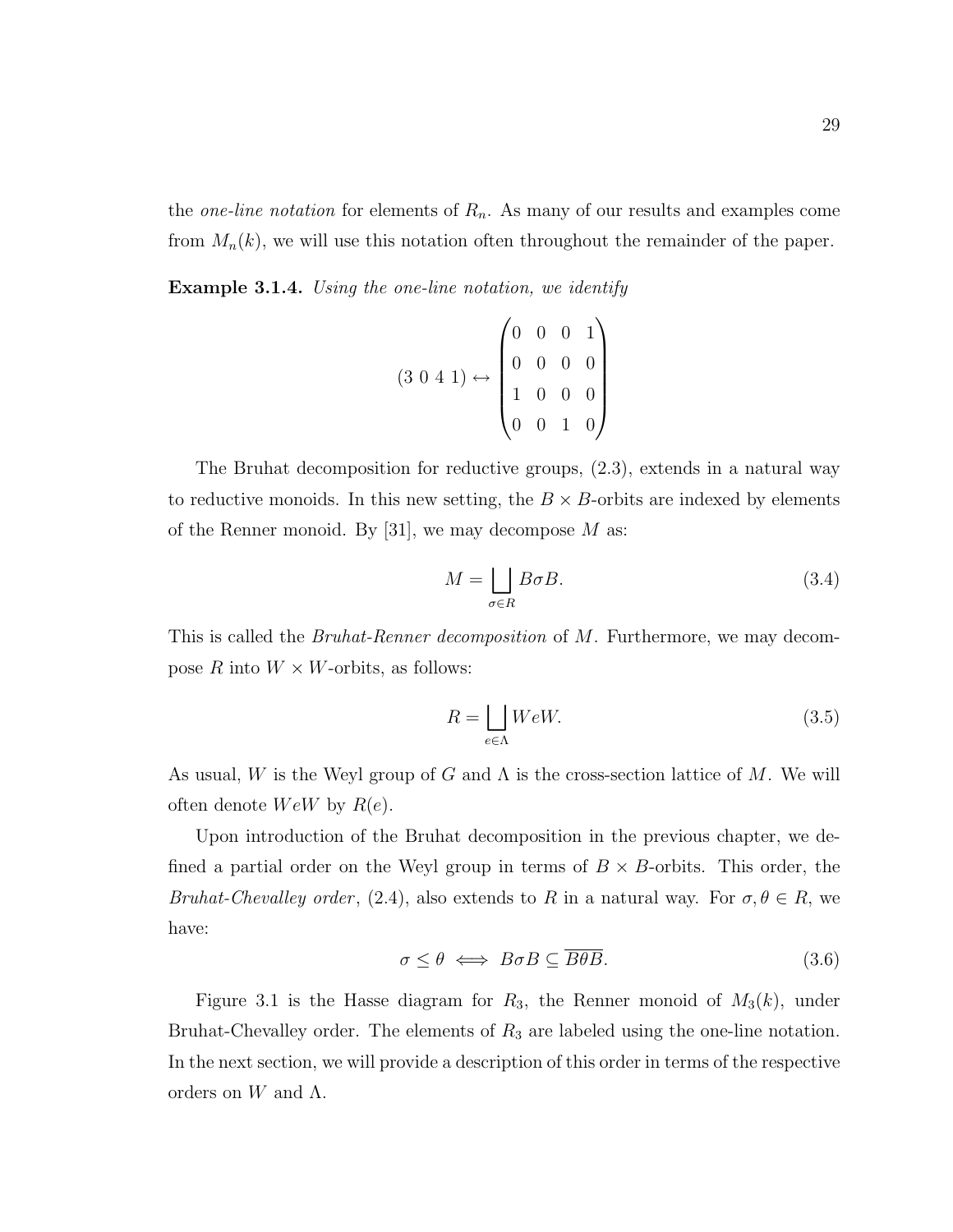the *one-line notation* for elements of $R_n$. As many of our results and examples come from $M_n(k)$, we will use this notation often throughout the remainder of the paper.

**Example 3.1.4.** *Using the one-line notation, we identify*

$$(3\ 0\ 4\ 1) \leftrightarrow \begin{pmatrix} 0 & 0 & 0 & 1 \\ 0 & 0 & 0 & 0 \\ 1 & 0 & 0 & 0 \\ 0 & 0 & 1 & 0 \end{pmatrix}$$

The Bruhat decomposition for reductive groups, (2.3), extends in a natural way to reductive monoids. In this new setting, the $B \times B$-orbits are indexed by elements of the Renner monoid. By [31], we may decompose $M$ as:

$$M = \bigsqcup_{\sigma \in R} B\sigma B. \tag{3.4}$$

This is called the *Bruhat-Renner decomposition* of $M$. Furthermore, we may decompose $R$ into $W \times W$-orbits, as follows:

$$R = \bigsqcup_{e \in \Lambda} WeW. \tag{3.5}$$

As usual, $W$ is the Weyl group of $G$ and $\Lambda$ is the cross-section lattice of $M$. We will often denote $WeW$ by $R(e)$.

Upon introduction of the Bruhat decomposition in the previous chapter, we defined a partial order on the Weyl group in terms of $B \times B$-orbits. This order, the *Bruhat-Chevalley order*, (2.4), also extends to $R$ in a natural way. For $\sigma, \theta \in R$, we have:

$$\sigma \leq \theta \iff B\sigma B \subseteq \overline{B\theta B}. \tag{3.6}$$

Figure 3.1 is the Hasse diagram for $R_3$, the Renner monoid of $M_3(k)$, under Bruhat-Chevalley order. The elements of $R_3$ are labeled using the one-line notation. In the next section, we will provide a description of this order in terms of the respective orders on $W$ and $\Lambda$.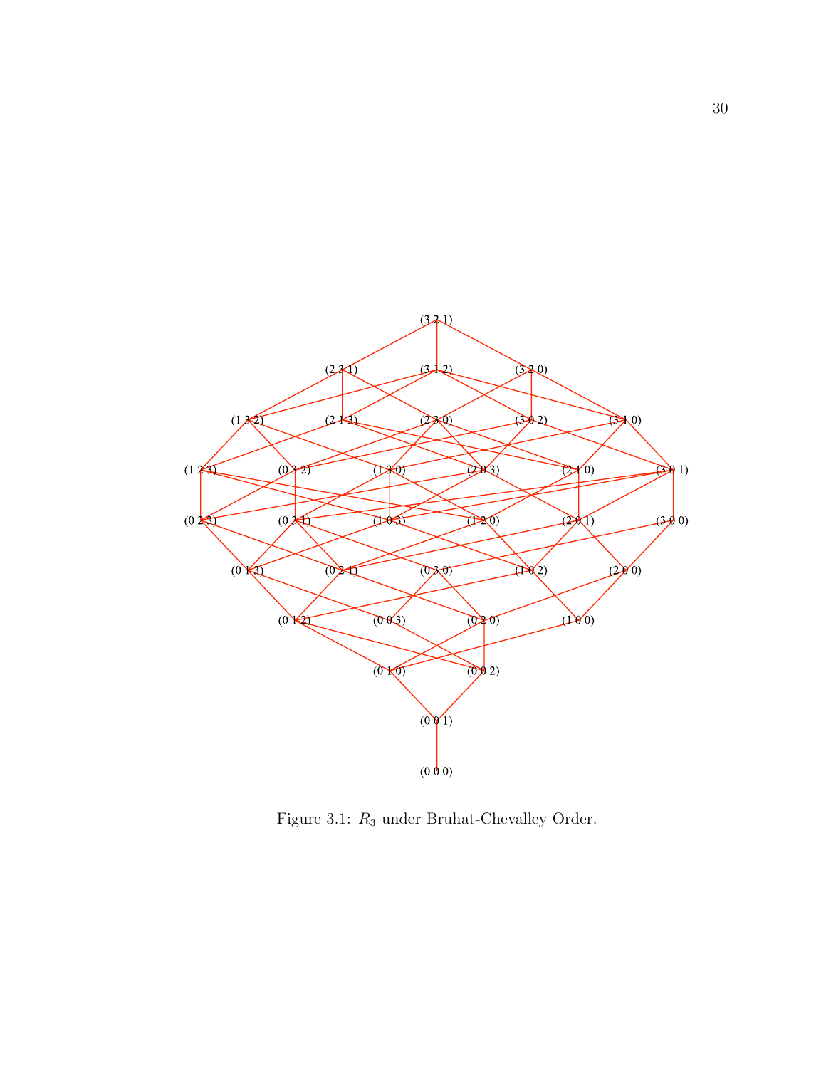(3 2 1)

(2 3 1) (3 1 2) (3 2 0)

(1 3 2) (2 1 3) (2 3 0) (3 0 2) (3 1 0)

(1 2 3) (0 3 2) (1 3 0) (2 0 3) (2 1 0) (3 0 1)

(0 2 3) (0 3 1) (1 0 3) (1 2 0) (2 0 1) (3 0 0)

(0 1 3) (0 2 1) (0 3 0) (1 0 2) (2 0 0)

(0 1 2) (0 0 3) (0 2 0) (1 0 0)

(0 1 0) (0 0 2)

(0 0 1)

(0 0 0)

Figure 3.1: $R_3$ under Bruhat-Chevalley Order.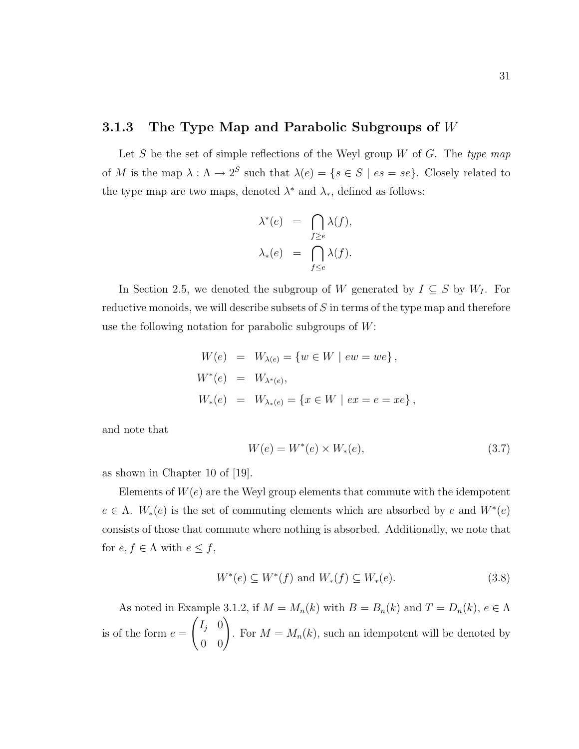### 3.1.3 The Type Map and Parabolic Subgroups of $W$

Let $S$ be the set of simple reflections of the Weyl group $W$ of $G$. The *type map* of $M$ is the map $\lambda : \Lambda \to 2^S$ such that $\lambda(e) = \{s \in S \mid es = se\}$. Closely related to the type map are two maps, denoted $\lambda^*$ and $\lambda_*$, defined as follows:

$$
\begin{aligned}
\lambda^*(e) &= \bigcap_{f \geq e} \lambda(f), \\
\lambda_*(e) &= \bigcap_{f \leq e} \lambda(f).
\end{aligned}
$$

In Section 2.5, we denoted the subgroup of $W$ generated by $I \subseteq S$ by $W_I$. For reductive monoids, we will describe subsets of $S$ in terms of the type map and therefore use the following notation for parabolic subgroups of $W$:

$$
\begin{aligned}
W(e) &= W_{\lambda(e)} = \{w \in W \mid ew = we\}, \\
W^*(e) &= W_{\lambda^*(e)}, \\
W_*(e) &= W_{\lambda_*(e)} = \{x \in W \mid ex = e = xe\},
\end{aligned}
$$

and note that

$$
W(e) = W^*(e) \times W_*(e), \tag{3.7}
$$

as shown in Chapter 10 of [19].

Elements of $W(e)$ are the Weyl group elements that commute with the idempotent $e \in \Lambda$. $W_*(e)$ is the set of commuting elements which are absorbed by $e$ and $W^*(e)$ consists of those that commute where nothing is absorbed. Additionally, we note that for $e, f \in \Lambda$ with $e \leq f$,

$$
W^*(e) \subseteq W^*(f) \text{ and } W_*(f) \subseteq W_*(e). \tag{3.8}
$$

As noted in Example 3.1.2, if $M = M_n(k)$ with $B = B_n(k)$ and $T = D_n(k)$, $e \in \Lambda$ is of the form $e = \begin{pmatrix} I_j & 0 \\ 0 & 0 \end{pmatrix}$. For $M = M_n(k)$, such an idempotent will be denoted by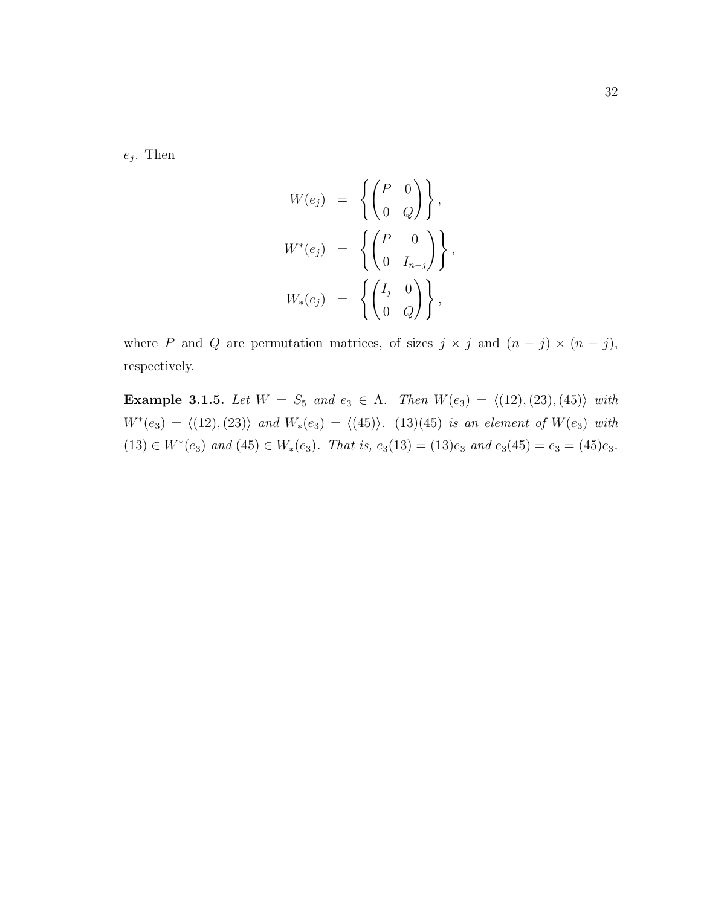$e_j$. Then

$$
\begin{aligned}
W(e_j) &= \left\{ \begin{pmatrix} P & 0 \\ 0 & Q \end{pmatrix} \right\}, \\
W^*(e_j) &= \left\{ \begin{pmatrix} P & 0 \\ 0 & I_{n-j} \end{pmatrix} \right\}, \\
W_*(e_j) &= \left\{ \begin{pmatrix} I_j & 0 \\ 0 & Q \end{pmatrix} \right\},
\end{aligned}
$$

where $P$ and $Q$ are permutation matrices, of sizes $j \times j$ and $(n-j) \times (n-j)$, respectively.

**Example 3.1.5.** *Let $W = S_5$ and $e_3 \in \Lambda$. Then $W(e_3) = \langle (12), (23), (45) \rangle$ with $W^*(e_3) = \langle (12), (23) \rangle$ and $W_*(e_3) = \langle (45) \rangle$. $(13)(45)$ is an element of $W(e_3)$ with $(13) \in W^*(e_3)$ and $(45) \in W_*(e_3)$. That is, $e_3(13) = (13)e_3$ and $e_3(45) = e_3 = (45)e_3$.*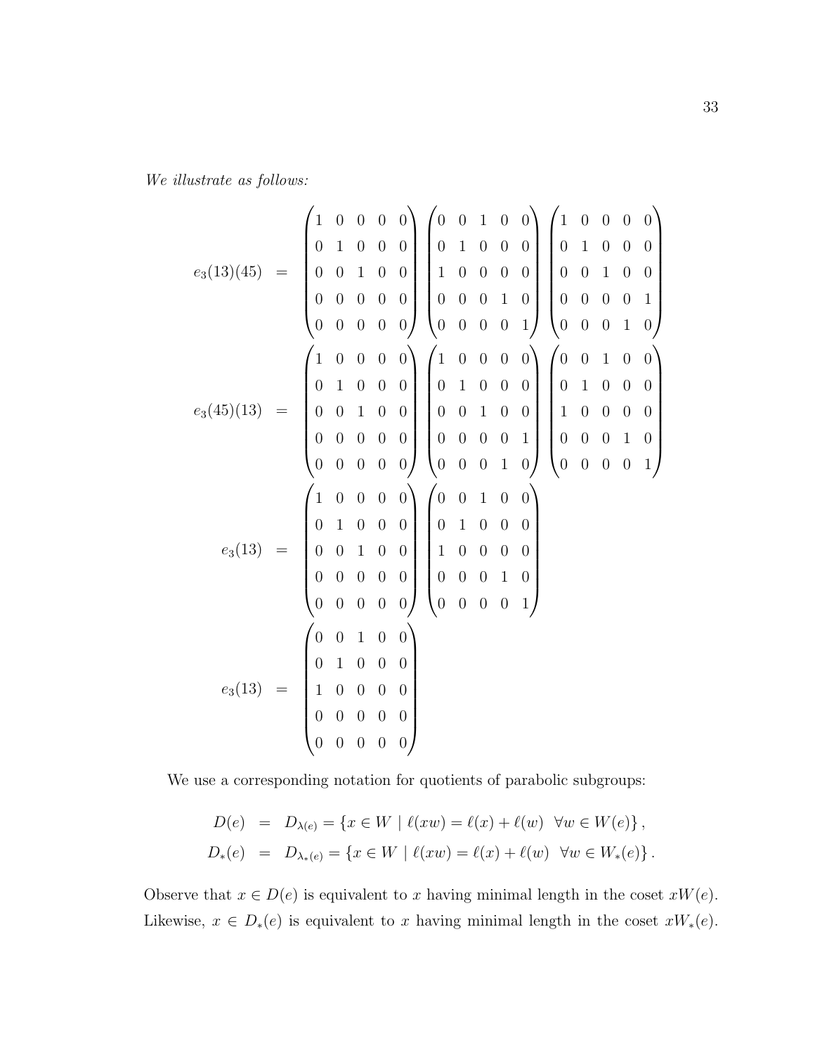*We illustrate as follows:*

$$
\begin{aligned}
e_3(13)(45) &= \begin{pmatrix} 1&0&0&0&0\\0&1&0&0&0\\0&0&1&0&0\\0&0&0&0&0\\0&0&0&0&0 \end{pmatrix} \begin{pmatrix} 0&0&1&0&0\\0&1&0&0&0\\1&0&0&0&0\\0&0&0&1&0\\0&0&0&0&1 \end{pmatrix} \begin{pmatrix} 1&0&0&0&0\\0&1&0&0&0\\0&0&1&0&0\\0&0&0&0&1\\0&0&0&1&0 \end{pmatrix} \\
e_3(45)(13) &= \begin{pmatrix} 1&0&0&0&0\\0&1&0&0&0\\0&0&1&0&0\\0&0&0&0&0\\0&0&0&0&0 \end{pmatrix} \begin{pmatrix} 1&0&0&0&0\\0&1&0&0&0\\0&0&1&0&0\\0&0&0&0&1\\0&0&0&1&0 \end{pmatrix} \begin{pmatrix} 0&0&1&0&0\\0&1&0&0&0\\1&0&0&0&0\\0&0&0&1&0\\0&0&0&0&1 \end{pmatrix} \\
e_3(13) &= \begin{pmatrix} 1&0&0&0&0\\0&1&0&0&0\\0&0&1&0&0\\0&0&0&0&0\\0&0&0&0&0 \end{pmatrix} \begin{pmatrix} 0&0&1&0&0\\0&1&0&0&0\\1&0&0&0&0\\0&0&0&1&0\\0&0&0&0&1 \end{pmatrix} \\
e_3(13) &= \begin{pmatrix} 0&0&1&0&0\\0&1&0&0&0\\1&0&0&0&0\\0&0&0&0&0\\0&0&0&0&0 \end{pmatrix}
\end{aligned}
$$

We use a corresponding notation for quotients of parabolic subgroups:

$$
\begin{aligned}
D(e) &= D_{\lambda(e)} = \{x \in W \mid \ell(xw) = \ell(x) + \ell(w) \;\; \forall w \in W(e)\}\,, \\
D_*(e) &= D_{\lambda_*(e)} = \{x \in W \mid \ell(xw) = \ell(x) + \ell(w) \;\; \forall w \in W_*(e)\}\,.
\end{aligned}
$$

Observe that $x \in D(e)$ is equivalent to $x$ having minimal length in the coset $xW(e)$. Likewise, $x \in D_*(e)$ is equivalent to $x$ having minimal length in the coset $xW_*(e)$.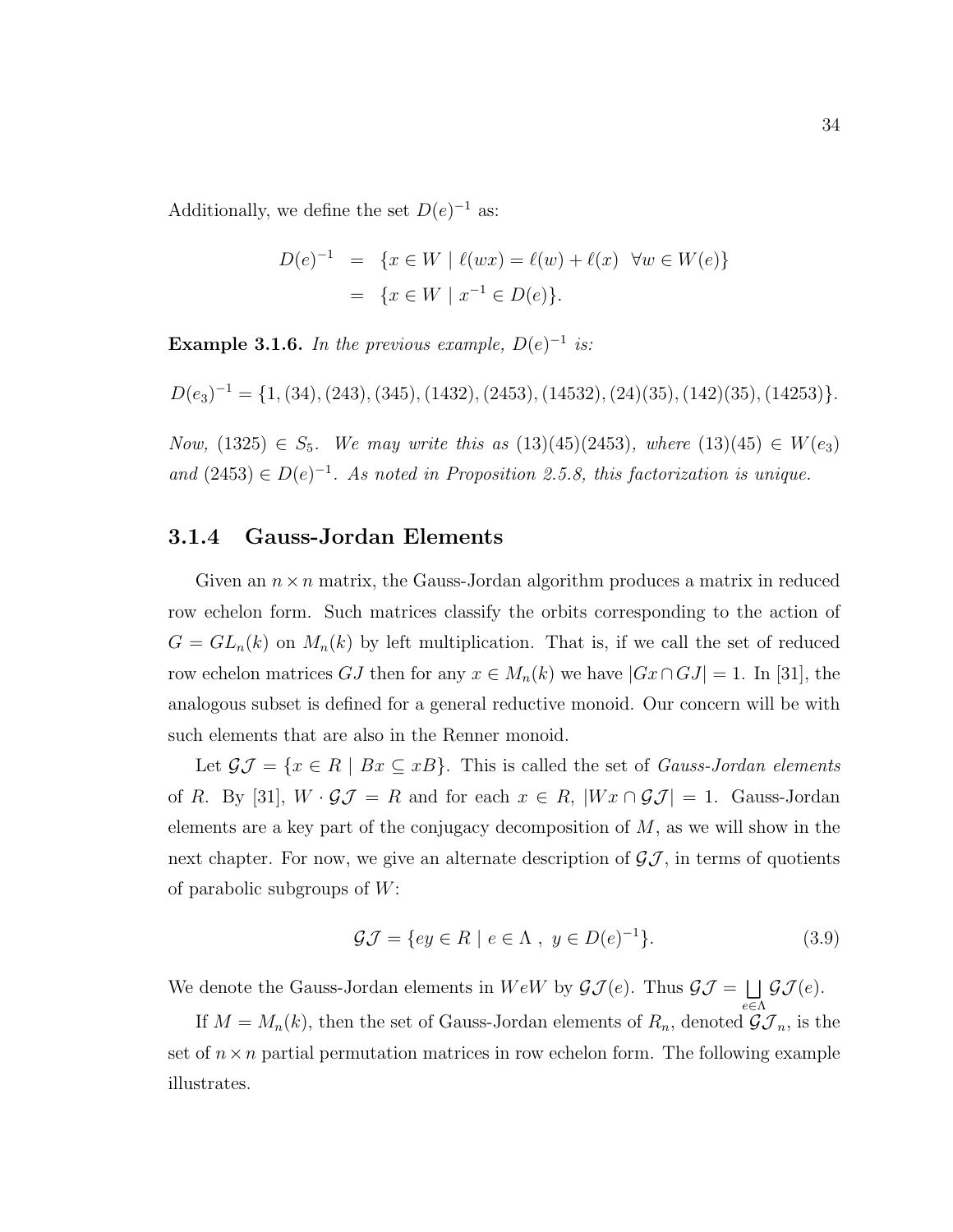Additionally, we define the set $D(e)^{-1}$ as:

$$
\begin{aligned}
D(e)^{-1} &= \{x \in W \mid \ell(wx) = \ell(w) + \ell(x) \ \ \forall w \in W(e)\} \\
&= \{x \in W \mid x^{-1} \in D(e)\}.
\end{aligned}
$$

**Example 3.1.6.** *In the previous example, $D(e)^{-1}$ is:*

$D(e_3)^{-1} = \{1, (34), (243), (345), (1432), (2453), (14532), (24)(35), (142)(35), (14253)\}.$

*Now, $(1325) \in S_5$. We may write this as $(13)(45)(2453)$, where $(13)(45) \in W(e_3)$ and $(2453) \in D(e)^{-1}$. As noted in Proposition 2.5.8, this factorization is unique.*

### 3.1.4 Gauss-Jordan Elements

Given an $n \times n$ matrix, the Gauss-Jordan algorithm produces a matrix in reduced row echelon form. Such matrices classify the orbits corresponding to the action of $G = GL_n(k)$ on $M_n(k)$ by left multiplication. That is, if we call the set of reduced row echelon matrices $GJ$ then for any $x \in M_n(k)$ we have $|Gx \cap GJ| = 1$. In [31], the analogous subset is defined for a general reductive monoid. Our concern will be with such elements that are also in the Renner monoid.

Let $\mathcal{GJ} = \{x \in R \mid Bx \subseteq xB\}$. This is called the set of *Gauss-Jordan elements* of $R$. By [31], $W \cdot \mathcal{GJ} = R$ and for each $x \in R$, $|Wx \cap \mathcal{GJ}| = 1$. Gauss-Jordan elements are a key part of the conjugacy decomposition of $M$, as we will show in the next chapter. For now, we give an alternate description of $\mathcal{GJ}$, in terms of quotients of parabolic subgroups of $W$:

$$
\mathcal{GJ} = \{ey \in R \mid e \in \Lambda \ , \ y \in D(e)^{-1}\}. \tag{3.9}
$$

We denote the Gauss-Jordan elements in $WeW$ by $\mathcal{GJ}(e)$. Thus $\mathcal{GJ} = \bigsqcup_{e \in \Lambda} \mathcal{GJ}(e)$.

If $M = M_n(k)$, then the set of Gauss-Jordan elements of $R_n$, denoted $\mathcal{GJ}_n$, is the set of $n \times n$ partial permutation matrices in row echelon form. The following example illustrates.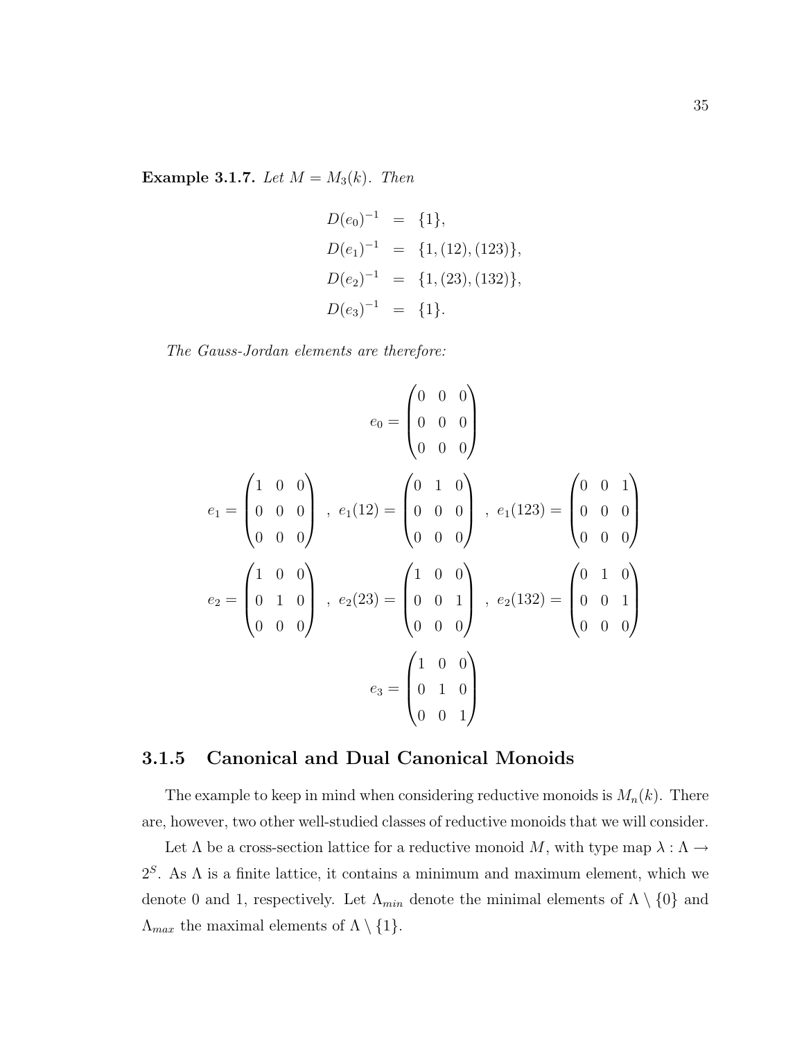**Example 3.1.7.** *Let $M = M_3(k)$. Then*

$$
\begin{aligned}
D(e_0)^{-1} &= \{1\}, \\
D(e_1)^{-1} &= \{1, (12), (123)\}, \\
D(e_2)^{-1} &= \{1, (23), (132)\}, \\
D(e_3)^{-1} &= \{1\}.
\end{aligned}
$$

*The Gauss-Jordan elements are therefore:*

$$
e_0 = \begin{pmatrix} 0 & 0 & 0 \\ 0 & 0 & 0 \\ 0 & 0 & 0 \end{pmatrix}
$$

$$
e_1 = \begin{pmatrix} 1 & 0 & 0 \\ 0 & 0 & 0 \\ 0 & 0 & 0 \end{pmatrix} \; , \; e_1(12) = \begin{pmatrix} 0 & 1 & 0 \\ 0 & 0 & 0 \\ 0 & 0 & 0 \end{pmatrix} \; , \; e_1(123) = \begin{pmatrix} 0 & 0 & 1 \\ 0 & 0 & 0 \\ 0 & 0 & 0 \end{pmatrix}
$$

$$
e_2 = \begin{pmatrix} 1 & 0 & 0 \\ 0 & 1 & 0 \\ 0 & 0 & 0 \end{pmatrix} \; , \; e_2(23) = \begin{pmatrix} 1 & 0 & 0 \\ 0 & 0 & 1 \\ 0 & 0 & 0 \end{pmatrix} \; , \; e_2(132) = \begin{pmatrix} 0 & 1 & 0 \\ 0 & 0 & 1 \\ 0 & 0 & 0 \end{pmatrix}
$$

$$
e_3 = \begin{pmatrix} 1 & 0 & 0 \\ 0 & 1 & 0 \\ 0 & 0 & 1 \end{pmatrix}
$$

### 3.1.5 Canonical and Dual Canonical Monoids

The example to keep in mind when considering reductive monoids is $M_n(k)$. There are, however, two other well-studied classes of reductive monoids that we will consider.

Let $\Lambda$ be a cross-section lattice for a reductive monoid $M$, with type map $\lambda : \Lambda \to 2^S$. As $\Lambda$ is a finite lattice, it contains a minimum and maximum element, which we denote 0 and 1, respectively. Let $\Lambda_{min}$ denote the minimal elements of $\Lambda \setminus \{0\}$ and $\Lambda_{max}$ the maximal elements of $\Lambda \setminus \{1\}$.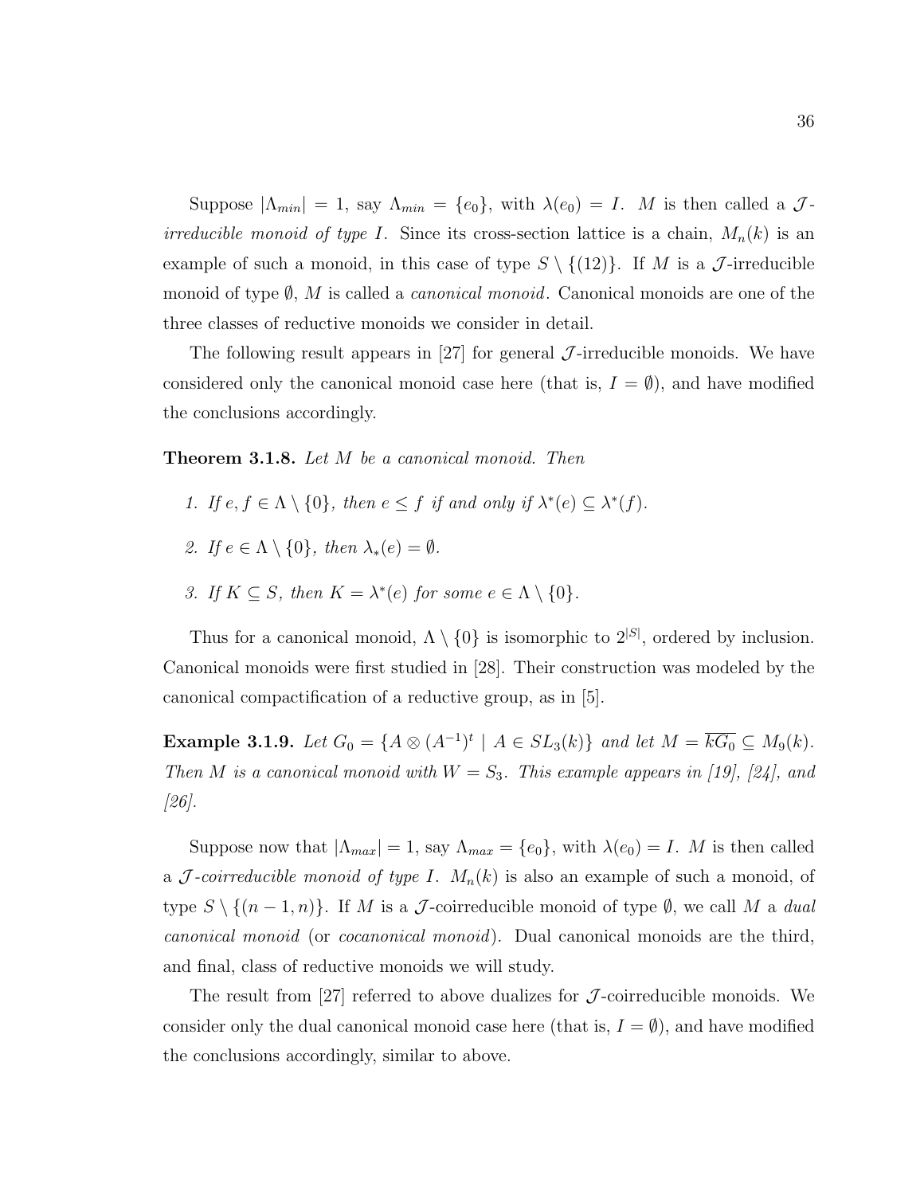Suppose $|\Lambda_{min}| = 1$, say $\Lambda_{min} = \{e_0\}$, with $\lambda(e_0) = I$. $M$ is then called a $\mathcal{J}$-*irreducible monoid of type* $I$. Since its cross-section lattice is a chain, $M_n(k)$ is an example of such a monoid, in this case of type $S \setminus \{(12)\}$. If $M$ is a $\mathcal{J}$-irreducible monoid of type $\emptyset$, $M$ is called a *canonical monoid*. Canonical monoids are one of the three classes of reductive monoids we consider in detail.

The following result appears in [27] for general $\mathcal{J}$-irreducible monoids. We have considered only the canonical monoid case here (that is, $I = \emptyset$), and have modified the conclusions accordingly.

**Theorem 3.1.8.** *Let $M$ be a canonical monoid. Then*

1. *If $e, f \in \Lambda \setminus \{0\}$, then $e \leq f$ if and only if $\lambda^*(e) \subseteq \lambda^*(f)$.*
2. *If $e \in \Lambda \setminus \{0\}$, then $\lambda_*(e) = \emptyset$.*
3. *If $K \subseteq S$, then $K = \lambda^*(e)$ for some $e \in \Lambda \setminus \{0\}$.*

Thus for a canonical monoid, $\Lambda \setminus \{0\}$ is isomorphic to $2^{|S|}$, ordered by inclusion. Canonical monoids were first studied in [28]. Their construction was modeled by the canonical compactification of a reductive group, as in [5].

**Example 3.1.9.** *Let $G_0 = \{A \otimes (A^{-1})^t \mid A \in SL_3(k)\}$ and let $M = \overline{kG_0} \subseteq M_9(k)$. Then $M$ is a canonical monoid with $W = S_3$. This example appears in [19], [24], and [26].*

Suppose now that $|\Lambda_{max}| = 1$, say $\Lambda_{max} = \{e_0\}$, with $\lambda(e_0) = I$. $M$ is then called a $\mathcal{J}$-*coirreducible monoid of type* $I$. $M_n(k)$ is also an example of such a monoid, of type $S \setminus \{(n-1, n)\}$. If $M$ is a $\mathcal{J}$-coirreducible monoid of type $\emptyset$, we call $M$ a *dual canonical monoid* (or *cocanonical monoid*). Dual canonical monoids are the third, and final, class of reductive monoids we will study.

The result from [27] referred to above dualizes for $\mathcal{J}$-coirreducible monoids. We consider only the dual canonical monoid case here (that is, $I = \emptyset$), and have modified the conclusions accordingly, similar to above.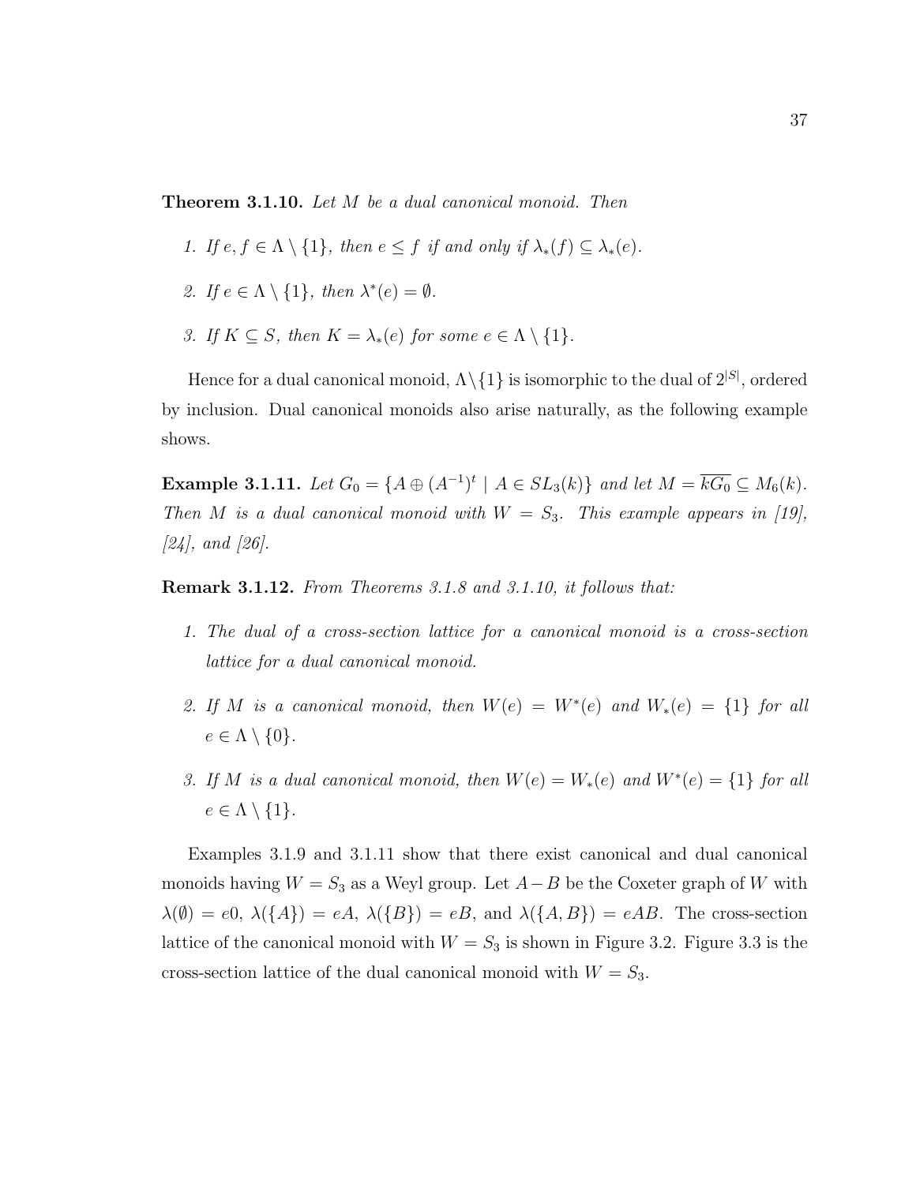**Theorem 3.1.10.** *Let $M$ be a dual canonical monoid. Then*

1. *If $e, f \in \Lambda \setminus \{1\}$, then $e \leq f$ if and only if $\lambda_*(f) \subseteq \lambda_*(e)$.*

2. *If $e \in \Lambda \setminus \{1\}$, then $\lambda^*(e) = \emptyset$.*

3. *If $K \subseteq S$, then $K = \lambda_*(e)$ for some $e \in \Lambda \setminus \{1\}$.*

Hence for a dual canonical monoid, $\Lambda \setminus \{1\}$ is isomorphic to the dual of $2^{|S|}$, ordered by inclusion. Dual canonical monoids also arise naturally, as the following example shows.

**Example 3.1.11.** *Let $G_0 = \{A \oplus (A^{-1})^t \mid A \in SL_3(k)\}$ and let $M = \overline{kG_0} \subseteq M_6(k)$. Then $M$ is a dual canonical monoid with $W = S_3$. This example appears in [19], [24], and [26].*

**Remark 3.1.12.** *From Theorems 3.1.8 and 3.1.10, it follows that:*

1. *The dual of a cross-section lattice for a canonical monoid is a cross-section lattice for a dual canonical monoid.*

2. *If $M$ is a canonical monoid, then $W(e) = W^*(e)$ and $W_*(e) = \{1\}$ for all $e \in \Lambda \setminus \{0\}$.*

3. *If $M$ is a dual canonical monoid, then $W(e) = W_*(e)$ and $W^*(e) = \{1\}$ for all $e \in \Lambda \setminus \{1\}$.*

Examples 3.1.9 and 3.1.11 show that there exist canonical and dual canonical monoids having $W = S_3$ as a Weyl group. Let $A - B$ be the Coxeter graph of $W$ with $\lambda(\emptyset) = e0$, $\lambda(\{A\}) = eA$, $\lambda(\{B\}) = eB$, and $\lambda(\{A, B\}) = eAB$. The cross-section lattice of the canonical monoid with $W = S_3$ is shown in Figure 3.2. Figure 3.3 is the cross-section lattice of the dual canonical monoid with $W = S_3$.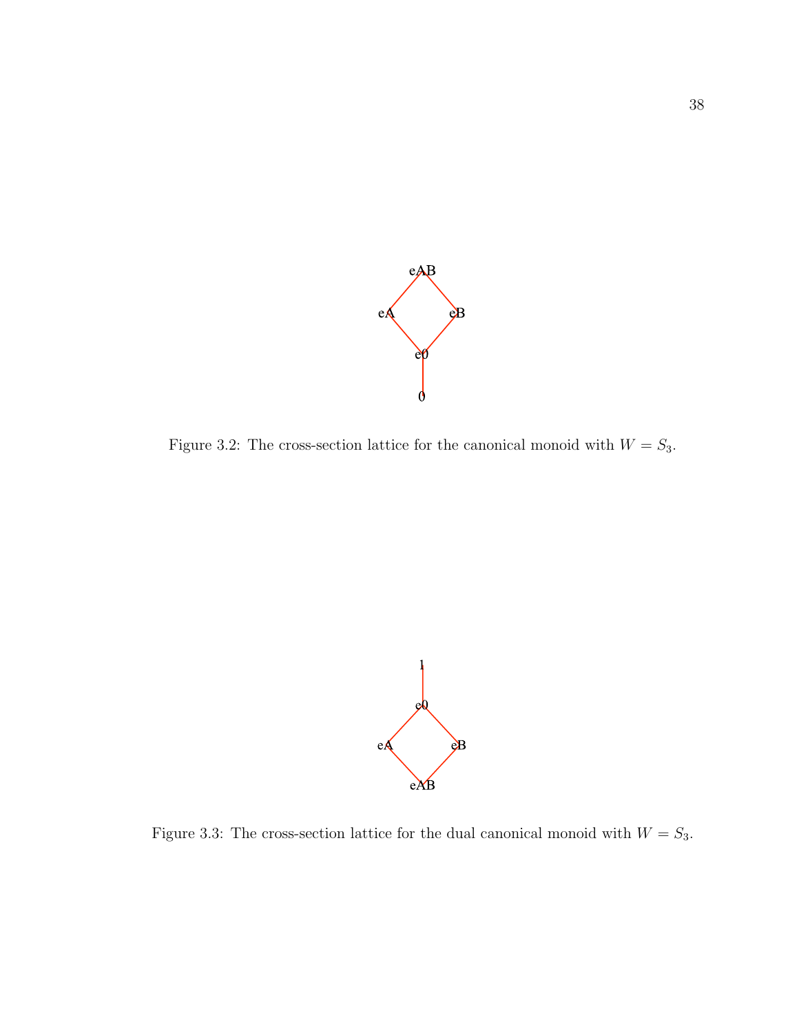Figure 3.2: The cross-section lattice for the canonical monoid with $W = S_3$.

Figure 3.3: The cross-section lattice for the dual canonical monoid with $W = S_3$.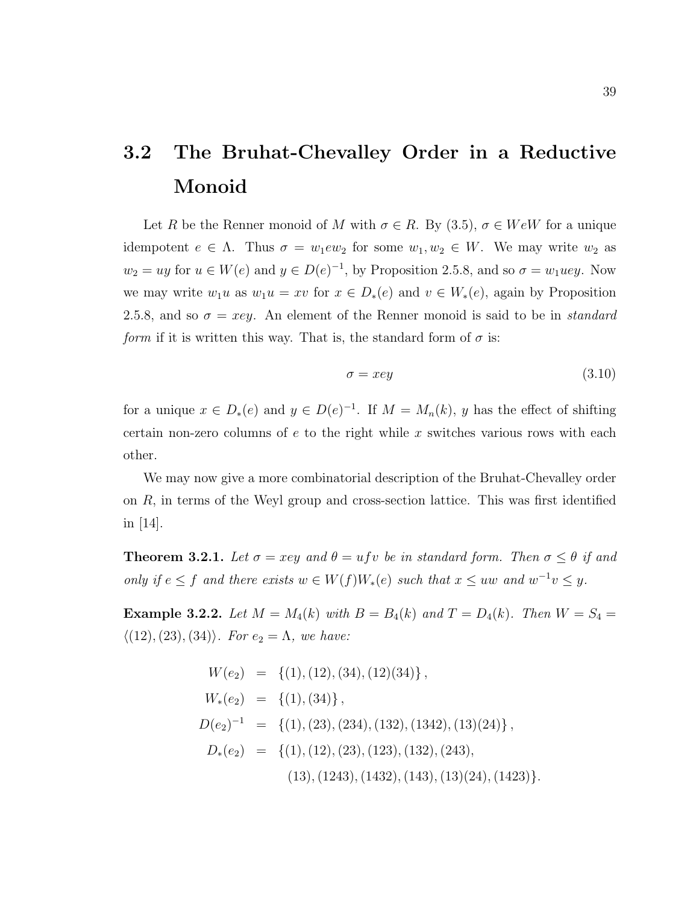## 3.2 The Bruhat-Chevalley Order in a Reductive Monoid

Let $R$ be the Renner monoid of $M$ with $\sigma \in R$. By (3.5), $\sigma \in WeW$ for a unique idempotent $e \in \Lambda$. Thus $\sigma = w_1 e w_2$ for some $w_1, w_2 \in W$. We may write $w_2$ as $w_2 = uy$ for $u \in W(e)$ and $y \in D(e)^{-1}$, by Proposition 2.5.8, and so $\sigma = w_1 uey$. Now we may write $w_1 u$ as $w_1 u = xv$ for $x \in D_*(e)$ and $v \in W_*(e)$, again by Proposition 2.5.8, and so $\sigma = xey$. An element of the Renner monoid is said to be in *standard form* if it is written this way. That is, the standard form of $\sigma$ is:

$$\sigma = xey \tag{3.10}$$

for a unique $x \in D_*(e)$ and $y \in D(e)^{-1}$. If $M = M_n(k)$, $y$ has the effect of shifting certain non-zero columns of $e$ to the right while $x$ switches various rows with each other.

We may now give a more combinatorial description of the Bruhat-Chevalley order on $R$, in terms of the Weyl group and cross-section lattice. This was first identified in [14].

**Theorem 3.2.1.** *Let $\sigma = xey$ and $\theta = ufv$ be in standard form. Then $\sigma \leq \theta$ if and only if $e \leq f$ and there exists $w \in W(f)W_*(e)$ such that $x \leq uw$ and $w^{-1}v \leq y$.*

**Example 3.2.2.** *Let $M = M_4(k)$ with $B = B_4(k)$ and $T = D_4(k)$. Then $W = S_4 = \langle (12), (23), (34) \rangle$. For $e_2 = \Lambda$, we have:*

$$\begin{aligned}
W(e_2) &= \{(1), (12), (34), (12)(34)\}, \\
W_*(e_2) &= \{(1), (34)\}, \\
D(e_2)^{-1} &= \{(1), (23), (234), (132), (1342), (13)(24)\}, \\
D_*(e_2) &= \{(1), (12), (23), (123), (132), (243), \\
&\qquad (13), (1243), (1432), (143), (13)(24), (1423)\}.
\end{aligned}$$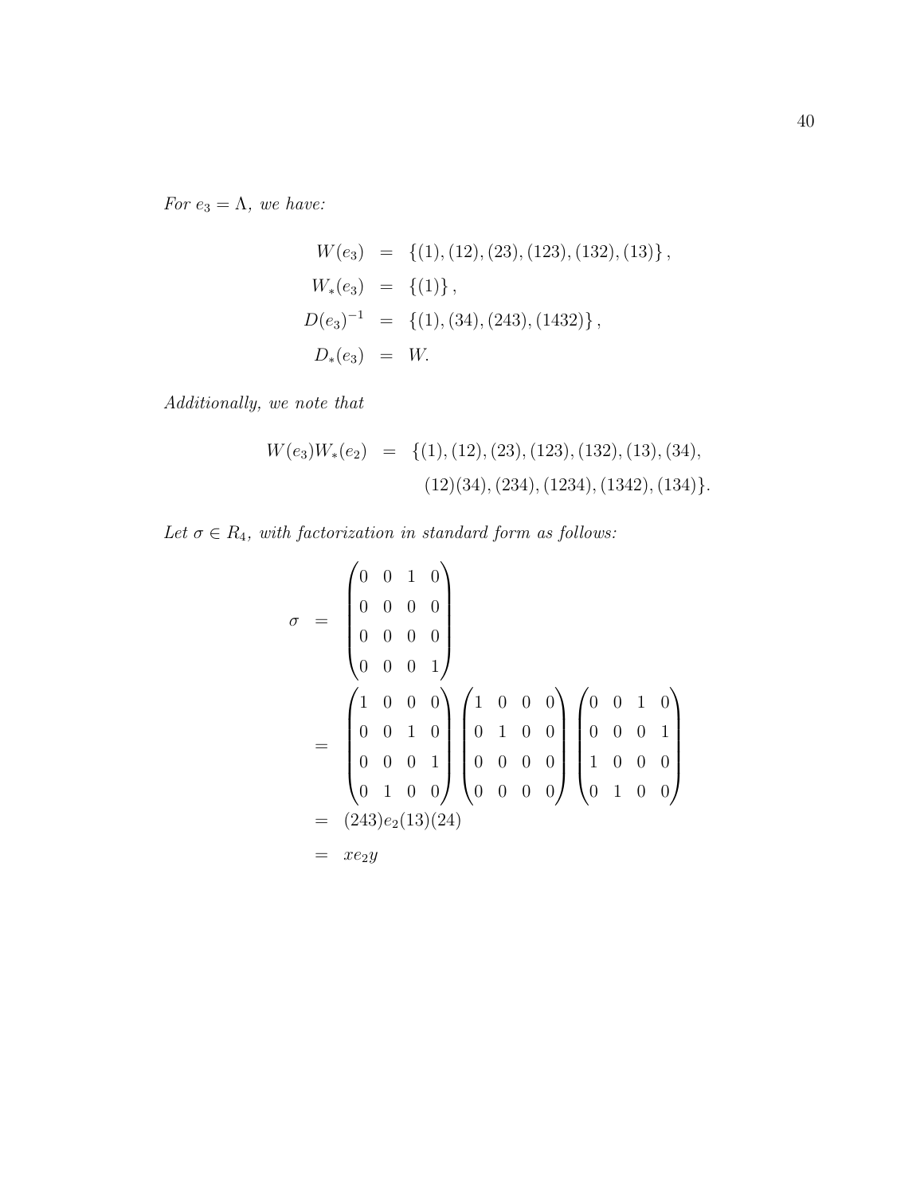*For $e_3 = \Lambda$, we have:*

$$
\begin{aligned}
W(e_3) &= \{(1),(12),(23),(123),(132),(13)\}, \\
W_*(e_3) &= \{(1)\}, \\
D(e_3)^{-1} &= \{(1),(34),(243),(1432)\}, \\
D_*(e_3) &= W.
\end{aligned}
$$

*Additionally, we note that*

$$
\begin{aligned}
W(e_3)W_*(e_2) = \{&(1),(12),(23),(123),(132),(13),(34), \\
&(12)(34),(234),(1234),(1342),(134)\}.
\end{aligned}
$$

*Let $\sigma \in R_4$, with factorization in standard form as follows:*

$$
\begin{aligned}
\sigma &= \begin{pmatrix} 0 & 0 & 1 & 0 \\ 0 & 0 & 0 & 0 \\ 0 & 0 & 0 & 0 \\ 0 & 0 & 0 & 1 \end{pmatrix} \\
&= \begin{pmatrix} 1 & 0 & 0 & 0 \\ 0 & 0 & 1 & 0 \\ 0 & 0 & 0 & 1 \\ 0 & 1 & 0 & 0 \end{pmatrix} \begin{pmatrix} 1 & 0 & 0 & 0 \\ 0 & 1 & 0 & 0 \\ 0 & 0 & 0 & 0 \\ 0 & 0 & 0 & 0 \end{pmatrix} \begin{pmatrix} 0 & 0 & 1 & 0 \\ 0 & 0 & 0 & 1 \\ 1 & 0 & 0 & 0 \\ 0 & 1 & 0 & 0 \end{pmatrix} \\
&= (243)e_2(13)(24) \\
&= xe_2y
\end{aligned}
$$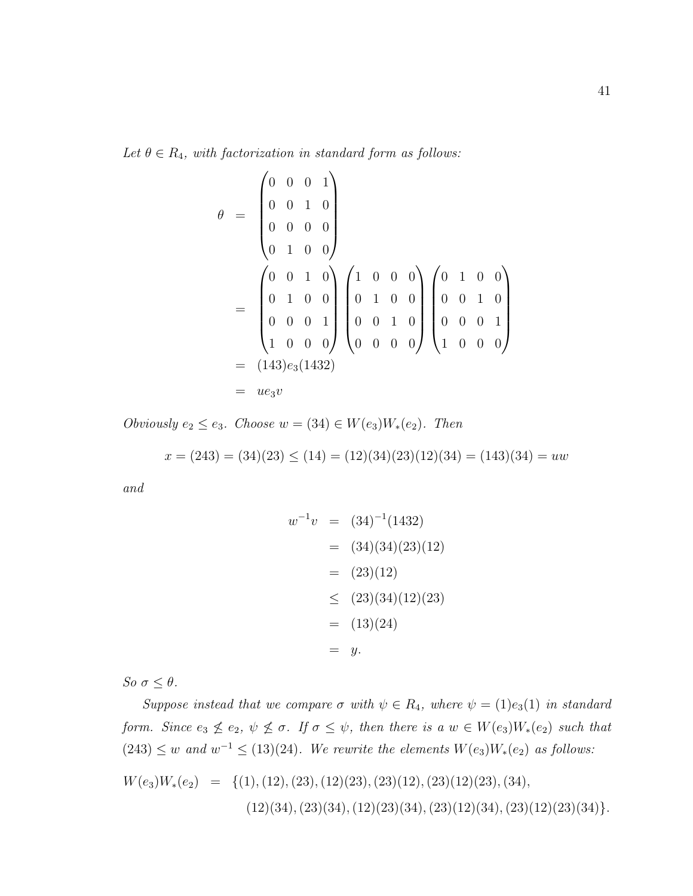*Let $\theta \in R_4$, with factorization in standard form as follows:*

$$
\begin{aligned}
\theta &= \begin{pmatrix} 0 & 0 & 0 & 1 \\ 0 & 0 & 1 & 0 \\ 0 & 0 & 0 & 0 \\ 0 & 1 & 0 & 0 \end{pmatrix} \\
&= \begin{pmatrix} 0 & 0 & 1 & 0 \\ 0 & 1 & 0 & 0 \\ 0 & 0 & 0 & 1 \\ 1 & 0 & 0 & 0 \end{pmatrix} \begin{pmatrix} 1 & 0 & 0 & 0 \\ 0 & 1 & 0 & 0 \\ 0 & 0 & 1 & 0 \\ 0 & 0 & 0 & 0 \end{pmatrix} \begin{pmatrix} 0 & 1 & 0 & 0 \\ 0 & 0 & 1 & 0 \\ 0 & 0 & 0 & 1 \\ 1 & 0 & 0 & 0 \end{pmatrix} \\
&= (143)e_3(1432) \\
&= ue_3v
\end{aligned}
$$

*Obviously $e_2 \leq e_3$. Choose $w = (34) \in W(e_3)W_*(e_2)$. Then*

$$x = (243) = (34)(23) \leq (14) = (12)(34)(23)(12)(34) = (143)(34) = uw$$

*and*

$$
\begin{aligned}
w^{-1}v &= (34)^{-1}(1432) \\
&= (34)(34)(23)(12) \\
&= (23)(12) \\
&\leq (23)(34)(12)(23) \\
&= (13)(24) \\
&= y.
\end{aligned}
$$

*So $\sigma \leq \theta$.*

*Suppose instead that we compare $\sigma$ with $\psi \in R_4$, where $\psi = (1)e_3(1)$ in standard form. Since $e_3 \not\leq e_2$, $\psi \not\leq \sigma$. If $\sigma \leq \psi$, then there is a $w \in W(e_3)W_*(e_2)$ such that $(243) \leq w$ and $w^{-1} \leq (13)(24)$. We rewrite the elements $W(e_3)W_*(e_2)$ as follows:*

$$
\begin{aligned}
W(e_3)W_*(e_2) = \{&(1), (12), (23), (12)(23), (23)(12), (23)(12)(23), (34), \\
&(12)(34), (23)(34), (12)(23)(34), (23)(12)(34), (23)(12)(23)(34)\}.
\end{aligned}
$$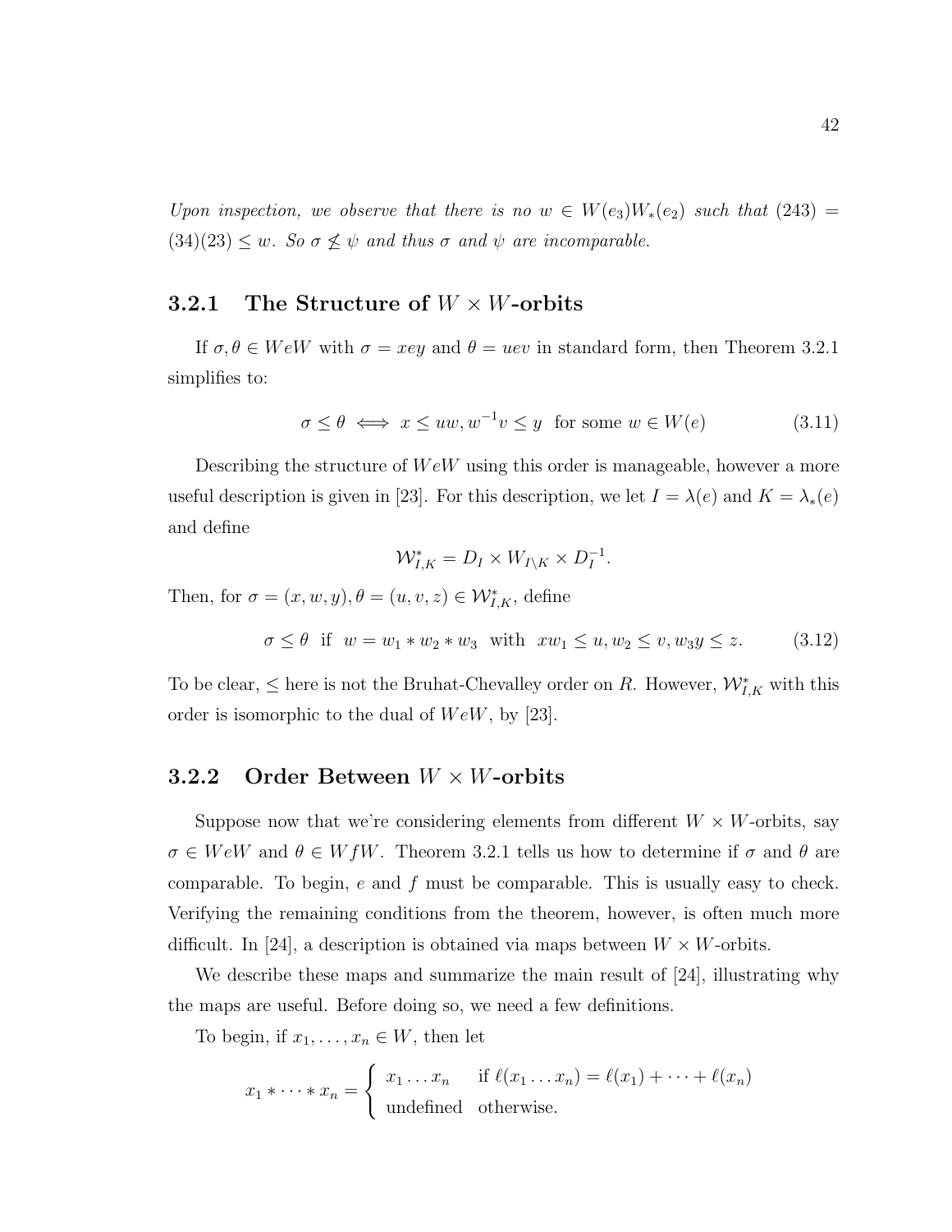*Upon inspection, we observe that there is no $w \in W(e_3)W_*(e_2)$ such that $(243) = (34)(23) \leq w$. So $\sigma \not\leq \psi$ and thus $\sigma$ and $\psi$ are incomparable.*

### 3.2.1 The Structure of $W \times W$-orbits

If $\sigma, \theta \in WeW$ with $\sigma = xey$ and $\theta = uev$ in standard form, then Theorem 3.2.1 simplifies to:

$$\sigma \leq \theta \iff x \leq uw, w^{-1}v \leq y \text{ for some } w \in W(e) \tag{3.11}$$

Describing the structure of $WeW$ using this order is manageable, however a more useful description is given in [23]. For this description, we let $I = \lambda(e)$ and $K = \lambda_*(e)$ and define

$$\mathcal{W}^*_{I,K} = D_I \times W_{I \setminus K} \times D_I^{-1}.$$

Then, for $\sigma = (x, w, y), \theta = (u, v, z) \in \mathcal{W}^*_{I,K}$, define

$$\sigma \leq \theta \text{ if } w = w_1 * w_2 * w_3 \text{ with } xw_1 \leq u, w_2 \leq v, w_3 y \leq z. \tag{3.12}$$

To be clear, $\leq$ here is not the Bruhat-Chevalley order on $R$. However, $\mathcal{W}^*_{I,K}$ with this order is isomorphic to the dual of $WeW$, by [23].

### 3.2.2 Order Between $W \times W$-orbits

Suppose now that we're considering elements from different $W \times W$-orbits, say $\sigma \in WeW$ and $\theta \in WfW$. Theorem 3.2.1 tells us how to determine if $\sigma$ and $\theta$ are comparable. To begin, $e$ and $f$ must be comparable. This is usually easy to check. Verifying the remaining conditions from the theorem, however, is often much more difficult. In [24], a description is obtained via maps between $W \times W$-orbits.

We describe these maps and summarize the main result of [24], illustrating why the maps are useful. Before doing so, we need a few definitions.

To begin, if $x_1, \ldots, x_n \in W$, then let

$$x_1 * \cdots * x_n = \begin{cases} x_1 \ldots x_n & \text{if } \ell(x_1 \ldots x_n) = \ell(x_1) + \cdots + \ell(x_n) \\ \text{undefined} & \text{otherwise.} \end{cases}$$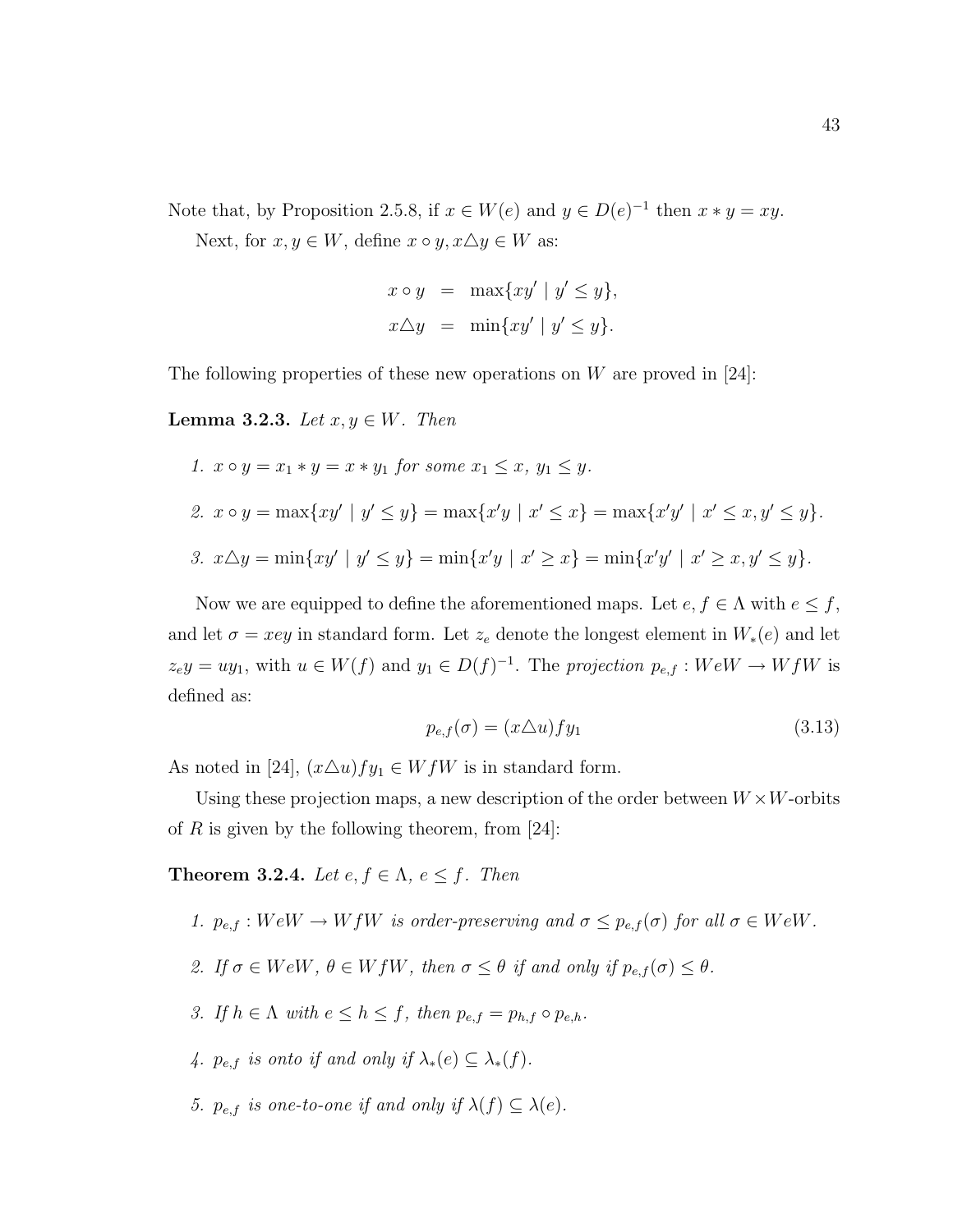Note that, by Proposition 2.5.8, if $x \in W(e)$ and $y \in D(e)^{-1}$ then $x * y = xy$.

Next, for $x, y \in W$, define $x \circ y, x \triangle y \in W$ as:

$$
\begin{aligned}
x \circ y &= \max\{xy' \mid y' \leq y\}, \\
x \triangle y &= \min\{xy' \mid y' \leq y\}.
\end{aligned}
$$

The following properties of these new operations on $W$ are proved in [24]:

**Lemma 3.2.3.** *Let $x, y \in W$. Then*

1. *$x \circ y = x_1 * y = x * y_1$ for some $x_1 \leq x$, $y_1 \leq y$.*
2. *$x \circ y = \max\{xy' \mid y' \leq y\} = \max\{x'y \mid x' \leq x\} = \max\{x'y' \mid x' \leq x, y' \leq y\}$.*
3. *$x \triangle y = \min\{xy' \mid y' \leq y\} = \min\{x'y \mid x' \geq x\} = \min\{x'y' \mid x' \geq x, y' \leq y\}$.*

Now we are equipped to define the aforementioned maps. Let $e, f \in \Lambda$ with $e \leq f$, and let $\sigma = xey$ in standard form. Let $z_e$ denote the longest element in $W_*(e)$ and let $z_e y = uy_1$, with $u \in W(f)$ and $y_1 \in D(f)^{-1}$. The *projection* $p_{e,f} : WeW \to WfW$ is defined as:

$$
p_{e,f}(\sigma) = (x \triangle u) f y_1 \tag{3.13}
$$

As noted in [24], $(x \triangle u) f y_1 \in WfW$ is in standard form.

Using these projection maps, a new description of the order between $W \times W$-orbits of $R$ is given by the following theorem, from [24]:

**Theorem 3.2.4.** *Let $e, f \in \Lambda$, $e \leq f$. Then*

1. *$p_{e,f} : WeW \to WfW$ is order-preserving and $\sigma \leq p_{e,f}(\sigma)$ for all $\sigma \in WeW$.*
2. *If $\sigma \in WeW$, $\theta \in WfW$, then $\sigma \leq \theta$ if and only if $p_{e,f}(\sigma) \leq \theta$.*
3. *If $h \in \Lambda$ with $e \leq h \leq f$, then $p_{e,f} = p_{h,f} \circ p_{e,h}$.*
4. *$p_{e,f}$ is onto if and only if $\lambda_*(e) \subseteq \lambda_*(f)$.*
5. *$p_{e,f}$ is one-to-one if and only if $\lambda(f) \subseteq \lambda(e)$.*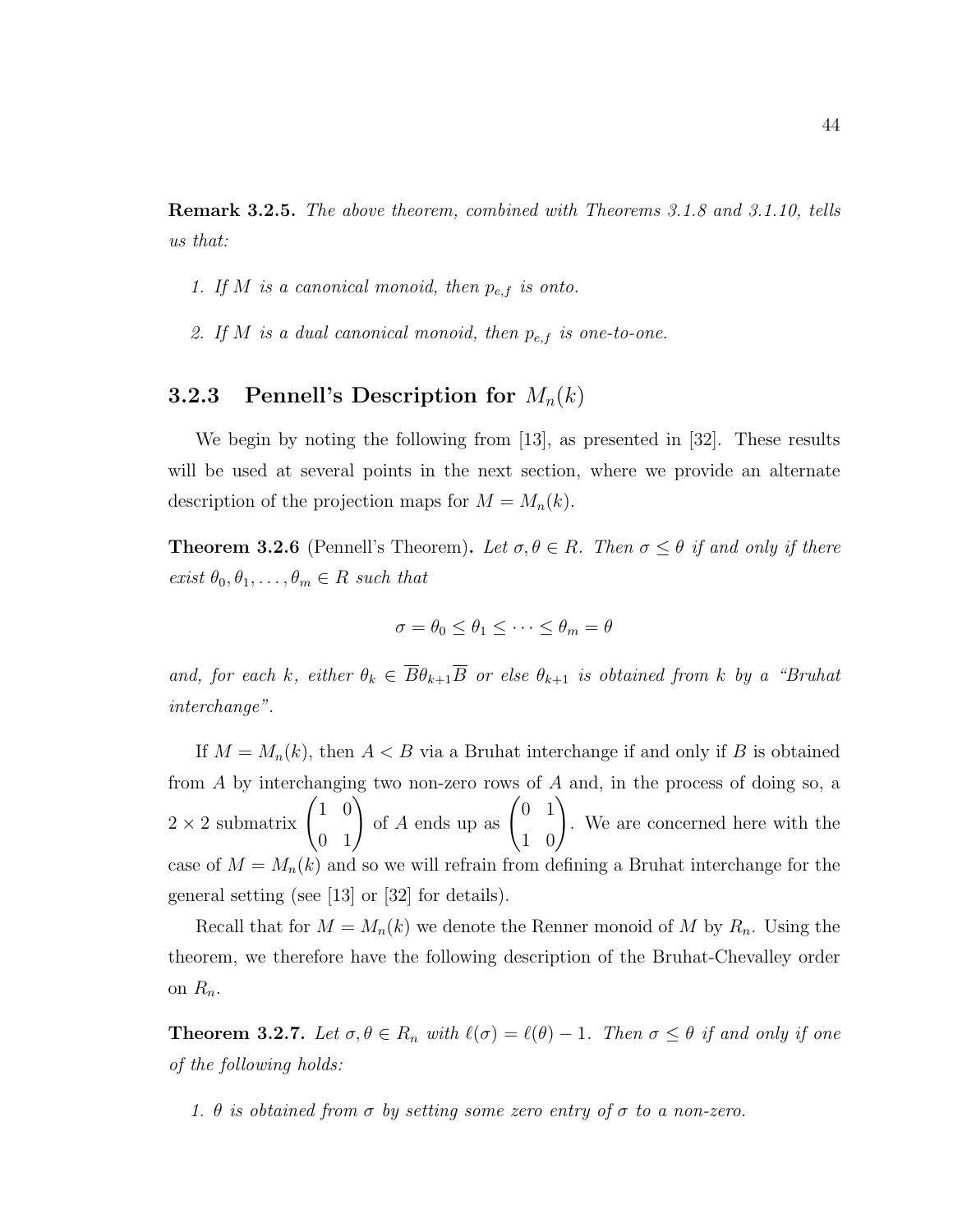**Remark 3.2.5.** *The above theorem, combined with Theorems 3.1.8 and 3.1.10, tells us that:*

1. *If $M$ is a canonical monoid, then $p_{e,f}$ is onto.*
2. *If $M$ is a dual canonical monoid, then $p_{e,f}$ is one-to-one.*

### 3.2.3 Pennell's Description for $M_n(k)$

We begin by noting the following from [13], as presented in [32]. These results will be used at several points in the next section, where we provide an alternate description of the projection maps for $M = M_n(k)$.

**Theorem 3.2.6** (Pennell's Theorem)**.** *Let $\sigma, \theta \in R$. Then $\sigma \leq \theta$ if and only if there exist $\theta_0, \theta_1, \ldots, \theta_m \in R$ such that*

$$\sigma = \theta_0 \leq \theta_1 \leq \cdots \leq \theta_m = \theta$$

*and, for each $k$, either $\theta_k \in \overline{B}\theta_{k+1}\overline{B}$ or else $\theta_{k+1}$ is obtained from $k$ by a "Bruhat interchange".*

If $M = M_n(k)$, then $A < B$ via a Bruhat interchange if and only if $B$ is obtained from $A$ by interchanging two non-zero rows of $A$ and, in the process of doing so, a $2 \times 2$ submatrix $\begin{pmatrix} 1 & 0 \\ 0 & 1 \end{pmatrix}$ of $A$ ends up as $\begin{pmatrix} 0 & 1 \\ 1 & 0 \end{pmatrix}$. We are concerned here with the case of $M = M_n(k)$ and so we will refrain from defining a Bruhat interchange for the general setting (see [13] or [32] for details).

Recall that for $M = M_n(k)$ we denote the Renner monoid of $M$ by $R_n$. Using the theorem, we therefore have the following description of the Bruhat-Chevalley order on $R_n$.

**Theorem 3.2.7.** *Let $\sigma, \theta \in R_n$ with $\ell(\sigma) = \ell(\theta) - 1$. Then $\sigma \leq \theta$ if and only if one of the following holds:*

1. *$\theta$ is obtained from $\sigma$ by setting some zero entry of $\sigma$ to a non-zero.*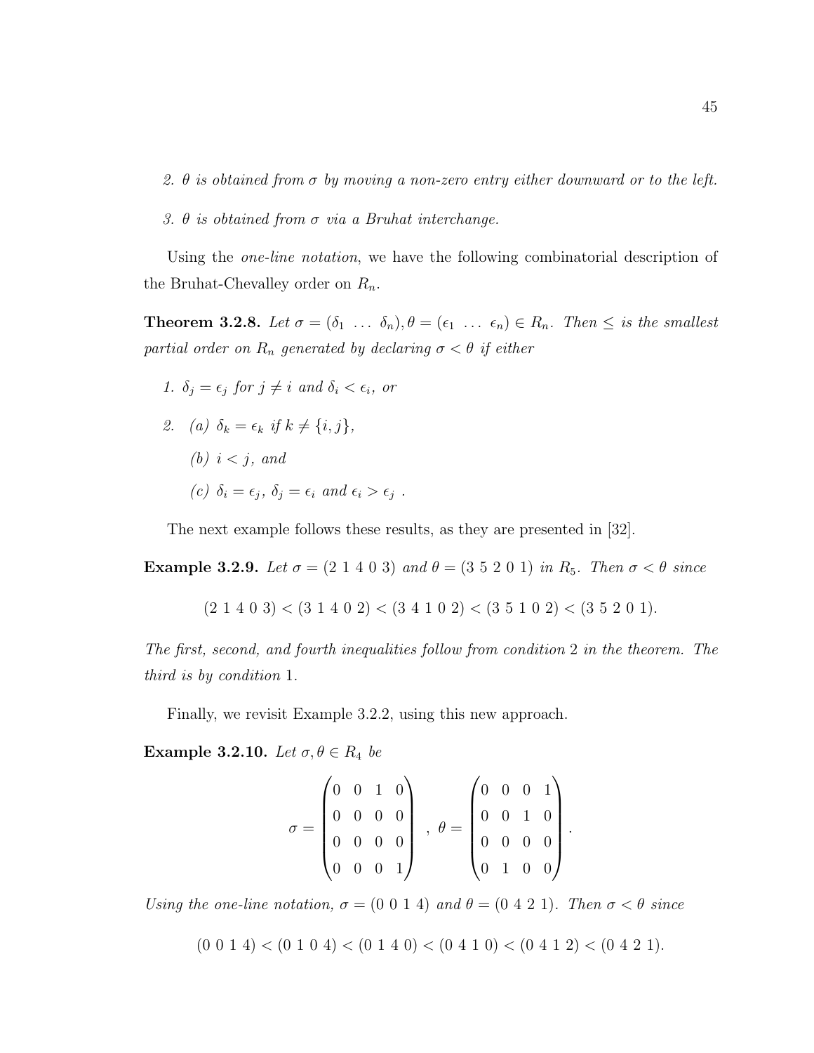2. $\theta$ is obtained from $\sigma$ by moving a non-zero entry either downward or to the left.

3. $\theta$ is obtained from $\sigma$ via a Bruhat interchange.

Using the *one-line notation*, we have the following combinatorial description of the Bruhat-Chevalley order on $R_n$.

**Theorem 3.2.8.** *Let $\sigma = (\delta_1 \ \dots \ \delta_n), \theta = (\epsilon_1 \ \dots \ \epsilon_n) \in R_n$. Then $\leq$ is the smallest partial order on $R_n$ generated by declaring $\sigma < \theta$ if either*

1. *$\delta_j = \epsilon_j$ for $j \neq i$ and $\delta_i < \epsilon_i$, or*

2. *(a) $\delta_k = \epsilon_k$ if $k \neq \{i, j\}$,*

   *(b) $i < j$, and*

   *(c) $\delta_i = \epsilon_j$, $\delta_j = \epsilon_i$ and $\epsilon_i > \epsilon_j$ .*

The next example follows these results, as they are presented in [32].

**Example 3.2.9.** *Let $\sigma = (2\ 1\ 4\ 0\ 3)$ and $\theta = (3\ 5\ 2\ 0\ 1)$ in $R_5$. Then $\sigma < \theta$ since*

$$(2\ 1\ 4\ 0\ 3) < (3\ 1\ 4\ 0\ 2) < (3\ 4\ 1\ 0\ 2) < (3\ 5\ 1\ 0\ 2) < (3\ 5\ 2\ 0\ 1).$$

*The first, second, and fourth inequalities follow from condition 2 in the theorem. The third is by condition 1.*

Finally, we revisit Example 3.2.2, using this new approach.

**Example 3.2.10.** *Let $\sigma, \theta \in R_4$ be*

$$\sigma = \begin{pmatrix} 0 & 0 & 1 & 0 \\ 0 & 0 & 0 & 0 \\ 0 & 0 & 0 & 0 \\ 0 & 0 & 0 & 1 \end{pmatrix} \ , \ \theta = \begin{pmatrix} 0 & 0 & 0 & 1 \\ 0 & 0 & 1 & 0 \\ 0 & 0 & 0 & 0 \\ 0 & 1 & 0 & 0 \end{pmatrix}.$$

*Using the one-line notation, $\sigma = (0\ 0\ 1\ 4)$ and $\theta = (0\ 4\ 2\ 1)$. Then $\sigma < \theta$ since*

$$(0\ 0\ 1\ 4) < (0\ 1\ 0\ 4) < (0\ 1\ 4\ 0) < (0\ 4\ 1\ 0) < (0\ 4\ 1\ 2) < (0\ 4\ 2\ 1).$$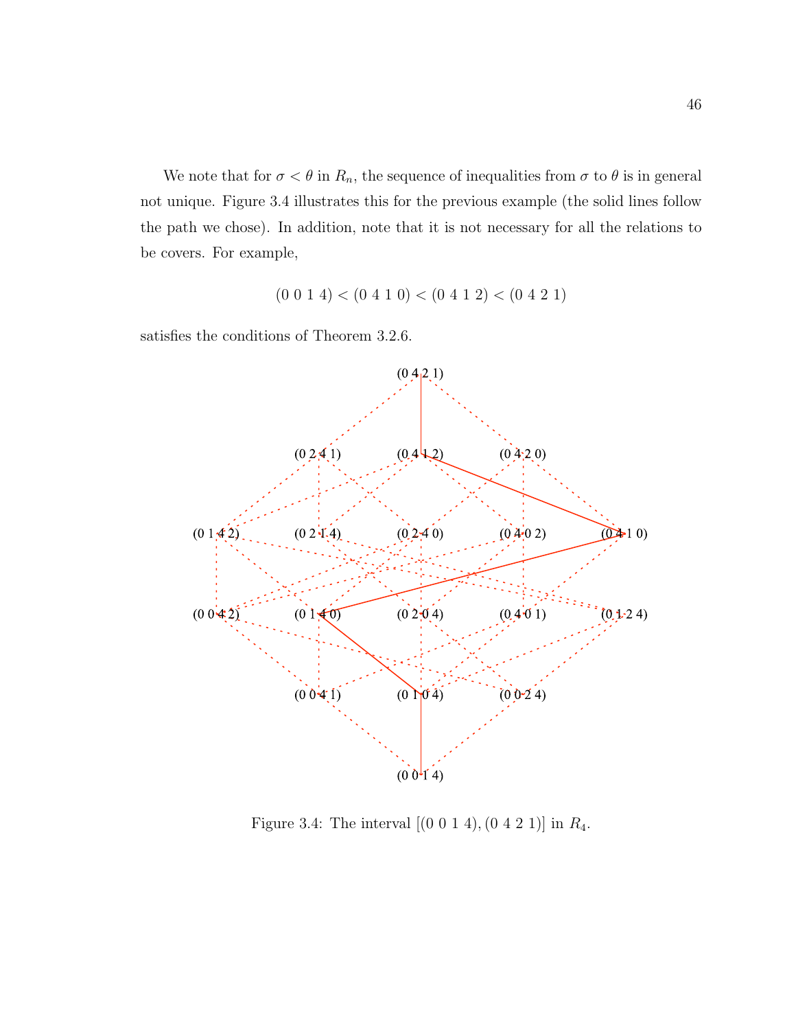We note that for $\sigma < \theta$ in $R_n$, the sequence of inequalities from $\sigma$ to $\theta$ is in general not unique. Figure 3.4 illustrates this for the previous example (the solid lines follow the path we chose). In addition, note that it is not necessary for all the relations to be covers. For example,

$$(0\ 0\ 1\ 4) < (0\ 4\ 1\ 0) < (0\ 4\ 1\ 2) < (0\ 4\ 2\ 1)$$

satisfies the conditions of Theorem 3.2.6.

Figure 3.4: The interval $[(0\ 0\ 1\ 4), (0\ 4\ 2\ 1)]$ in $R_4$.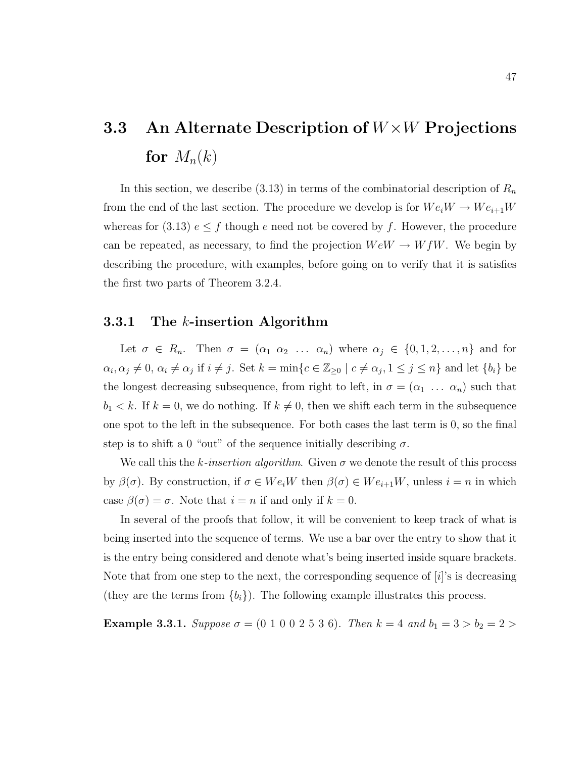## 3.3 An Alternate Description of $W \times W$ Projections for $M_n(k)$

In this section, we describe (3.13) in terms of the combinatorial description of $R_n$ from the end of the last section. The procedure we develop is for $We_iW \to We_{i+1}W$ whereas for (3.13) $e \leq f$ though $e$ need not be covered by $f$. However, the procedure can be repeated, as necessary, to find the projection $WeW \to WfW$. We begin by describing the procedure, with examples, before going on to verify that it is satisfies the first two parts of Theorem 3.2.4.

### 3.3.1 The $k$-insertion Algorithm

Let $\sigma \in R_n$. Then $\sigma = (\alpha_1\ \alpha_2\ \ldots\ \alpha_n)$ where $\alpha_j \in \{0, 1, 2, \ldots, n\}$ and for $\alpha_i, \alpha_j \neq 0$, $\alpha_i \neq \alpha_j$ if $i \neq j$. Set $k = \min\{c \in \mathbb{Z}_{\geq 0} \mid c \neq \alpha_j, 1 \leq j \leq n\}$ and let $\{b_i\}$ be the longest decreasing subsequence, from right to left, in $\sigma = (\alpha_1\ \ldots\ \alpha_n)$ such that $b_1 < k$. If $k = 0$, we do nothing. If $k \neq 0$, then we shift each term in the subsequence one spot to the left in the subsequence. For both cases the last term is 0, so the final step is to shift a 0 "out" of the sequence initially describing $\sigma$.

We call this the *$k$-insertion algorithm*. Given $\sigma$ we denote the result of this process by $\beta(\sigma)$. By construction, if $\sigma \in We_iW$ then $\beta(\sigma) \in We_{i+1}W$, unless $i = n$ in which case $\beta(\sigma) = \sigma$. Note that $i = n$ if and only if $k = 0$.

In several of the proofs that follow, it will be convenient to keep track of what is being inserted into the sequence of terms. We use a bar over the entry to show that it is the entry being considered and denote what's being inserted inside square brackets. Note that from one step to the next, the corresponding sequence of $[i]$'s is decreasing (they are the terms from $\{b_i\}$). The following example illustrates this process.

**Example 3.3.1.** *Suppose $\sigma = (0\ 1\ 0\ 0\ 2\ 5\ 3\ 6)$. Then $k = 4$ and $b_1 = 3 > b_2 = 2 >$*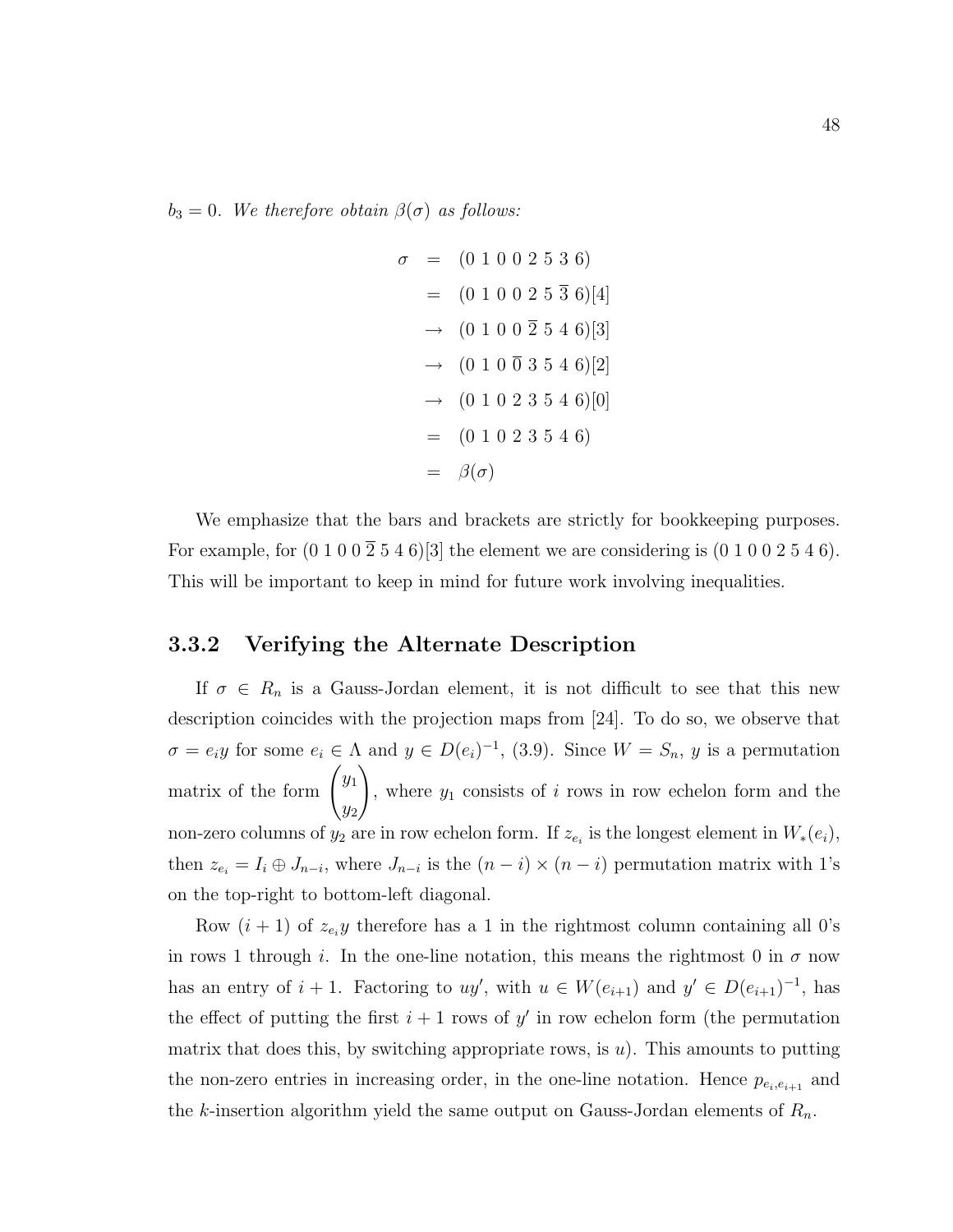$b_3 = 0$. *We therefore obtain* $\beta(\sigma)$ *as follows:*

$$
\begin{aligned}
\sigma &= (0\ 1\ 0\ 0\ 2\ 5\ 3\ 6) \\
&= (0\ 1\ 0\ 0\ 2\ 5\ \overline{3}\ 6)[4] \\
&\rightarrow (0\ 1\ 0\ 0\ \overline{2}\ 5\ 4\ 6)[3] \\
&\rightarrow (0\ 1\ 0\ \overline{0}\ 3\ 5\ 4\ 6)[2] \\
&\rightarrow (0\ 1\ 0\ 2\ 3\ 5\ 4\ 6)[0] \\
&= (0\ 1\ 0\ 2\ 3\ 5\ 4\ 6) \\
&= \beta(\sigma)
\end{aligned}
$$

We emphasize that the bars and brackets are strictly for bookkeeping purposes. For example, for $(0\ 1\ 0\ 0\ \overline{2}\ 5\ 4\ 6)[3]$ the element we are considering is $(0\ 1\ 0\ 0\ 2\ 5\ 4\ 6)$. This will be important to keep in mind for future work involving inequalities.

### 3.3.2 Verifying the Alternate Description

If $\sigma \in R_n$ is a Gauss-Jordan element, it is not difficult to see that this new description coincides with the projection maps from [24]. To do so, we observe that $\sigma = e_i y$ for some $e_i \in \Lambda$ and $y \in D(e_i)^{-1}$, (3.9). Since $W = S_n$, $y$ is a permutation matrix of the form $\begin{pmatrix} y_1 \\ y_2 \end{pmatrix}$, where $y_1$ consists of $i$ rows in row echelon form and the non-zero columns of $y_2$ are in row echelon form. If $z_{e_i}$ is the longest element in $W_*(e_i)$, then $z_{e_i} = I_i \oplus J_{n-i}$, where $J_{n-i}$ is the $(n-i) \times (n-i)$ permutation matrix with 1's on the top-right to bottom-left diagonal.

Row $(i+1)$ of $z_{e_i} y$ therefore has a 1 in the rightmost column containing all 0's in rows 1 through $i$. In the one-line notation, this means the rightmost 0 in $\sigma$ now has an entry of $i+1$. Factoring to $uy'$, with $u \in W(e_{i+1})$ and $y' \in D(e_{i+1})^{-1}$, has the effect of putting the first $i+1$ rows of $y'$ in row echelon form (the permutation matrix that does this, by switching appropriate rows, is $u$). This amounts to putting the non-zero entries in increasing order, in the one-line notation. Hence $p_{e_i, e_{i+1}}$ and the $k$-insertion algorithm yield the same output on Gauss-Jordan elements of $R_n$.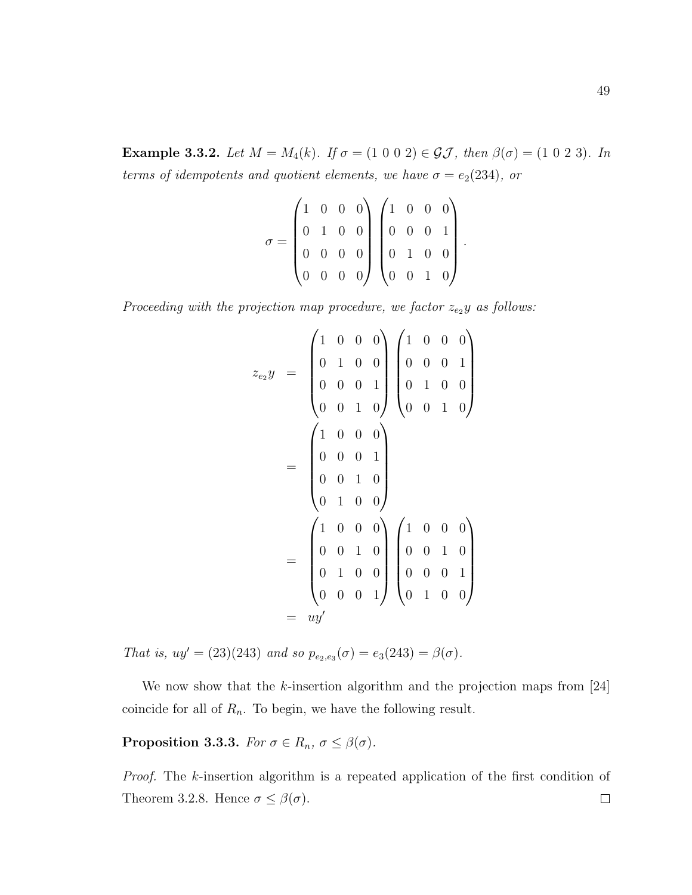**Example 3.3.2.** *Let $M = M_4(k)$. If $\sigma = (1\ 0\ 0\ 2) \in \mathcal{GJ}$, then $\beta(\sigma) = (1\ 0\ 2\ 3)$. In terms of idempotents and quotient elements, we have $\sigma = e_2(234)$, or*

$$\sigma = \begin{pmatrix} 1 & 0 & 0 & 0 \\ 0 & 1 & 0 & 0 \\ 0 & 0 & 0 & 0 \\ 0 & 0 & 0 & 0 \end{pmatrix} \begin{pmatrix} 1 & 0 & 0 & 0 \\ 0 & 0 & 0 & 1 \\ 0 & 1 & 0 & 0 \\ 0 & 0 & 1 & 0 \end{pmatrix}.$$

*Proceeding with the projection map procedure, we factor $z_{e_2}y$ as follows:*

$$\begin{aligned} z_{e_2}y &= \begin{pmatrix} 1 & 0 & 0 & 0 \\ 0 & 1 & 0 & 0 \\ 0 & 0 & 0 & 1 \\ 0 & 0 & 1 & 0 \end{pmatrix} \begin{pmatrix} 1 & 0 & 0 & 0 \\ 0 & 0 & 0 & 1 \\ 0 & 1 & 0 & 0 \\ 0 & 0 & 1 & 0 \end{pmatrix} \\ &= \begin{pmatrix} 1 & 0 & 0 & 0 \\ 0 & 0 & 0 & 1 \\ 0 & 0 & 1 & 0 \\ 0 & 1 & 0 & 0 \end{pmatrix} \\ &= \begin{pmatrix} 1 & 0 & 0 & 0 \\ 0 & 0 & 1 & 0 \\ 0 & 1 & 0 & 0 \\ 0 & 0 & 0 & 1 \end{pmatrix} \begin{pmatrix} 1 & 0 & 0 & 0 \\ 0 & 0 & 1 & 0 \\ 0 & 0 & 0 & 1 \\ 0 & 1 & 0 & 0 \end{pmatrix} \\ &= uy' \end{aligned}$$

*That is, $uy' = (23)(243)$ and so $p_{e_2,e_3}(\sigma) = e_3(243) = \beta(\sigma)$.*

We now show that the $k$-insertion algorithm and the projection maps from [24] coincide for all of $R_n$. To begin, we have the following result.

**Proposition 3.3.3.** *For $\sigma \in R_n$, $\sigma \leq \beta(\sigma)$.*

*Proof.* The $k$-insertion algorithm is a repeated application of the first condition of Theorem 3.2.8. Hence $\sigma \leq \beta(\sigma)$. □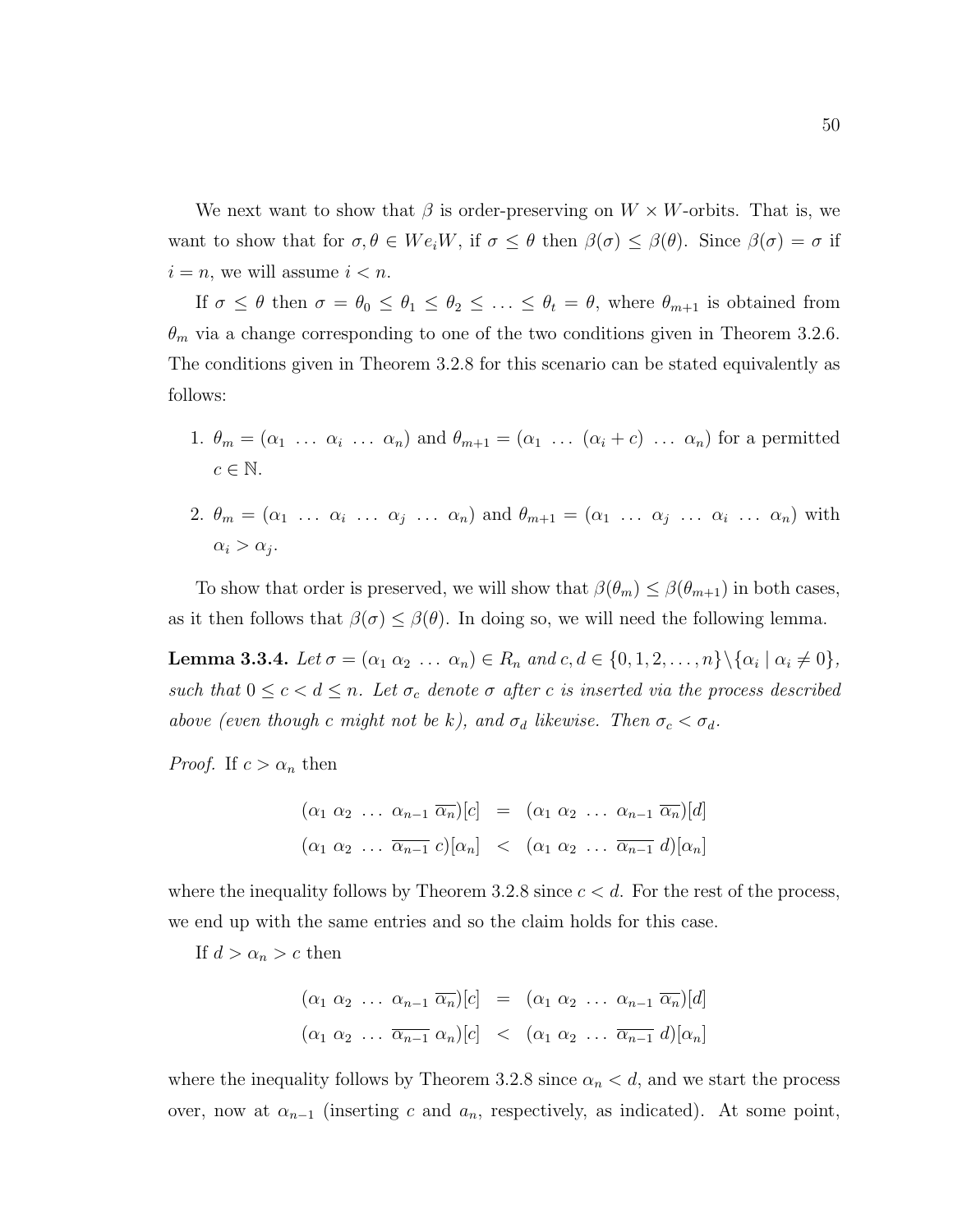We next want to show that $\beta$ is order-preserving on $W \times W$-orbits. That is, we want to show that for $\sigma, \theta \in We_iW$, if $\sigma \leq \theta$ then $\beta(\sigma) \leq \beta(\theta)$. Since $\beta(\sigma) = \sigma$ if $i = n$, we will assume $i < n$.

If $\sigma \leq \theta$ then $\sigma = \theta_0 \leq \theta_1 \leq \theta_2 \leq \ldots \leq \theta_t = \theta$, where $\theta_{m+1}$ is obtained from $\theta_m$ via a change corresponding to one of the two conditions given in Theorem 3.2.6. The conditions given in Theorem 3.2.8 for this scenario can be stated equivalently as follows:

1. $\theta_m = (\alpha_1 \ \ldots \ \alpha_i \ \ldots \ \alpha_n)$ and $\theta_{m+1} = (\alpha_1 \ \ldots \ (\alpha_i + c) \ \ldots \ \alpha_n)$ for a permitted $c \in \mathbb{N}$.

2. $\theta_m = (\alpha_1 \ \ldots \ \alpha_i \ \ldots \ \alpha_j \ \ldots \ \alpha_n)$ and $\theta_{m+1} = (\alpha_1 \ \ldots \ \alpha_j \ \ldots \ \alpha_i \ \ldots \ \alpha_n)$ with $\alpha_i > \alpha_j$.

To show that order is preserved, we will show that $\beta(\theta_m) \leq \beta(\theta_{m+1})$ in both cases, as it then follows that $\beta(\sigma) \leq \beta(\theta)$. In doing so, we will need the following lemma.

**Lemma 3.3.4.** *Let $\sigma = (\alpha_1 \ \alpha_2 \ \ldots \ \alpha_n) \in R_n$ and $c, d \in \{0, 1, 2, \ldots, n\} \backslash \{\alpha_i \mid \alpha_i \neq 0\}$, such that $0 \leq c < d \leq n$. Let $\sigma_c$ denote $\sigma$ after $c$ is inserted via the process described above (even though $c$ might not be $k$), and $\sigma_d$ likewise. Then $\sigma_c < \sigma_d$.*

*Proof.* If $c > \alpha_n$ then

$$
\begin{array}{rcl}
(\alpha_1 \ \alpha_2 \ \ldots \ \alpha_{n-1} \ \overline{\alpha_n})[c] & = & (\alpha_1 \ \alpha_2 \ \ldots \ \alpha_{n-1} \ \overline{\alpha_n})[d] \\
(\alpha_1 \ \alpha_2 \ \ldots \ \overline{\alpha_{n-1}} \ c)[\alpha_n] & < & (\alpha_1 \ \alpha_2 \ \ldots \ \overline{\alpha_{n-1}} \ d)[\alpha_n]
\end{array}
$$

where the inequality follows by Theorem 3.2.8 since $c < d$. For the rest of the process, we end up with the same entries and so the claim holds for this case.

If $d > \alpha_n > c$ then

$$
\begin{array}{rcl}
(\alpha_1 \ \alpha_2 \ \ldots \ \alpha_{n-1} \ \overline{\alpha_n})[c] & = & (\alpha_1 \ \alpha_2 \ \ldots \ \alpha_{n-1} \ \overline{\alpha_n})[d] \\
(\alpha_1 \ \alpha_2 \ \ldots \ \overline{\alpha_{n-1}} \ \alpha_n)[c] & < & (\alpha_1 \ \alpha_2 \ \ldots \ \overline{\alpha_{n-1}} \ d)[\alpha_n]
\end{array}
$$

where the inequality follows by Theorem 3.2.8 since $\alpha_n < d$, and we start the process over, now at $\alpha_{n-1}$ (inserting $c$ and $a_n$, respectively, as indicated). At some point,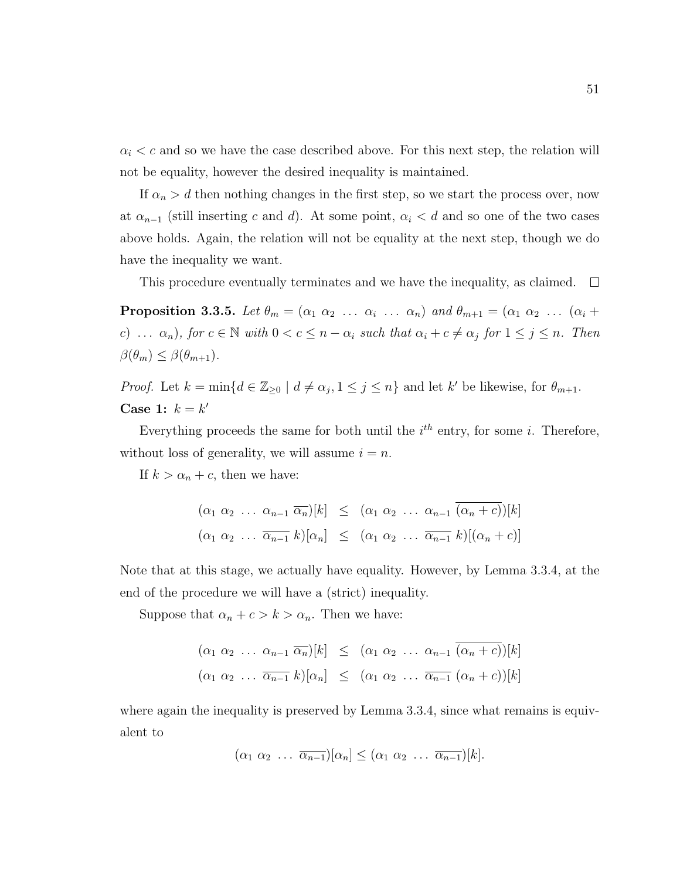$\alpha_i < c$ and so we have the case described above. For this next step, the relation will not be equality, however the desired inequality is maintained.

If $\alpha_n > d$ then nothing changes in the first step, so we start the process over, now at $\alpha_{n-1}$ (still inserting $c$ and $d$). At some point, $\alpha_i < d$ and so one of the two cases above holds. Again, the relation will not be equality at the next step, though we do have the inequality we want.

This procedure eventually terminates and we have the inequality, as claimed. $\square$

**Proposition 3.3.5.** *Let $\theta_m = (\alpha_1\ \alpha_2\ \ldots\ \alpha_i\ \ldots\ \alpha_n)$ and $\theta_{m+1} = (\alpha_1\ \alpha_2\ \ldots\ (\alpha_i + c)\ \ldots\ \alpha_n)$, for $c \in \mathbb{N}$ with $0 < c \leq n - \alpha_i$ such that $\alpha_i + c \neq \alpha_j$ for $1 \leq j \leq n$. Then $\beta(\theta_m) \leq \beta(\theta_{m+1})$.*

*Proof.* Let $k = \min\{d \in \mathbb{Z}_{\geq 0} \mid d \neq \alpha_j, 1 \leq j \leq n\}$ and let $k'$ be likewise, for $\theta_{m+1}$.

**Case 1:** $k = k'$

Everything proceeds the same for both until the $i^{th}$ entry, for some $i$. Therefore, without loss of generality, we will assume $i = n$.

If $k > \alpha_n + c$, then we have:

$$\begin{aligned}
(\alpha_1\ \alpha_2\ \ldots\ \alpha_{n-1}\ \overline{\alpha_n})[k] &\leq (\alpha_1\ \alpha_2\ \ldots\ \alpha_{n-1}\ \overline{(\alpha_n + c)})[k] \\
(\alpha_1\ \alpha_2\ \ldots\ \overline{\alpha_{n-1}}\ k)[\alpha_n] &\leq (\alpha_1\ \alpha_2\ \ldots\ \overline{\alpha_{n-1}}\ k)[(\alpha_n + c)]
\end{aligned}$$

Note that at this stage, we actually have equality. However, by Lemma 3.3.4, at the end of the procedure we will have a (strict) inequality.

Suppose that $\alpha_n + c > k > \alpha_n$. Then we have:

$$\begin{aligned}
(\alpha_1\ \alpha_2\ \ldots\ \alpha_{n-1}\ \overline{\alpha_n})[k] &\leq (\alpha_1\ \alpha_2\ \ldots\ \alpha_{n-1}\ \overline{(\alpha_n + c)})[k] \\
(\alpha_1\ \alpha_2\ \ldots\ \overline{\alpha_{n-1}}\ k)[\alpha_n] &\leq (\alpha_1\ \alpha_2\ \ldots\ \overline{\alpha_{n-1}}\ (\alpha_n + c))[k]
\end{aligned}$$

where again the inequality is preserved by Lemma 3.3.4, since what remains is equivalent to

$$(\alpha_1\ \alpha_2\ \ldots\ \overline{\alpha_{n-1}})[\alpha_n] \leq (\alpha_1\ \alpha_2\ \ldots\ \overline{\alpha_{n-1}})[k].$$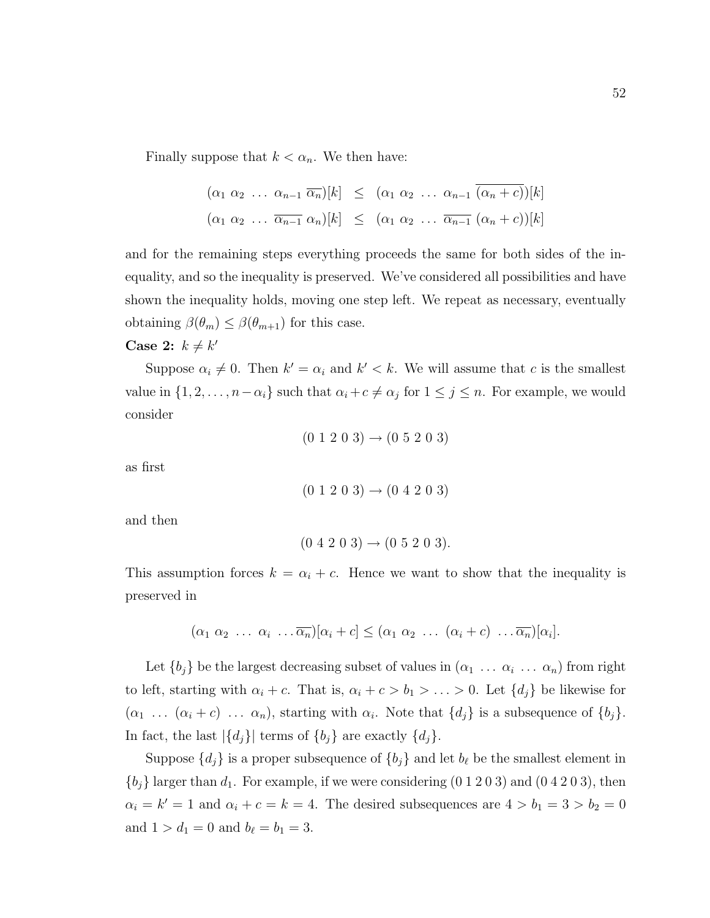Finally suppose that $k < \alpha_n$. We then have:

$$
\begin{array}{rcl}
(\alpha_1\ \alpha_2\ \ldots\ \alpha_{n-1}\ \overline{\alpha_n})[k] & \leq & (\alpha_1\ \alpha_2\ \ldots\ \alpha_{n-1}\ \overline{(\alpha_n + c)})[k] \\
(\alpha_1\ \alpha_2\ \ldots\ \overline{\alpha_{n-1}}\ \alpha_n)[k] & \leq & (\alpha_1\ \alpha_2\ \ldots\ \overline{\alpha_{n-1}}\ (\alpha_n + c))[k]
\end{array}
$$

and for the remaining steps everything proceeds the same for both sides of the inequality, and so the inequality is preserved. We've considered all possibilities and have shown the inequality holds, moving one step left. We repeat as necessary, eventually obtaining $\beta(\theta_m) \leq \beta(\theta_{m+1})$ for this case.

**Case 2:** $k \neq k'$

Suppose $\alpha_i \neq 0$. Then $k' = \alpha_i$ and $k' < k$. We will assume that $c$ is the smallest value in $\{1, 2, \ldots, n - \alpha_i\}$ such that $\alpha_i + c \neq \alpha_j$ for $1 \leq j \leq n$. For example, we would consider

$$(0\ 1\ 2\ 0\ 3) \rightarrow (0\ 5\ 2\ 0\ 3)$$

as first

$$(0\ 1\ 2\ 0\ 3) \rightarrow (0\ 4\ 2\ 0\ 3)$$

and then

$$(0\ 4\ 2\ 0\ 3) \rightarrow (0\ 5\ 2\ 0\ 3).$$

This assumption forces $k = \alpha_i + c$. Hence we want to show that the inequality is preserved in

$$(\alpha_1\ \alpha_2\ \ldots\ \alpha_i\ \ldots \overline{\alpha_n})[\alpha_i + c] \leq (\alpha_1\ \alpha_2\ \ldots\ (\alpha_i + c)\ \ldots \overline{\alpha_n})[\alpha_i].$$

Let $\{b_j\}$ be the largest decreasing subset of values in $(\alpha_1\ \ldots\ \alpha_i\ \ldots\ \alpha_n)$ from right to left, starting with $\alpha_i + c$. That is, $\alpha_i + c > b_1 > \ldots > 0$. Let $\{d_j\}$ be likewise for $(\alpha_1\ \ldots\ (\alpha_i + c)\ \ldots\ \alpha_n)$, starting with $\alpha_i$. Note that $\{d_j\}$ is a subsequence of $\{b_j\}$. In fact, the last $|\{d_j\}|$ terms of $\{b_j\}$ are exactly $\{d_j\}$.

Suppose $\{d_j\}$ is a proper subsequence of $\{b_j\}$ and let $b_\ell$ be the smallest element in $\{b_j\}$ larger than $d_1$. For example, if we were considering (0 1 2 0 3) and (0 4 2 0 3), then $\alpha_i = k' = 1$ and $\alpha_i + c = k = 4$. The desired subsequences are $4 > b_1 = 3 > b_2 = 0$ and $1 > d_1 = 0$ and $b_\ell = b_1 = 3$.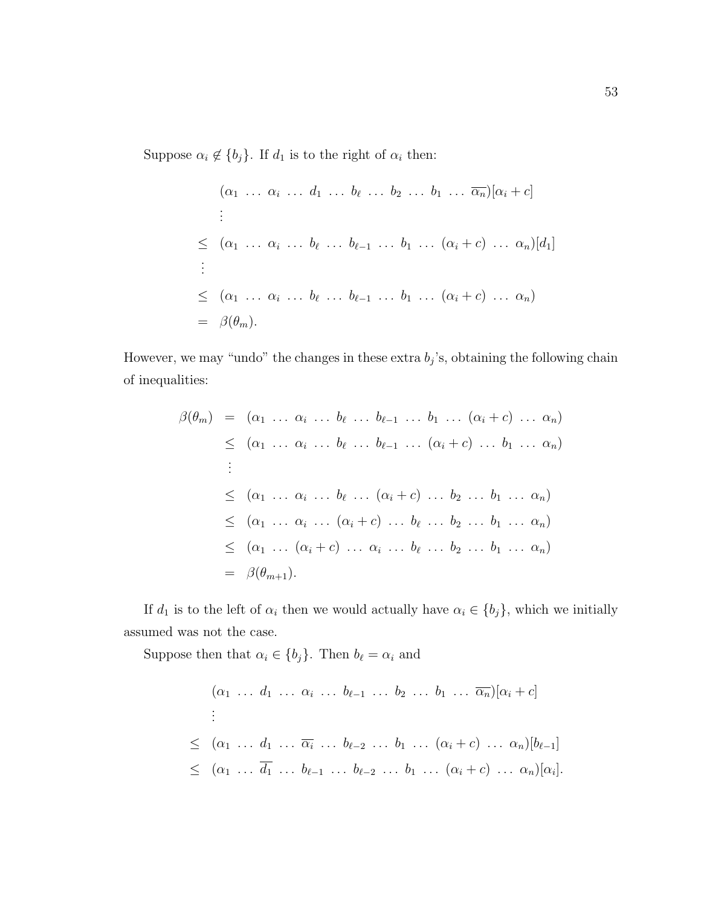Suppose $\alpha_i \notin \{b_j\}$. If $d_1$ is to the right of $\alpha_i$ then:

$$
\begin{aligned}
& (\alpha_1 \ \ldots \ \alpha_i \ \ldots \ d_1 \ \ldots \ b_\ell \ \ldots \ b_2 \ \ldots \ b_1 \ \ldots \ \overline{\alpha_n})[\alpha_i + c] \\
& \vdots \\
\leq \ & (\alpha_1 \ \ldots \ \alpha_i \ \ldots \ b_\ell \ \ldots \ b_{\ell-1} \ \ldots \ b_1 \ \ldots \ (\alpha_i + c) \ \ldots \ \alpha_n)[d_1] \\
\vdots & \\
\leq \ & (\alpha_1 \ \ldots \ \alpha_i \ \ldots \ b_\ell \ \ldots \ b_{\ell-1} \ \ldots \ b_1 \ \ldots \ (\alpha_i + c) \ \ldots \ \alpha_n) \\
= \ & \beta(\theta_m).
\end{aligned}
$$

However, we may "undo" the changes in these extra $b_j$'s, obtaining the following chain of inequalities:

$$
\begin{aligned}
\beta(\theta_m) &= (\alpha_1 \ \ldots \ \alpha_i \ \ldots \ b_\ell \ \ldots \ b_{\ell-1} \ \ldots \ b_1 \ \ldots \ (\alpha_i + c) \ \ldots \ \alpha_n) \\
&\leq (\alpha_1 \ \ldots \ \alpha_i \ \ldots \ b_\ell \ \ldots \ b_{\ell-1} \ \ldots \ (\alpha_i + c) \ \ldots \ b_1 \ \ldots \ \alpha_n) \\
&\ \ \vdots \\
&\leq (\alpha_1 \ \ldots \ \alpha_i \ \ldots \ b_\ell \ \ldots \ (\alpha_i + c) \ \ldots \ b_2 \ \ldots \ b_1 \ \ldots \ \alpha_n) \\
&\leq (\alpha_1 \ \ldots \ \alpha_i \ \ldots \ (\alpha_i + c) \ \ldots \ b_\ell \ \ldots \ b_2 \ \ldots \ b_1 \ \ldots \ \alpha_n) \\
&\leq (\alpha_1 \ \ldots \ (\alpha_i + c) \ \ldots \ \alpha_i \ \ldots \ b_\ell \ \ldots \ b_2 \ \ldots \ b_1 \ \ldots \ \alpha_n) \\
&= \beta(\theta_{m+1}).
\end{aligned}
$$

If $d_1$ is to the left of $\alpha_i$ then we would actually have $\alpha_i \in \{b_j\}$, which we initially assumed was not the case.

Suppose then that $\alpha_i \in \{b_j\}$. Then $b_\ell = \alpha_i$ and

$$
\begin{aligned}
& (\alpha_1 \ \ldots \ d_1 \ \ldots \ \alpha_i \ \ldots \ b_{\ell-1} \ \ldots \ b_2 \ \ldots \ b_1 \ \ldots \ \overline{\alpha_n})[\alpha_i + c] \\
& \vdots \\
\leq \ & (\alpha_1 \ \ldots \ d_1 \ \ldots \ \overline{\alpha_i} \ \ldots \ b_{\ell-2} \ \ldots \ b_1 \ \ldots \ (\alpha_i + c) \ \ldots \ \alpha_n)[b_{\ell-1}] \\
\leq \ & (\alpha_1 \ \ldots \ \overline{d_1} \ \ldots \ b_{\ell-1} \ \ldots \ b_{\ell-2} \ \ldots \ b_1 \ \ldots \ (\alpha_i + c) \ \ldots \ \alpha_n)[\alpha_i].
\end{aligned}
$$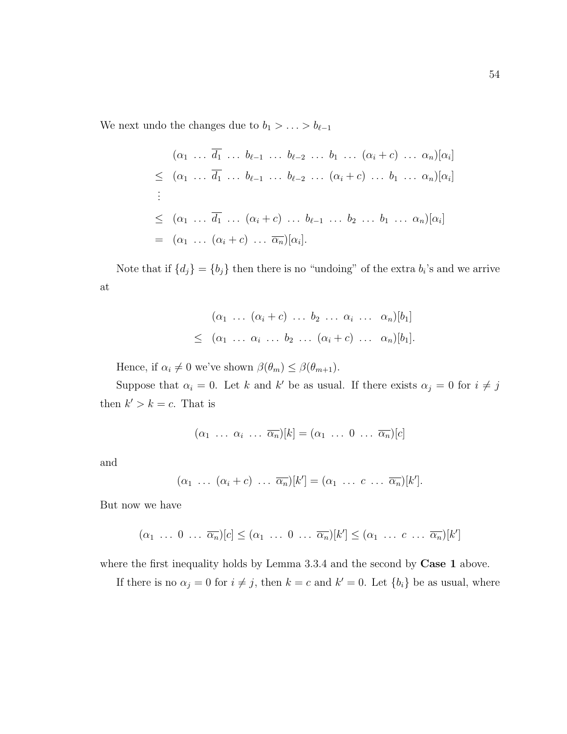We next undo the changes due to $b_1 > \ldots > b_{\ell-1}$

$$
\begin{aligned}
& (\alpha_1 \ \ldots \ \overline{d_1} \ \ldots \ b_{\ell-1} \ \ldots \ b_{\ell-2} \ \ldots \ b_1 \ \ldots \ (\alpha_i + c) \ \ldots \ \alpha_n)[\alpha_i] \\
\leq \ & (\alpha_1 \ \ldots \ \overline{d_1} \ \ldots \ b_{\ell-1} \ \ldots \ b_{\ell-2} \ \ldots \ (\alpha_i + c) \ \ldots \ b_1 \ \ldots \ \alpha_n)[\alpha_i] \\
\vdots \ & \\
\leq \ & (\alpha_1 \ \ldots \ \overline{d_1} \ \ldots \ (\alpha_i + c) \ \ldots \ b_{\ell-1} \ \ldots \ b_2 \ \ldots \ b_1 \ \ldots \ \alpha_n)[\alpha_i] \\
= \ & (\alpha_1 \ \ldots \ (\alpha_i + c) \ \ldots \ \overline{\alpha_n})[\alpha_i].
\end{aligned}
$$

Note that if $\{d_j\} = \{b_j\}$ then there is no "undoing" of the extra $b_i$'s and we arrive at

$$
\begin{aligned}
& (\alpha_1 \ \ldots \ (\alpha_i + c) \ \ldots \ b_2 \ \ldots \ \alpha_i \ \ldots \ \alpha_n)[b_1] \\
\leq \ & (\alpha_1 \ \ldots \ \alpha_i \ \ldots \ b_2 \ \ldots \ (\alpha_i + c) \ \ldots \ \alpha_n)[b_1].
\end{aligned}
$$

Hence, if $\alpha_i \neq 0$ we've shown $\beta(\theta_m) \leq \beta(\theta_{m+1})$.

Suppose that $\alpha_i = 0$. Let $k$ and $k'$ be as usual. If there exists $\alpha_j = 0$ for $i \neq j$ then $k' > k = c$. That is

$$
(\alpha_1 \ \ldots \ \alpha_i \ \ldots \ \overline{\alpha_n})[k] = (\alpha_1 \ \ldots \ 0 \ \ldots \ \overline{\alpha_n})[c]
$$

and

$$
(\alpha_1 \ \ldots \ (\alpha_i + c) \ \ldots \ \overline{\alpha_n})[k'] = (\alpha_1 \ \ldots \ c \ \ldots \ \overline{\alpha_n})[k'].
$$

But now we have

$$
(\alpha_1 \ \ldots \ 0 \ \ldots \ \overline{\alpha_n})[c] \leq (\alpha_1 \ \ldots \ 0 \ \ldots \ \overline{\alpha_n})[k'] \leq (\alpha_1 \ \ldots \ c \ \ldots \ \overline{\alpha_n})[k']
$$

where the first inequality holds by Lemma 3.3.4 and the second by **Case 1** above.

If there is no $\alpha_j = 0$ for $i \neq j$, then $k = c$ and $k' = 0$. Let $\{b_i\}$ be as usual, where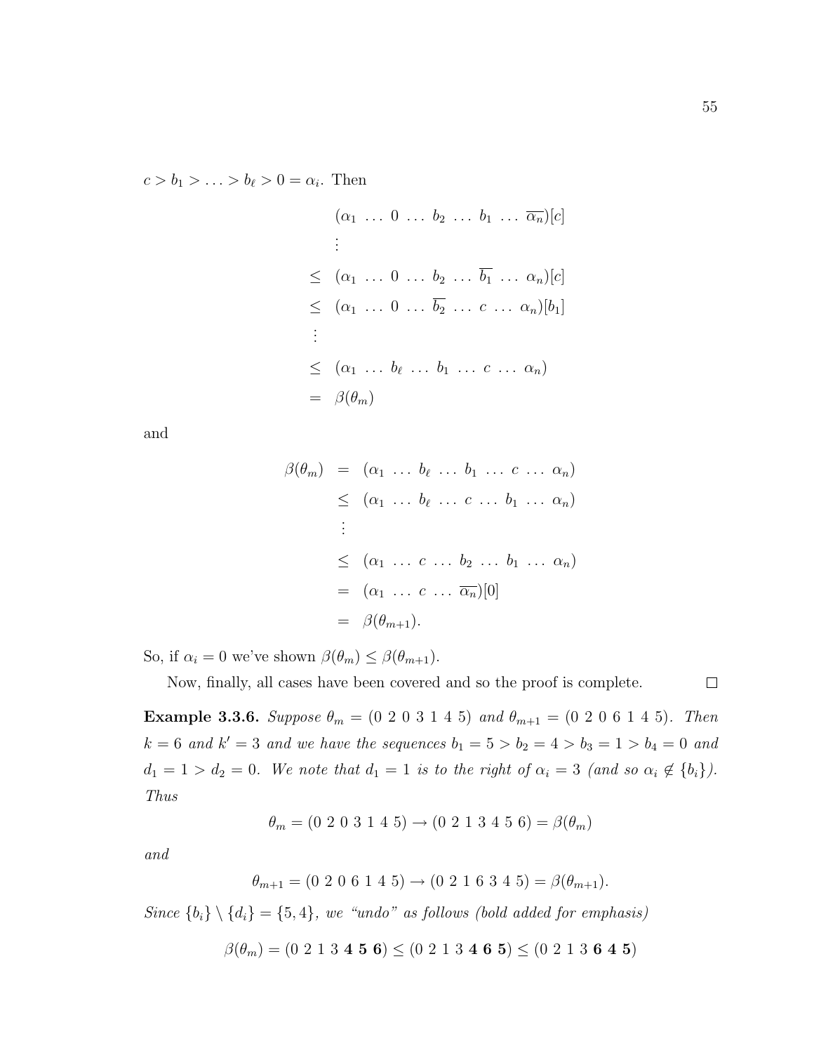$c > b_1 > \ldots > b_\ell > 0 = \alpha_i$. Then

$$
\begin{aligned}
& (\alpha_1 \ \ldots \ 0 \ \ldots \ b_2 \ \ldots \ b_1 \ \ldots \ \overline{\alpha_n})[c] \\
& \vdots \\
\leq \ & (\alpha_1 \ \ldots \ 0 \ \ldots \ b_2 \ \ldots \ \overline{b_1} \ \ldots \ \alpha_n)[c] \\
\leq \ & (\alpha_1 \ \ldots \ 0 \ \ldots \ \overline{b_2} \ \ldots \ c \ \ldots \ \alpha_n)[b_1] \\
\vdots \ & \\
\leq \ & (\alpha_1 \ \ldots \ b_\ell \ \ldots \ b_1 \ \ldots \ c \ \ldots \ \alpha_n) \\
= \ & \beta(\theta_m)
\end{aligned}
$$

and

$$
\begin{aligned}
\beta(\theta_m) &= (\alpha_1 \ \ldots \ b_\ell \ \ldots \ b_1 \ \ldots \ c \ \ldots \ \alpha_n) \\
&\leq (\alpha_1 \ \ldots \ b_\ell \ \ldots \ c \ \ldots \ b_1 \ \ldots \ \alpha_n) \\
&\ \ \vdots \\
&\leq (\alpha_1 \ \ldots \ c \ \ldots \ b_2 \ \ldots \ b_1 \ \ldots \ \alpha_n) \\
&= (\alpha_1 \ \ldots \ c \ \ldots \ \overline{\alpha_n})[0] \\
&= \beta(\theta_{m+1}).
\end{aligned}
$$

So, if $\alpha_i = 0$ we've shown $\beta(\theta_m) \leq \beta(\theta_{m+1})$.

Now, finally, all cases have been covered and so the proof is complete. $\square$

**Example 3.3.6.** *Suppose $\theta_m = (0\ 2\ 0\ 3\ 1\ 4\ 5)$ and $\theta_{m+1} = (0\ 2\ 0\ 6\ 1\ 4\ 5)$. Then $k = 6$ and $k' = 3$ and we have the sequences $b_1 = 5 > b_2 = 4 > b_3 = 1 > b_4 = 0$ and $d_1 = 1 > d_2 = 0$. We note that $d_1 = 1$ is to the right of $\alpha_i = 3$ (and so $\alpha_i \notin \{b_i\}$). Thus*

$$\theta_m = (0\ 2\ 0\ 3\ 1\ 4\ 5) \rightarrow (0\ 2\ 1\ 3\ 4\ 5\ 6) = \beta(\theta_m)$$

*and*

$$\theta_{m+1} = (0\ 2\ 0\ 6\ 1\ 4\ 5) \rightarrow (0\ 2\ 1\ 6\ 3\ 4\ 5) = \beta(\theta_{m+1}).$$

*Since $\{b_i\} \setminus \{d_i\} = \{5, 4\}$, we "undo" as follows (bold added for emphasis)*

$$\beta(\theta_m) = (0\ 2\ 1\ 3\ \mathbf{4}\ \mathbf{5}\ \mathbf{6}) \leq (0\ 2\ 1\ 3\ \mathbf{4}\ \mathbf{6}\ \mathbf{5}) \leq (0\ 2\ 1\ 3\ \mathbf{6}\ \mathbf{4}\ \mathbf{5})$$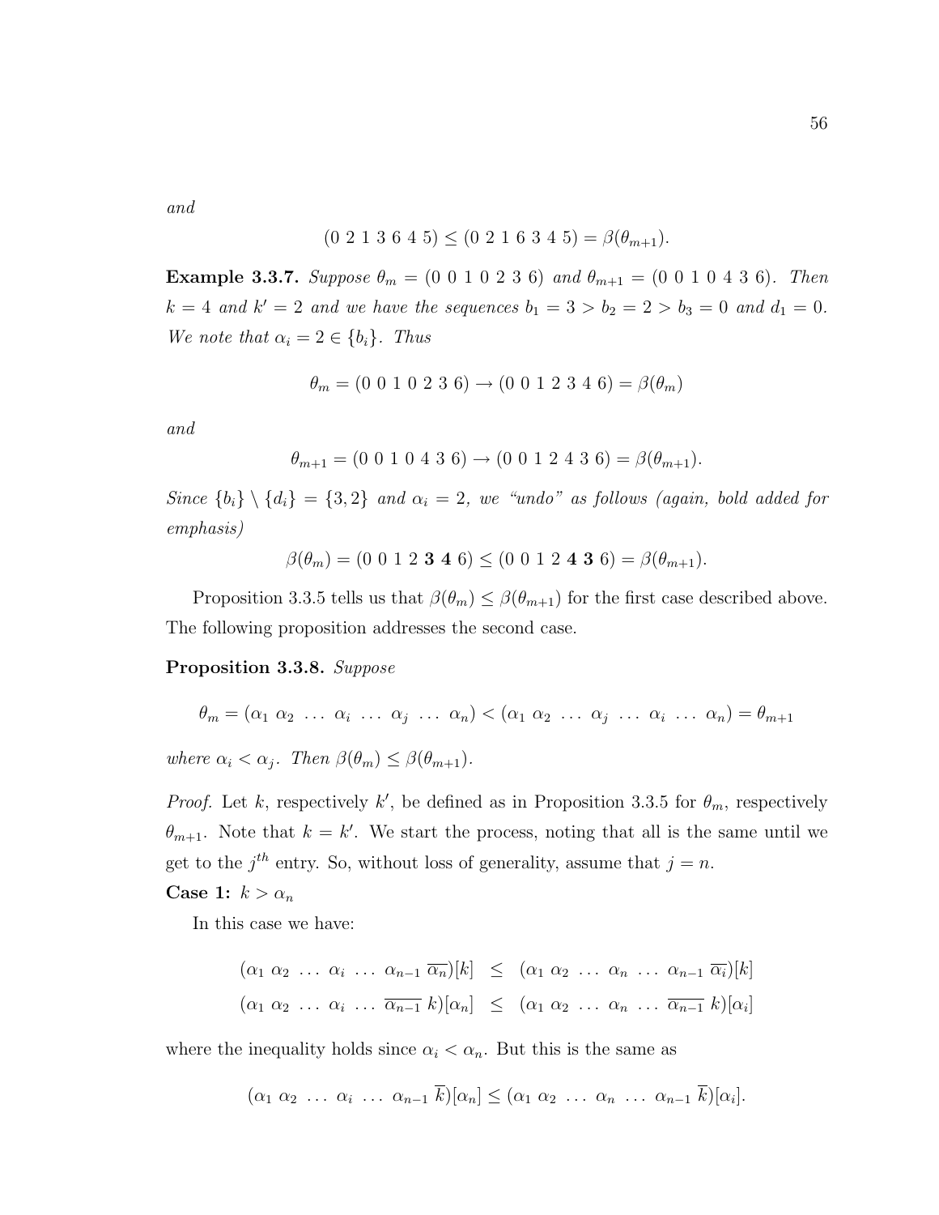*and*

$$(0\ 2\ 1\ 3\ 6\ 4\ 5) \leq (0\ 2\ 1\ 6\ 3\ 4\ 5) = \beta(\theta_{m+1}).$$

**Example 3.3.7.** *Suppose $\theta_m = (0\ 0\ 1\ 0\ 2\ 3\ 6)$ and $\theta_{m+1} = (0\ 0\ 1\ 0\ 4\ 3\ 6)$. Then $k = 4$ and $k' = 2$ and we have the sequences $b_1 = 3 > b_2 = 2 > b_3 = 0$ and $d_1 = 0$. We note that $\alpha_i = 2 \in \{b_i\}$. Thus*

$$\theta_m = (0\ 0\ 1\ 0\ 2\ 3\ 6) \rightarrow (0\ 0\ 1\ 2\ 3\ 4\ 6) = \beta(\theta_m)$$

*and*

$$\theta_{m+1} = (0\ 0\ 1\ 0\ 4\ 3\ 6) \rightarrow (0\ 0\ 1\ 2\ 4\ 3\ 6) = \beta(\theta_{m+1}).$$

*Since $\{b_i\} \setminus \{d_i\} = \{3, 2\}$ and $\alpha_i = 2$, we "undo" as follows (again, bold added for emphasis)*

$$\beta(\theta_m) = (0\ 0\ 1\ 2\ \mathbf{3}\ \mathbf{4}\ 6) \leq (0\ 0\ 1\ 2\ \mathbf{4}\ \mathbf{3}\ 6) = \beta(\theta_{m+1}).$$

Proposition 3.3.5 tells us that $\beta(\theta_m) \leq \beta(\theta_{m+1})$ for the first case described above. The following proposition addresses the second case.

**Proposition 3.3.8.** *Suppose*

$$\theta_m = (\alpha_1\ \alpha_2\ \ldots\ \alpha_i\ \ldots\ \alpha_j\ \ldots\ \alpha_n) < (\alpha_1\ \alpha_2\ \ldots\ \alpha_j\ \ldots\ \alpha_i\ \ldots\ \alpha_n) = \theta_{m+1}$$

*where $\alpha_i < \alpha_j$. Then $\beta(\theta_m) \leq \beta(\theta_{m+1})$.*

*Proof.* Let $k$, respectively $k'$, be defined as in Proposition 3.3.5 for $\theta_m$, respectively $\theta_{m+1}$. Note that $k = k'$. We start the process, noting that all is the same until we get to the $j^{th}$ entry. So, without loss of generality, assume that $j = n$.

**Case 1:** $k > \alpha_n$

In this case we have:

$$\begin{aligned}
(\alpha_1\ \alpha_2\ \ldots\ \alpha_i\ \ldots\ \alpha_{n-1}\ \overline{\alpha_n})[k] &\leq (\alpha_1\ \alpha_2\ \ldots\ \alpha_n\ \ldots\ \alpha_{n-1}\ \overline{\alpha_i})[k] \\
(\alpha_1\ \alpha_2\ \ldots\ \alpha_i\ \ldots\ \overline{\alpha_{n-1}}\ k)[\alpha_n] &\leq (\alpha_1\ \alpha_2\ \ldots\ \alpha_n\ \ldots\ \overline{\alpha_{n-1}}\ k)[\alpha_i]
\end{aligned}$$

where the inequality holds since $\alpha_i < \alpha_n$. But this is the same as

$$(\alpha_1\ \alpha_2\ \ldots\ \alpha_i\ \ldots\ \alpha_{n-1}\ \overline{k})[\alpha_n] \leq (\alpha_1\ \alpha_2\ \ldots\ \alpha_n\ \ldots\ \alpha_{n-1}\ \overline{k})[\alpha_i].$$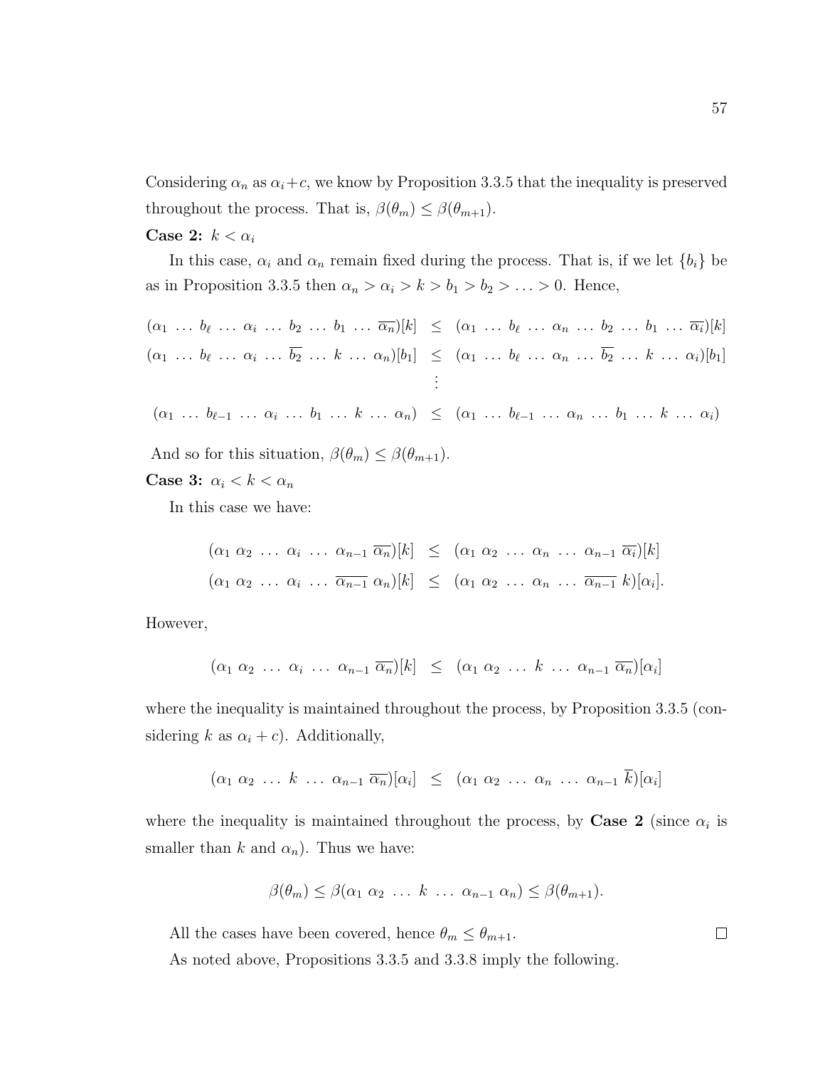Considering $\alpha_n$ as $\alpha_i + c$, we know by Proposition 3.3.5 that the inequality is preserved throughout the process. That is, $\beta(\theta_m) \leq \beta(\theta_{m+1})$.

**Case 2:** $k < \alpha_i$

In this case, $\alpha_i$ and $\alpha_n$ remain fixed during the process. That is, if we let $\{b_i\}$ be as in Proposition 3.3.5 then $\alpha_n > \alpha_i > k > b_1 > b_2 > \ldots > 0$. Hence,

$$\begin{aligned}
(\alpha_1 \ \ldots \ b_\ell \ \ldots \ \alpha_i \ \ldots \ b_2 \ \ldots \ b_1 \ \ldots \ \overline{\alpha_n})[k] &\leq (\alpha_1 \ \ldots \ b_\ell \ \ldots \ \alpha_n \ \ldots \ b_2 \ \ldots \ b_1 \ \ldots \ \overline{\alpha_i})[k] \\
(\alpha_1 \ \ldots \ b_\ell \ \ldots \ \alpha_i \ \ldots \ \overline{b_2} \ \ldots \ k \ \ldots \ \alpha_n)[b_1] &\leq (\alpha_1 \ \ldots \ b_\ell \ \ldots \ \alpha_n \ \ldots \ \overline{b_2} \ \ldots \ k \ \ldots \ \alpha_i)[b_1] \\
&\vdots \\
(\alpha_1 \ \ldots \ b_{\ell-1} \ \ldots \ \alpha_i \ \ldots \ b_1 \ \ldots \ k \ \ldots \ \alpha_n) &\leq (\alpha_1 \ \ldots \ b_{\ell-1} \ \ldots \ \alpha_n \ \ldots \ b_1 \ \ldots \ k \ \ldots \ \alpha_i)
\end{aligned}$$

And so for this situation, $\beta(\theta_m) \leq \beta(\theta_{m+1})$.

**Case 3:** $\alpha_i < k < \alpha_n$

In this case we have:

$$\begin{aligned}
(\alpha_1 \ \alpha_2 \ \ldots \ \alpha_i \ \ldots \ \alpha_{n-1} \ \overline{\alpha_n})[k] &\leq (\alpha_1 \ \alpha_2 \ \ldots \ \alpha_n \ \ldots \ \alpha_{n-1} \ \overline{\alpha_i})[k] \\
(\alpha_1 \ \alpha_2 \ \ldots \ \alpha_i \ \ldots \ \overline{\alpha_{n-1}} \ \alpha_n)[k] &\leq (\alpha_1 \ \alpha_2 \ \ldots \ \alpha_n \ \ldots \ \overline{\alpha_{n-1}} \ k)[\alpha_i].
\end{aligned}$$

However,

$$(\alpha_1 \ \alpha_2 \ \ldots \ \alpha_i \ \ldots \ \alpha_{n-1} \ \overline{\alpha_n})[k] \leq (\alpha_1 \ \alpha_2 \ \ldots \ k \ \ldots \ \alpha_{n-1} \ \overline{\alpha_n})[\alpha_i]$$

where the inequality is maintained throughout the process, by Proposition 3.3.5 (considering $k$ as $\alpha_i + c$). Additionally,

$$(\alpha_1 \ \alpha_2 \ \ldots \ k \ \ldots \ \alpha_{n-1} \ \overline{\alpha_n})[\alpha_i] \leq (\alpha_1 \ \alpha_2 \ \ldots \ \alpha_n \ \ldots \ \alpha_{n-1} \ \overline{k})[\alpha_i]$$

where the inequality is maintained throughout the process, by **Case 2** (since $\alpha_i$ is smaller than $k$ and $\alpha_n$). Thus we have:

$$\beta(\theta_m) \leq \beta(\alpha_1 \ \alpha_2 \ \ldots \ k \ \ldots \ \alpha_{n-1} \ \alpha_n) \leq \beta(\theta_{m+1}).$$

All the cases have been covered, hence $\theta_m \leq \theta_{m+1}$. □

As noted above, Propositions 3.3.5 and 3.3.8 imply the following.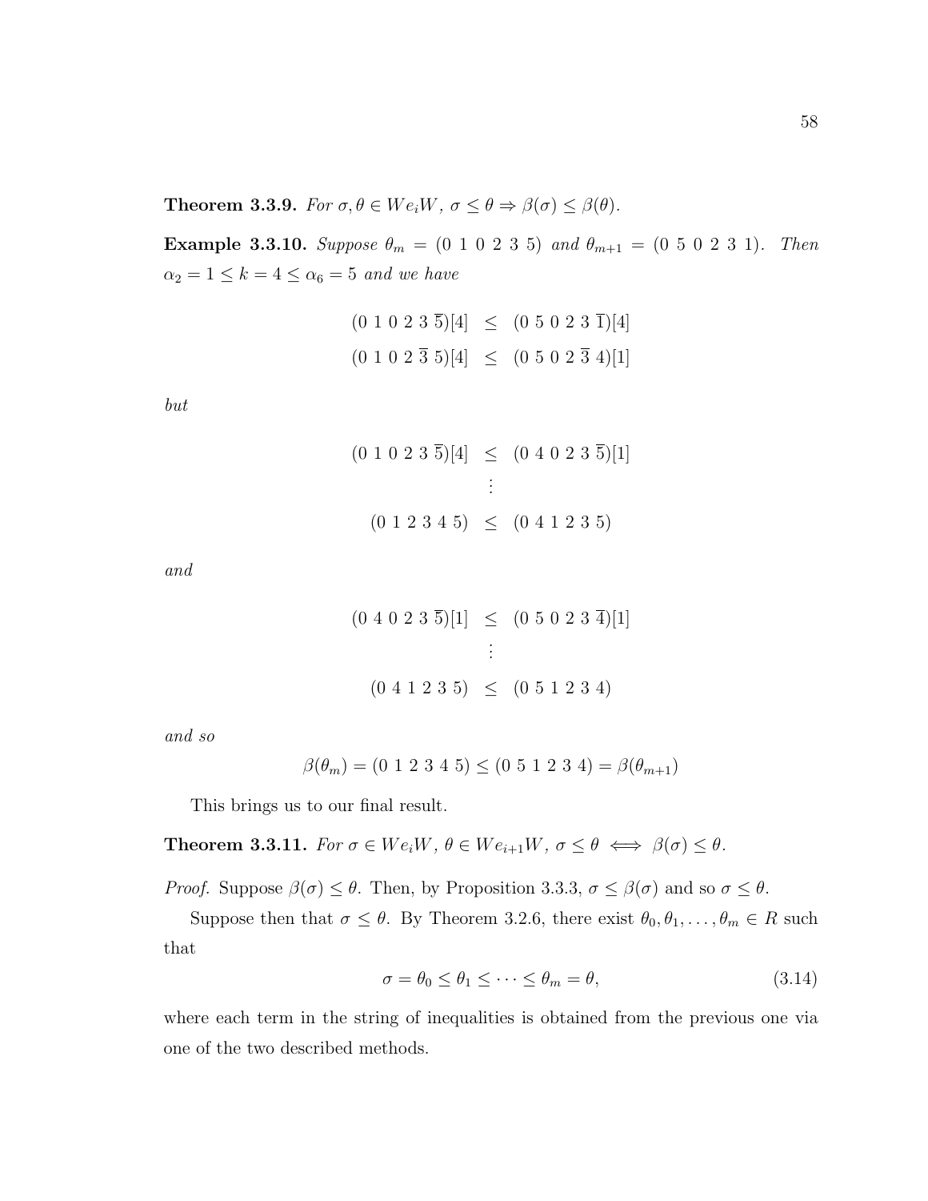**Theorem 3.3.9.** *For $\sigma, \theta \in We_iW$, $\sigma \leq \theta \Rightarrow \beta(\sigma) \leq \beta(\theta)$.*

**Example 3.3.10.** *Suppose $\theta_m = (0\ 1\ 0\ 2\ 3\ 5)$ and $\theta_{m+1} = (0\ 5\ 0\ 2\ 3\ 1)$. Then $\alpha_2 = 1 \leq k = 4 \leq \alpha_6 = 5$ and we have*

$$\begin{aligned} (0\ 1\ 0\ 2\ 3\ \overline{5})[4] &\leq (0\ 5\ 0\ 2\ 3\ \overline{1})[4] \\ (0\ 1\ 0\ 2\ \overline{3}\ 5)[4] &\leq (0\ 5\ 0\ 2\ \overline{3}\ 4)[1] \end{aligned}$$

*but*

$$\begin{aligned} (0\ 1\ 0\ 2\ 3\ \overline{5})[4] &\leq (0\ 4\ 0\ 2\ 3\ \overline{5})[1] \\ &\vdots \\ (0\ 1\ 2\ 3\ 4\ 5) &\leq (0\ 4\ 1\ 2\ 3\ 5) \end{aligned}$$

*and*

$$\begin{aligned} (0\ 4\ 0\ 2\ 3\ \overline{5})[1] &\leq (0\ 5\ 0\ 2\ 3\ \overline{4})[1] \\ &\vdots \\ (0\ 4\ 1\ 2\ 3\ 5) &\leq (0\ 5\ 1\ 2\ 3\ 4) \end{aligned}$$

*and so*

$$\beta(\theta_m) = (0\ 1\ 2\ 3\ 4\ 5) \leq (0\ 5\ 1\ 2\ 3\ 4) = \beta(\theta_{m+1})$$

This brings us to our final result.

**Theorem 3.3.11.** *For $\sigma \in We_iW$, $\theta \in We_{i+1}W$, $\sigma \leq \theta \iff \beta(\sigma) \leq \theta$.*

*Proof.* Suppose $\beta(\sigma) \leq \theta$. Then, by Proposition 3.3.3, $\sigma \leq \beta(\sigma)$ and so $\sigma \leq \theta$.

Suppose then that $\sigma \leq \theta$. By Theorem 3.2.6, there exist $\theta_0, \theta_1, \ldots, \theta_m \in R$ such that

$$\sigma = \theta_0 \leq \theta_1 \leq \cdots \leq \theta_m = \theta, \tag{3.14}$$

where each term in the string of inequalities is obtained from the previous one via one of the two described methods.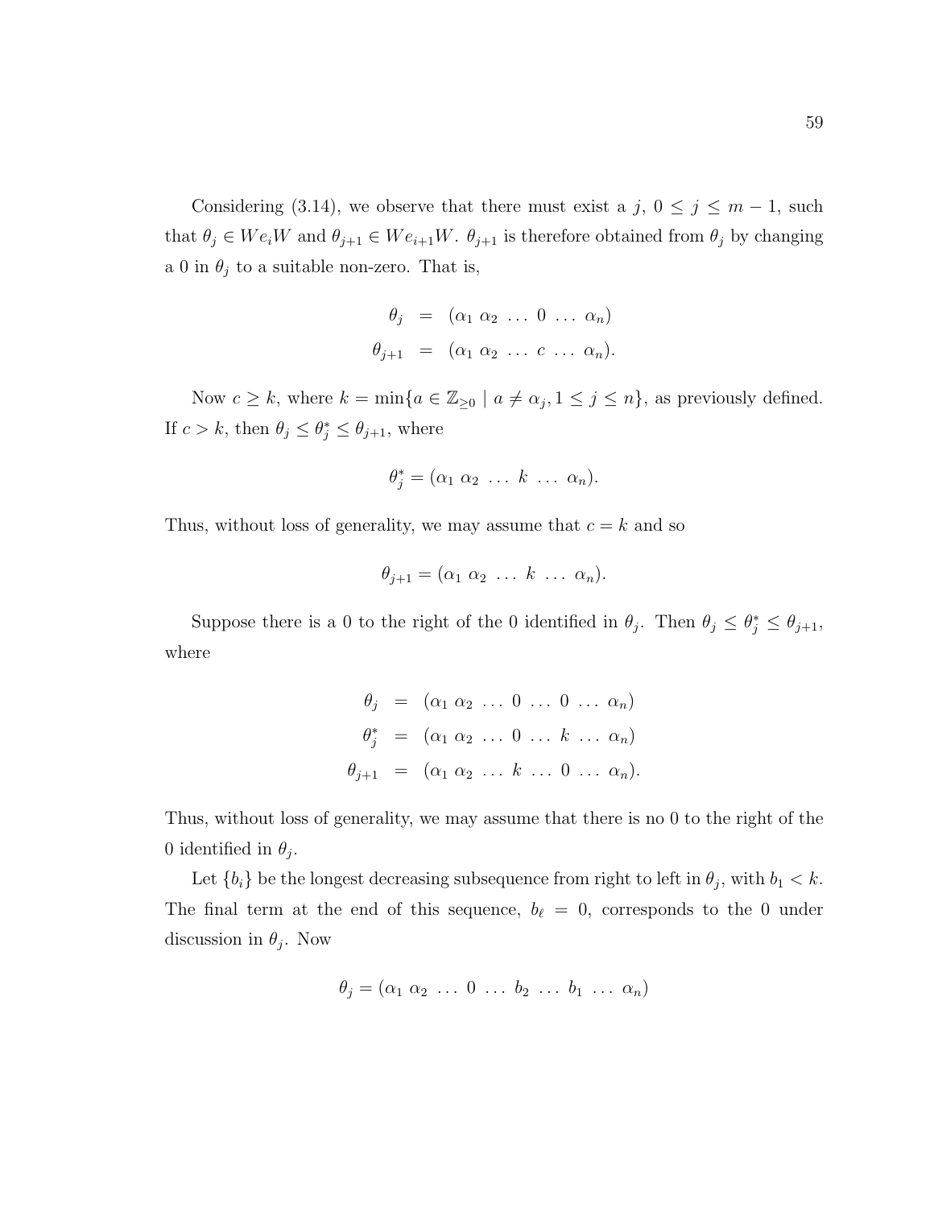Considering (3.14), we observe that there must exist a $j$, $0 \leq j \leq m-1$, such that $\theta_j \in We_iW$ and $\theta_{j+1} \in We_{i+1}W$. $\theta_{j+1}$ is therefore obtained from $\theta_j$ by changing a 0 in $\theta_j$ to a suitable non-zero. That is,

$$
\begin{aligned}
\theta_j &= (\alpha_1 \; \alpha_2 \; \ldots \; 0 \; \ldots \; \alpha_n) \\
\theta_{j+1} &= (\alpha_1 \; \alpha_2 \; \ldots \; c \; \ldots \; \alpha_n).
\end{aligned}
$$

Now $c \geq k$, where $k = \min\{a \in \mathbb{Z}_{\geq 0} \mid a \neq \alpha_j, 1 \leq j \leq n\}$, as previously defined. If $c > k$, then $\theta_j \leq \theta_j^* \leq \theta_{j+1}$, where

$$
\theta_j^* = (\alpha_1 \; \alpha_2 \; \ldots \; k \; \ldots \; \alpha_n).
$$

Thus, without loss of generality, we may assume that $c = k$ and so

$$
\theta_{j+1} = (\alpha_1 \; \alpha_2 \; \ldots \; k \; \ldots \; \alpha_n).
$$

Suppose there is a 0 to the right of the 0 identified in $\theta_j$. Then $\theta_j \leq \theta_j^* \leq \theta_{j+1}$, where

$$
\begin{aligned}
\theta_j &= (\alpha_1 \; \alpha_2 \; \ldots \; 0 \; \ldots \; 0 \; \ldots \; \alpha_n) \\
\theta_j^* &= (\alpha_1 \; \alpha_2 \; \ldots \; 0 \; \ldots \; k \; \ldots \; \alpha_n) \\
\theta_{j+1} &= (\alpha_1 \; \alpha_2 \; \ldots \; k \; \ldots \; 0 \; \ldots \; \alpha_n).
\end{aligned}
$$

Thus, without loss of generality, we may assume that there is no 0 to the right of the 0 identified in $\theta_j$.

Let $\{b_i\}$ be the longest decreasing subsequence from right to left in $\theta_j$, with $b_1 < k$. The final term at the end of this sequence, $b_\ell = 0$, corresponds to the 0 under discussion in $\theta_j$. Now

$$
\theta_j = (\alpha_1 \; \alpha_2 \; \ldots \; 0 \; \ldots \; b_2 \; \ldots \; b_1 \; \ldots \; \alpha_n)
$$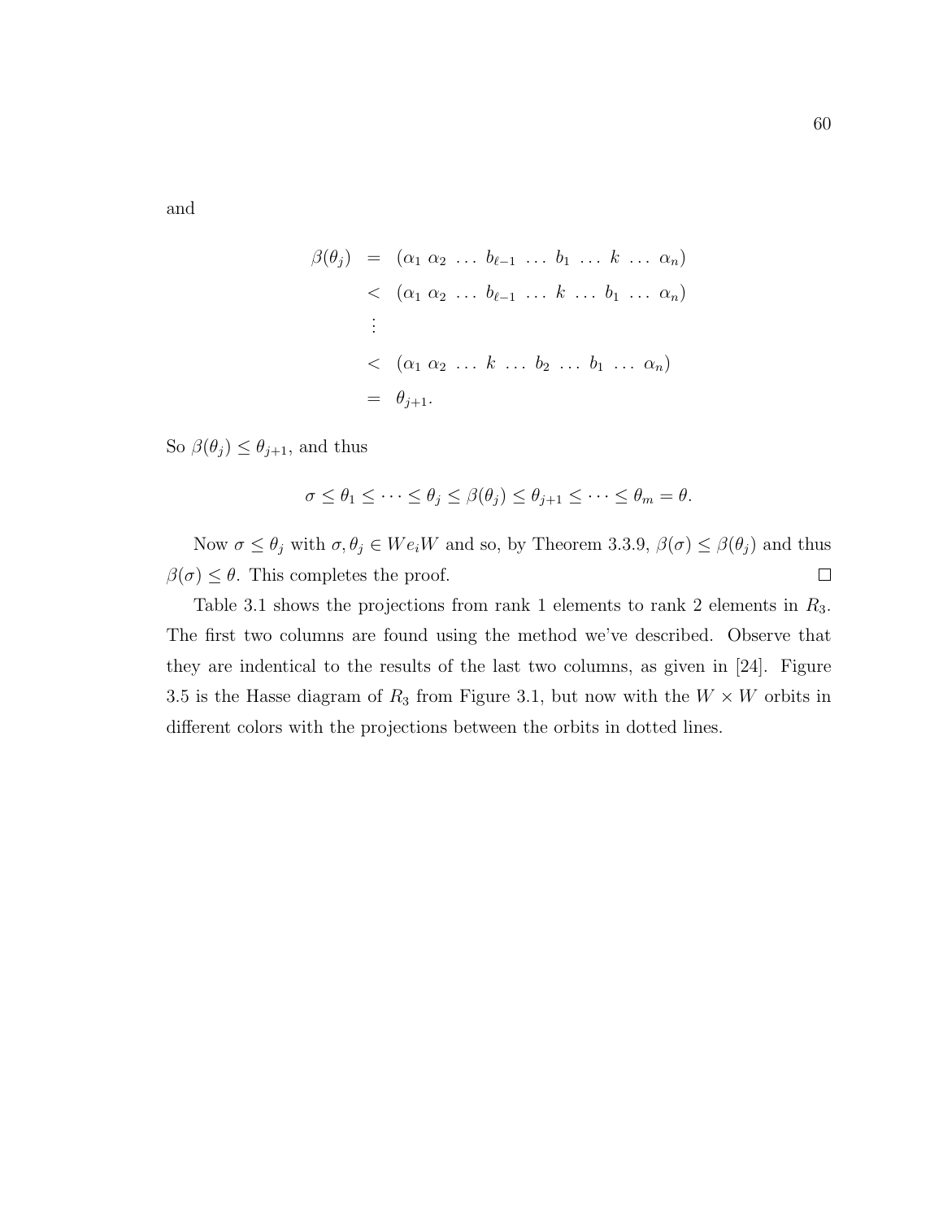and

$$
\begin{aligned}
\beta(\theta_j) &= (\alpha_1\ \alpha_2\ \ldots\ b_{\ell-1}\ \ldots\ b_1\ \ldots\ k\ \ldots\ \alpha_n) \\
&< (\alpha_1\ \alpha_2\ \ldots\ b_{\ell-1}\ \ldots\ k\ \ldots\ b_1\ \ldots\ \alpha_n) \\
&\ \vdots \\
&< (\alpha_1\ \alpha_2\ \ldots\ k\ \ldots\ b_2\ \ldots\ b_1\ \ldots\ \alpha_n) \\
&= \theta_{j+1}.
\end{aligned}
$$

So $\beta(\theta_j) \leq \theta_{j+1}$, and thus

$$
\sigma \leq \theta_1 \leq \cdots \leq \theta_j \leq \beta(\theta_j) \leq \theta_{j+1} \leq \cdots \leq \theta_m = \theta.
$$

Now $\sigma \leq \theta_j$ with $\sigma, \theta_j \in We_iW$ and so, by Theorem 3.3.9, $\beta(\sigma) \leq \beta(\theta_j)$ and thus $\beta(\sigma) \leq \theta$. This completes the proof. □

Table 3.1 shows the projections from rank 1 elements to rank 2 elements in $R_3$. The first two columns are found using the method we've described. Observe that they are indentical to the results of the last two columns, as given in [24]. Figure 3.5 is the Hasse diagram of $R_3$ from Figure 3.1, but now with the $W \times W$ orbits in different colors with the projections between the orbits in dotted lines.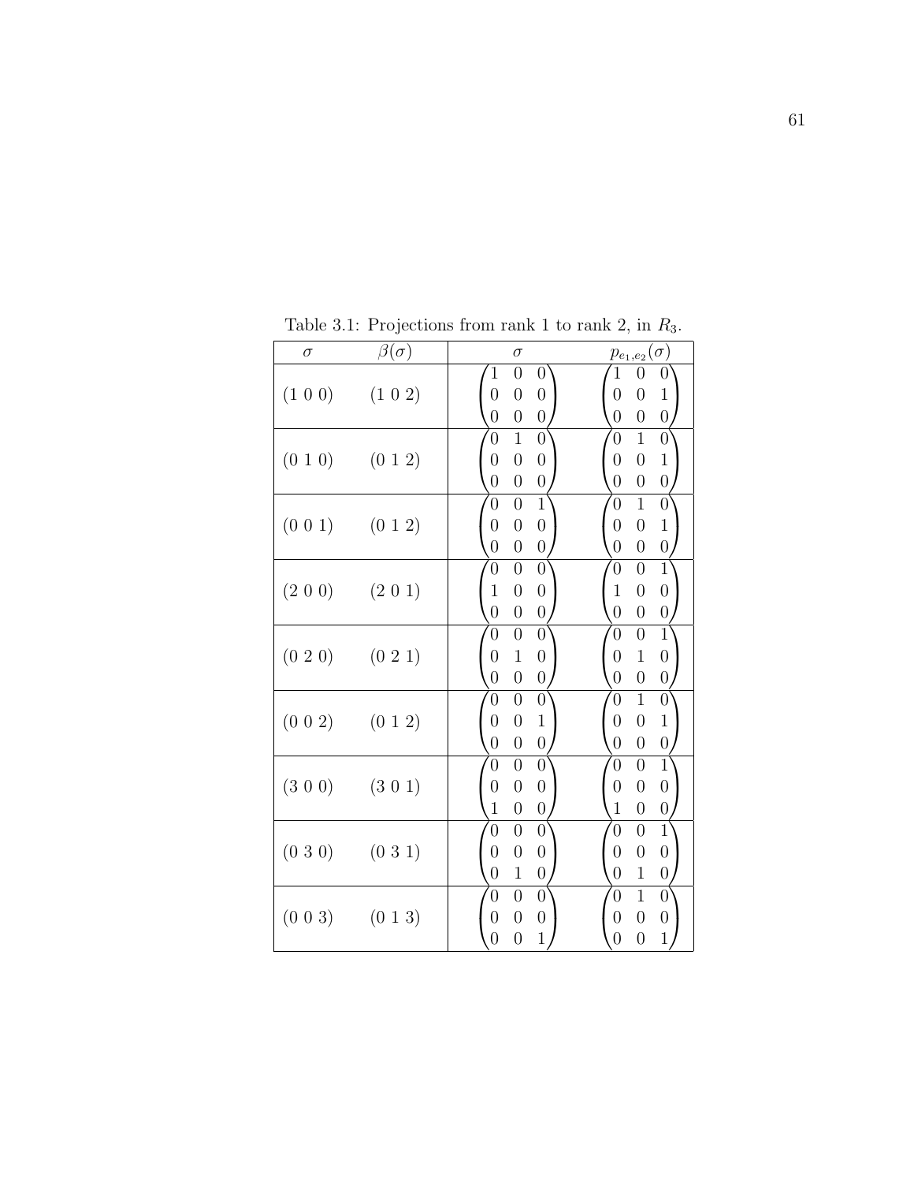Table 3.1: Projections from rank 1 to rank 2, in $R_3$.

| $\sigma$ | $\beta(\sigma)$ | $\sigma$ | $p_{e_1,e_2}(\sigma)$ |
|---|---|---|---|
| (1 0 0) | (1 0 2) | $\begin{pmatrix} 1 & 0 & 0 \\ 0 & 0 & 0 \\ 0 & 0 & 0 \end{pmatrix}$ | $\begin{pmatrix} 1 & 0 & 0 \\ 0 & 0 & 1 \\ 0 & 0 & 0 \end{pmatrix}$ |
| (0 1 0) | (0 1 2) | $\begin{pmatrix} 0 & 1 & 0 \\ 0 & 0 & 0 \\ 0 & 0 & 0 \end{pmatrix}$ | $\begin{pmatrix} 0 & 1 & 0 \\ 0 & 0 & 1 \\ 0 & 0 & 0 \end{pmatrix}$ |
| (0 0 1) | (0 1 2) | $\begin{pmatrix} 0 & 0 & 1 \\ 0 & 0 & 0 \\ 0 & 0 & 0 \end{pmatrix}$ | $\begin{pmatrix} 0 & 1 & 0 \\ 0 & 0 & 1 \\ 0 & 0 & 0 \end{pmatrix}$ |
| (2 0 0) | (2 0 1) | $\begin{pmatrix} 0 & 0 & 0 \\ 1 & 0 & 0 \\ 0 & 0 & 0 \end{pmatrix}$ | $\begin{pmatrix} 0 & 0 & 1 \\ 1 & 0 & 0 \\ 0 & 0 & 0 \end{pmatrix}$ |
| (0 2 0) | (0 2 1) | $\begin{pmatrix} 0 & 0 & 0 \\ 0 & 1 & 0 \\ 0 & 0 & 0 \end{pmatrix}$ | $\begin{pmatrix} 0 & 0 & 1 \\ 0 & 1 & 0 \\ 0 & 0 & 0 \end{pmatrix}$ |
| (0 0 2) | (0 1 2) | $\begin{pmatrix} 0 & 0 & 0 \\ 0 & 0 & 1 \\ 0 & 0 & 0 \end{pmatrix}$ | $\begin{pmatrix} 0 & 1 & 0 \\ 0 & 0 & 1 \\ 0 & 0 & 0 \end{pmatrix}$ |
| (3 0 0) | (3 0 1) | $\begin{pmatrix} 0 & 0 & 0 \\ 0 & 0 & 0 \\ 1 & 0 & 0 \end{pmatrix}$ | $\begin{pmatrix} 0 & 0 & 1 \\ 0 & 0 & 0 \\ 1 & 0 & 0 \end{pmatrix}$ |
| (0 3 0) | (0 3 1) | $\begin{pmatrix} 0 & 0 & 0 \\ 0 & 0 & 0 \\ 0 & 1 & 0 \end{pmatrix}$ | $\begin{pmatrix} 0 & 0 & 1 \\ 0 & 0 & 0 \\ 0 & 1 & 0 \end{pmatrix}$ |
| (0 0 3) | (0 1 3) | $\begin{pmatrix} 0 & 0 & 0 \\ 0 & 0 & 0 \\ 0 & 0 & 1 \end{pmatrix}$ | $\begin{pmatrix} 0 & 1 & 0 \\ 0 & 0 & 0 \\ 0 & 0 & 1 \end{pmatrix}$ |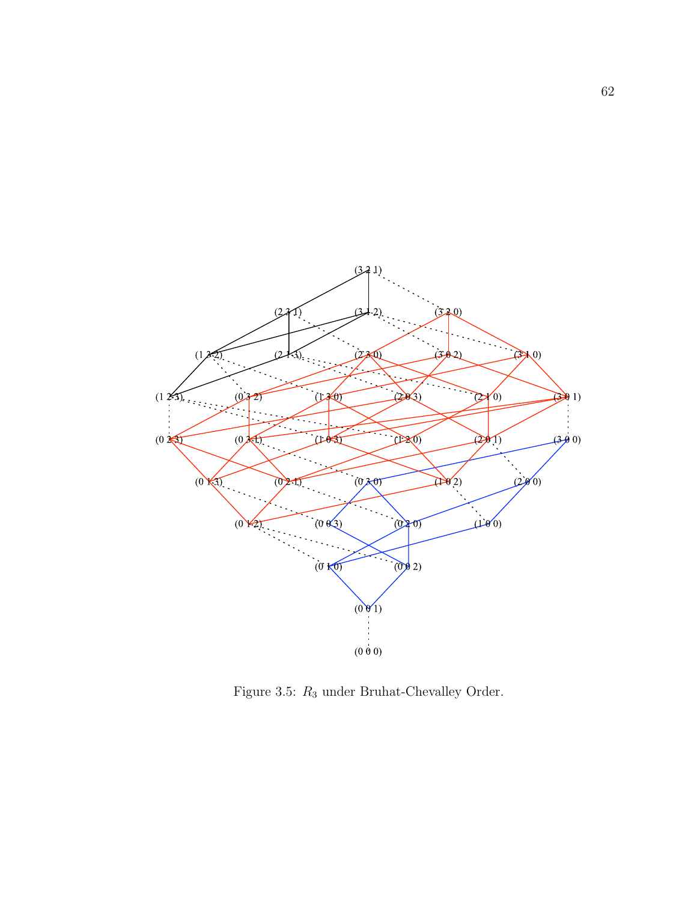(3 2 1)

(2 3 1) (3 1 2) (3 2 0)

(1 3 2) (2 1 3) (2 3 0) (3 0 2) (3 1 0)

(1 2 3) (0 3 2) (1 3 0) (2 0 3) (2 1 0) (3 0 1)

(0 2 3) (0 3 1) (1 0 3) (1 2 0) (2 0 1) (3 0 0)

(0 1 3) (0 2 1) (0 3 0) (1 0 2) (2 0 0)

(0 1 2) (0 0 3) (0 2 0) (1 0 0)

(0 1 0) (0 0 2)

(0 0 1)

(0 0 0)

Figure 3.5: $R_3$ under Bruhat-Chevalley Order.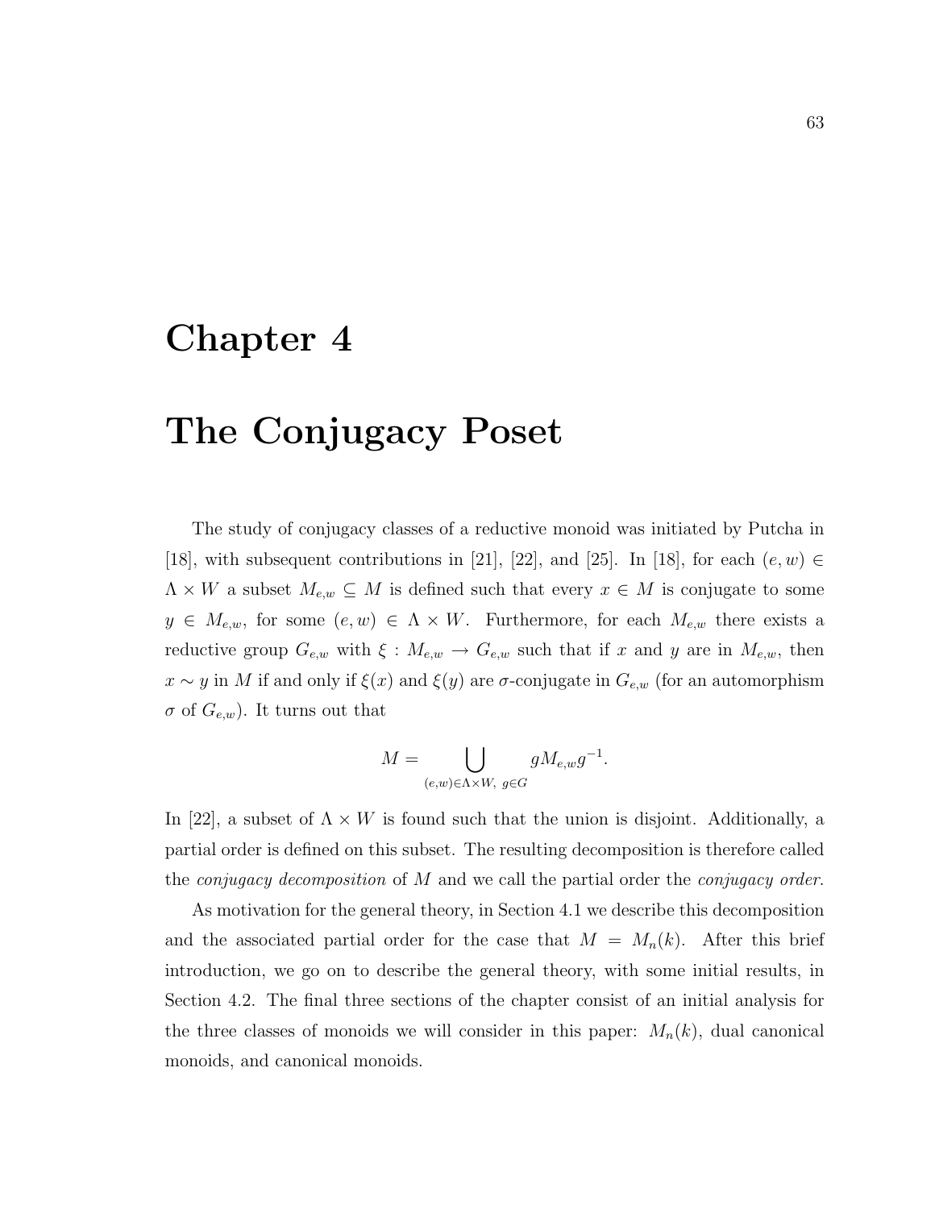# Chapter 4

# The Conjugacy Poset

The study of conjugacy classes of a reductive monoid was initiated by Putcha in [18], with subsequent contributions in [21], [22], and [25]. In [18], for each $(e, w) \in \Lambda \times W$ a subset $M_{e,w} \subseteq M$ is defined such that every $x \in M$ is conjugate to some $y \in M_{e,w}$, for some $(e, w) \in \Lambda \times W$. Furthermore, for each $M_{e,w}$ there exists a reductive group $G_{e,w}$ with $\xi : M_{e,w} \to G_{e,w}$ such that if $x$ and $y$ are in $M_{e,w}$, then $x \sim y$ in $M$ if and only if $\xi(x)$ and $\xi(y)$ are $\sigma$-conjugate in $G_{e,w}$ (for an automorphism $\sigma$ of $G_{e,w}$). It turns out that

$$M = \bigcup_{(e,w) \in \Lambda \times W, \; g \in G} g M_{e,w} g^{-1}.$$

In [22], a subset of $\Lambda \times W$ is found such that the union is disjoint. Additionally, a partial order is defined on this subset. The resulting decomposition is therefore called the *conjugacy decomposition* of $M$ and we call the partial order the *conjugacy order*.

As motivation for the general theory, in Section 4.1 we describe this decomposition and the associated partial order for the case that $M = M_n(k)$. After this brief introduction, we go on to describe the general theory, with some initial results, in Section 4.2. The final three sections of the chapter consist of an initial analysis for the three classes of monoids we will consider in this paper: $M_n(k)$, dual canonical monoids, and canonical monoids.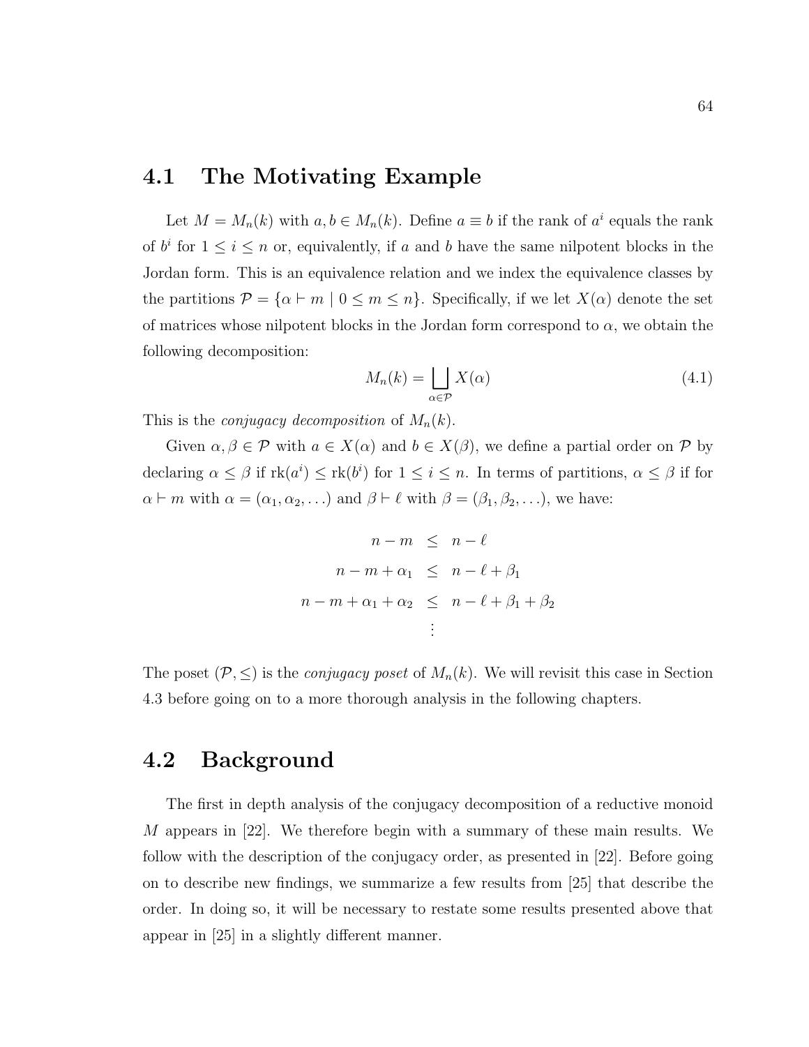## 4.1 The Motivating Example

Let $M = M_n(k)$ with $a, b \in M_n(k)$. Define $a \equiv b$ if the rank of $a^i$ equals the rank of $b^i$ for $1 \leq i \leq n$ or, equivalently, if $a$ and $b$ have the same nilpotent blocks in the Jordan form. This is an equivalence relation and we index the equivalence classes by the partitions $\mathcal{P} = \{\alpha \vdash m \mid 0 \leq m \leq n\}$. Specifically, if we let $X(\alpha)$ denote the set of matrices whose nilpotent blocks in the Jordan form correspond to $\alpha$, we obtain the following decomposition:

$$M_n(k) = \bigsqcup_{\alpha \in \mathcal{P}} X(\alpha) \tag{4.1}$$

This is the *conjugacy decomposition* of $M_n(k)$.

Given $\alpha, \beta \in \mathcal{P}$ with $a \in X(\alpha)$ and $b \in X(\beta)$, we define a partial order on $\mathcal{P}$ by declaring $\alpha \leq \beta$ if $\text{rk}(a^i) \leq \text{rk}(b^i)$ for $1 \leq i \leq n$. In terms of partitions, $\alpha \leq \beta$ if for $\alpha \vdash m$ with $\alpha = (\alpha_1, \alpha_2, \ldots)$ and $\beta \vdash \ell$ with $\beta = (\beta_1, \beta_2, \ldots)$, we have:

$$\begin{aligned} n - m &\leq n - \ell \\ n - m + \alpha_1 &\leq n - \ell + \beta_1 \\ n - m + \alpha_1 + \alpha_2 &\leq n - \ell + \beta_1 + \beta_2 \\ &\vdots \end{aligned}$$

The poset $(\mathcal{P}, \leq)$ is the *conjugacy poset* of $M_n(k)$. We will revisit this case in Section 4.3 before going on to a more thorough analysis in the following chapters.

## 4.2 Background

The first in depth analysis of the conjugacy decomposition of a reductive monoid $M$ appears in [22]. We therefore begin with a summary of these main results. We follow with the description of the conjugacy order, as presented in [22]. Before going on to describe new findings, we summarize a few results from [25] that describe the order. In doing so, it will be necessary to restate some results presented above that appear in [25] in a slightly different manner.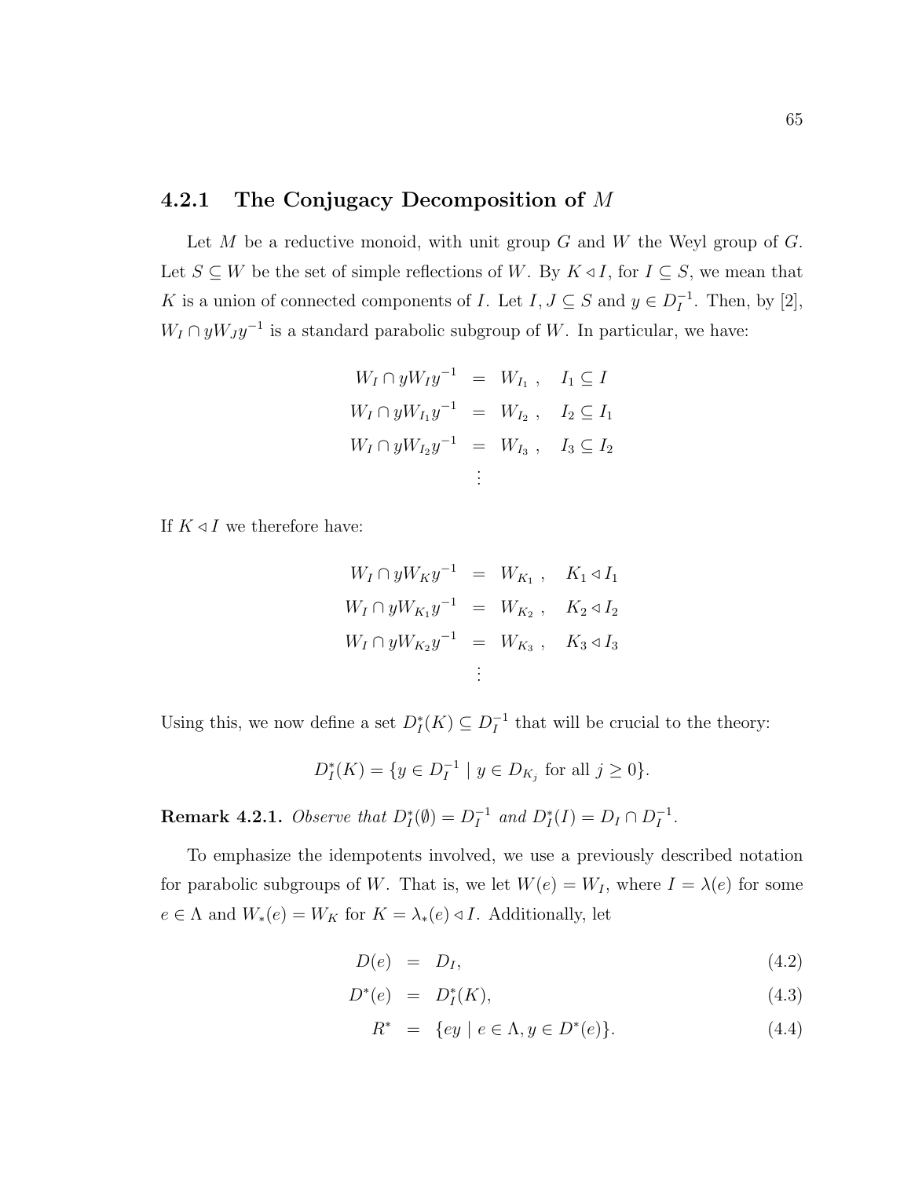### 4.2.1 The Conjugacy Decomposition of $M$

Let $M$ be a reductive monoid, with unit group $G$ and $W$ the Weyl group of $G$. Let $S \subseteq W$ be the set of simple reflections of $W$. By $K \triangleleft I$, for $I \subseteq S$, we mean that $K$ is a union of connected components of $I$. Let $I, J \subseteq S$ and $y \in D_I^{-1}$. Then, by [2], $W_I \cap yW_Jy^{-1}$ is a standard parabolic subgroup of $W$. In particular, we have:

$$
\begin{aligned}
W_I \cap yW_Iy^{-1} &= W_{I_1}\ , \quad I_1 \subseteq I \\
W_I \cap yW_{I_1}y^{-1} &= W_{I_2}\ , \quad I_2 \subseteq I_1 \\
W_I \cap yW_{I_2}y^{-1} &= W_{I_3}\ , \quad I_3 \subseteq I_2 \\
&\vdots
\end{aligned}
$$

If $K \triangleleft I$ we therefore have:

$$
\begin{aligned}
W_I \cap yW_Ky^{-1} &= W_{K_1}\ , \quad K_1 \triangleleft I_1 \\
W_I \cap yW_{K_1}y^{-1} &= W_{K_2}\ , \quad K_2 \triangleleft I_2 \\
W_I \cap yW_{K_2}y^{-1} &= W_{K_3}\ , \quad K_3 \triangleleft I_3 \\
&\vdots
\end{aligned}
$$

Using this, we now define a set $D_I^*(K) \subseteq D_I^{-1}$ that will be crucial to the theory:

$$
D_I^*(K) = \{y \in D_I^{-1} \mid y \in D_{K_j} \text{ for all } j \geq 0\}.
$$

**Remark 4.2.1.** *Observe that $D_I^*(\emptyset) = D_I^{-1}$ and $D_I^*(I) = D_I \cap D_I^{-1}$.*

To emphasize the idempotents involved, we use a previously described notation for parabolic subgroups of $W$. That is, we let $W(e) = W_I$, where $I = \lambda(e)$ for some $e \in \Lambda$ and $W_*(e) = W_K$ for $K = \lambda_*(e) \triangleleft I$. Additionally, let

$$
\begin{aligned}
D(e) &= D_I, && (4.2) \\
D^*(e) &= D_I^*(K), && (4.3) \\
R^* &= \{ey \mid e \in \Lambda, y \in D^*(e)\}. && (4.4)
\end{aligned}
$$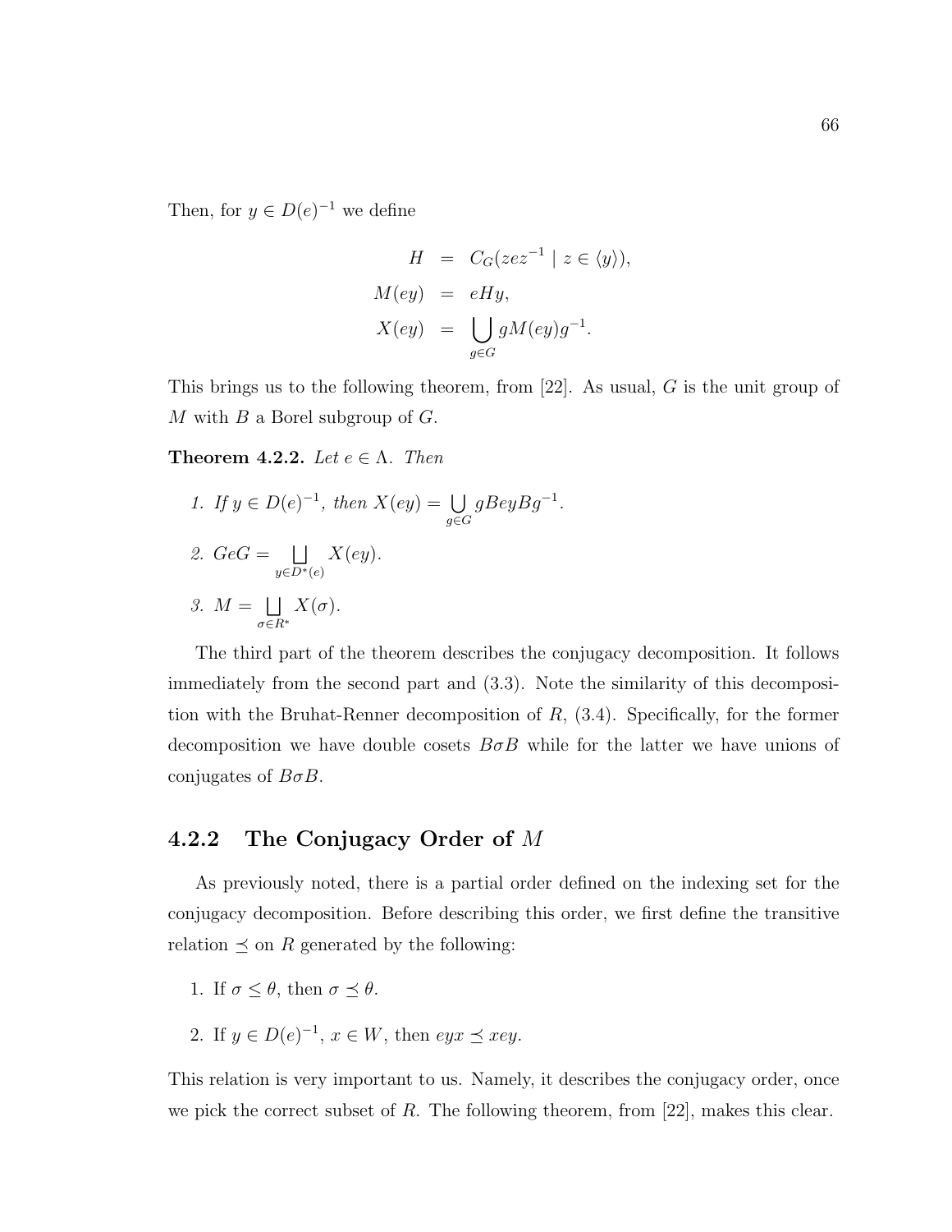Then, for $y \in D(e)^{-1}$ we define

$$
\begin{aligned}
H &= C_G(zez^{-1} \mid z \in \langle y \rangle), \\
M(ey) &= eHy, \\
X(ey) &= \bigcup_{g \in G} gM(ey)g^{-1}.
\end{aligned}
$$

This brings us to the following theorem, from [22]. As usual, $G$ is the unit group of $M$ with $B$ a Borel subgroup of $G$.

**Theorem 4.2.2.** *Let $e \in \Lambda$. Then*

1. *If $y \in D(e)^{-1}$, then $X(ey) = \bigcup_{g \in G} gBeyBg^{-1}$.*
2. *$GeG = \bigsqcup_{y \in D^*(e)} X(ey)$.*
3. *$M = \bigsqcup_{\sigma \in R^*} X(\sigma)$.*

The third part of the theorem describes the conjugacy decomposition. It follows immediately from the second part and (3.3). Note the similarity of this decomposition with the Bruhat-Renner decomposition of $R$, (3.4). Specifically, for the former decomposition we have double cosets $B\sigma B$ while for the latter we have unions of conjugates of $B\sigma B$.

### 4.2.2 The Conjugacy Order of $M$

As previously noted, there is a partial order defined on the indexing set for the conjugacy decomposition. Before describing this order, we first define the transitive relation $\preceq$ on $R$ generated by the following:

1. If $\sigma \leq \theta$, then $\sigma \preceq \theta$.
2. If $y \in D(e)^{-1}$, $x \in W$, then $eyx \preceq xey$.

This relation is very important to us. Namely, it describes the conjugacy order, once we pick the correct subset of $R$. The following theorem, from [22], makes this clear.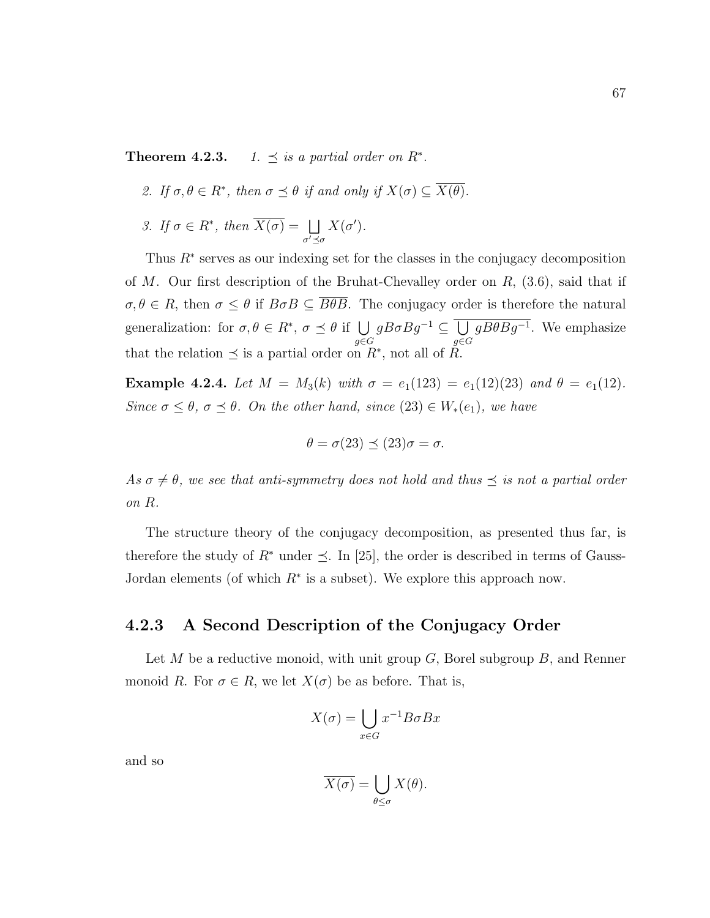**Theorem 4.2.3.** *1. $\preceq$ is a partial order on $R^*$.*

*2. If $\sigma, \theta \in R^*$, then $\sigma \preceq \theta$ if and only if $X(\sigma) \subseteq \overline{X(\theta)}$.*

*3. If $\sigma \in R^*$, then $\overline{X(\sigma)} = \bigsqcup_{\sigma' \preceq \sigma} X(\sigma')$.*

Thus $R^*$ serves as our indexing set for the classes in the conjugacy decomposition of $M$. Our first description of the Bruhat-Chevalley order on $R$, (3.6), said that if $\sigma, \theta \in R$, then $\sigma \leq \theta$ if $B\sigma B \subseteq \overline{B\theta B}$. The conjugacy order is therefore the natural generalization: for $\sigma, \theta \in R^*$, $\sigma \preceq \theta$ if $\bigcup_{g \in G} gB\sigma Bg^{-1} \subseteq \overline{\bigcup_{g \in G} gB\theta Bg^{-1}}$. We emphasize that the relation $\preceq$ is a partial order on $R^*$, not all of $R$.

**Example 4.2.4.** *Let $M = M_3(k)$ with $\sigma = e_1(123) = e_1(12)(23)$ and $\theta = e_1(12)$. Since $\sigma \leq \theta$, $\sigma \preceq \theta$. On the other hand, since $(23) \in W_*(e_1)$, we have*

$$\theta = \sigma(23) \preceq (23)\sigma = \sigma.$$

*As $\sigma \neq \theta$, we see that anti-symmetry does not hold and thus $\preceq$ is not a partial order on $R$.*

The structure theory of the conjugacy decomposition, as presented thus far, is therefore the study of $R^*$ under $\preceq$. In [25], the order is described in terms of Gauss-Jordan elements (of which $R^*$ is a subset). We explore this approach now.

### 4.2.3 A Second Description of the Conjugacy Order

Let $M$ be a reductive monoid, with unit group $G$, Borel subgroup $B$, and Renner monoid $R$. For $\sigma \in R$, we let $X(\sigma)$ be as before. That is,

$$X(\sigma) = \bigcup_{x \in G} x^{-1}B\sigma Bx$$

and so

$$\overline{X(\sigma)} = \bigcup_{\theta \leq \sigma} X(\theta).$$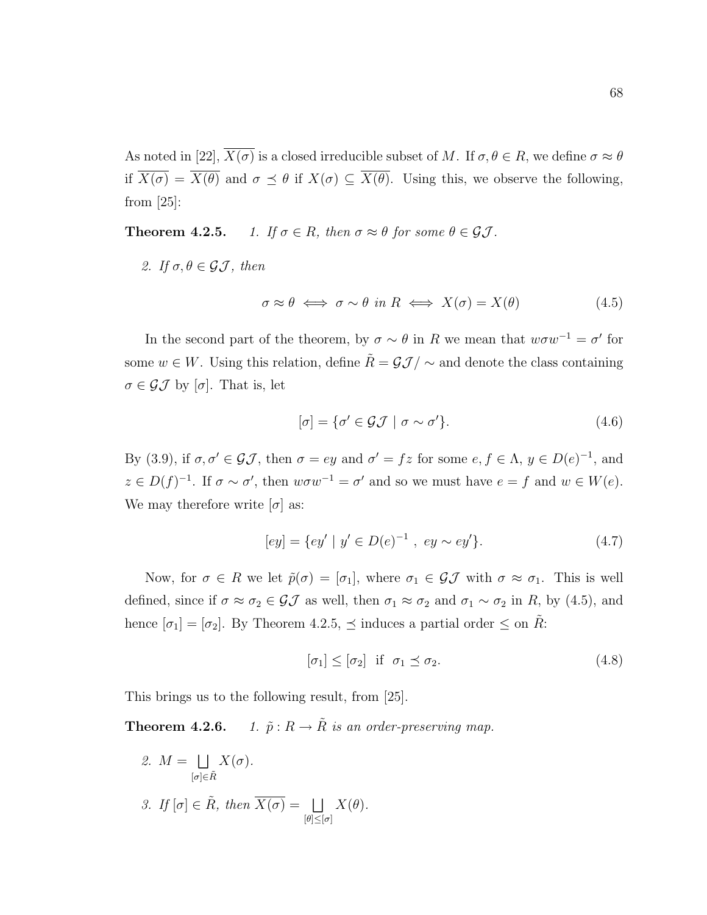As noted in [22], $\overline{X(\sigma)}$ is a closed irreducible subset of $M$. If $\sigma, \theta \in R$, we define $\sigma \approx \theta$ if $\overline{X(\sigma)} = \overline{X(\theta)}$ and $\sigma \preceq \theta$ if $X(\sigma) \subseteq \overline{X(\theta)}$. Using this, we observe the following, from [25]:

**Theorem 4.2.5.** *1. If $\sigma \in R$, then $\sigma \approx \theta$ for some $\theta \in \mathcal{GJ}$.*

*2. If $\sigma, \theta \in \mathcal{GJ}$, then*

$$\sigma \approx \theta \iff \sigma \sim \theta \text{ in } R \iff X(\sigma) = X(\theta) \tag{4.5}$$

In the second part of the theorem, by $\sigma \sim \theta$ in $R$ we mean that $w\sigma w^{-1} = \sigma'$ for some $w \in W$. Using this relation, define $\tilde{R} = \mathcal{GJ}/\sim$ and denote the class containing $\sigma \in \mathcal{GJ}$ by $[\sigma]$. That is, let

$$[\sigma] = \{\sigma' \in \mathcal{GJ} \mid \sigma \sim \sigma'\}. \tag{4.6}$$

By (3.9), if $\sigma, \sigma' \in \mathcal{GJ}$, then $\sigma = ey$ and $\sigma' = fz$ for some $e, f \in \Lambda$, $y \in D(e)^{-1}$, and $z \in D(f)^{-1}$. If $\sigma \sim \sigma'$, then $w\sigma w^{-1} = \sigma'$ and so we must have $e = f$ and $w \in W(e)$. We may therefore write $[\sigma]$ as:

$$[ey] = \{ey' \mid y' \in D(e)^{-1}\ ,\ ey \sim ey'\}. \tag{4.7}$$

Now, for $\sigma \in R$ we let $\tilde{p}(\sigma) = [\sigma_1]$, where $\sigma_1 \in \mathcal{GJ}$ with $\sigma \approx \sigma_1$. This is well defined, since if $\sigma \approx \sigma_2 \in \mathcal{GJ}$ as well, then $\sigma_1 \approx \sigma_2$ and $\sigma_1 \sim \sigma_2$ in $R$, by (4.5), and hence $[\sigma_1] = [\sigma_2]$. By Theorem 4.2.5, $\preceq$ induces a partial order $\leq$ on $\tilde{R}$:

$$[\sigma_1] \leq [\sigma_2] \text{ if } \sigma_1 \preceq \sigma_2. \tag{4.8}$$

This brings us to the following result, from [25].

**Theorem 4.2.6.** *1. $\tilde{p} : R \to \tilde{R}$ is an order-preserving map.*

*2. $M = \bigsqcup_{[\sigma] \in \tilde{R}} X(\sigma)$.*

*3. If $[\sigma] \in \tilde{R}$, then $\overline{X(\sigma)} = \bigsqcup_{[\theta] \leq [\sigma]} X(\theta)$.*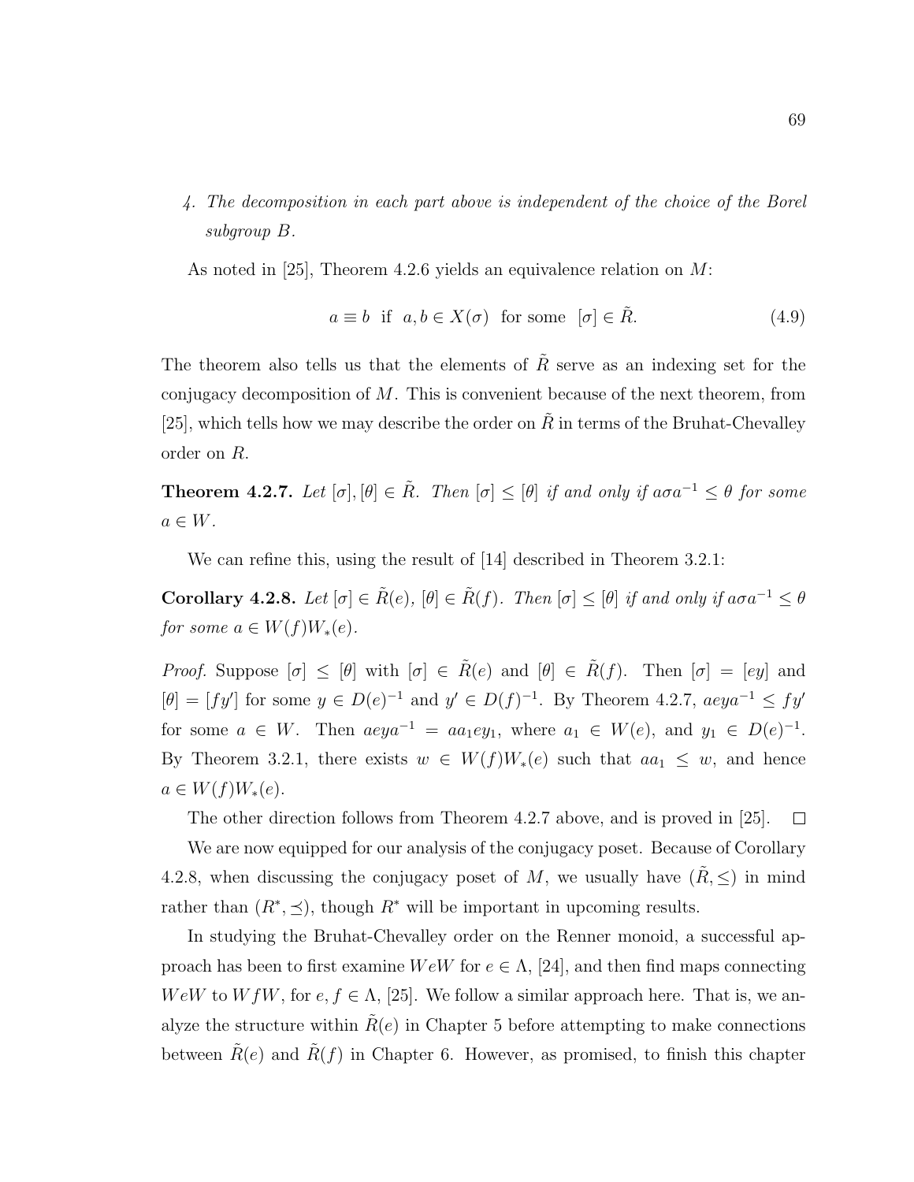4. *The decomposition in each part above is independent of the choice of the Borel subgroup $B$.*

As noted in [25], Theorem 4.2.6 yields an equivalence relation on $M$:

$$a \equiv b \text{ if } a, b \in X(\sigma) \text{ for some } [\sigma] \in \tilde{R}. \tag{4.9}$$

The theorem also tells us that the elements of $\tilde{R}$ serve as an indexing set for the conjugacy decomposition of $M$. This is convenient because of the next theorem, from [25], which tells how we may describe the order on $\tilde{R}$ in terms of the Bruhat-Chevalley order on $R$.

**Theorem 4.2.7.** *Let $[\sigma], [\theta] \in \tilde{R}$. Then $[\sigma] \leq [\theta]$ if and only if $a\sigma a^{-1} \leq \theta$ for some $a \in W$.*

We can refine this, using the result of [14] described in Theorem 3.2.1:

**Corollary 4.2.8.** *Let $[\sigma] \in \tilde{R}(e)$, $[\theta] \in \tilde{R}(f)$. Then $[\sigma] \leq [\theta]$ if and only if $a\sigma a^{-1} \leq \theta$ for some $a \in W(f)W_*(e)$.*

*Proof.* Suppose $[\sigma] \leq [\theta]$ with $[\sigma] \in \tilde{R}(e)$ and $[\theta] \in \tilde{R}(f)$. Then $[\sigma] = [ey]$ and $[\theta] = [fy']$ for some $y \in D(e)^{-1}$ and $y' \in D(f)^{-1}$. By Theorem 4.2.7, $aeya^{-1} \leq fy'$ for some $a \in W$. Then $aeya^{-1} = aa_1ey_1$, where $a_1 \in W(e)$, and $y_1 \in D(e)^{-1}$. By Theorem 3.2.1, there exists $w \in W(f)W_*(e)$ such that $aa_1 \leq w$, and hence $a \in W(f)W_*(e)$.

The other direction follows from Theorem 4.2.7 above, and is proved in [25]. $\square$

We are now equipped for our analysis of the conjugacy poset. Because of Corollary 4.2.8, when discussing the conjugacy poset of $M$, we usually have $(\tilde{R}, \leq)$ in mind rather than $(R^*, \preceq)$, though $R^*$ will be important in upcoming results.

In studying the Bruhat-Chevalley order on the Renner monoid, a successful approach has been to first examine $WeW$ for $e \in \Lambda$, [24], and then find maps connecting $WeW$ to $WfW$, for $e, f \in \Lambda$, [25]. We follow a similar approach here. That is, we analyze the structure within $\tilde{R}(e)$ in Chapter 5 before attempting to make connections between $\tilde{R}(e)$ and $\tilde{R}(f)$ in Chapter 6. However, as promised, to finish this chapter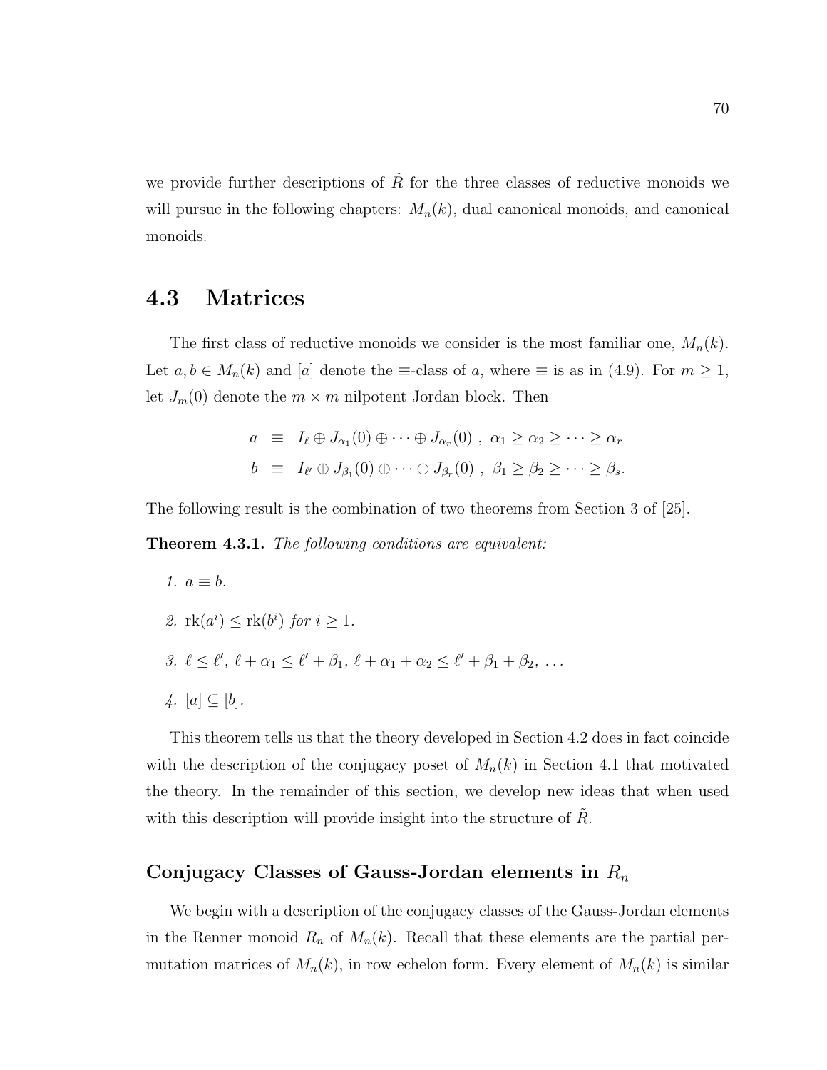we provide further descriptions of $\tilde{R}$ for the three classes of reductive monoids we will pursue in the following chapters: $M_n(k)$, dual canonical monoids, and canonical monoids.

## 4.3 Matrices

The first class of reductive monoids we consider is the most familiar one, $M_n(k)$. Let $a, b \in M_n(k)$ and $[a]$ denote the $\equiv$-class of $a$, where $\equiv$ is as in (4.9). For $m \geq 1$, let $J_m(0)$ denote the $m \times m$ nilpotent Jordan block. Then

$$
\begin{aligned}
a &\equiv I_\ell \oplus J_{\alpha_1}(0) \oplus \cdots \oplus J_{\alpha_r}(0)\ ,\ \alpha_1 \geq \alpha_2 \geq \cdots \geq \alpha_r \\
b &\equiv I_{\ell'} \oplus J_{\beta_1}(0) \oplus \cdots \oplus J_{\beta_r}(0)\ ,\ \beta_1 \geq \beta_2 \geq \cdots \geq \beta_s.
\end{aligned}
$$

The following result is the combination of two theorems from Section 3 of [25].

**Theorem 4.3.1.** *The following conditions are equivalent:*

1. $a \equiv b$.
2. $\mathrm{rk}(a^i) \leq \mathrm{rk}(b^i)$ *for* $i \geq 1$.
3. $\ell \leq \ell'$, $\ell + \alpha_1 \leq \ell' + \beta_1$, $\ell + \alpha_1 + \alpha_2 \leq \ell' + \beta_1 + \beta_2$, $\ldots$
4. $[a] \subseteq \overline{[b]}$.

This theorem tells us that the theory developed in Section 4.2 does in fact coincide with the description of the conjugacy poset of $M_n(k)$ in Section 4.1 that motivated the theory. In the remainder of this section, we develop new ideas that when used with this description will provide insight into the structure of $\tilde{R}$.

### Conjugacy Classes of Gauss-Jordan elements in $R_n$

We begin with a description of the conjugacy classes of the Gauss-Jordan elements in the Renner monoid $R_n$ of $M_n(k)$. Recall that these elements are the partial permutation matrices of $M_n(k)$, in row echelon form. Every element of $M_n(k)$ is similar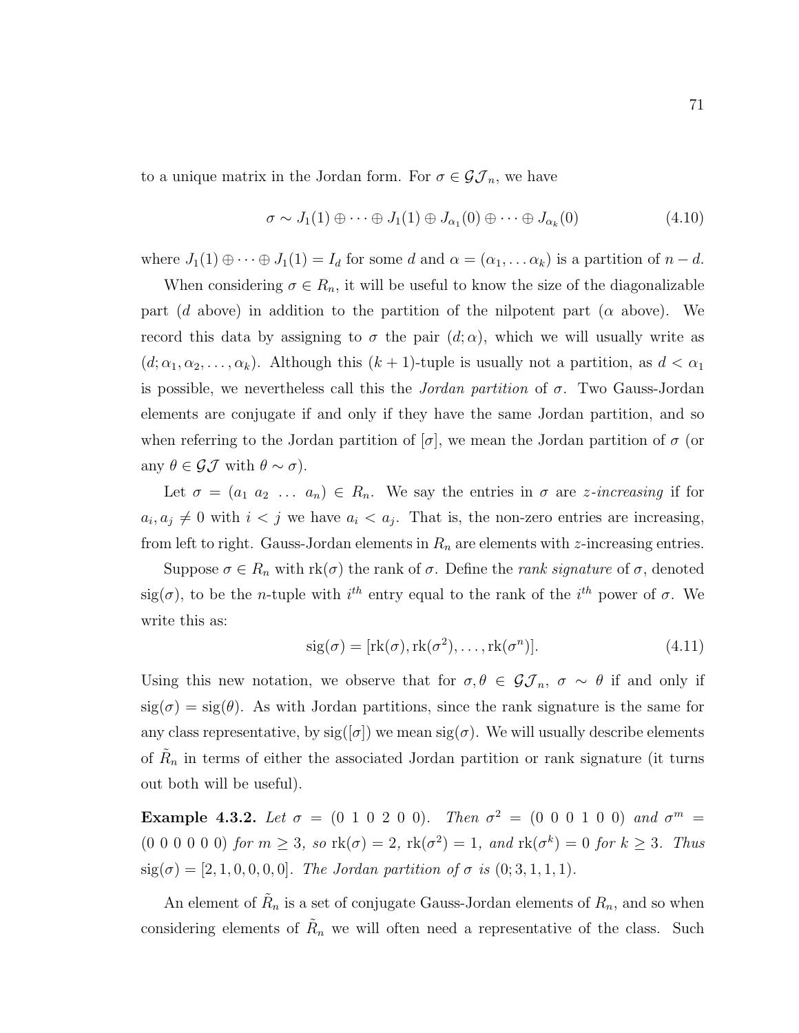to a unique matrix in the Jordan form. For $\sigma \in \mathcal{GJ}_n$, we have

$$\sigma \sim J_1(1) \oplus \cdots \oplus J_1(1) \oplus J_{\alpha_1}(0) \oplus \cdots \oplus J_{\alpha_k}(0) \tag{4.10}$$

where $J_1(1) \oplus \cdots \oplus J_1(1) = I_d$ for some $d$ and $\alpha = (\alpha_1, \ldots \alpha_k)$ is a partition of $n - d$.

When considering $\sigma \in R_n$, it will be useful to know the size of the diagonalizable part ($d$ above) in addition to the partition of the nilpotent part ($\alpha$ above). We record this data by assigning to $\sigma$ the pair $(d; \alpha)$, which we will usually write as $(d; \alpha_1, \alpha_2, \ldots, \alpha_k)$. Although this $(k+1)$-tuple is usually not a partition, as $d < \alpha_1$ is possible, we nevertheless call this the *Jordan partition* of $\sigma$. Two Gauss-Jordan elements are conjugate if and only if they have the same Jordan partition, and so when referring to the Jordan partition of $[\sigma]$, we mean the Jordan partition of $\sigma$ (or any $\theta \in \mathcal{GJ}$ with $\theta \sim \sigma$).

Let $\sigma = (a_1\ a_2\ \ldots\ a_n) \in R_n$. We say the entries in $\sigma$ are *z-increasing* if for $a_i, a_j \neq 0$ with $i < j$ we have $a_i < a_j$. That is, the non-zero entries are increasing, from left to right. Gauss-Jordan elements in $R_n$ are elements with $z$-increasing entries.

Suppose $\sigma \in R_n$ with $\text{rk}(\sigma)$ the rank of $\sigma$. Define the *rank signature* of $\sigma$, denoted $\text{sig}(\sigma)$, to be the $n$-tuple with $i^{th}$ entry equal to the rank of the $i^{th}$ power of $\sigma$. We write this as:

$$\text{sig}(\sigma) = [\text{rk}(\sigma), \text{rk}(\sigma^2), \ldots, \text{rk}(\sigma^n)]. \tag{4.11}$$

Using this new notation, we observe that for $\sigma, \theta \in \mathcal{GJ}_n$, $\sigma \sim \theta$ if and only if $\text{sig}(\sigma) = \text{sig}(\theta)$. As with Jordan partitions, since the rank signature is the same for any class representative, by $\text{sig}([\sigma])$ we mean $\text{sig}(\sigma)$. We will usually describe elements of $\tilde{R}_n$ in terms of either the associated Jordan partition or rank signature (it turns out both will be useful).

**Example 4.3.2.** *Let $\sigma = (0\ 1\ 0\ 2\ 0\ 0)$. Then $\sigma^2 = (0\ 0\ 0\ 1\ 0\ 0)$ and $\sigma^m = (0\ 0\ 0\ 0\ 0\ 0)$ for $m \geq 3$, so $\text{rk}(\sigma) = 2$, $\text{rk}(\sigma^2) = 1$, and $\text{rk}(\sigma^k) = 0$ for $k \geq 3$. Thus $\text{sig}(\sigma) = [2, 1, 0, 0, 0, 0]$. The Jordan partition of $\sigma$ is $(0; 3, 1, 1, 1)$.*

An element of $\tilde{R}_n$ is a set of conjugate Gauss-Jordan elements of $R_n$, and so when considering elements of $\tilde{R}_n$ we will often need a representative of the class. Such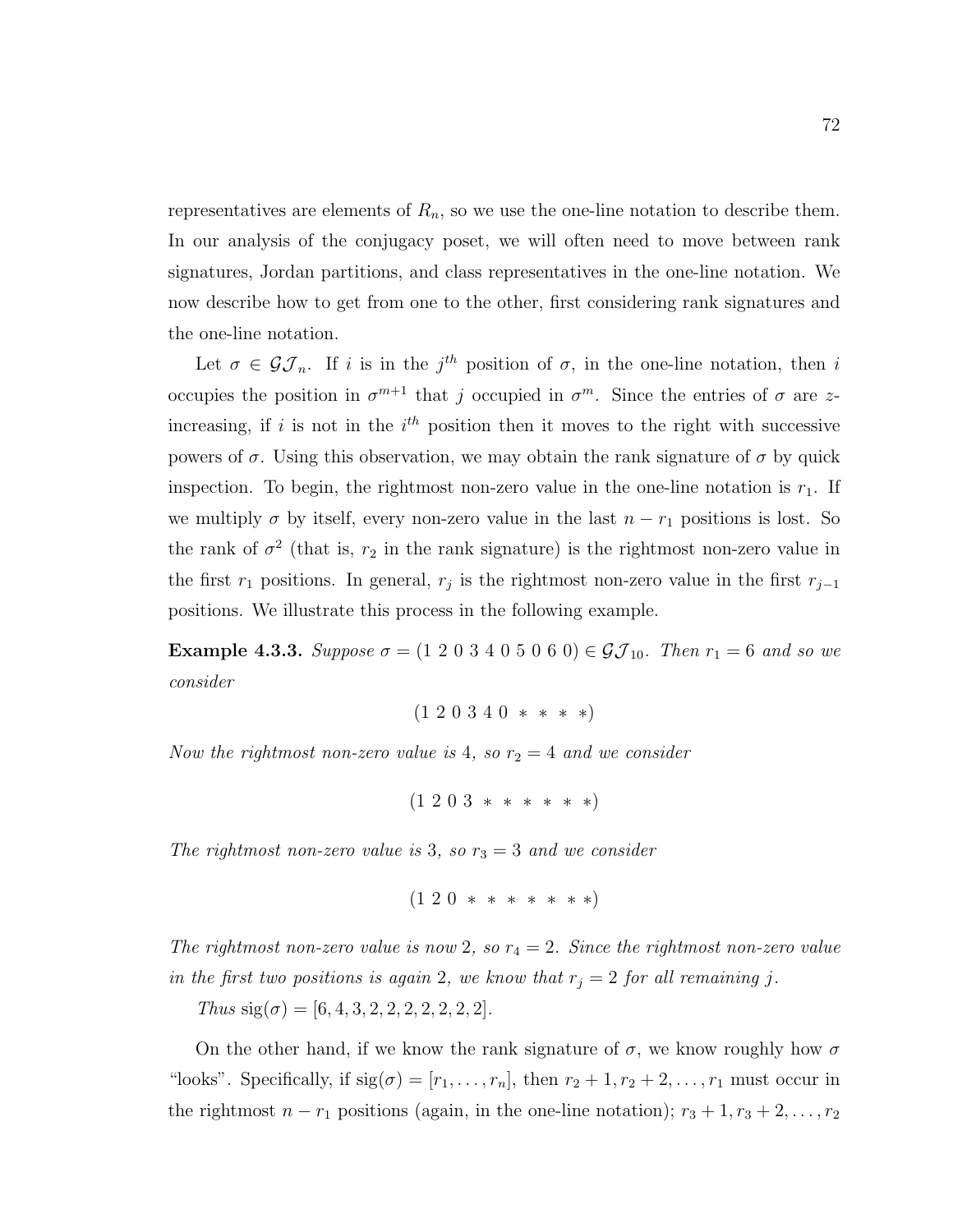representatives are elements of $R_n$, so we use the one-line notation to describe them. In our analysis of the conjugacy poset, we will often need to move between rank signatures, Jordan partitions, and class representatives in the one-line notation. We now describe how to get from one to the other, first considering rank signatures and the one-line notation.

Let $\sigma \in \mathcal{GJ}_n$. If $i$ is in the $j^{th}$ position of $\sigma$, in the one-line notation, then $i$ occupies the position in $\sigma^{m+1}$ that $j$ occupied in $\sigma^m$. Since the entries of $\sigma$ are $z$-increasing, if $i$ is not in the $i^{th}$ position then it moves to the right with successive powers of $\sigma$. Using this observation, we may obtain the rank signature of $\sigma$ by quick inspection. To begin, the rightmost non-zero value in the one-line notation is $r_1$. If we multiply $\sigma$ by itself, every non-zero value in the last $n - r_1$ positions is lost. So the rank of $\sigma^2$ (that is, $r_2$ in the rank signature) is the rightmost non-zero value in the first $r_1$ positions. In general, $r_j$ is the rightmost non-zero value in the first $r_{j-1}$ positions. We illustrate this process in the following example.

**Example 4.3.3.** *Suppose $\sigma = (1\ 2\ 0\ 3\ 4\ 0\ 5\ 0\ 6\ 0) \in \mathcal{GJ}_{10}$. Then $r_1 = 6$ and so we consider*

$$(1\ 2\ 0\ 3\ 4\ 0\ *\ *\ *\ *)$$

*Now the rightmost non-zero value is 4, so $r_2 = 4$ and we consider*

$$(1\ 2\ 0\ 3\ *\ *\ *\ *\ *\ *)$$

*The rightmost non-zero value is 3, so $r_3 = 3$ and we consider*

$$(1\ 2\ 0\ *\ *\ *\ *\ *\ *\ *)$$

*The rightmost non-zero value is now 2, so $r_4 = 2$. Since the rightmost non-zero value in the first two positions is again 2, we know that $r_j = 2$ for all remaining $j$.*

*Thus* $\text{sig}(\sigma) = [6, 4, 3, 2, 2, 2, 2, 2, 2, 2]$.

On the other hand, if we know the rank signature of $\sigma$, we know roughly how $\sigma$ "looks". Specifically, if $\text{sig}(\sigma) = [r_1, \ldots, r_n]$, then $r_2 + 1, r_2 + 2, \ldots, r_1$ must occur in the rightmost $n - r_1$ positions (again, in the one-line notation); $r_3 + 1, r_3 + 2, \ldots, r_2$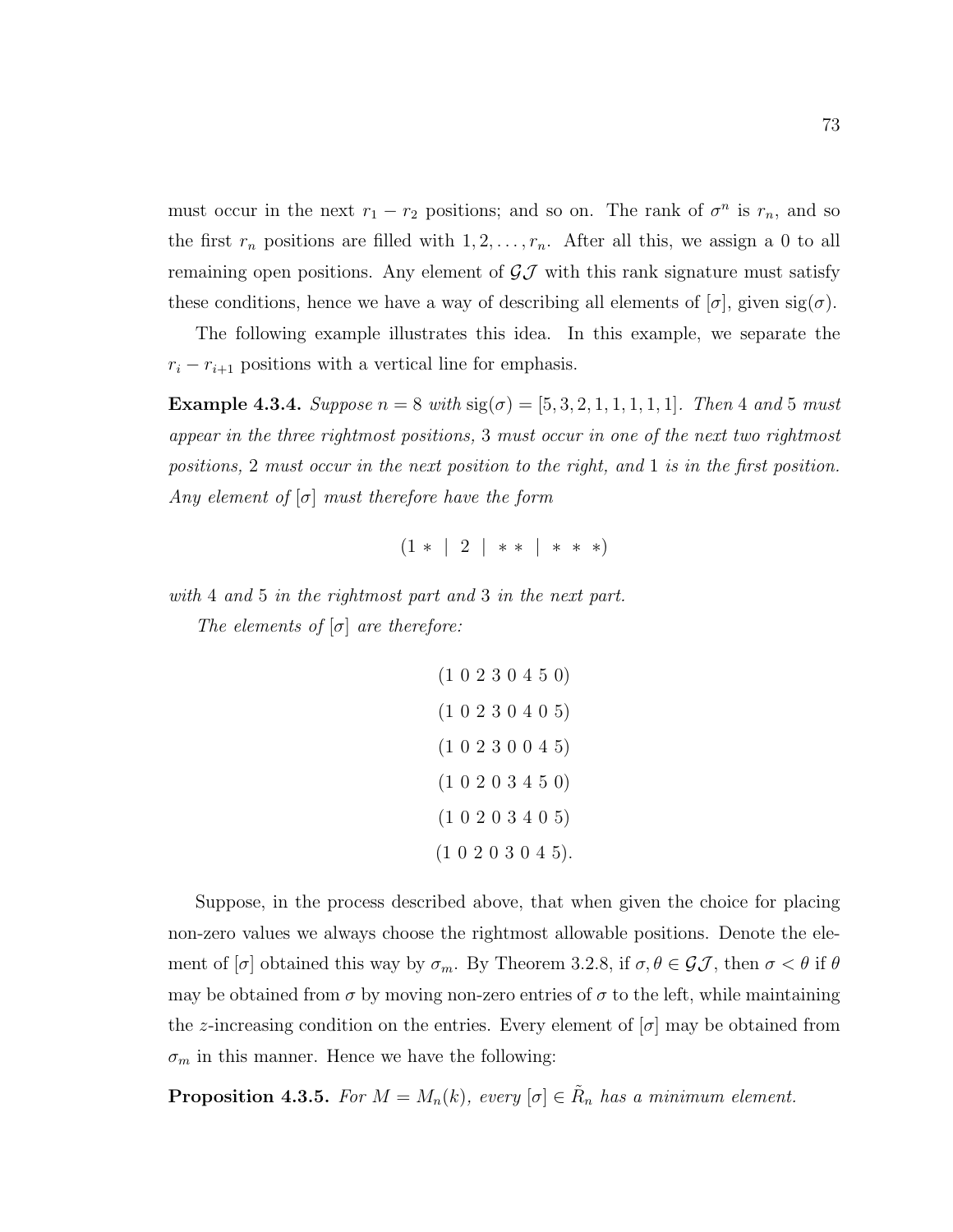must occur in the next $r_1 - r_2$ positions; and so on. The rank of $\sigma^n$ is $r_n$, and so the first $r_n$ positions are filled with $1, 2, \ldots, r_n$. After all this, we assign a 0 to all remaining open positions. Any element of $\mathcal{GJ}$ with this rank signature must satisfy these conditions, hence we have a way of describing all elements of $[\sigma]$, given $\text{sig}(\sigma)$.

The following example illustrates this idea. In this example, we separate the $r_i - r_{i+1}$ positions with a vertical line for emphasis.

**Example 4.3.4.** *Suppose $n = 8$ with $\text{sig}(\sigma) = [5, 3, 2, 1, 1, 1, 1, 1]$. Then 4 and 5 must appear in the three rightmost positions, 3 must occur in one of the next two rightmost positions, 2 must occur in the next position to the right, and 1 is in the first position. Any element of $[\sigma]$ must therefore have the form*

$$(1 * \ | \ 2 \ | \ * * \ | \ * * *)$$

*with 4 and 5 in the rightmost part and 3 in the next part.*

*The elements of $[\sigma]$ are therefore:*

$$(1\ 0\ 2\ 3\ 0\ 4\ 5\ 0)$$
$$(1\ 0\ 2\ 3\ 0\ 4\ 0\ 5)$$
$$(1\ 0\ 2\ 3\ 0\ 0\ 4\ 5)$$
$$(1\ 0\ 2\ 0\ 3\ 4\ 5\ 0)$$
$$(1\ 0\ 2\ 0\ 3\ 4\ 0\ 5)$$
$$(1\ 0\ 2\ 0\ 3\ 0\ 4\ 5).$$

Suppose, in the process described above, that when given the choice for placing non-zero values we always choose the rightmost allowable positions. Denote the element of $[\sigma]$ obtained this way by $\sigma_m$. By Theorem 3.2.8, if $\sigma, \theta \in \mathcal{GJ}$, then $\sigma < \theta$ if $\theta$ may be obtained from $\sigma$ by moving non-zero entries of $\sigma$ to the left, while maintaining the $z$-increasing condition on the entries. Every element of $[\sigma]$ may be obtained from $\sigma_m$ in this manner. Hence we have the following:

**Proposition 4.3.5.** *For $M = M_n(k)$, every $[\sigma] \in \tilde{R}_n$ has a minimum element.*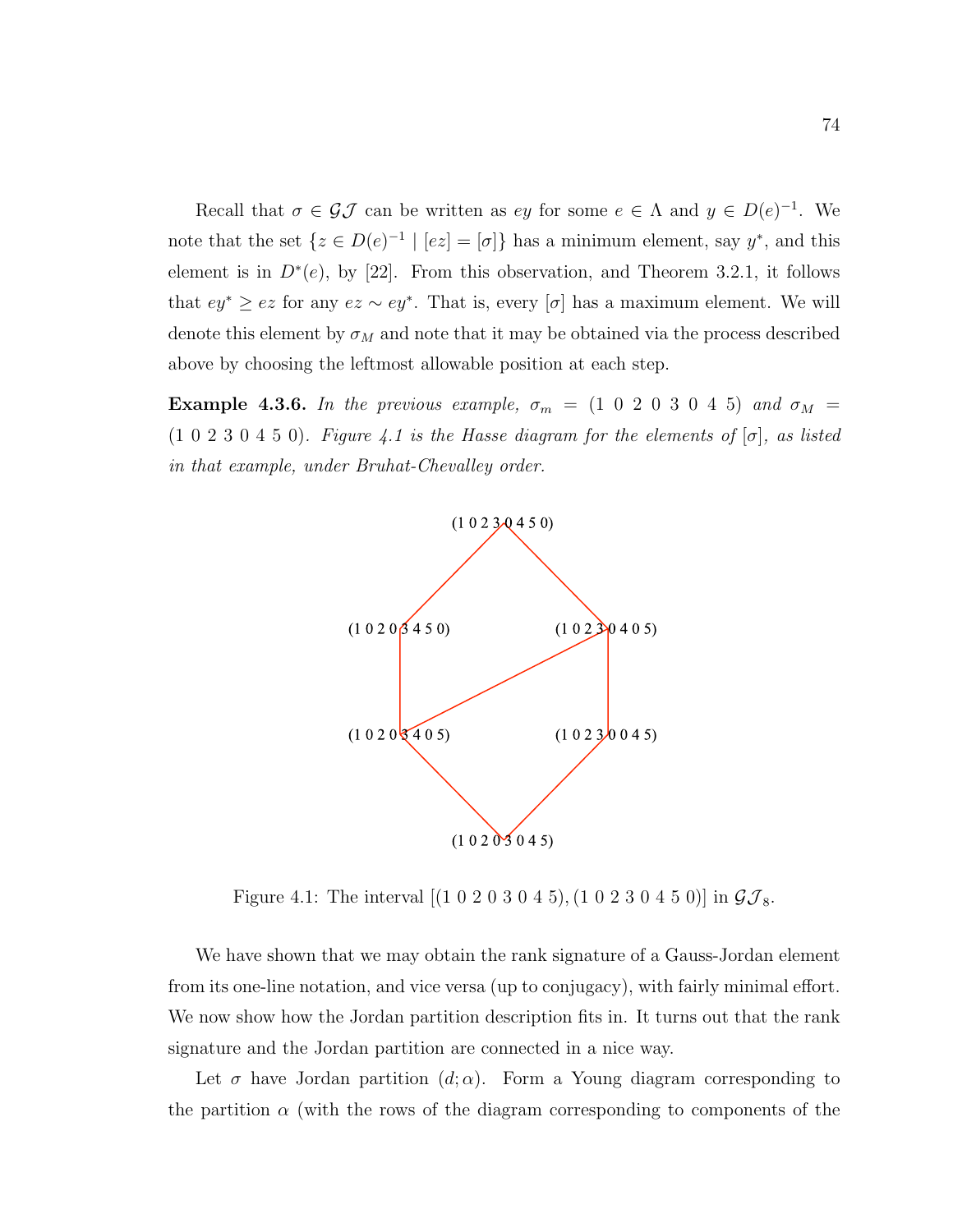Recall that $\sigma \in \mathcal{GJ}$ can be written as $ey$ for some $e \in \Lambda$ and $y \in D(e)^{-1}$. We note that the set $\{z \in D(e)^{-1} \mid [ez] = [\sigma]\}$ has a minimum element, say $y^*$, and this element is in $D^*(e)$, by [22]. From this observation, and Theorem 3.2.1, it follows that $ey^* \geq ez$ for any $ez \sim ey^*$. That is, every $[\sigma]$ has a maximum element. We will denote this element by $\sigma_M$ and note that it may be obtained via the process described above by choosing the leftmost allowable position at each step.

**Example 4.3.6.** *In the previous example,* $\sigma_m = (1\ 0\ 2\ 0\ 3\ 0\ 4\ 5)$ *and* $\sigma_M = (1\ 0\ 2\ 3\ 0\ 4\ 5\ 0)$*. Figure 4.1 is the Hasse diagram for the elements of* $[\sigma]$*, as listed in that example, under Bruhat-Chevalley order.*

(1 0 2 3 0 4 5 0)

(1 0 2 0 3 4 5 0) &nbsp;&nbsp;&nbsp; (1 0 2 3 0 4 0 5)

(1 0 2 0 3 4 0 5) &nbsp;&nbsp;&nbsp; (1 0 2 3 0 0 4 5)

(1 0 2 0 3 0 4 5)

Figure 4.1: The interval $[(1\ 0\ 2\ 0\ 3\ 0\ 4\ 5), (1\ 0\ 2\ 3\ 0\ 4\ 5\ 0)]$ in $\mathcal{GJ}_8$.

We have shown that we may obtain the rank signature of a Gauss-Jordan element from its one-line notation, and vice versa (up to conjugacy), with fairly minimal effort. We now show how the Jordan partition description fits in. It turns out that the rank signature and the Jordan partition are connected in a nice way.

Let $\sigma$ have Jordan partition $(d; \alpha)$. Form a Young diagram corresponding to the partition $\alpha$ (with the rows of the diagram corresponding to components of the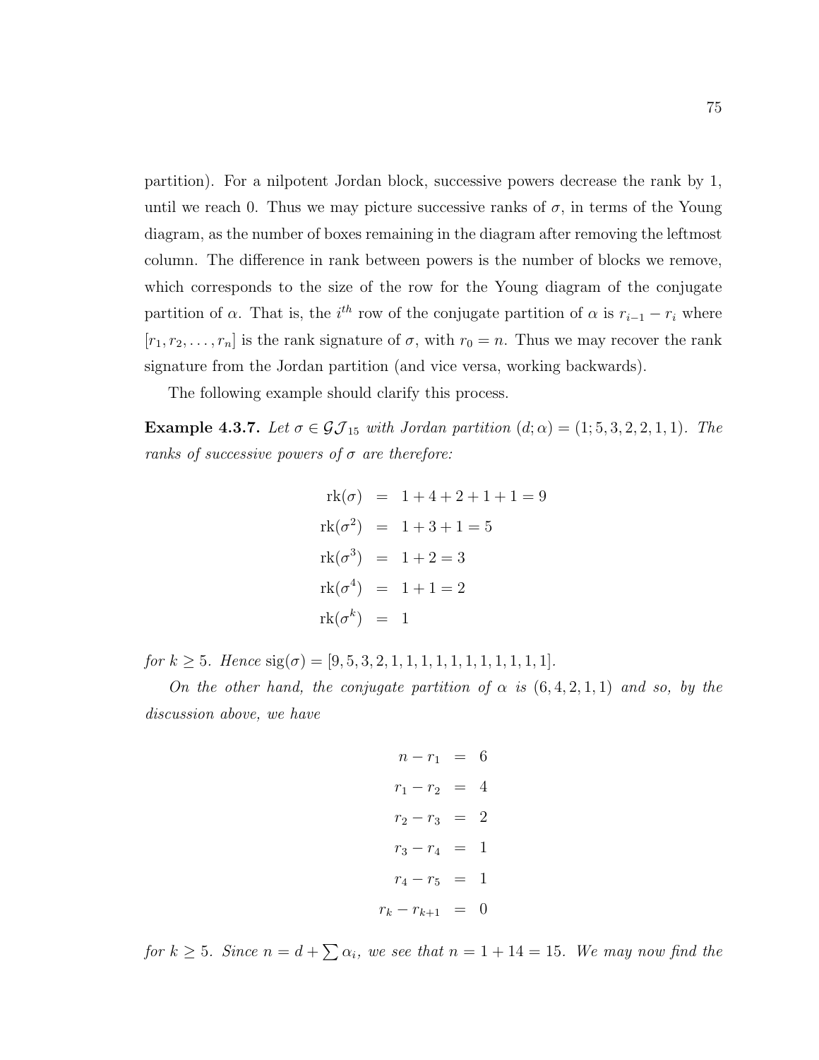partition). For a nilpotent Jordan block, successive powers decrease the rank by 1, until we reach 0. Thus we may picture successive ranks of $\sigma$, in terms of the Young diagram, as the number of boxes remaining in the diagram after removing the leftmost column. The difference in rank between powers is the number of blocks we remove, which corresponds to the size of the row for the Young diagram of the conjugate partition of $\alpha$. That is, the $i^{th}$ row of the conjugate partition of $\alpha$ is $r_{i-1} - r_i$ where $[r_1, r_2, \ldots, r_n]$ is the rank signature of $\sigma$, with $r_0 = n$. Thus we may recover the rank signature from the Jordan partition (and vice versa, working backwards).

The following example should clarify this process.

**Example 4.3.7.** *Let $\sigma \in \mathcal{GJ}_{15}$ with Jordan partition $(d; \alpha) = (1; 5, 3, 2, 2, 1, 1)$. The ranks of successive powers of $\sigma$ are therefore:*

$$
\begin{aligned}
\mathrm{rk}(\sigma) &= 1 + 4 + 2 + 1 + 1 = 9 \\
\mathrm{rk}(\sigma^2) &= 1 + 3 + 1 = 5 \\
\mathrm{rk}(\sigma^3) &= 1 + 2 = 3 \\
\mathrm{rk}(\sigma^4) &= 1 + 1 = 2 \\
\mathrm{rk}(\sigma^k) &= 1
\end{aligned}
$$

*for $k \geq 5$. Hence $\mathrm{sig}(\sigma) = [9, 5, 3, 2, 1, 1, 1, 1, 1, 1, 1, 1, 1, 1, 1]$.*

*On the other hand, the conjugate partition of $\alpha$ is $(6, 4, 2, 1, 1)$ and so, by the discussion above, we have*

$$
\begin{aligned}
n - r_1 &= 6 \\
r_1 - r_2 &= 4 \\
r_2 - r_3 &= 2 \\
r_3 - r_4 &= 1 \\
r_4 - r_5 &= 1 \\
r_k - r_{k+1} &= 0
\end{aligned}
$$

*for $k \geq 5$. Since $n = d + \sum \alpha_i$, we see that $n = 1 + 14 = 15$. We may now find the*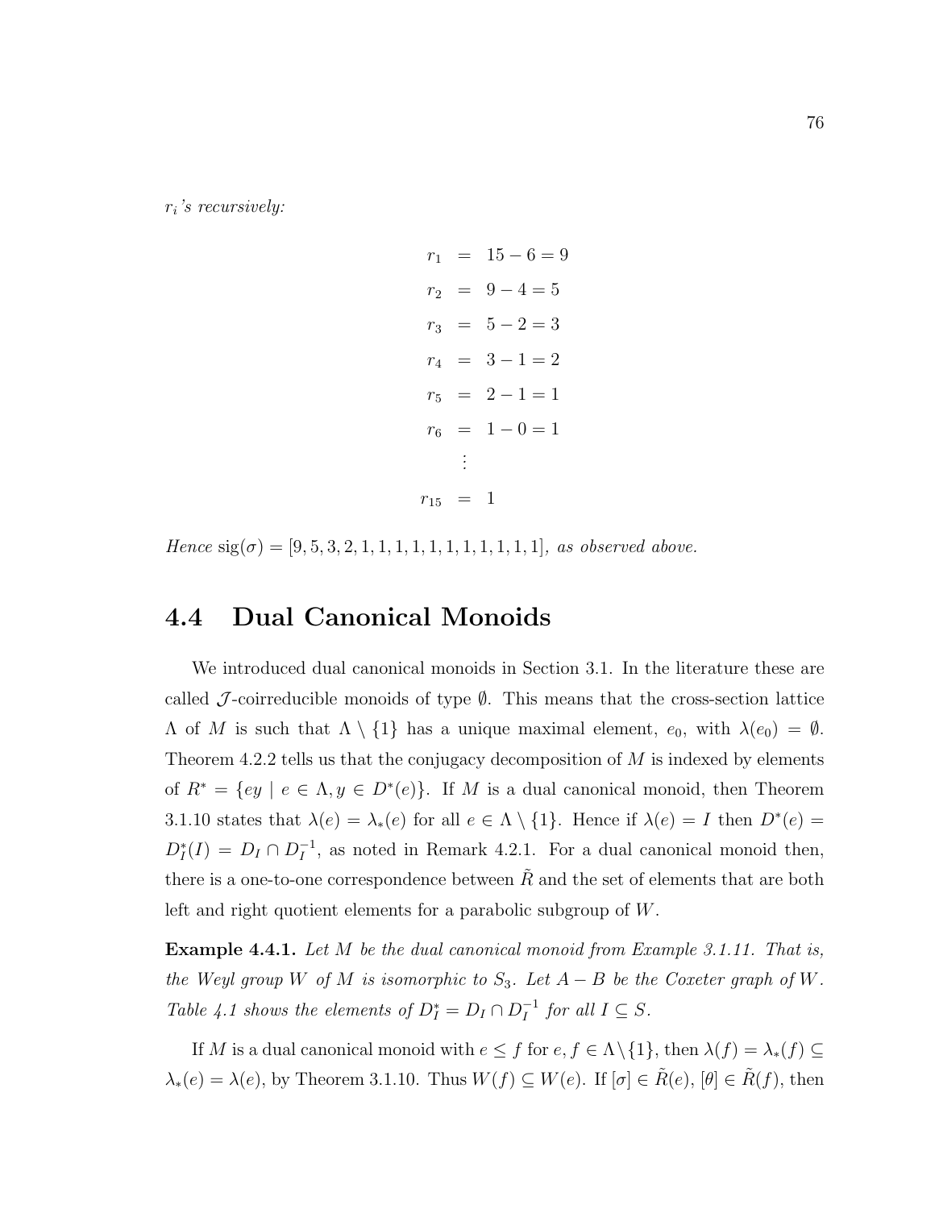*$r_i$'s recursively:*

$$
\begin{aligned}
r_1 &= 15 - 6 = 9 \\
r_2 &= 9 - 4 = 5 \\
r_3 &= 5 - 2 = 3 \\
r_4 &= 3 - 1 = 2 \\
r_5 &= 2 - 1 = 1 \\
r_6 &= 1 - 0 = 1 \\
&\vdots \\
r_{15} &= 1
\end{aligned}
$$

*Hence* $\text{sig}(\sigma) = [9, 5, 3, 2, 1, 1, 1, 1, 1, 1, 1, 1, 1, 1, 1]$*, as observed above.*

## 4.4 Dual Canonical Monoids

We introduced dual canonical monoids in Section 3.1. In the literature these are called $\mathcal{J}$-coirreducible monoids of type $\emptyset$. This means that the cross-section lattice $\Lambda$ of $M$ is such that $\Lambda \setminus \{1\}$ has a unique maximal element, $e_0$, with $\lambda(e_0) = \emptyset$. Theorem 4.2.2 tells us that the conjugacy decomposition of $M$ is indexed by elements of $R^* = \{ey \mid e \in \Lambda, y \in D^*(e)\}$. If $M$ is a dual canonical monoid, then Theorem 3.1.10 states that $\lambda(e) = \lambda_*(e)$ for all $e \in \Lambda \setminus \{1\}$. Hence if $\lambda(e) = I$ then $D^*(e) = D^*_I(I) = D_I \cap D_I^{-1}$, as noted in Remark 4.2.1. For a dual canonical monoid then, there is a one-to-one correspondence between $\tilde{R}$ and the set of elements that are both left and right quotient elements for a parabolic subgroup of $W$.

**Example 4.4.1.** *Let $M$ be the dual canonical monoid from Example 3.1.11. That is, the Weyl group $W$ of $M$ is isomorphic to $S_3$. Let $A - B$ be the Coxeter graph of $W$. Table 4.1 shows the elements of $D^*_I = D_I \cap D_I^{-1}$ for all $I \subseteq S$.*

If $M$ is a dual canonical monoid with $e \leq f$ for $e, f \in \Lambda \setminus \{1\}$, then $\lambda(f) = \lambda_*(f) \subseteq \lambda_*(e) = \lambda(e)$, by Theorem 3.1.10. Thus $W(f) \subseteq W(e)$. If $[\sigma] \in \tilde{R}(e)$, $[\theta] \in \tilde{R}(f)$, then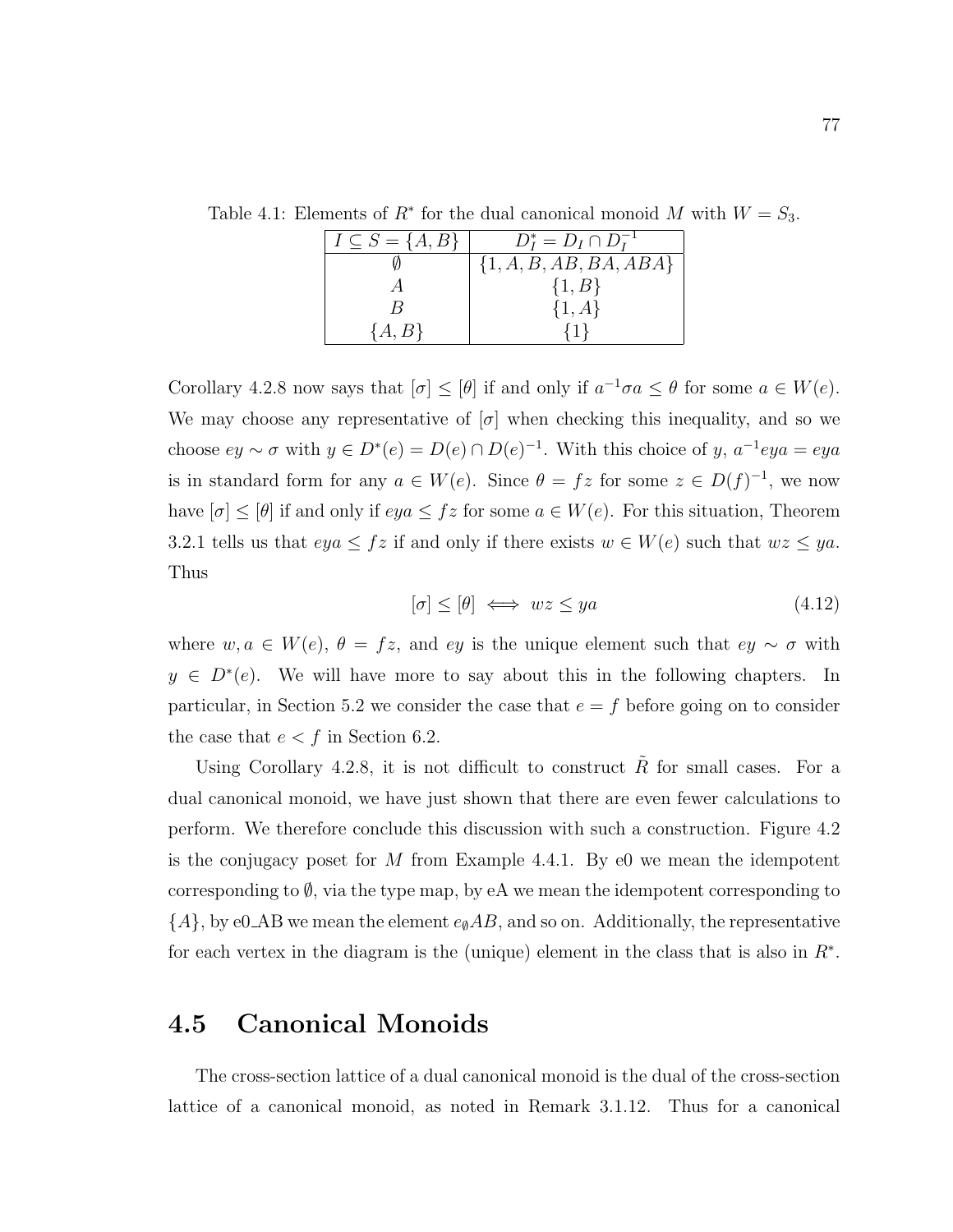Table 4.1: Elements of $R^*$ for the dual canonical monoid $M$ with $W = S_3$.

| $I \subseteq S = \{A, B\}$ | $D_I^* = D_I \cap D_I^{-1}$ |
|---|---|
| $\emptyset$ | $\{1, A, B, AB, BA, ABA\}$ |
| $A$ | $\{1, B\}$ |
| $B$ | $\{1, A\}$ |
| $\{A, B\}$ | $\{1\}$ |

Corollary 4.2.8 now says that $[\sigma] \leq [\theta]$ if and only if $a^{-1}\sigma a \leq \theta$ for some $a \in W(e)$. We may choose any representative of $[\sigma]$ when checking this inequality, and so we choose $ey \sim \sigma$ with $y \in D^*(e) = D(e) \cap D(e)^{-1}$. With this choice of $y$, $a^{-1}eya = eya$ is in standard form for any $a \in W(e)$. Since $\theta = fz$ for some $z \in D(f)^{-1}$, we now have $[\sigma] \leq [\theta]$ if and only if $eya \leq fz$ for some $a \in W(e)$. For this situation, Theorem 3.2.1 tells us that $eya \leq fz$ if and only if there exists $w \in W(e)$ such that $wz \leq ya$. Thus

$$[\sigma] \leq [\theta] \iff wz \leq ya \tag{4.12}$$

where $w, a \in W(e)$, $\theta = fz$, and $ey$ is the unique element such that $ey \sim \sigma$ with $y \in D^*(e)$. We will have more to say about this in the following chapters. In particular, in Section 5.2 we consider the case that $e = f$ before going on to consider the case that $e < f$ in Section 6.2.

Using Corollary 4.2.8, it is not difficult to construct $\tilde{R}$ for small cases. For a dual canonical monoid, we have just shown that there are even fewer calculations to perform. We therefore conclude this discussion with such a construction. Figure 4.2 is the conjugacy poset for $M$ from Example 4.4.1. By e0 we mean the idempotent corresponding to $\emptyset$, via the type map, by eA we mean the idempotent corresponding to $\{A\}$, by e0_AB we mean the element $e_\emptyset AB$, and so on. Additionally, the representative for each vertex in the diagram is the (unique) element in the class that is also in $R^*$.

## 4.5 Canonical Monoids

The cross-section lattice of a dual canonical monoid is the dual of the cross-section lattice of a canonical monoid, as noted in Remark 3.1.12. Thus for a canonical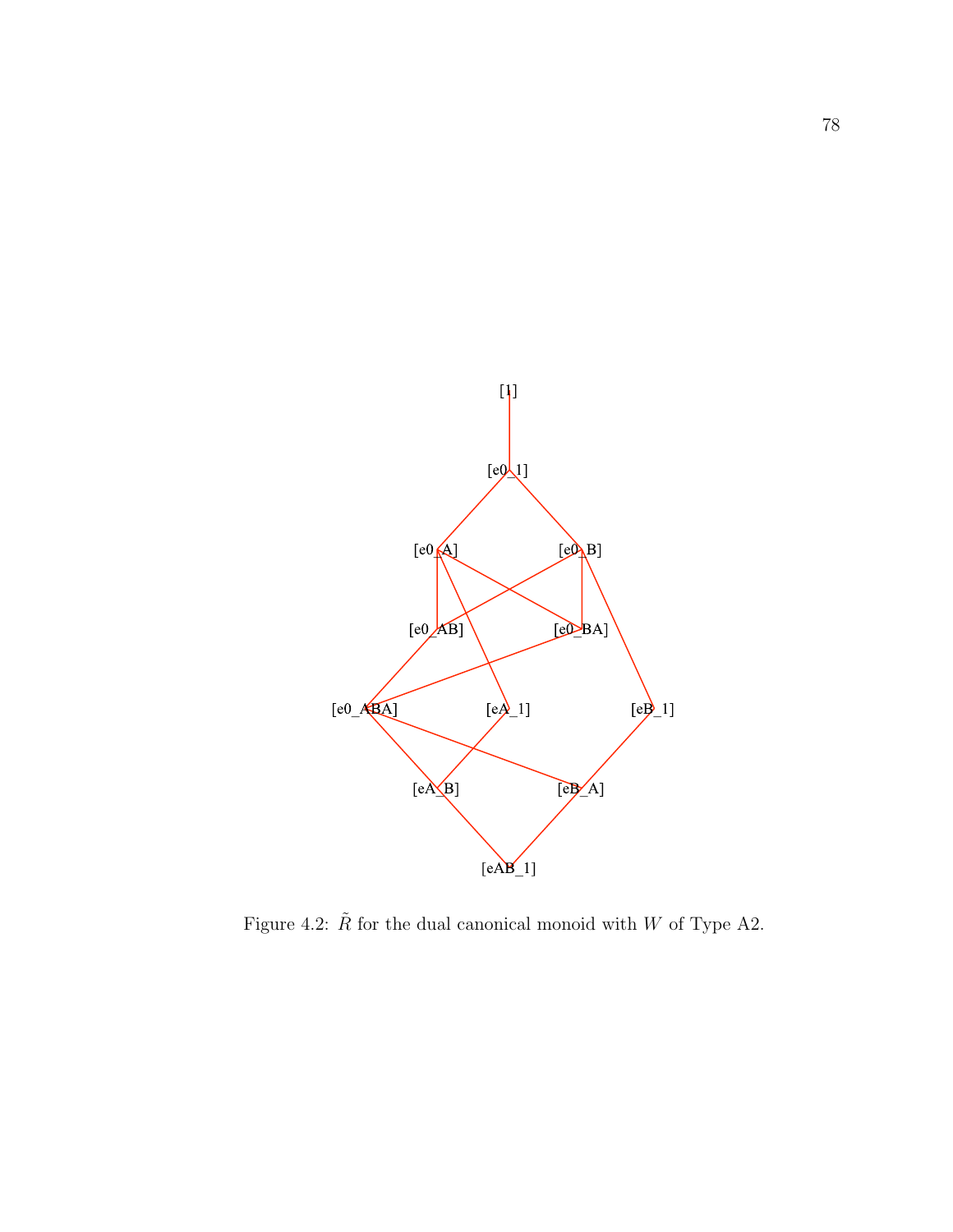Figure 4.2: $\tilde{R}$ for the dual canonical monoid with $W$ of Type A2.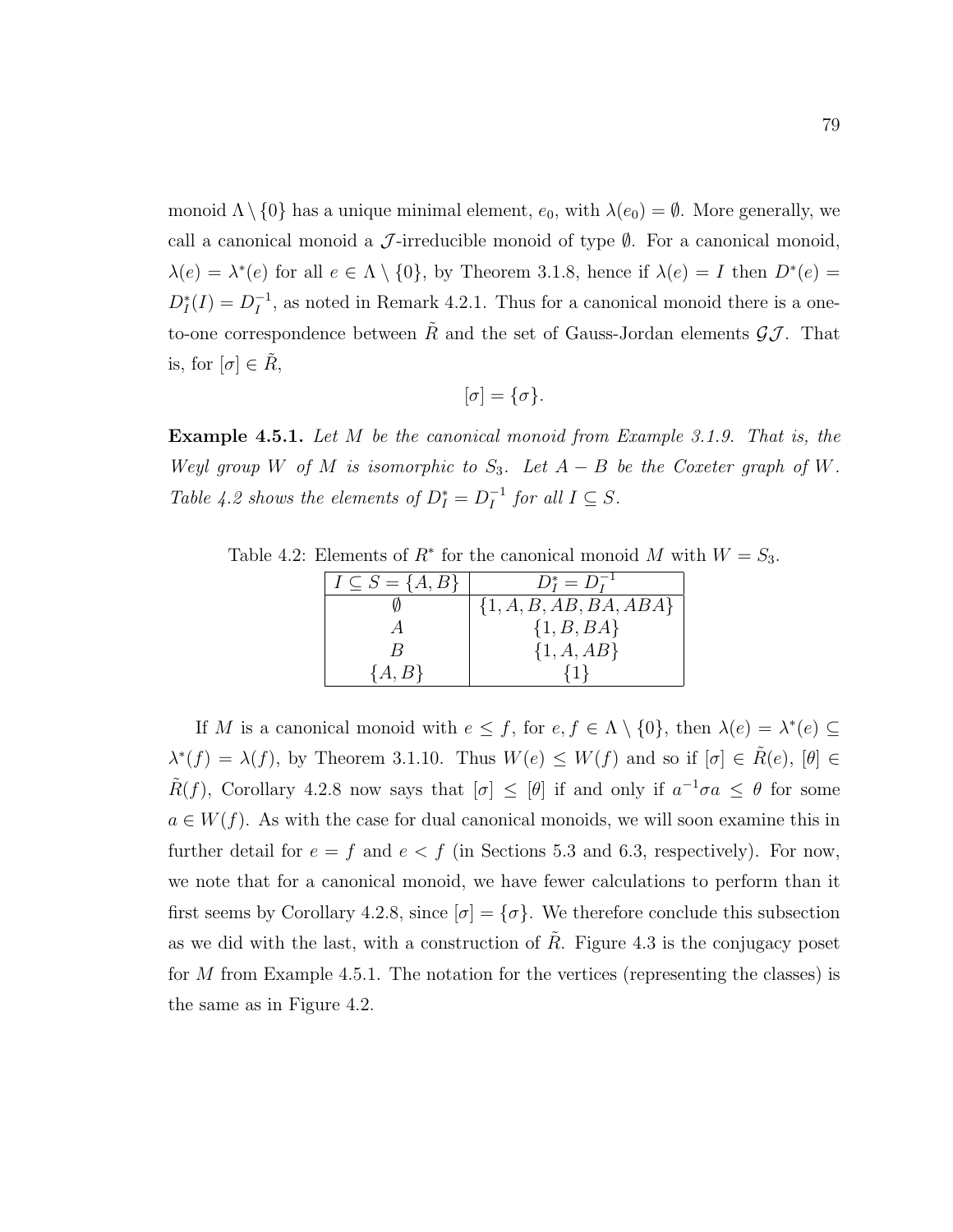monoid $\Lambda \setminus \{0\}$ has a unique minimal element, $e_0$, with $\lambda(e_0) = \emptyset$. More generally, we call a canonical monoid a $\mathcal{J}$-irreducible monoid of type $\emptyset$. For a canonical monoid, $\lambda(e) = \lambda^*(e)$ for all $e \in \Lambda \setminus \{0\}$, by Theorem 3.1.8, hence if $\lambda(e) = I$ then $D^*(e) = D_I^*(I) = D_I^{-1}$, as noted in Remark 4.2.1. Thus for a canonical monoid there is a one-to-one correspondence between $\tilde{R}$ and the set of Gauss-Jordan elements $\mathcal{GJ}$. That is, for $[\sigma] \in \tilde{R}$,

$$[\sigma] = \{\sigma\}.$$

**Example 4.5.1.** *Let $M$ be the canonical monoid from Example 3.1.9. That is, the Weyl group $W$ of $M$ is isomorphic to $S_3$. Let $A - B$ be the Coxeter graph of $W$. Table 4.2 shows the elements of $D_I^* = D_I^{-1}$ for all $I \subseteq S$.*

Table 4.2: Elements of $R^*$ for the canonical monoid $M$ with $W = S_3$.

| $I \subseteq S = \{A, B\}$ | $D_I^* = D_I^{-1}$ |
|---|---|
| $\emptyset$ | $\{1, A, B, AB, BA, ABA\}$ |
| $A$ | $\{1, B, BA\}$ |
| $B$ | $\{1, A, AB\}$ |
| $\{A, B\}$ | $\{1\}$ |

If $M$ is a canonical monoid with $e \leq f$, for $e, f \in \Lambda \setminus \{0\}$, then $\lambda(e) = \lambda^*(e) \subseteq \lambda^*(f) = \lambda(f)$, by Theorem 3.1.10. Thus $W(e) \leq W(f)$ and so if $[\sigma] \in \tilde{R}(e)$, $[\theta] \in \tilde{R}(f)$, Corollary 4.2.8 now says that $[\sigma] \leq [\theta]$ if and only if $a^{-1}\sigma a \leq \theta$ for some $a \in W(f)$. As with the case for dual canonical monoids, we will soon examine this in further detail for $e = f$ and $e < f$ (in Sections 5.3 and 6.3, respectively). For now, we note that for a canonical monoid, we have fewer calculations to perform than it first seems by Corollary 4.2.8, since $[\sigma] = \{\sigma\}$. We therefore conclude this subsection as we did with the last, with a construction of $\tilde{R}$. Figure 4.3 is the conjugacy poset for $M$ from Example 4.5.1. The notation for the vertices (representing the classes) is the same as in Figure 4.2.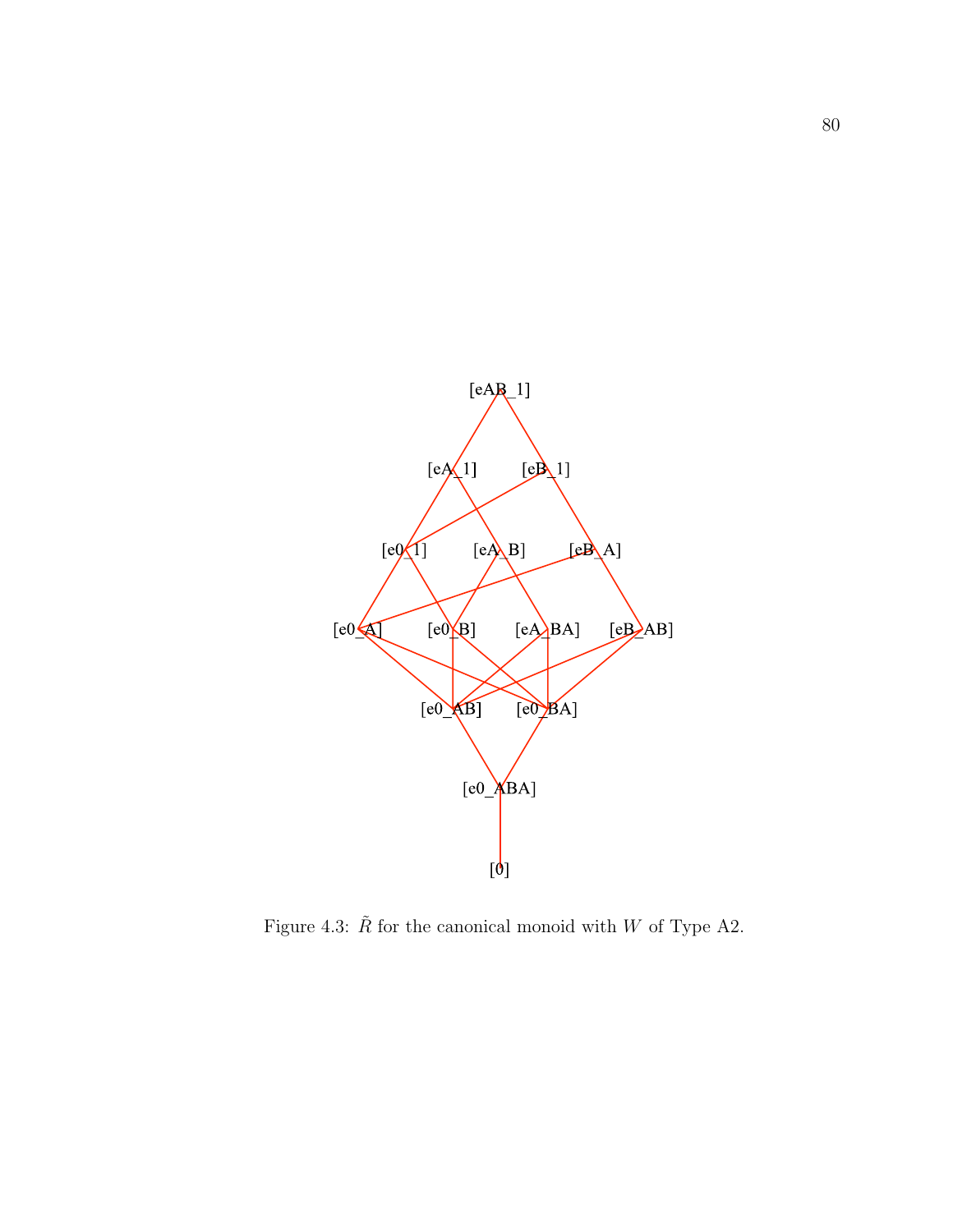[eAB_1]

[eA_1] [eB_1]

[e0_1] [eA_B] [eB_A]

[e0_A] [e0_B] [eA_BA] [eB_AB]

[e0_AB] [e0_BA]

[e0_ABA]

[0]

Figure 4.3: $\tilde{R}$ for the canonical monoid with $W$ of Type A2.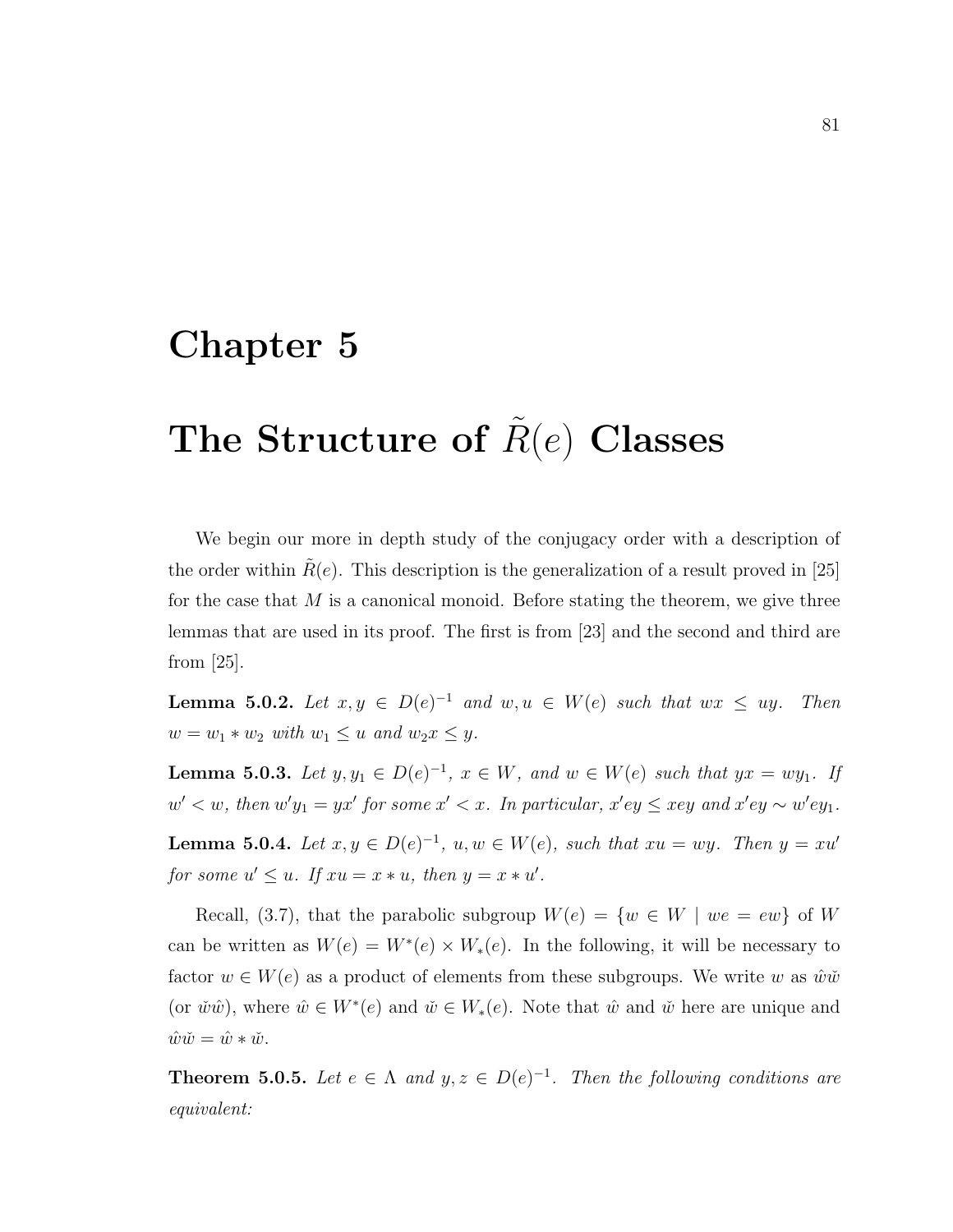# Chapter 5

# The Structure of $\tilde{R}(e)$ Classes

We begin our more in depth study of the conjugacy order with a description of the order within $\tilde{R}(e)$. This description is the generalization of a result proved in [25] for the case that $M$ is a canonical monoid. Before stating the theorem, we give three lemmas that are used in its proof. The first is from [23] and the second and third are from [25].

**Lemma 5.0.2.** *Let $x, y \in D(e)^{-1}$ and $w, u \in W(e)$ such that $wx \leq uy$. Then $w = w_1 * w_2$ with $w_1 \leq u$ and $w_2 x \leq y$.*

**Lemma 5.0.3.** *Let $y, y_1 \in D(e)^{-1}$, $x \in W$, and $w \in W(e)$ such that $yx = wy_1$. If $w' < w$, then $w'y_1 = yx'$ for some $x' < x$. In particular, $x'ey \leq xey$ and $x'ey \sim w'ey_1$.*

**Lemma 5.0.4.** *Let $x, y \in D(e)^{-1}$, $u, w \in W(e)$, such that $xu = wy$. Then $y = xu'$ for some $u' \leq u$. If $xu = x * u$, then $y = x * u'$.*

Recall, (3.7), that the parabolic subgroup $W(e) = \{w \in W \mid we = ew\}$ of $W$ can be written as $W(e) = W^*(e) \times W_*(e)$. In the following, it will be necessary to factor $w \in W(e)$ as a product of elements from these subgroups. We write $w$ as $\hat{w}\check{w}$ (or $\check{w}\hat{w}$), where $\hat{w} \in W^*(e)$ and $\check{w} \in W_*(e)$. Note that $\hat{w}$ and $\check{w}$ here are unique and $\hat{w}\check{w} = \hat{w} * \check{w}$.

**Theorem 5.0.5.** *Let $e \in \Lambda$ and $y, z \in D(e)^{-1}$. Then the following conditions are equivalent:*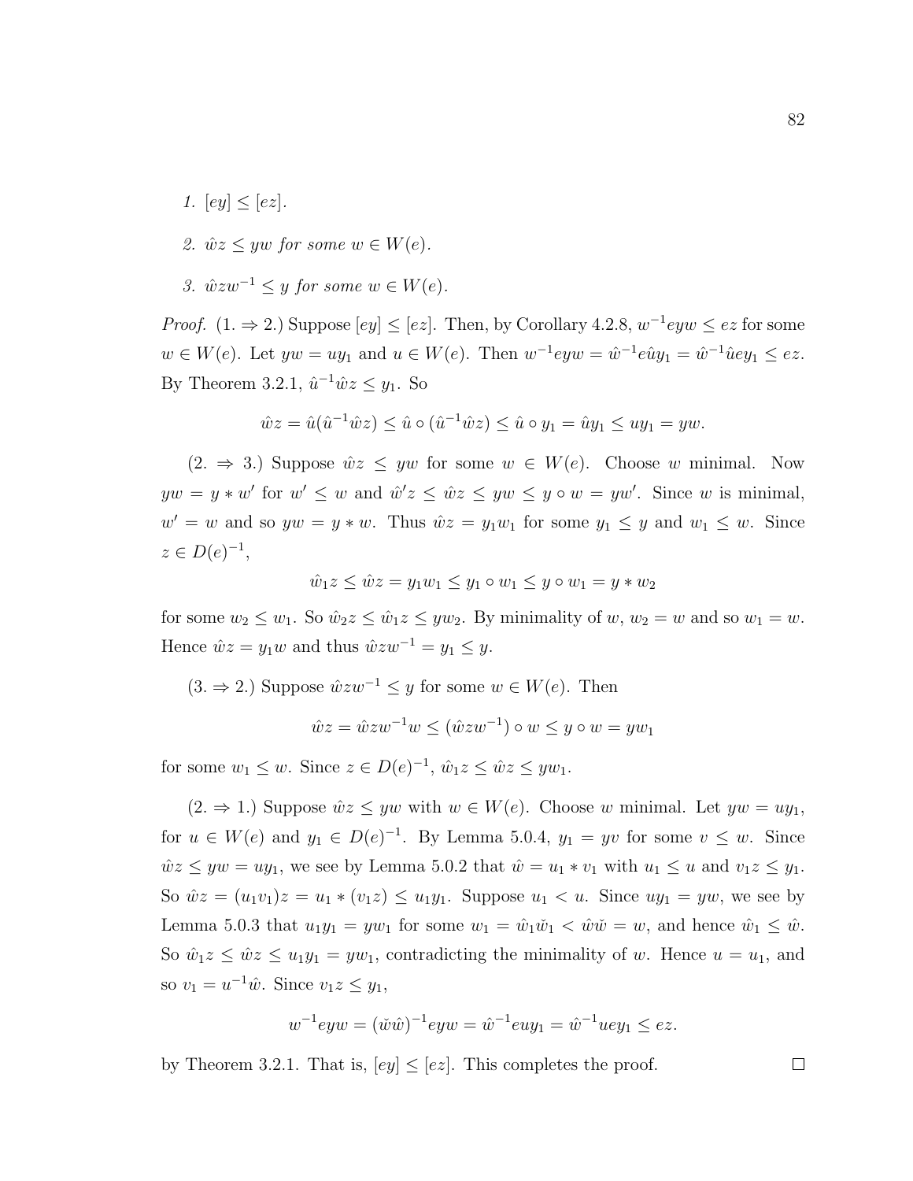*1.* $[ey] \leq [ez]$.

*2.* $\hat{w}z \leq yw$ *for some* $w \in W(e)$.

*3.* $\hat{w}zw^{-1} \leq y$ *for some* $w \in W(e)$.

*Proof.* (1. $\Rightarrow$ 2.) Suppose $[ey] \leq [ez]$. Then, by Corollary 4.2.8, $w^{-1}eyw \leq ez$ for some $w \in W(e)$. Let $yw = uy_1$ and $u \in W(e)$. Then $w^{-1}eyw = \hat{w}^{-1}e\hat{u}y_1 = \hat{w}^{-1}\hat{u}ey_1 \leq ez$. By Theorem 3.2.1, $\hat{u}^{-1}\hat{w}z \leq y_1$. So

$$\hat{w}z = \hat{u}(\hat{u}^{-1}\hat{w}z) \leq \hat{u} \circ (\hat{u}^{-1}\hat{w}z) \leq \hat{u} \circ y_1 = \hat{u}y_1 \leq uy_1 = yw.$$

(2. $\Rightarrow$ 3.) Suppose $\hat{w}z \leq yw$ for some $w \in W(e)$. Choose $w$ minimal. Now $yw = y * w'$ for $w' \leq w$ and $\hat{w}'z \leq \hat{w}z \leq yw \leq y \circ w = yw'$. Since $w$ is minimal, $w' = w$ and so $yw = y * w$. Thus $\hat{w}z = y_1w_1$ for some $y_1 \leq y$ and $w_1 \leq w$. Since $z \in D(e)^{-1}$,

$$\hat{w}_1z \leq \hat{w}z = y_1w_1 \leq y_1 \circ w_1 \leq y \circ w_1 = y * w_2$$

for some $w_2 \leq w_1$. So $\hat{w}_2z \leq \hat{w}_1z \leq yw_2$. By minimality of $w$, $w_2 = w$ and so $w_1 = w$. Hence $\hat{w}z = y_1w$ and thus $\hat{w}zw^{-1} = y_1 \leq y$.

(3. $\Rightarrow$ 2.) Suppose $\hat{w}zw^{-1} \leq y$ for some $w \in W(e)$. Then

$$\hat{w}z = \hat{w}zw^{-1}w \leq (\hat{w}zw^{-1}) \circ w \leq y \circ w = yw_1$$

for some $w_1 \leq w$. Since $z \in D(e)^{-1}$, $\hat{w}_1z \leq \hat{w}z \leq yw_1$.

(2. $\Rightarrow$ 1.) Suppose $\hat{w}z \leq yw$ with $w \in W(e)$. Choose $w$ minimal. Let $yw = uy_1$, for $u \in W(e)$ and $y_1 \in D(e)^{-1}$. By Lemma 5.0.4, $y_1 = yv$ for some $v \leq w$. Since $\hat{w}z \leq yw = uy_1$, we see by Lemma 5.0.2 that $\hat{w} = u_1 * v_1$ with $u_1 \leq u$ and $v_1z \leq y_1$. So $\hat{w}z = (u_1v_1)z = u_1 * (v_1z) \leq u_1y_1$. Suppose $u_1 < u$. Since $uy_1 = yw$, we see by Lemma 5.0.3 that $u_1y_1 = yw_1$ for some $w_1 = \hat{w}_1\check{w}_1 < \hat{w}\check{w} = w$, and hence $\hat{w}_1 \leq \hat{w}$. So $\hat{w}_1z \leq \hat{w}z \leq u_1y_1 = yw_1$, contradicting the minimality of $w$. Hence $u = u_1$, and so $v_1 = u^{-1}\hat{w}$. Since $v_1z \leq y_1$,

$$w^{-1}eyw = (\check{w}\hat{w})^{-1}eyw = \hat{w}^{-1}euy_1 = \hat{w}^{-1}uey_1 \leq ez.$$

by Theorem 3.2.1. That is, $[ey] \leq [ez]$. This completes the proof. $\square$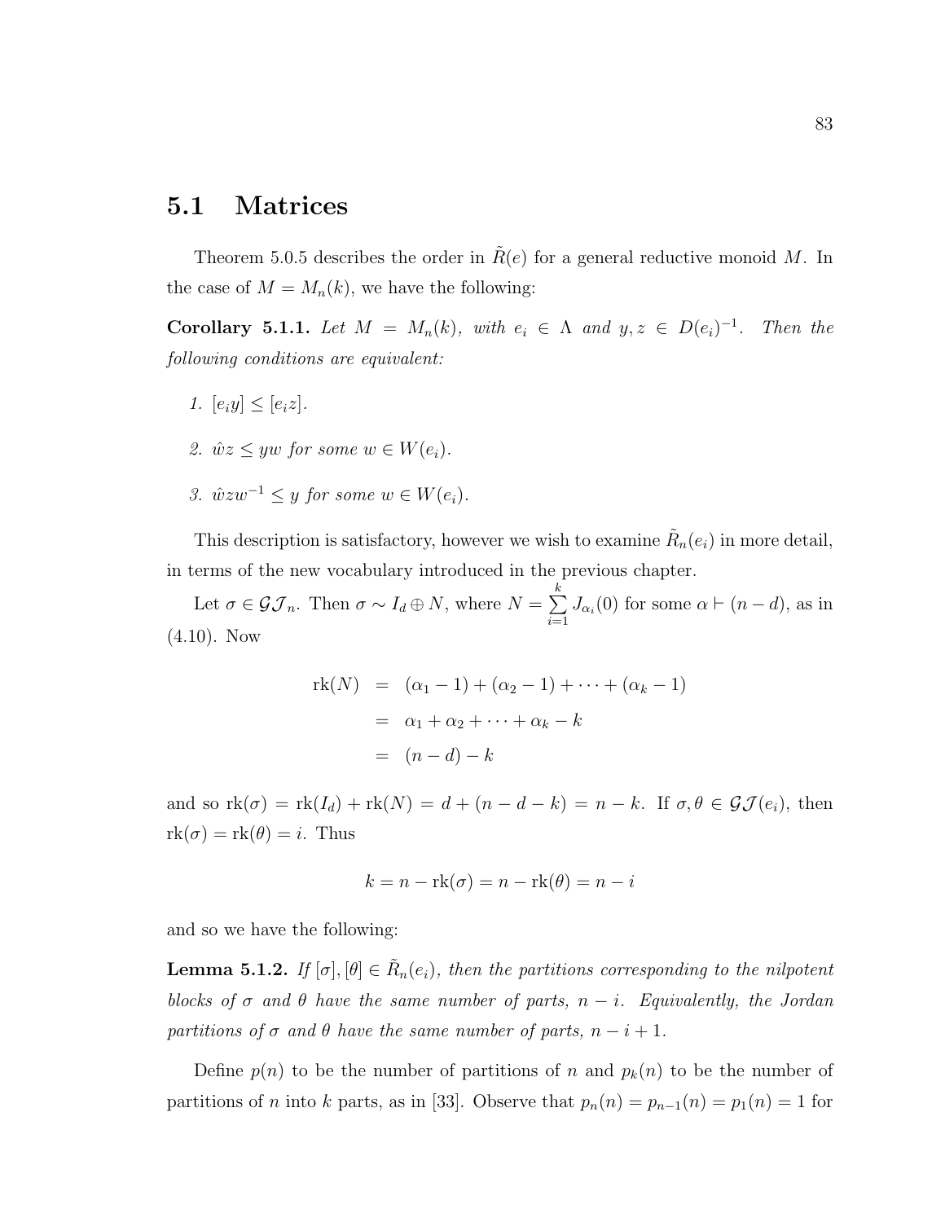## 5.1 Matrices

Theorem 5.0.5 describes the order in $\tilde{R}(e)$ for a general reductive monoid $M$. In the case of $M = M_n(k)$, we have the following:

**Corollary 5.1.1.** *Let $M = M_n(k)$, with $e_i \in \Lambda$ and $y, z \in D(e_i)^{-1}$. Then the following conditions are equivalent:*

1. *$[e_i y] \leq [e_i z]$.*
2. *$\hat{w} z \leq y w$ for some $w \in W(e_i)$.*
3. *$\hat{w} z w^{-1} \leq y$ for some $w \in W(e_i)$.*

This description is satisfactory, however we wish to examine $\tilde{R}_n(e_i)$ in more detail, in terms of the new vocabulary introduced in the previous chapter.

Let $\sigma \in \mathcal{GJ}_n$. Then $\sigma \sim I_d \oplus N$, where $N = \sum_{i=1}^{k} J_{\alpha_i}(0)$ for some $\alpha \vdash (n-d)$, as in (4.10). Now

$$
\begin{aligned}
\operatorname{rk}(N) &= (\alpha_1 - 1) + (\alpha_2 - 1) + \cdots + (\alpha_k - 1) \\
&= \alpha_1 + \alpha_2 + \cdots + \alpha_k - k \\
&= (n-d) - k
\end{aligned}
$$

and so $\operatorname{rk}(\sigma) = \operatorname{rk}(I_d) + \operatorname{rk}(N) = d + (n - d - k) = n - k$. If $\sigma, \theta \in \mathcal{GJ}(e_i)$, then $\operatorname{rk}(\sigma) = \operatorname{rk}(\theta) = i$. Thus

$$
k = n - \operatorname{rk}(\sigma) = n - \operatorname{rk}(\theta) = n - i
$$

and so we have the following:

**Lemma 5.1.2.** *If $[\sigma], [\theta] \in \tilde{R}_n(e_i)$, then the partitions corresponding to the nilpotent blocks of $\sigma$ and $\theta$ have the same number of parts, $n - i$. Equivalently, the Jordan partitions of $\sigma$ and $\theta$ have the same number of parts, $n - i + 1$.*

Define $p(n)$ to be the number of partitions of $n$ and $p_k(n)$ to be the number of partitions of $n$ into $k$ parts, as in [33]. Observe that $p_n(n) = p_{n-1}(n) = p_1(n) = 1$ for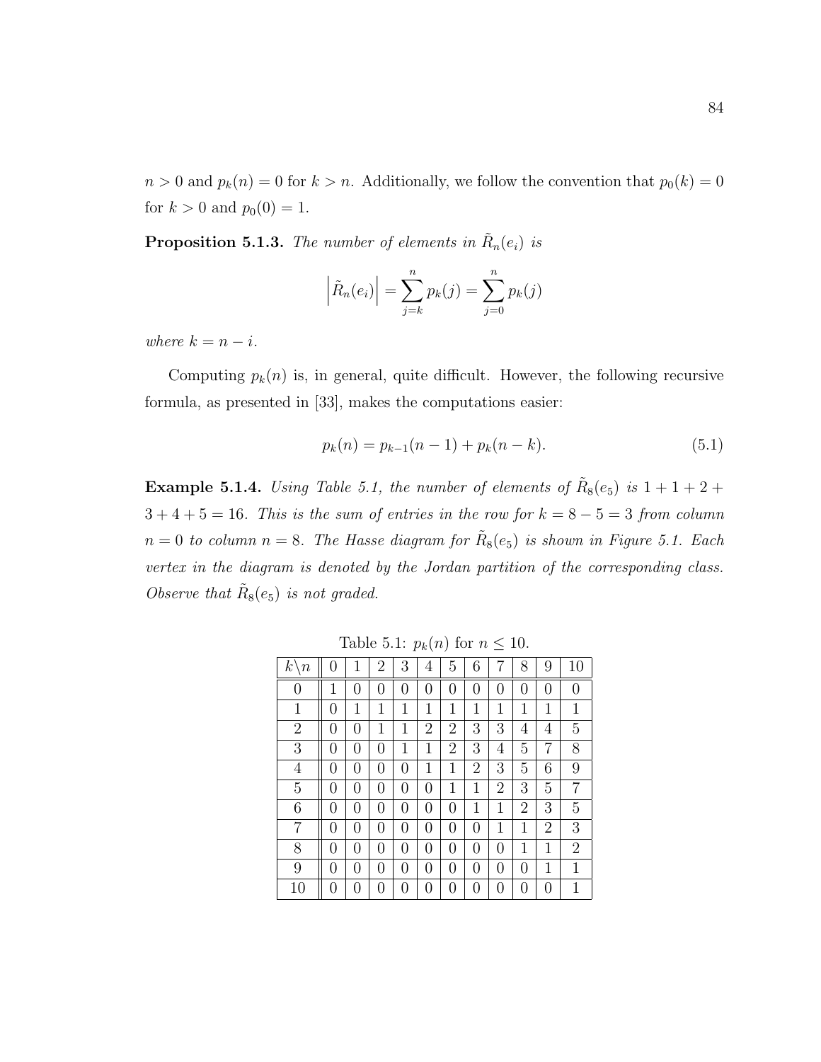$n > 0$ and $p_k(n) = 0$ for $k > n$. Additionally, we follow the convention that $p_0(k) = 0$ for $k > 0$ and $p_0(0) = 1$.

**Proposition 5.1.3.** *The number of elements in $\tilde{R}_n(e_i)$ is*

$$\left|\tilde{R}_n(e_i)\right| = \sum_{j=k}^{n} p_k(j) = \sum_{j=0}^{n} p_k(j)$$

*where $k = n - i$.*

Computing $p_k(n)$ is, in general, quite difficult. However, the following recursive formula, as presented in [33], makes the computations easier:

$$p_k(n) = p_{k-1}(n-1) + p_k(n-k). \tag{5.1}$$

**Example 5.1.4.** *Using Table 5.1, the number of elements of $\tilde{R}_8(e_5)$ is $1+1+2+3+4+5 = 16$. This is the sum of entries in the row for $k = 8-5 = 3$ from column $n = 0$ to column $n = 8$. The Hasse diagram for $\tilde{R}_8(e_5)$ is shown in Figure 5.1. Each vertex in the diagram is denoted by the Jordan partition of the corresponding class. Observe that $\tilde{R}_8(e_5)$ is not graded.*

Table 5.1: $p_k(n)$ for $n \leq 10$.

| $k \backslash n$ | 0 | 1 | 2 | 3 | 4 | 5 | 6 | 7 | 8 | 9 | 10 |
|---|---|---|---|---|---|---|---|---|---|---|---|
| 0 | 1 | 0 | 0 | 0 | 0 | 0 | 0 | 0 | 0 | 0 | 0 |
| 1 | 0 | 1 | 1 | 1 | 1 | 1 | 1 | 1 | 1 | 1 | 1 |
| 2 | 0 | 0 | 1 | 1 | 2 | 2 | 3 | 3 | 4 | 4 | 5 |
| 3 | 0 | 0 | 0 | 1 | 1 | 2 | 3 | 4 | 5 | 7 | 8 |
| 4 | 0 | 0 | 0 | 0 | 1 | 1 | 2 | 3 | 5 | 6 | 9 |
| 5 | 0 | 0 | 0 | 0 | 0 | 1 | 1 | 2 | 3 | 5 | 7 |
| 6 | 0 | 0 | 0 | 0 | 0 | 0 | 1 | 1 | 2 | 3 | 5 |
| 7 | 0 | 0 | 0 | 0 | 0 | 0 | 0 | 1 | 1 | 2 | 3 |
| 8 | 0 | 0 | 0 | 0 | 0 | 0 | 0 | 0 | 1 | 1 | 2 |
| 9 | 0 | 0 | 0 | 0 | 0 | 0 | 0 | 0 | 0 | 1 | 1 |
| 10 | 0 | 0 | 0 | 0 | 0 | 0 | 0 | 0 | 0 | 0 | 1 |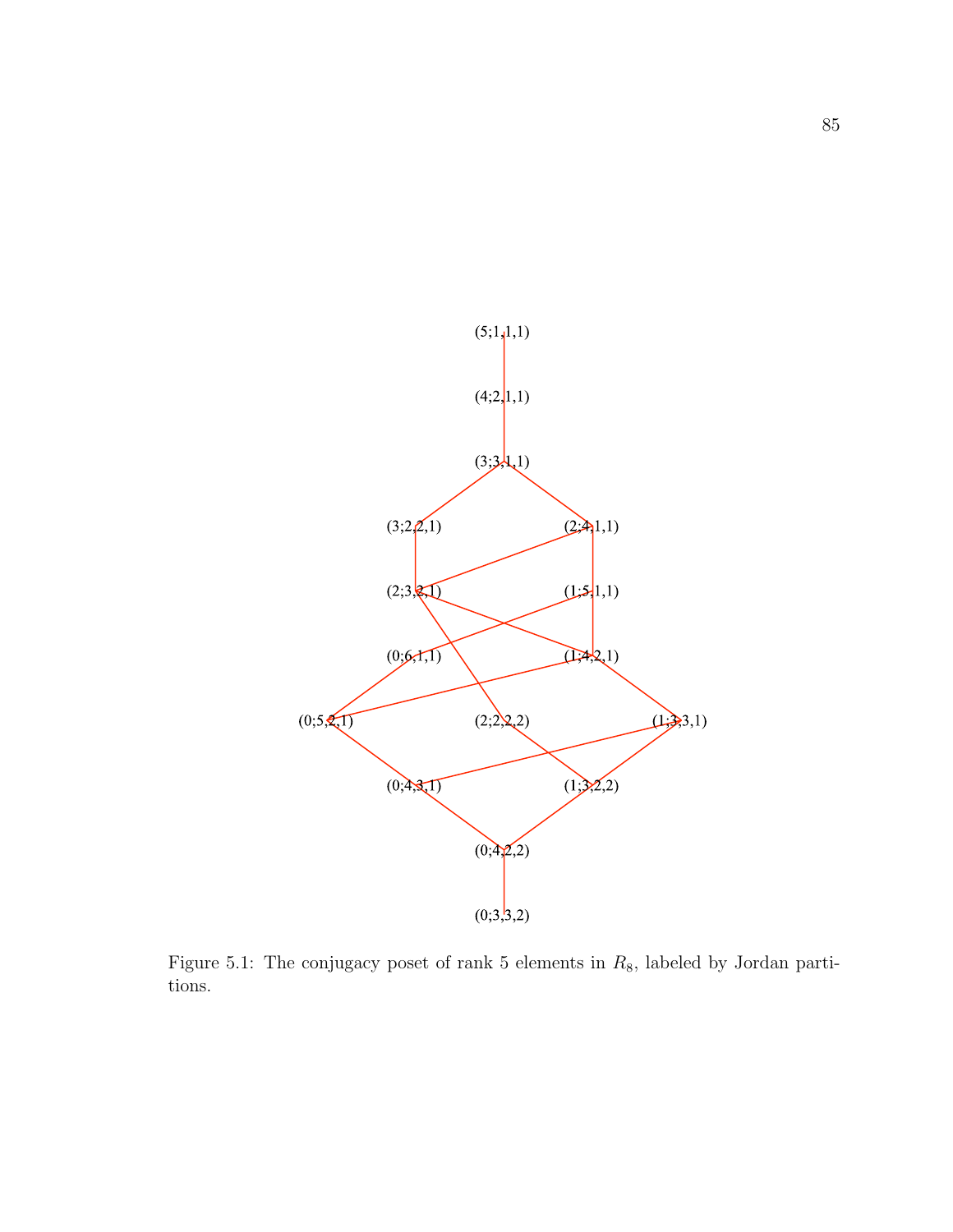Figure 5.1: The conjugacy poset of rank 5 elements in $R_8$, labeled by Jordan partitions.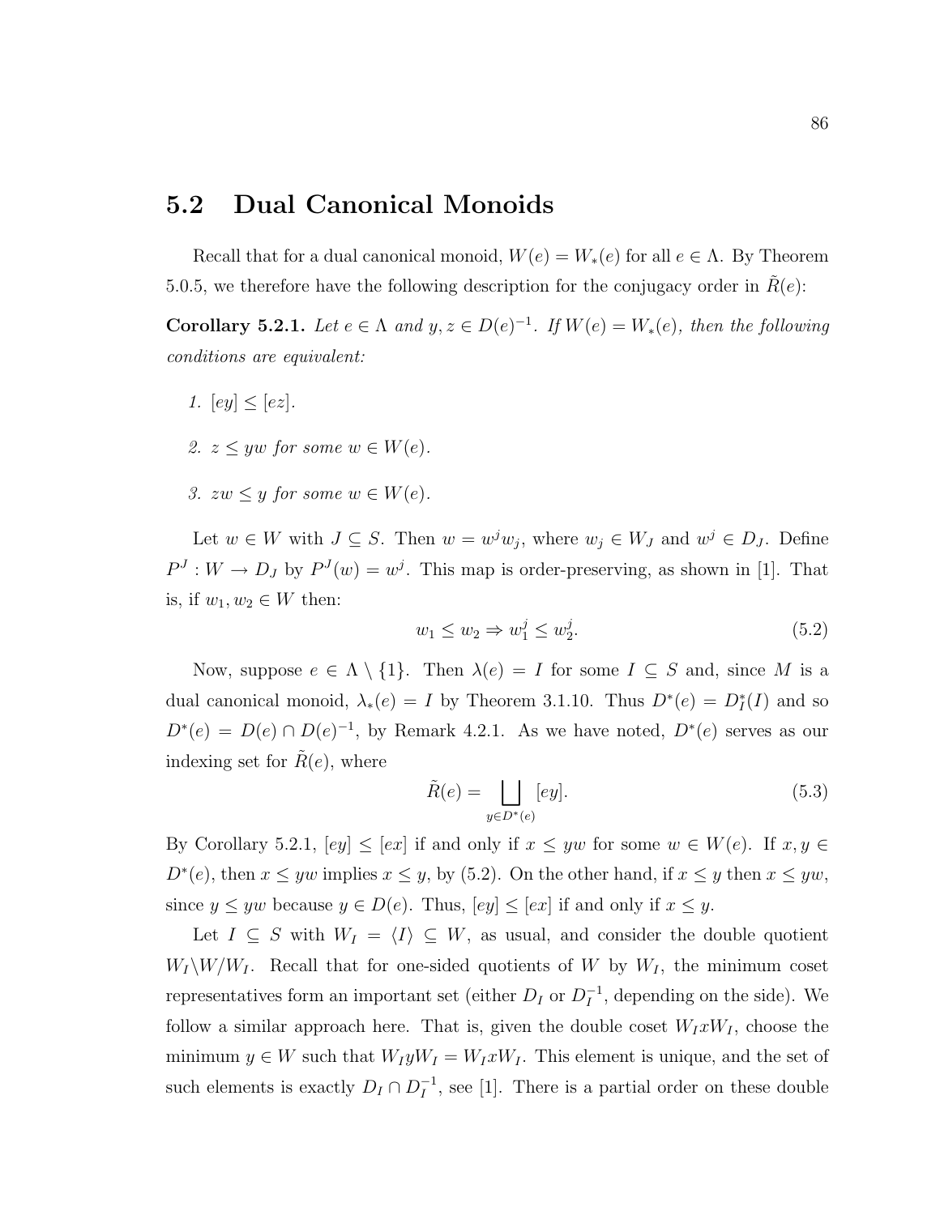## 5.2 Dual Canonical Monoids

Recall that for a dual canonical monoid, $W(e) = W_*(e)$ for all $e \in \Lambda$. By Theorem 5.0.5, we therefore have the following description for the conjugacy order in $\tilde{R}(e)$:

**Corollary 5.2.1.** *Let $e \in \Lambda$ and $y, z \in D(e)^{-1}$. If $W(e) = W_*(e)$, then the following conditions are equivalent:*

1. *$[ey] \leq [ez]$.*
2. *$z \leq yw$ for some $w \in W(e)$.*
3. *$zw \leq y$ for some $w \in W(e)$.*

Let $w \in W$ with $J \subseteq S$. Then $w = w^j w_j$, where $w_j \in W_J$ and $w^j \in D_J$. Define $P^J : W \to D_J$ by $P^J(w) = w^j$. This map is order-preserving, as shown in [1]. That is, if $w_1, w_2 \in W$ then:

$$w_1 \leq w_2 \Rightarrow w_1^j \leq w_2^j. \tag{5.2}$$

Now, suppose $e \in \Lambda \setminus \{1\}$. Then $\lambda(e) = I$ for some $I \subseteq S$ and, since $M$ is a dual canonical monoid, $\lambda_*(e) = I$ by Theorem 3.1.10. Thus $D^*(e) = D_I^*(I)$ and so $D^*(e) = D(e) \cap D(e)^{-1}$, by Remark 4.2.1. As we have noted, $D^*(e)$ serves as our indexing set for $\tilde{R}(e)$, where

$$\tilde{R}(e) = \bigsqcup_{y \in D^*(e)} [ey]. \tag{5.3}$$

By Corollary 5.2.1, $[ey] \leq [ex]$ if and only if $x \leq yw$ for some $w \in W(e)$. If $x, y \in D^*(e)$, then $x \leq yw$ implies $x \leq y$, by (5.2). On the other hand, if $x \leq y$ then $x \leq yw$, since $y \leq yw$ because $y \in D(e)$. Thus, $[ey] \leq [ex]$ if and only if $x \leq y$.

Let $I \subseteq S$ with $W_I = \langle I \rangle \subseteq W$, as usual, and consider the double quotient $W_I \backslash W / W_I$. Recall that for one-sided quotients of $W$ by $W_I$, the minimum coset representatives form an important set (either $D_I$ or $D_I^{-1}$, depending on the side). We follow a similar approach here. That is, given the double coset $W_I x W_I$, choose the minimum $y \in W$ such that $W_I y W_I = W_I x W_I$. This element is unique, and the set of such elements is exactly $D_I \cap D_I^{-1}$, see [1]. There is a partial order on these double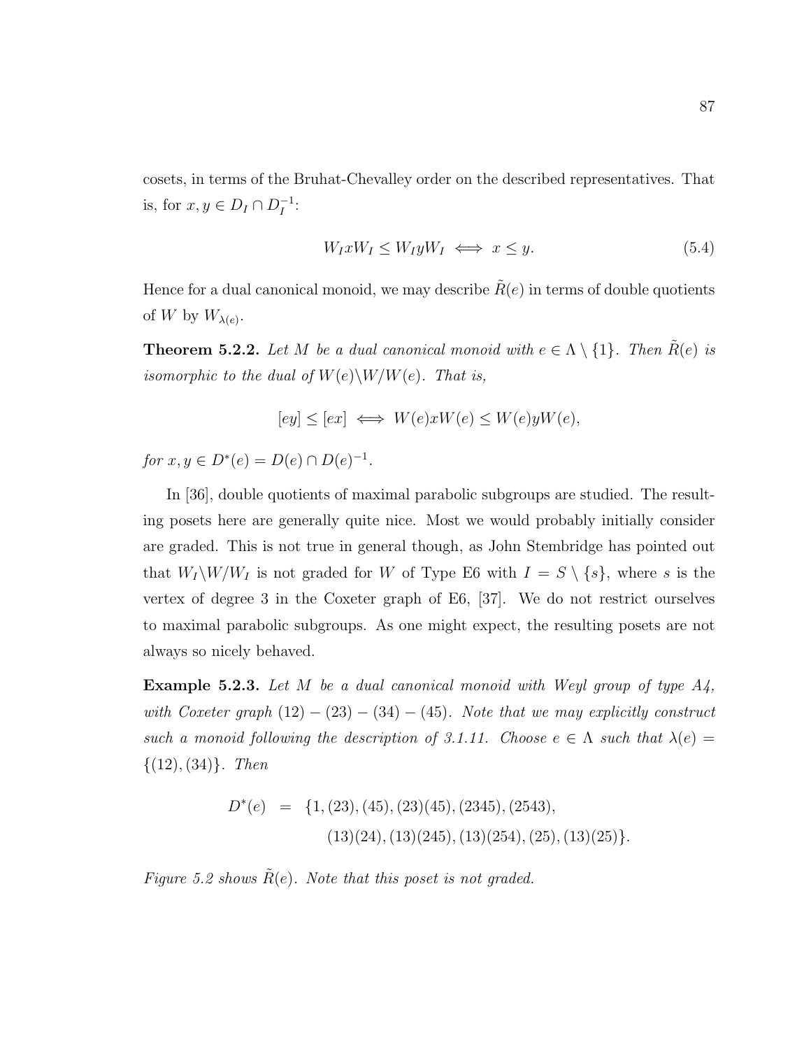cosets, in terms of the Bruhat-Chevalley order on the described representatives. That is, for $x, y \in D_I \cap D_I^{-1}$:

$$W_I x W_I \leq W_I y W_I \iff x \leq y. \tag{5.4}$$

Hence for a dual canonical monoid, we may describe $\tilde{R}(e)$ in terms of double quotients of $W$ by $W_{\lambda(e)}$.

**Theorem 5.2.2.** *Let $M$ be a dual canonical monoid with $e \in \Lambda \setminus \{1\}$. Then $\tilde{R}(e)$ is isomorphic to the dual of $W(e)\backslash W/W(e)$. That is,*

$$[ey] \leq [ex] \iff W(e)xW(e) \leq W(e)yW(e),$$

*for $x, y \in D^*(e) = D(e) \cap D(e)^{-1}$.*

In [36], double quotients of maximal parabolic subgroups are studied. The resulting posets here are generally quite nice. Most we would probably initially consider are graded. This is not true in general though, as John Stembridge has pointed out that $W_I\backslash W/W_I$ is not graded for $W$ of Type E6 with $I = S \setminus \{s\}$, where $s$ is the vertex of degree 3 in the Coxeter graph of E6, [37]. We do not restrict ourselves to maximal parabolic subgroups. As one might expect, the resulting posets are not always so nicely behaved.

**Example 5.2.3.** *Let $M$ be a dual canonical monoid with Weyl group of type A4, with Coxeter graph $(12) - (23) - (34) - (45)$. Note that we may explicitly construct such a monoid following the description of 3.1.11. Choose $e \in \Lambda$ such that $\lambda(e) = \{(12), (34)\}$. Then*

$$\begin{aligned} D^*(e) \;=\; & \{1, (23), (45), (23)(45), (2345), (2543), \\ & (13)(24), (13)(245), (13)(254), (25), (13)(25)\}. \end{aligned}$$

*Figure 5.2 shows $\tilde{R}(e)$. Note that this poset is not graded.*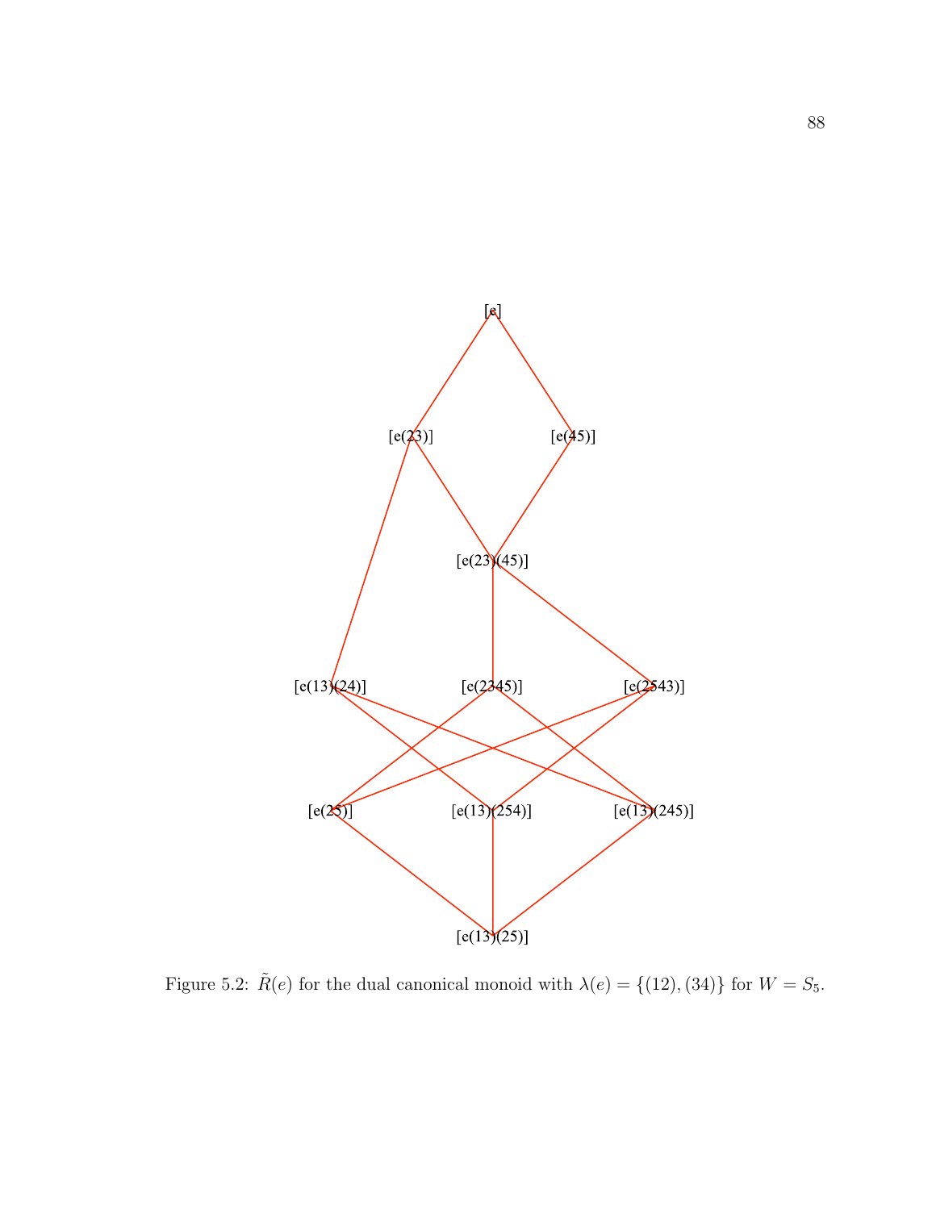Figure 5.2: $\tilde{R}(e)$ for the dual canonical monoid with $\lambda(e) = \{(12), (34)\}$ for $W = S_5$.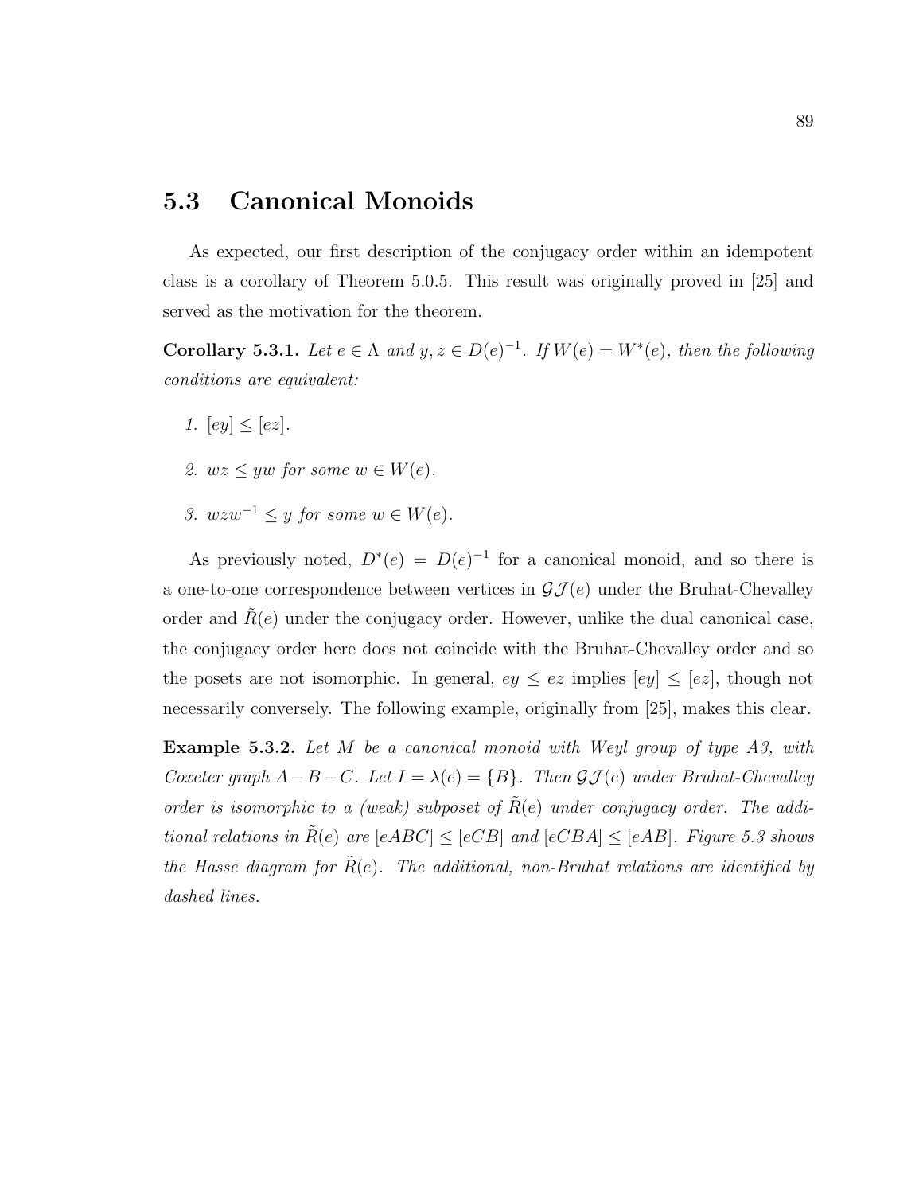## 5.3 Canonical Monoids

As expected, our first description of the conjugacy order within an idempotent class is a corollary of Theorem 5.0.5. This result was originally proved in [25] and served as the motivation for the theorem.

**Corollary 5.3.1.** *Let $e \in \Lambda$ and $y, z \in D(e)^{-1}$. If $W(e) = W^*(e)$, then the following conditions are equivalent:*

1. *$[ey] \leq [ez]$.*
2. *$wz \leq yw$ for some $w \in W(e)$.*
3. *$wzw^{-1} \leq y$ for some $w \in W(e)$.*

As previously noted, $D^*(e) = D(e)^{-1}$ for a canonical monoid, and so there is a one-to-one correspondence between vertices in $\mathcal{GJ}(e)$ under the Bruhat-Chevalley order and $\tilde{R}(e)$ under the conjugacy order. However, unlike the dual canonical case, the conjugacy order here does not coincide with the Bruhat-Chevalley order and so the posets are not isomorphic. In general, $ey \leq ez$ implies $[ey] \leq [ez]$, though not necessarily conversely. The following example, originally from [25], makes this clear.

**Example 5.3.2.** *Let $M$ be a canonical monoid with Weyl group of type A3, with Coxeter graph $A - B - C$. Let $I = \lambda(e) = \{B\}$. Then $\mathcal{GJ}(e)$ under Bruhat-Chevalley order is isomorphic to a (weak) subposet of $\tilde{R}(e)$ under conjugacy order. The additional relations in $\tilde{R}(e)$ are $[eABC] \leq [eCB]$ and $[eCBA] \leq [eAB]$. Figure 5.3 shows the Hasse diagram for $\tilde{R}(e)$. The additional, non-Bruhat relations are identified by dashed lines.*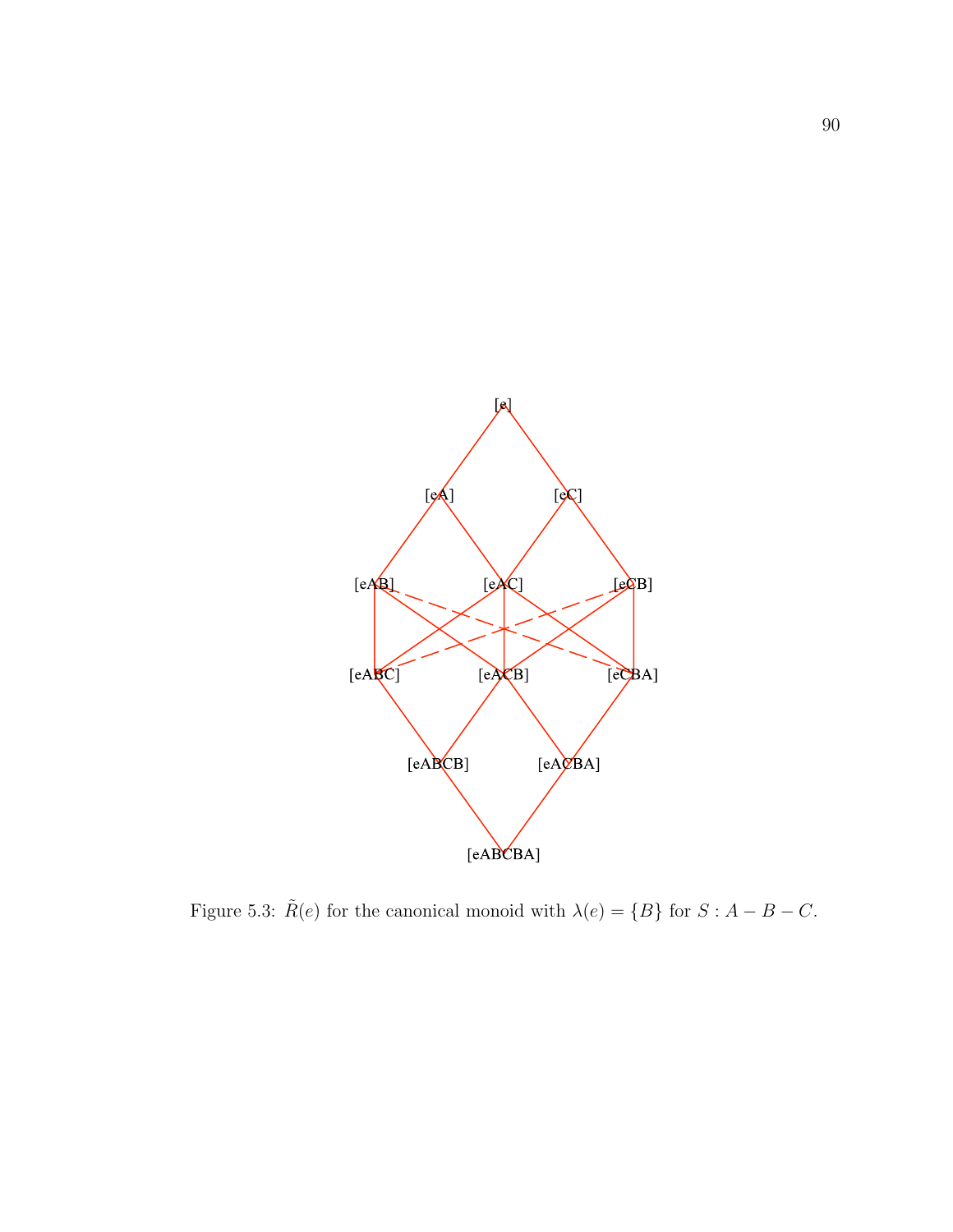[e]

[eA] [eC]

[eAB] [eAC] [eCB]

[eABC] [eACB] [eCBA]

[eABCB] [eACBA]

[eABCBA]

Figure 5.3: $\tilde{R}(e)$ for the canonical monoid with $\lambda(e) = \{B\}$ for $S : A - B - C$.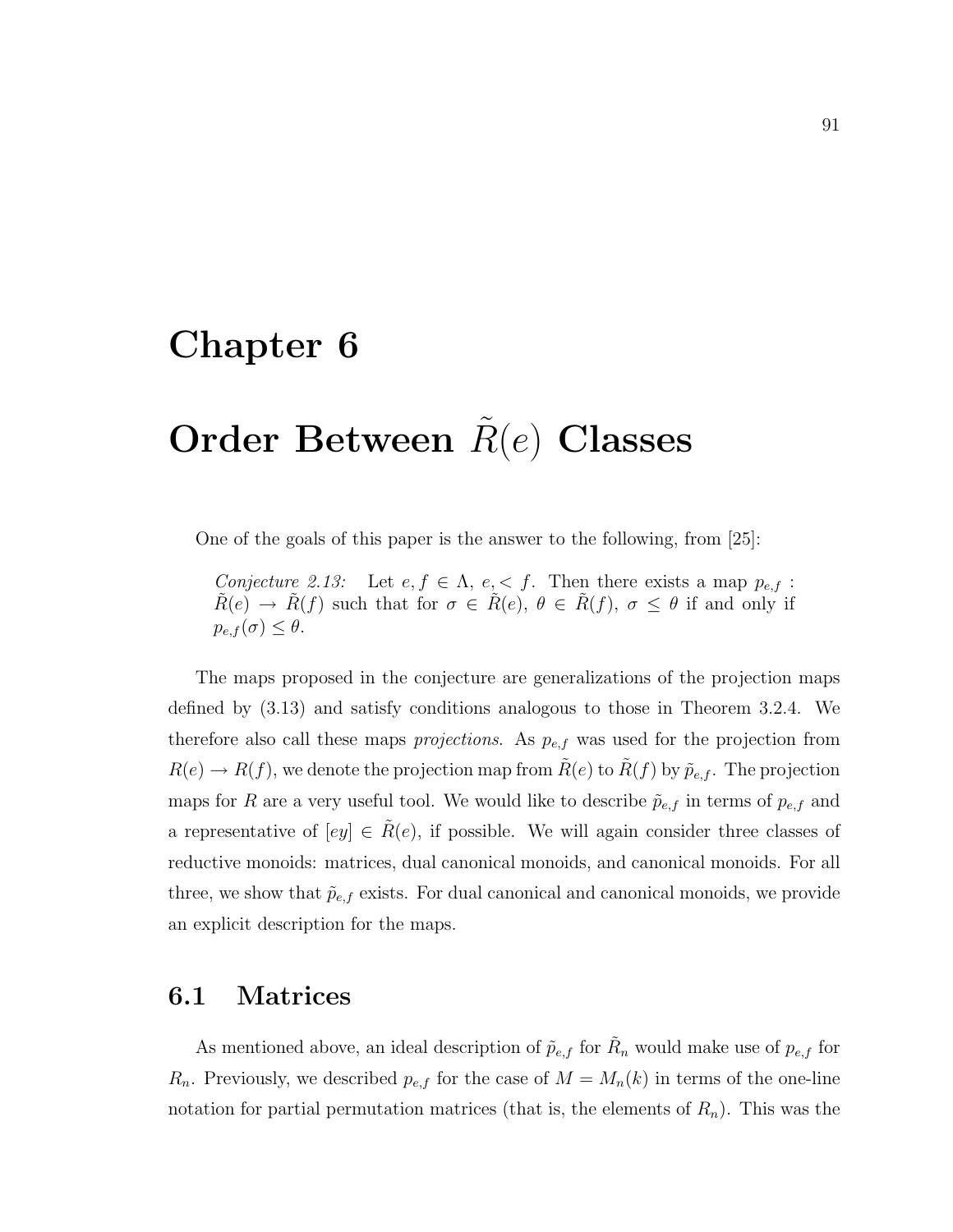# Chapter 6

# Order Between $\tilde{R}(e)$ Classes

One of the goals of this paper is the answer to the following, from [25]:

> *Conjecture 2.13:* Let $e, f \in \Lambda$, $e, < f$. Then there exists a map $p_{e,f}$ : $\tilde{R}(e) \to \tilde{R}(f)$ such that for $\sigma \in \tilde{R}(e)$, $\theta \in \tilde{R}(f)$, $\sigma \leq \theta$ if and only if $p_{e,f}(\sigma) \leq \theta$.

The maps proposed in the conjecture are generalizations of the projection maps defined by (3.13) and satisfy conditions analogous to those in Theorem 3.2.4. We therefore also call these maps *projections*. As $p_{e,f}$ was used for the projection from $R(e) \to R(f)$, we denote the projection map from $\tilde{R}(e)$ to $\tilde{R}(f)$ by $\tilde{p}_{e,f}$. The projection maps for $R$ are a very useful tool. We would like to describe $\tilde{p}_{e,f}$ in terms of $p_{e,f}$ and a representative of $[ey] \in \tilde{R}(e)$, if possible. We will again consider three classes of reductive monoids: matrices, dual canonical monoids, and canonical monoids. For all three, we show that $\tilde{p}_{e,f}$ exists. For dual canonical and canonical monoids, we provide an explicit description for the maps.

## 6.1 Matrices

As mentioned above, an ideal description of $\tilde{p}_{e,f}$ for $\tilde{R}_n$ would make use of $p_{e,f}$ for $R_n$. Previously, we described $p_{e,f}$ for the case of $M = M_n(k)$ in terms of the one-line notation for partial permutation matrices (that is, the elements of $R_n$). This was the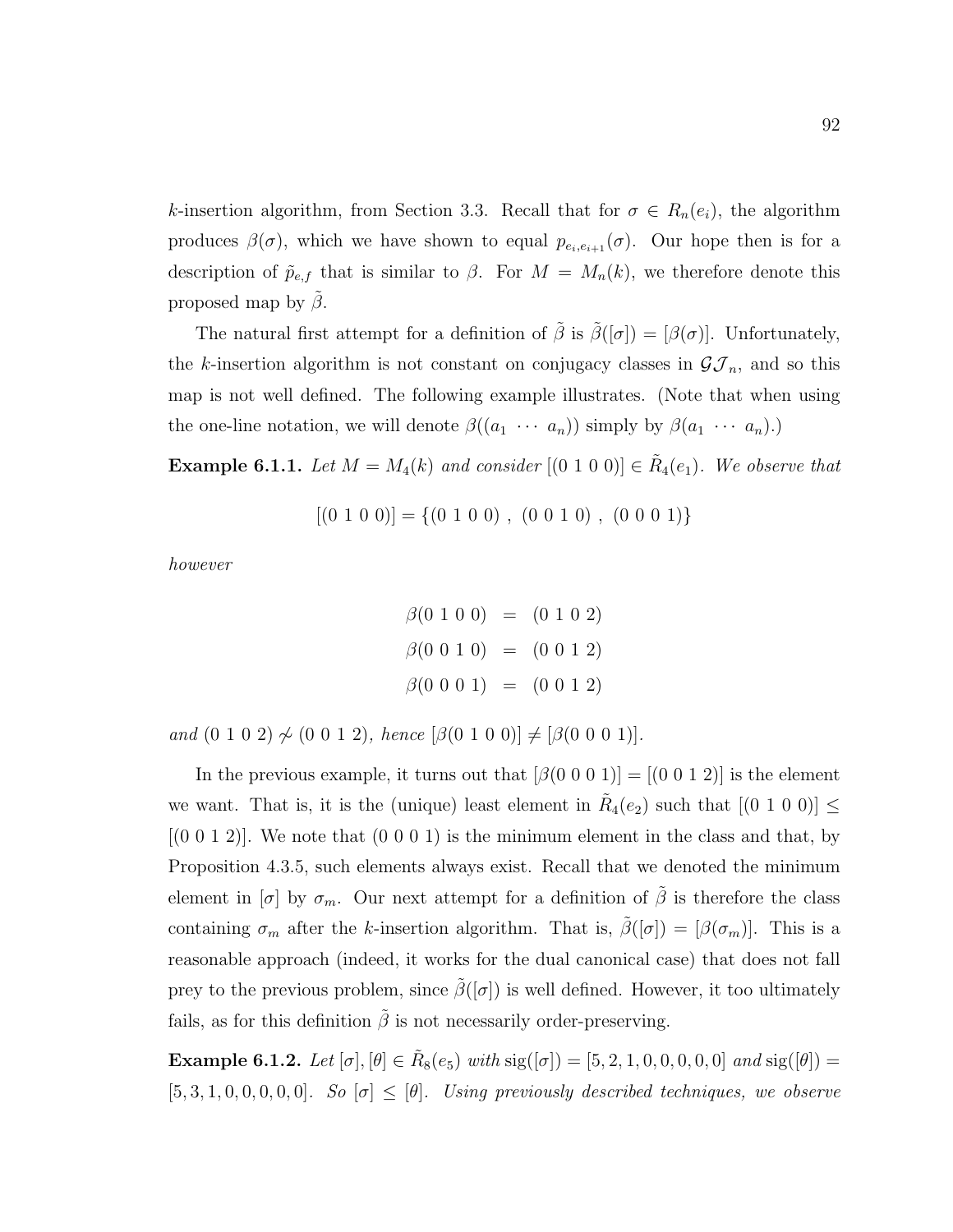$k$-insertion algorithm, from Section 3.3. Recall that for $\sigma \in R_n(e_i)$, the algorithm produces $\beta(\sigma)$, which we have shown to equal $p_{e_i,e_{i+1}}(\sigma)$. Our hope then is for a description of $\tilde{p}_{e,f}$ that is similar to $\beta$. For $M = M_n(k)$, we therefore denote this proposed map by $\tilde{\beta}$.

The natural first attempt for a definition of $\tilde{\beta}$ is $\tilde{\beta}([\sigma]) = [\beta(\sigma)]$. Unfortunately, the $k$-insertion algorithm is not constant on conjugacy classes in $\mathcal{GJ}_n$, and so this map is not well defined. The following example illustrates. (Note that when using the one-line notation, we will denote $\beta((a_1 \ \cdots \ a_n))$ simply by $\beta(a_1 \ \cdots \ a_n)$.)

**Example 6.1.1.** *Let $M = M_4(k)$ and consider $[(0\ 1\ 0\ 0)] \in \tilde{R}_4(e_1)$. We observe that*

$$[(0\ 1\ 0\ 0)] = \{(0\ 1\ 0\ 0)\ ,\ (0\ 0\ 1\ 0)\ ,\ (0\ 0\ 0\ 1)\}$$

*however*

$$\begin{aligned}
\beta(0\ 1\ 0\ 0) &= (0\ 1\ 0\ 2) \\
\beta(0\ 0\ 1\ 0) &= (0\ 0\ 1\ 2) \\
\beta(0\ 0\ 0\ 1) &= (0\ 0\ 1\ 2)
\end{aligned}$$

*and $(0\ 1\ 0\ 2) \not\sim (0\ 0\ 1\ 2)$, hence $[\beta(0\ 1\ 0\ 0)] \neq [\beta(0\ 0\ 0\ 1)]$.*

In the previous example, it turns out that $[\beta(0\ 0\ 0\ 1)] = [(0\ 0\ 1\ 2)]$ is the element we want. That is, it is the (unique) least element in $\tilde{R}_4(e_2)$ such that $[(0\ 1\ 0\ 0)] \leq [(0\ 0\ 1\ 2)]$. We note that $(0\ 0\ 0\ 1)$ is the minimum element in the class and that, by Proposition 4.3.5, such elements always exist. Recall that we denoted the minimum element in $[\sigma]$ by $\sigma_m$. Our next attempt for a definition of $\tilde{\beta}$ is therefore the class containing $\sigma_m$ after the $k$-insertion algorithm. That is, $\tilde{\beta}([\sigma]) = [\beta(\sigma_m)]$. This is a reasonable approach (indeed, it works for the dual canonical case) that does not fall prey to the previous problem, since $\tilde{\beta}([\sigma])$ is well defined. However, it too ultimately fails, as for this definition $\tilde{\beta}$ is not necessarily order-preserving.

**Example 6.1.2.** *Let $[\sigma], [\theta] \in \tilde{R}_8(e_5)$ with $\operatorname{sig}([\sigma]) = [5, 2, 1, 0, 0, 0, 0, 0]$ and $\operatorname{sig}([\theta]) = [5, 3, 1, 0, 0, 0, 0, 0]$. So $[\sigma] \leq [\theta]$. Using previously described techniques, we observe*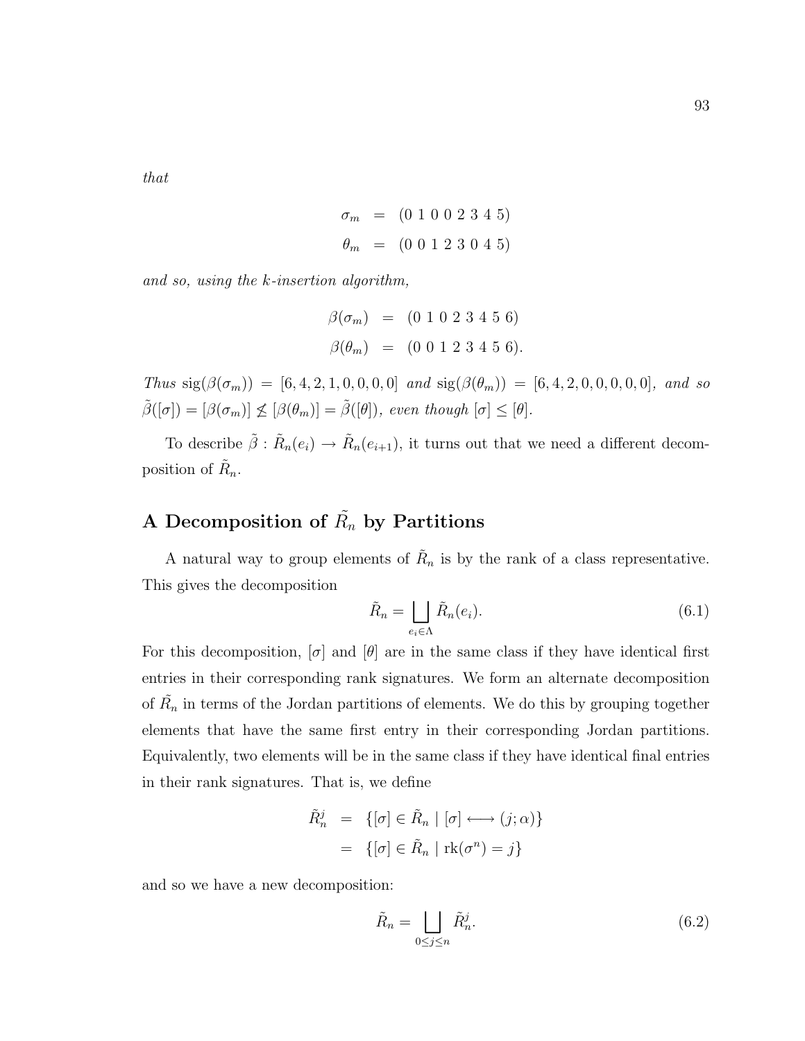*that*

$$\begin{aligned}
\sigma_m &= (0\ 1\ 0\ 0\ 2\ 3\ 4\ 5) \\
\theta_m &= (0\ 0\ 1\ 2\ 3\ 0\ 4\ 5)
\end{aligned}$$

*and so, using the k-insertion algorithm,*

$$\begin{aligned}
\beta(\sigma_m) &= (0\ 1\ 0\ 2\ 3\ 4\ 5\ 6) \\
\beta(\theta_m) &= (0\ 0\ 1\ 2\ 3\ 4\ 5\ 6).
\end{aligned}$$

*Thus* $\mathrm{sig}(\beta(\sigma_m)) = [6, 4, 2, 1, 0, 0, 0, 0]$ *and* $\mathrm{sig}(\beta(\theta_m)) = [6, 4, 2, 0, 0, 0, 0, 0]$*, and so* $\tilde{\beta}([\sigma]) = [\beta(\sigma_m)] \not\leq [\beta(\theta_m)] = \tilde{\beta}([\theta])$*, even though* $[\sigma] \leq [\theta]$*.*

To describe $\tilde{\beta} : \tilde{R}_n(e_i) \to \tilde{R}_n(e_{i+1})$, it turns out that we need a different decomposition of $\tilde{R}_n$.

## A Decomposition of $\tilde{R}_n$ by Partitions

A natural way to group elements of $\tilde{R}_n$ is by the rank of a class representative. This gives the decomposition

$$\tilde{R}_n = \bigsqcup_{e_i \in \Lambda} \tilde{R}_n(e_i). \tag{6.1}$$

For this decomposition, $[\sigma]$ and $[\theta]$ are in the same class if they have identical first entries in their corresponding rank signatures. We form an alternate decomposition of $\tilde{R}_n$ in terms of the Jordan partitions of elements. We do this by grouping together elements that have the same first entry in their corresponding Jordan partitions. Equivalently, two elements will be in the same class if they have identical final entries in their rank signatures. That is, we define

$$\begin{aligned}
\tilde{R}_n^j &= \{[\sigma] \in \tilde{R}_n \mid [\sigma] \longleftrightarrow (j; \alpha)\} \\
&= \{[\sigma] \in \tilde{R}_n \mid \mathrm{rk}(\sigma^n) = j\}
\end{aligned}$$

and so we have a new decomposition:

$$\tilde{R}_n = \bigsqcup_{0 \leq j \leq n} \tilde{R}_n^j. \tag{6.2}$$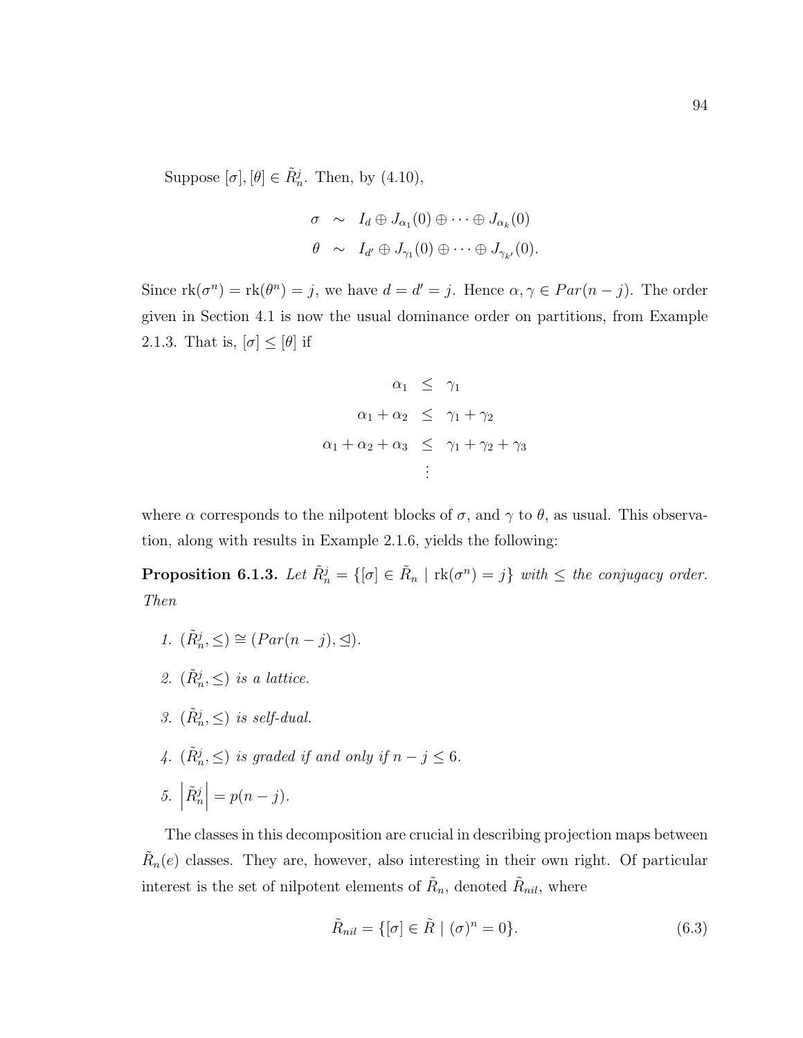Suppose $[\sigma], [\theta] \in \tilde{R}_n^j$. Then, by (4.10),

$$\begin{aligned} \sigma &\sim I_d \oplus J_{\alpha_1}(0) \oplus \cdots \oplus J_{\alpha_k}(0) \\ \theta &\sim I_{d'} \oplus J_{\gamma_1}(0) \oplus \cdots \oplus J_{\gamma_{k'}}(0). \end{aligned}$$

Since $\text{rk}(\sigma^n) = \text{rk}(\theta^n) = j$, we have $d = d' = j$. Hence $\alpha, \gamma \in Par(n-j)$. The order given in Section 4.1 is now the usual dominance order on partitions, from Example 2.1.3. That is, $[\sigma] \leq [\theta]$ if

$$\begin{aligned} \alpha_1 &\leq \gamma_1 \\ \alpha_1 + \alpha_2 &\leq \gamma_1 + \gamma_2 \\ \alpha_1 + \alpha_2 + \alpha_3 &\leq \gamma_1 + \gamma_2 + \gamma_3 \\ &\vdots \end{aligned}$$

where $\alpha$ corresponds to the nilpotent blocks of $\sigma$, and $\gamma$ to $\theta$, as usual. This observation, along with results in Example 2.1.6, yields the following:

**Proposition 6.1.3.** *Let $\tilde{R}_n^j = \{[\sigma] \in \tilde{R}_n \mid \text{rk}(\sigma^n) = j\}$ with $\leq$ the conjugacy order. Then*

1. $(\tilde{R}_n^j, \leq) \cong (Par(n-j), \trianglelefteq)$.
2. $(\tilde{R}_n^j, \leq)$ *is a lattice.*
3. $(\tilde{R}_n^j, \leq)$ *is self-dual.*
4. $(\tilde{R}_n^j, \leq)$ *is graded if and only if* $n - j \leq 6$.
5. $\left|\tilde{R}_n^j\right| = p(n-j)$.

The classes in this decomposition are crucial in describing projection maps between $\tilde{R}_n(e)$ classes. They are, however, also interesting in their own right. Of particular interest is the set of nilpotent elements of $\tilde{R}_n$, denoted $\tilde{R}_{nil}$, where

$$\tilde{R}_{nil} = \{[\sigma] \in \tilde{R} \mid (\sigma)^n = 0\}. \tag{6.3}$$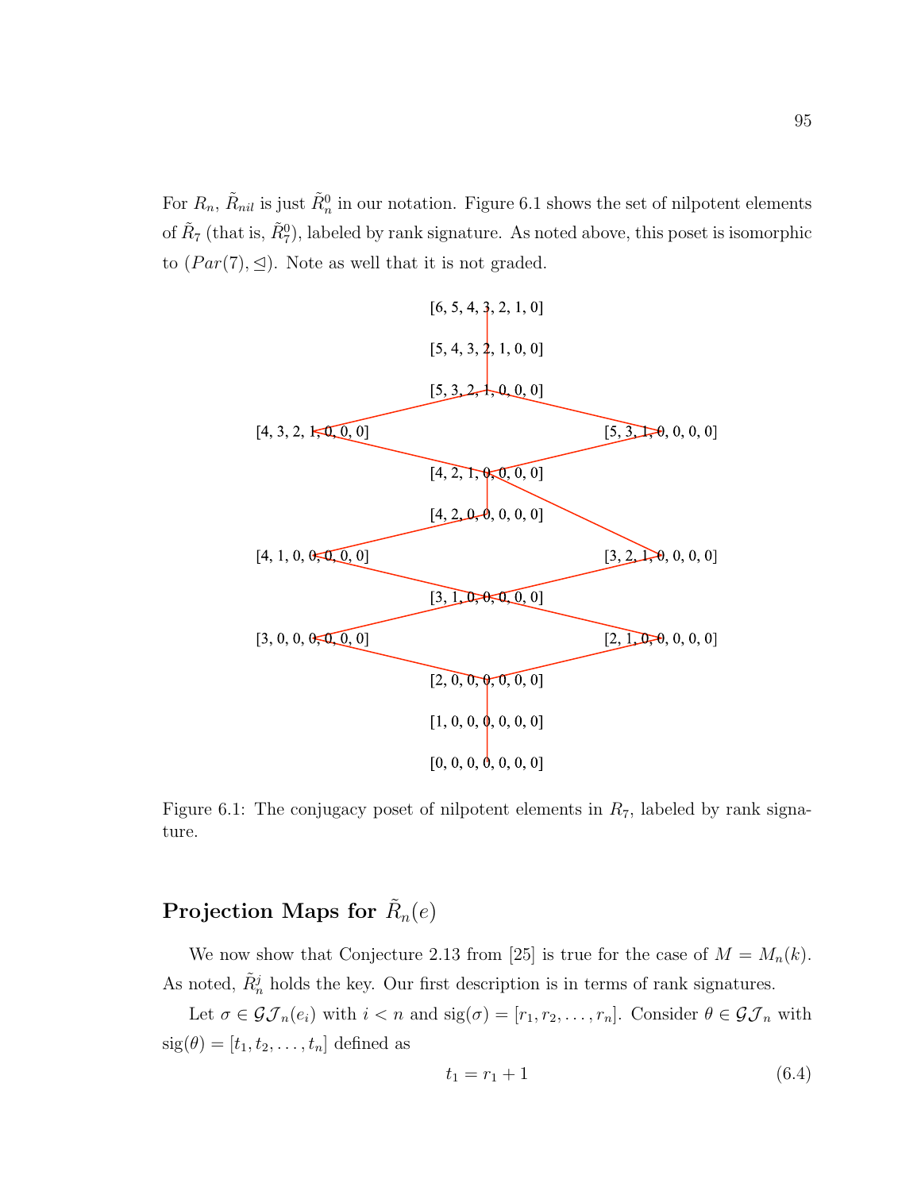For $R_n$, $\tilde{R}_{nil}$ is just $\tilde{R}_n^0$ in our notation. Figure 6.1 shows the set of nilpotent elements of $\tilde{R}_7$ (that is, $\tilde{R}_7^0$), labeled by rank signature. As noted above, this poset is isomorphic to $(Par(7), \trianglelefteq)$. Note as well that it is not graded.

[6, 5, 4, 3, 2, 1, 0]

[5, 4, 3, 2, 1, 0, 0]

[5, 3, 2, 1, 0, 0, 0]

[4, 3, 2, 1, 0, 0, 0]　　[5, 3, 1, 0, 0, 0, 0]

[4, 2, 1, 0, 0, 0, 0]

[4, 2, 0, 0, 0, 0, 0]

[4, 1, 0, 0, 0, 0, 0]　　[3, 2, 1, 0, 0, 0, 0]

[3, 1, 0, 0, 0, 0, 0]

[3, 0, 0, 0, 0, 0, 0]　　[2, 1, 0, 0, 0, 0, 0]

[2, 0, 0, 0, 0, 0, 0]

[1, 0, 0, 0, 0, 0, 0]

[0, 0, 0, 0, 0, 0, 0]

Figure 6.1: The conjugacy poset of nilpotent elements in $R_7$, labeled by rank signature.

## Projection Maps for $\tilde{R}_n(e)$

We now show that Conjecture 2.13 from [25] is true for the case of $M = M_n(k)$. As noted, $\tilde{R}_n^j$ holds the key. Our first description is in terms of rank signatures.

Let $\sigma \in \mathcal{GJ}_n(e_i)$ with $i < n$ and $\text{sig}(\sigma) = [r_1, r_2, \ldots, r_n]$. Consider $\theta \in \mathcal{GJ}_n$ with $\text{sig}(\theta) = [t_1, t_2, \ldots, t_n]$ defined as

$$t_1 = r_1 + 1 \tag{6.4}$$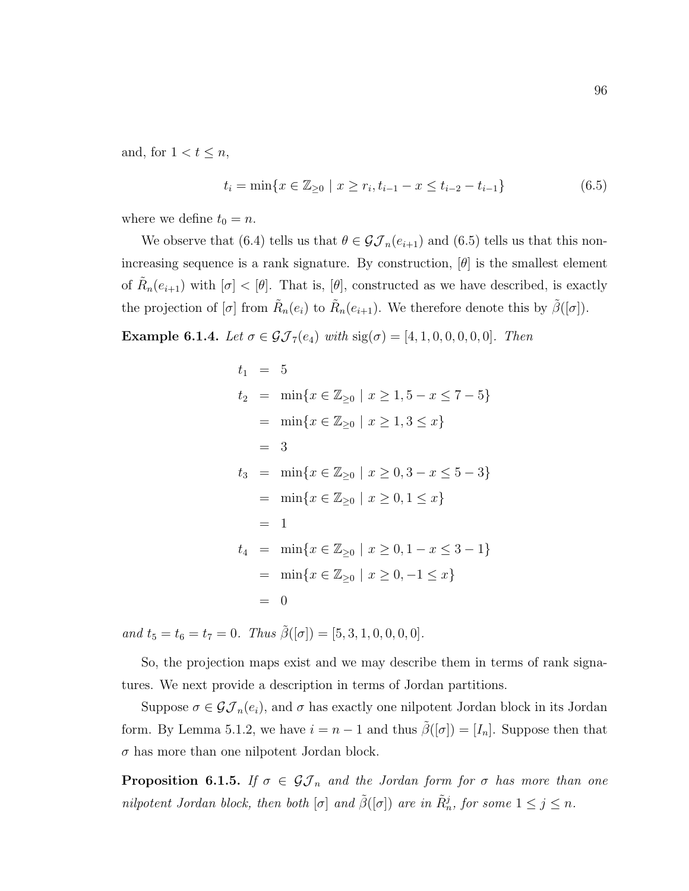and, for $1 < t \leq n$,

$$t_i = \min\{x \in \mathbb{Z}_{\geq 0} \mid x \geq r_i, t_{i-1} - x \leq t_{i-2} - t_{i-1}\} \tag{6.5}$$

where we define $t_0 = n$.

We observe that (6.4) tells us that $\theta \in \mathcal{GJ}_n(e_{i+1})$ and (6.5) tells us that this non-increasing sequence is a rank signature. By construction, $[\theta]$ is the smallest element of $\tilde{R}_n(e_{i+1})$ with $[\sigma] < [\theta]$. That is, $[\theta]$, constructed as we have described, is exactly the projection of $[\sigma]$ from $\tilde{R}_n(e_i)$ to $\tilde{R}_n(e_{i+1})$. We therefore denote this by $\tilde{\beta}([\sigma])$.

**Example 6.1.4.** *Let* $\sigma \in \mathcal{GJ}_7(e_4)$ *with* $\operatorname{sig}(\sigma) = [4, 1, 0, 0, 0, 0, 0]$. *Then*

$$\begin{aligned}
t_1 &= 5 \\
t_2 &= \min\{x \in \mathbb{Z}_{\geq 0} \mid x \geq 1, 5 - x \leq 7 - 5\} \\
&= \min\{x \in \mathbb{Z}_{\geq 0} \mid x \geq 1, 3 \leq x\} \\
&= 3 \\
t_3 &= \min\{x \in \mathbb{Z}_{\geq 0} \mid x \geq 0, 3 - x \leq 5 - 3\} \\
&= \min\{x \in \mathbb{Z}_{\geq 0} \mid x \geq 0, 1 \leq x\} \\
&= 1 \\
t_4 &= \min\{x \in \mathbb{Z}_{\geq 0} \mid x \geq 0, 1 - x \leq 3 - 1\} \\
&= \min\{x \in \mathbb{Z}_{\geq 0} \mid x \geq 0, -1 \leq x\} \\
&= 0
\end{aligned}$$

*and* $t_5 = t_6 = t_7 = 0$. *Thus* $\tilde{\beta}([\sigma]) = [5, 3, 1, 0, 0, 0, 0]$.

So, the projection maps exist and we may describe them in terms of rank signatures. We next provide a description in terms of Jordan partitions.

Suppose $\sigma \in \mathcal{GJ}_n(e_i)$, and $\sigma$ has exactly one nilpotent Jordan block in its Jordan form. By Lemma 5.1.2, we have $i = n - 1$ and thus $\tilde{\beta}([\sigma]) = [I_n]$. Suppose then that $\sigma$ has more than one nilpotent Jordan block.

**Proposition 6.1.5.** *If* $\sigma \in \mathcal{GJ}_n$ *and the Jordan form for* $\sigma$ *has more than one nilpotent Jordan block, then both* $[\sigma]$ *and* $\tilde{\beta}([\sigma])$ *are in* $\tilde{R}_n^j$, *for some* $1 \leq j \leq n$.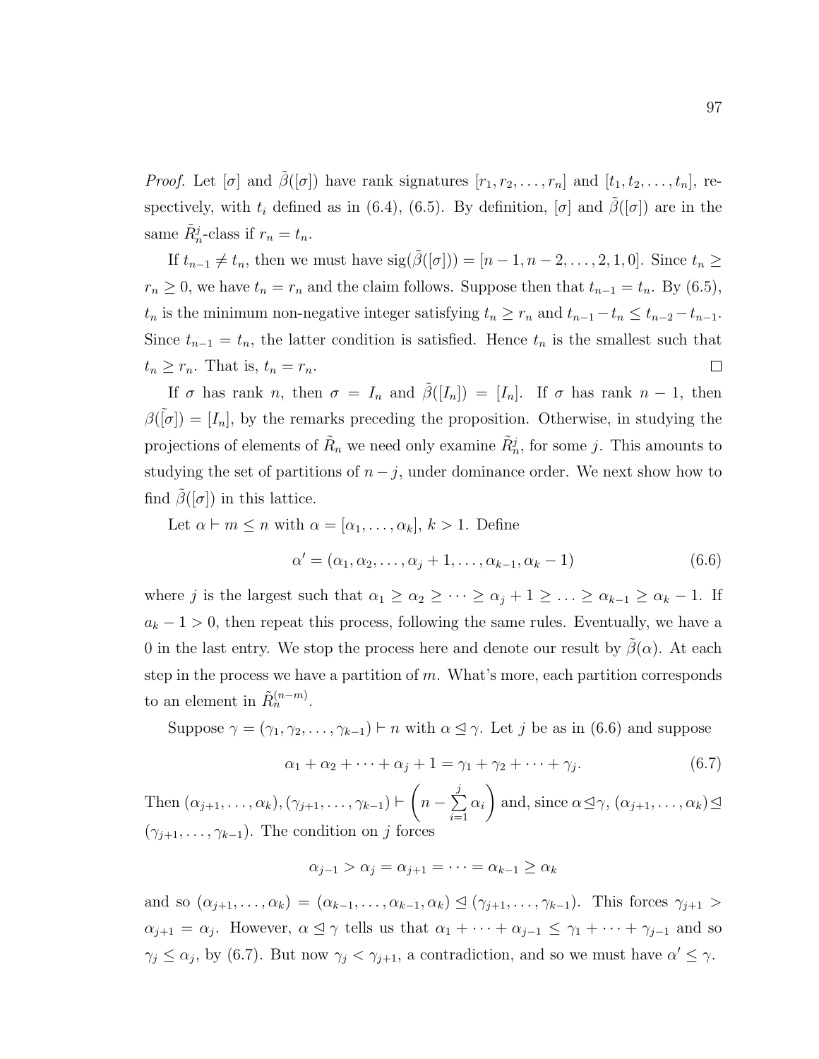*Proof.* Let $[\sigma]$ and $\tilde{\beta}([\sigma])$ have rank signatures $[r_1, r_2, \ldots, r_n]$ and $[t_1, t_2, \ldots, t_n]$, respectively, with $t_i$ defined as in (6.4), (6.5). By definition, $[\sigma]$ and $\tilde{\beta}([\sigma])$ are in the same $\tilde{R}_n^j$-class if $r_n = t_n$.

If $t_{n-1} \neq t_n$, then we must have $\text{sig}(\tilde{\beta}([\sigma])) = [n-1, n-2, \ldots, 2, 1, 0]$. Since $t_n \geq r_n \geq 0$, we have $t_n = r_n$ and the claim follows. Suppose then that $t_{n-1} = t_n$. By (6.5), $t_n$ is the minimum non-negative integer satisfying $t_n \geq r_n$ and $t_{n-1} - t_n \leq t_{n-2} - t_{n-1}$. Since $t_{n-1} = t_n$, the latter condition is satisfied. Hence $t_n$ is the smallest such that $t_n \geq r_n$. That is, $t_n = r_n$. $\square$

If $\sigma$ has rank $n$, then $\sigma = I_n$ and $\tilde{\beta}([I_n]) = [I_n]$. If $\sigma$ has rank $n-1$, then $\beta(\tilde{[\sigma]}) = [I_n]$, by the remarks preceding the proposition. Otherwise, in studying the projections of elements of $\tilde{R}_n$ we need only examine $\tilde{R}_n^j$, for some $j$. This amounts to studying the set of partitions of $n-j$, under dominance order. We next show how to find $\tilde{\beta}([\sigma])$ in this lattice.

Let $\alpha \vdash m \leq n$ with $\alpha = [\alpha_1, \ldots, \alpha_k]$, $k > 1$. Define

$$\alpha' = (\alpha_1, \alpha_2, \ldots, \alpha_j + 1, \ldots, \alpha_{k-1}, \alpha_k - 1) \tag{6.6}$$

where $j$ is the largest such that $\alpha_1 \geq \alpha_2 \geq \cdots \geq \alpha_j + 1 \geq \ldots \geq \alpha_{k-1} \geq \alpha_k - 1$. If $a_k - 1 > 0$, then repeat this process, following the same rules. Eventually, we have a 0 in the last entry. We stop the process here and denote our result by $\tilde{\beta}(\alpha)$. At each step in the process we have a partition of $m$. What's more, each partition corresponds to an element in $\tilde{R}_n^{(n-m)}$.

Suppose $\gamma = (\gamma_1, \gamma_2, \ldots, \gamma_{k-1}) \vdash n$ with $\alpha \trianglelefteq \gamma$. Let $j$ be as in (6.6) and suppose

$$\alpha_1 + \alpha_2 + \cdots + \alpha_j + 1 = \gamma_1 + \gamma_2 + \cdots + \gamma_j. \tag{6.7}$$

Then $(\alpha_{j+1}, \ldots, \alpha_k), (\gamma_{j+1}, \ldots, \gamma_{k-1}) \vdash \left(n - \sum_{i=1}^{j} \alpha_i\right)$ and, since $\alpha \trianglelefteq \gamma$, $(\alpha_{j+1}, \ldots, \alpha_k) \trianglelefteq (\gamma_{j+1}, \ldots, \gamma_{k-1})$. The condition on $j$ forces

$$\alpha_{j-1} > \alpha_j = \alpha_{j+1} = \cdots = \alpha_{k-1} \geq \alpha_k$$

and so $(\alpha_{j+1}, \ldots, \alpha_k) = (\alpha_{k-1}, \ldots, \alpha_{k-1}, \alpha_k) \trianglelefteq (\gamma_{j+1}, \ldots, \gamma_{k-1})$. This forces $\gamma_{j+1} > \alpha_{j+1} = \alpha_j$. However, $\alpha \trianglelefteq \gamma$ tells us that $\alpha_1 + \cdots + \alpha_{j-1} \leq \gamma_1 + \cdots + \gamma_{j-1}$ and so $\gamma_j \leq \alpha_j$, by (6.7). But now $\gamma_j < \gamma_{j+1}$, a contradiction, and so we must have $\alpha' \leq \gamma$.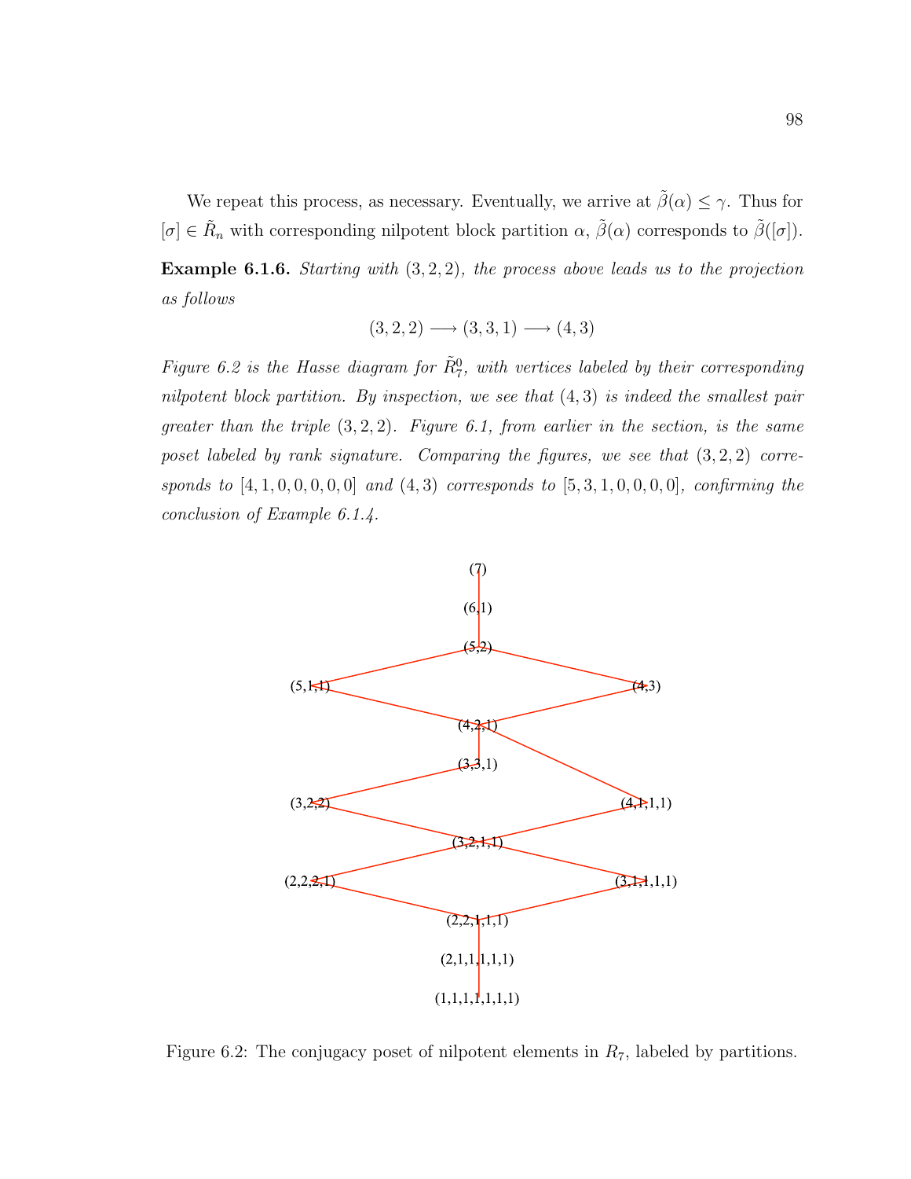We repeat this process, as necessary. Eventually, we arrive at $\tilde{\beta}(\alpha) \leq \gamma$. Thus for $[\sigma] \in \tilde{R}_n$ with corresponding nilpotent block partition $\alpha$, $\tilde{\beta}(\alpha)$ corresponds to $\tilde{\beta}([\sigma])$.

**Example 6.1.6.** *Starting with $(3,2,2)$, the process above leads us to the projection as follows*

$$(3,2,2) \longrightarrow (3,3,1) \longrightarrow (4,3)$$

*Figure 6.2 is the Hasse diagram for $\tilde{R}^0_7$, with vertices labeled by their corresponding nilpotent block partition. By inspection, we see that $(4,3)$ is indeed the smallest pair greater than the triple $(3,2,2)$. Figure 6.1, from earlier in the section, is the same poset labeled by rank signature. Comparing the figures, we see that $(3,2,2)$ corresponds to $[4,1,0,0,0,0,0]$ and $(4,3)$ corresponds to $[5,3,1,0,0,0,0]$, confirming the conclusion of Example 6.1.4.*

(7)

(6,1)

(5,2)

(5,1,1) (4,3)

(4,2,1)

(3,3,1)

(3,2,2) (4,1,1,1)

(3,2,1,1)

(2,2,2,1) (3,1,1,1,1)

(2,2,1,1,1)

(2,1,1,1,1,1)

(1,1,1,1,1,1,1)

Figure 6.2: The conjugacy poset of nilpotent elements in $R_7$, labeled by partitions.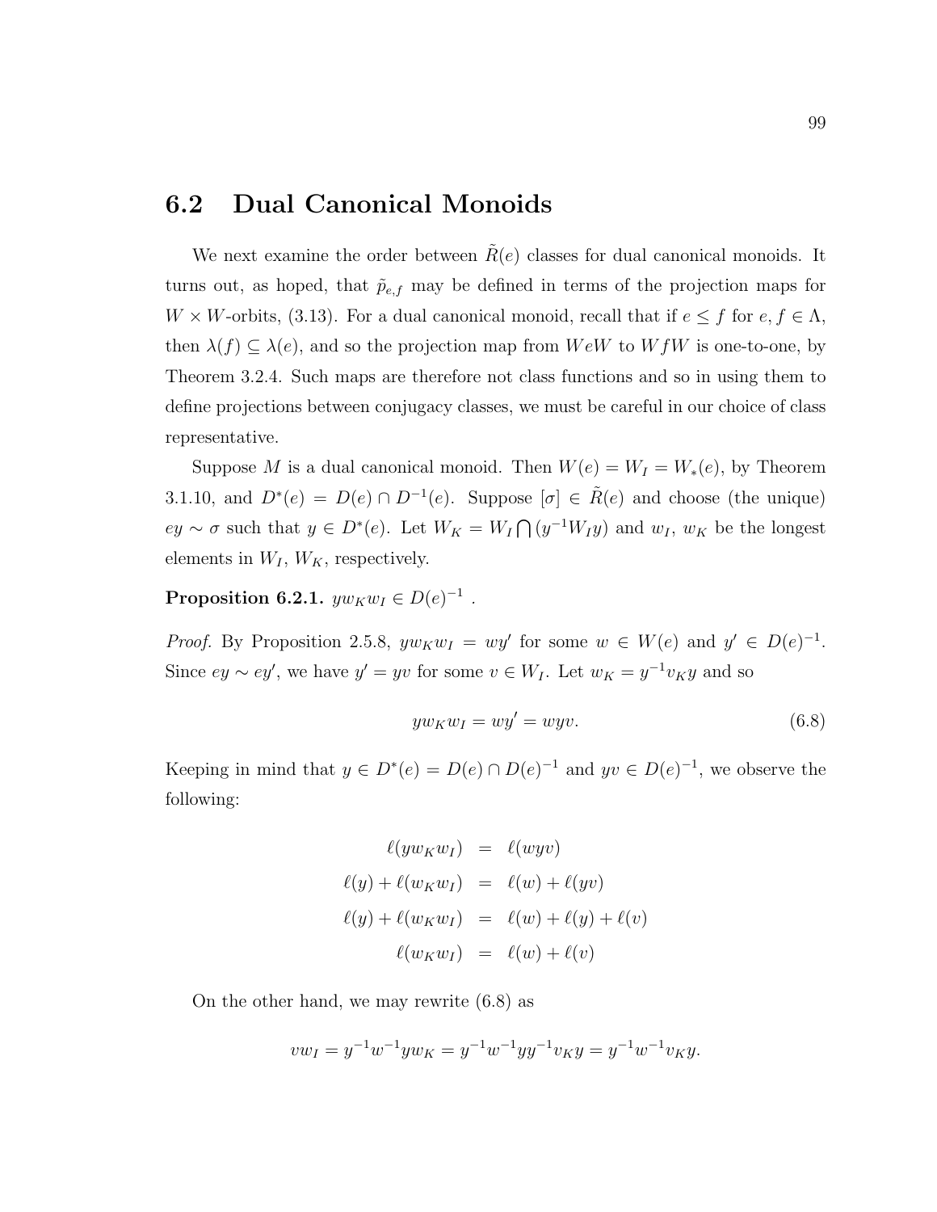## 6.2 Dual Canonical Monoids

We next examine the order between $\tilde{R}(e)$ classes for dual canonical monoids. It turns out, as hoped, that $\tilde{p}_{e,f}$ may be defined in terms of the projection maps for $W \times W$-orbits, (3.13). For a dual canonical monoid, recall that if $e \leq f$ for $e, f \in \Lambda$, then $\lambda(f) \subseteq \lambda(e)$, and so the projection map from $WeW$ to $WfW$ is one-to-one, by Theorem 3.2.4. Such maps are therefore not class functions and so in using them to define projections between conjugacy classes, we must be careful in our choice of class representative.

Suppose $M$ is a dual canonical monoid. Then $W(e) = W_I = W_*(e)$, by Theorem 3.1.10, and $D^*(e) = D(e) \cap D^{-1}(e)$. Suppose $[\sigma] \in \tilde{R}(e)$ and choose (the unique) $ey \sim \sigma$ such that $y \in D^*(e)$. Let $W_K = W_I \bigcap (y^{-1}W_I y)$ and $w_I$, $w_K$ be the longest elements in $W_I$, $W_K$, respectively.

**Proposition 6.2.1.** $yw_Kw_I \in D(e)^{-1}$ .

*Proof.* By Proposition 2.5.8, $yw_Kw_I = wy'$ for some $w \in W(e)$ and $y' \in D(e)^{-1}$. Since $ey \sim ey'$, we have $y' = yv$ for some $v \in W_I$. Let $w_K = y^{-1}v_K y$ and so

$$yw_Kw_I = wy' = wyv. \tag{6.8}$$

Keeping in mind that $y \in D^*(e) = D(e) \cap D(e)^{-1}$ and $yv \in D(e)^{-1}$, we observe the following:

$$\begin{aligned}
\ell(yw_Kw_I) &= \ell(wyv) \\
\ell(y) + \ell(w_Kw_I) &= \ell(w) + \ell(yv) \\
\ell(y) + \ell(w_Kw_I) &= \ell(w) + \ell(y) + \ell(v) \\
\ell(w_Kw_I) &= \ell(w) + \ell(v)
\end{aligned}$$

On the other hand, we may rewrite (6.8) as

$$vw_I = y^{-1}w^{-1}yw_K = y^{-1}w^{-1}yy^{-1}v_Ky = y^{-1}w^{-1}v_Ky.$$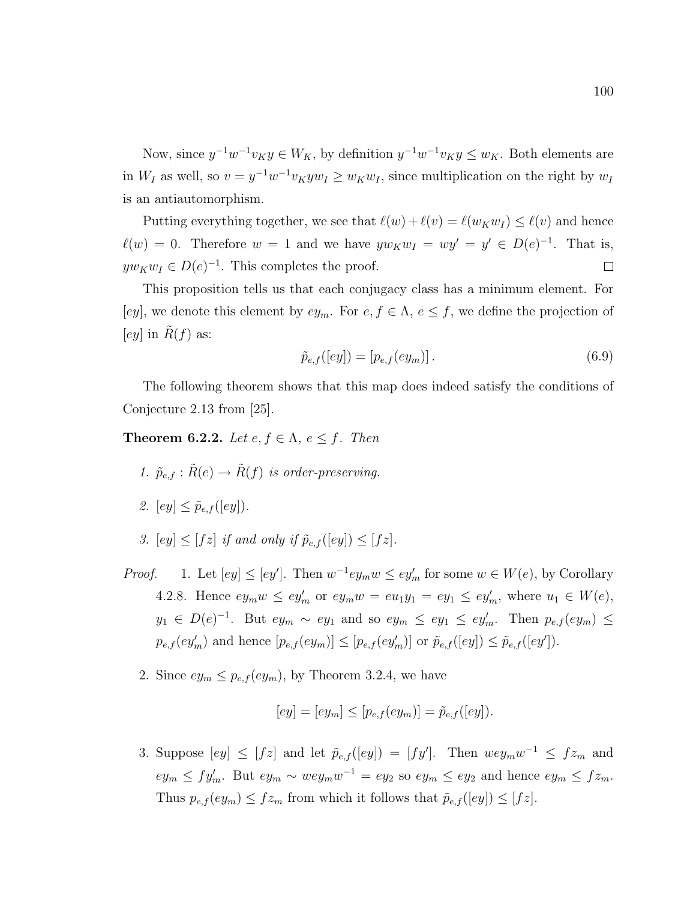Now, since $y^{-1}w^{-1}v_K y \in W_K$, by definition $y^{-1}w^{-1}v_K y \leq w_K$. Both elements are in $W_I$ as well, so $v = y^{-1}w^{-1}v_K y w_I \geq w_K w_I$, since multiplication on the right by $w_I$ is an antiautomorphism.

Putting everything together, we see that $\ell(w) + \ell(v) = \ell(w_K w_I) \leq \ell(v)$ and hence $\ell(w) = 0$. Therefore $w = 1$ and we have $y w_K w_I = w y' = y' \in D(e)^{-1}$. That is, $y w_K w_I \in D(e)^{-1}$. This completes the proof. □

This proposition tells us that each conjugacy class has a minimum element. For $[ey]$, we denote this element by $ey_m$. For $e, f \in \Lambda$, $e \leq f$, we define the projection of $[ey]$ in $\tilde{R}(f)$ as:

$$\tilde{p}_{e,f}([ey]) = [p_{e,f}(ey_m)]. \tag{6.9}$$

The following theorem shows that this map does indeed satisfy the conditions of Conjecture 2.13 from [25].

**Theorem 6.2.2.** *Let $e, f \in \Lambda$, $e \leq f$. Then*

1. *$\tilde{p}_{e,f} : \tilde{R}(e) \to \tilde{R}(f)$ is order-preserving.*

2. *$[ey] \leq \tilde{p}_{e,f}([ey])$.*

3. *$[ey] \leq [fz]$ if and only if $\tilde{p}_{e,f}([ey]) \leq [fz]$.*

*Proof.*

1. Let $[ey] \leq [ey']$. Then $w^{-1} e y_m w \leq e y'_m$ for some $w \in W(e)$, by Corollary 4.2.8. Hence $e y_m w \leq e y'_m$ or $e y_m w = e u_1 y_1 = e y_1 \leq e y'_m$, where $u_1 \in W(e)$, $y_1 \in D(e)^{-1}$. But $e y_m \sim e y_1$ and so $e y_m \leq e y_1 \leq e y'_m$. Then $p_{e,f}(e y_m) \leq p_{e,f}(e y'_m)$ and hence $[p_{e,f}(e y_m)] \leq [p_{e,f}(e y'_m)]$ or $\tilde{p}_{e,f}([ey]) \leq \tilde{p}_{e,f}([ey'])$.

2. Since $e y_m \leq p_{e,f}(e y_m)$, by Theorem 3.2.4, we have

$$[ey] = [e y_m] \leq [p_{e,f}(e y_m)] = \tilde{p}_{e,f}([ey]).$$

3. Suppose $[ey] \leq [fz]$ and let $\tilde{p}_{e,f}([ey]) = [fy']$. Then $w e y_m w^{-1} \leq f z_m$ and $e y_m \leq f y'_m$. But $e y_m \sim w e y_m w^{-1} = e y_2$ so $e y_m \leq e y_2$ and hence $e y_m \leq f z_m$. Thus $p_{e,f}(e y_m) \leq f z_m$ from which it follows that $\tilde{p}_{e,f}([ey]) \leq [fz]$.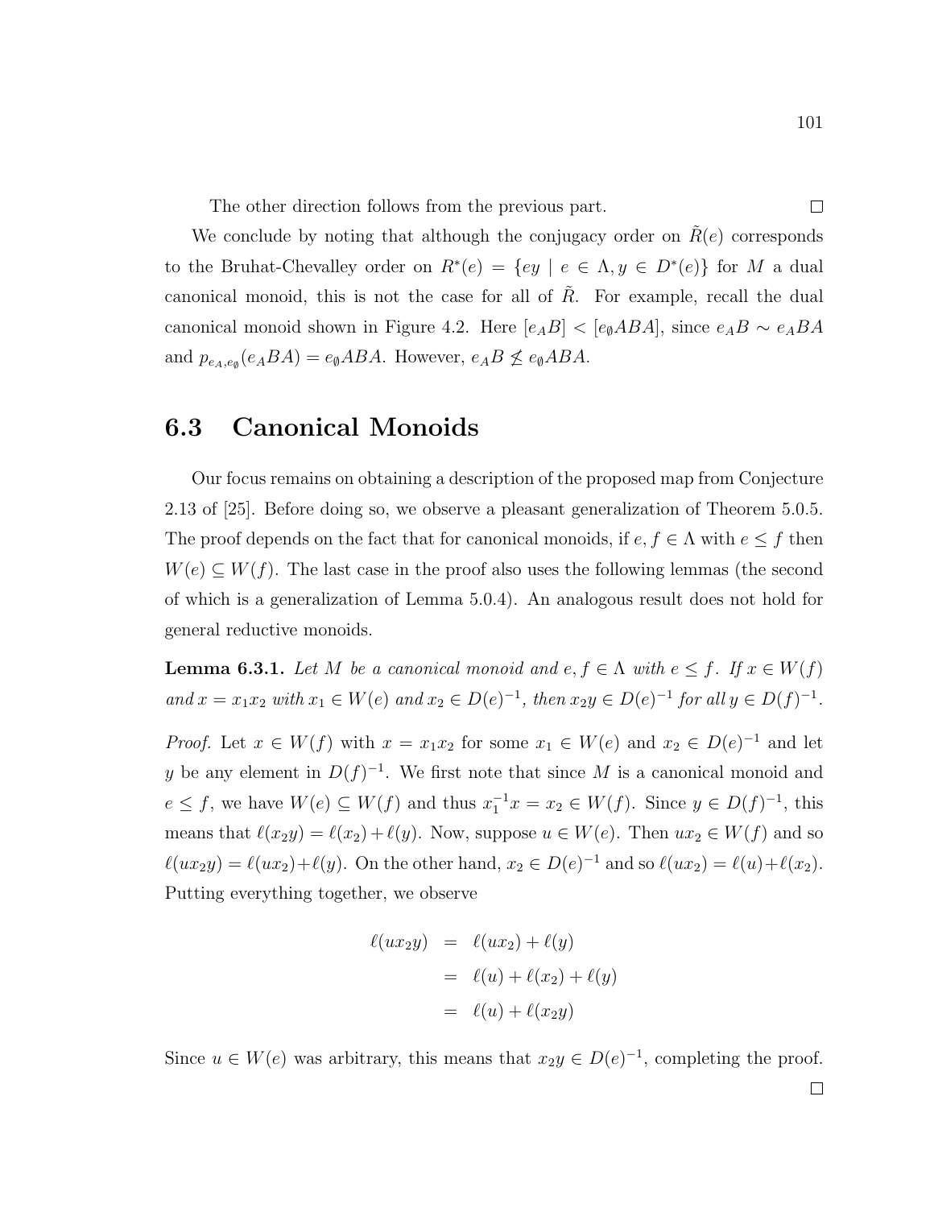The other direction follows from the previous part. $\square$

We conclude by noting that although the conjugacy order on $\tilde{R}(e)$ corresponds to the Bruhat-Chevalley order on $R^*(e) = \{ey \mid e \in \Lambda, y \in D^*(e)\}$ for $M$ a dual canonical monoid, this is not the case for all of $\tilde{R}$. For example, recall the dual canonical monoid shown in Figure 4.2. Here $[e_A B] < [e_\emptyset ABA]$, since $e_A B \sim e_A BA$ and $p_{e_A, e_\emptyset}(e_A BA) = e_\emptyset ABA$. However, $e_A B \not\leq e_\emptyset ABA$.

## 6.3 Canonical Monoids

Our focus remains on obtaining a description of the proposed map from Conjecture 2.13 of [25]. Before doing so, we observe a pleasant generalization of Theorem 5.0.5. The proof depends on the fact that for canonical monoids, if $e, f \in \Lambda$ with $e \leq f$ then $W(e) \subseteq W(f)$. The last case in the proof also uses the following lemmas (the second of which is a generalization of Lemma 5.0.4). An analogous result does not hold for general reductive monoids.

**Lemma 6.3.1.** *Let $M$ be a canonical monoid and $e, f \in \Lambda$ with $e \leq f$. If $x \in W(f)$ and $x = x_1 x_2$ with $x_1 \in W(e)$ and $x_2 \in D(e)^{-1}$, then $x_2 y \in D(e)^{-1}$ for all $y \in D(f)^{-1}$.*

*Proof.* Let $x \in W(f)$ with $x = x_1 x_2$ for some $x_1 \in W(e)$ and $x_2 \in D(e)^{-1}$ and let $y$ be any element in $D(f)^{-1}$. We first note that since $M$ is a canonical monoid and $e \leq f$, we have $W(e) \subseteq W(f)$ and thus $x_1^{-1} x = x_2 \in W(f)$. Since $y \in D(f)^{-1}$, this means that $\ell(x_2 y) = \ell(x_2) + \ell(y)$. Now, suppose $u \in W(e)$. Then $u x_2 \in W(f)$ and so $\ell(u x_2 y) = \ell(u x_2) + \ell(y)$. On the other hand, $x_2 \in D(e)^{-1}$ and so $\ell(u x_2) = \ell(u) + \ell(x_2)$. Putting everything together, we observe

$$
\begin{aligned}
\ell(u x_2 y) &= \ell(u x_2) + \ell(y) \\
&= \ell(u) + \ell(x_2) + \ell(y) \\
&= \ell(u) + \ell(x_2 y)
\end{aligned}
$$

Since $u \in W(e)$ was arbitrary, this means that $x_2 y \in D(e)^{-1}$, completing the proof. $\square$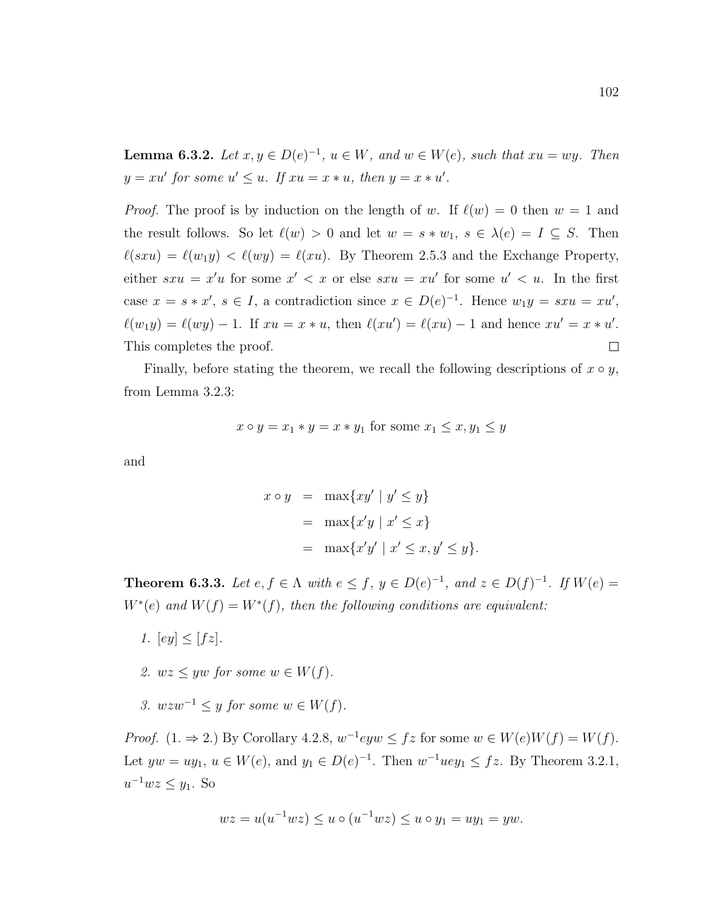**Lemma 6.3.2.** *Let $x, y \in D(e)^{-1}$, $u \in W$, and $w \in W(e)$, such that $xu = wy$. Then $y = xu'$ for some $u' \leq u$. If $xu = x * u$, then $y = x * u'$.*

*Proof.* The proof is by induction on the length of $w$. If $\ell(w) = 0$ then $w = 1$ and the result follows. So let $\ell(w) > 0$ and let $w = s * w_1$, $s \in \lambda(e) = I \subseteq S$. Then $\ell(sxu) = \ell(w_1 y) < \ell(wy) = \ell(xu)$. By Theorem 2.5.3 and the Exchange Property, either $sxu = x'u$ for some $x' < x$ or else $sxu = xu'$ for some $u' < u$. In the first case $x = s * x'$, $s \in I$, a contradiction since $x \in D(e)^{-1}$. Hence $w_1 y = sxu = xu'$, $\ell(w_1 y) = \ell(wy) - 1$. If $xu = x * u$, then $\ell(xu') = \ell(xu) - 1$ and hence $xu' = x * u'$. This completes the proof. $\square$

Finally, before stating the theorem, we recall the following descriptions of $x \circ y$, from Lemma 3.2.3:

$$x \circ y = x_1 * y = x * y_1 \text{ for some } x_1 \leq x, y_1 \leq y$$

and

$$\begin{aligned} x \circ y &= \max\{xy' \mid y' \leq y\} \\ &= \max\{x'y \mid x' \leq x\} \\ &= \max\{x'y' \mid x' \leq x, y' \leq y\}. \end{aligned}$$

**Theorem 6.3.3.** *Let $e, f \in \Lambda$ with $e \leq f$, $y \in D(e)^{-1}$, and $z \in D(f)^{-1}$. If $W(e) = W^*(e)$ and $W(f) = W^*(f)$, then the following conditions are equivalent:*

1. *$[ey] \leq [fz]$.*

2. *$wz \leq yw$ for some $w \in W(f)$.*

3. *$wzw^{-1} \leq y$ for some $w \in W(f)$.*

*Proof.* (1. $\Rightarrow$ 2.) By Corollary 4.2.8, $w^{-1}eyw \leq fz$ for some $w \in W(e)W(f) = W(f)$. Let $yw = uy_1$, $u \in W(e)$, and $y_1 \in D(e)^{-1}$. Then $w^{-1}uey_1 \leq fz$. By Theorem 3.2.1, $u^{-1}wz \leq y_1$. So

$$wz = u(u^{-1}wz) \leq u \circ (u^{-1}wz) \leq u \circ y_1 = uy_1 = yw.$$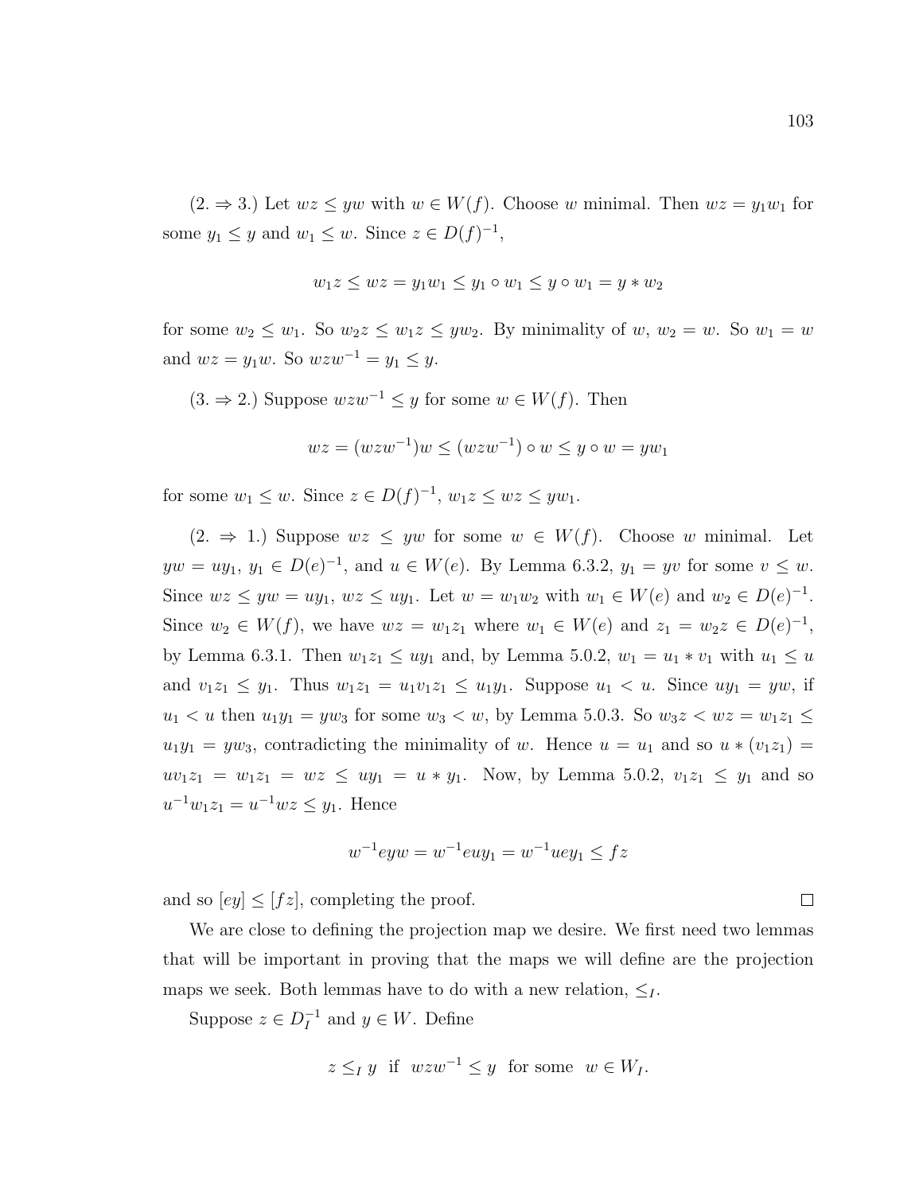(2. ⇒ 3.) Let $wz \leq yw$ with $w \in W(f)$. Choose $w$ minimal. Then $wz = y_1 w_1$ for some $y_1 \leq y$ and $w_1 \leq w$. Since $z \in D(f)^{-1}$,

$$w_1 z \leq wz = y_1 w_1 \leq y_1 \circ w_1 \leq y \circ w_1 = y * w_2$$

for some $w_2 \leq w_1$. So $w_2 z \leq w_1 z \leq y w_2$. By minimality of $w$, $w_2 = w$. So $w_1 = w$ and $wz = y_1 w$. So $wzw^{-1} = y_1 \leq y$.

(3. ⇒ 2.) Suppose $wzw^{-1} \leq y$ for some $w \in W(f)$. Then

$$wz = (wzw^{-1})w \leq (wzw^{-1}) \circ w \leq y \circ w = yw_1$$

for some $w_1 \leq w$. Since $z \in D(f)^{-1}$, $w_1 z \leq wz \leq yw_1$.

(2. ⇒ 1.) Suppose $wz \leq yw$ for some $w \in W(f)$. Choose $w$ minimal. Let $yw = uy_1$, $y_1 \in D(e)^{-1}$, and $u \in W(e)$. By Lemma 6.3.2, $y_1 = yv$ for some $v \leq w$. Since $wz \leq yw = uy_1$, $wz \leq uy_1$. Let $w = w_1 w_2$ with $w_1 \in W(e)$ and $w_2 \in D(e)^{-1}$. Since $w_2 \in W(f)$, we have $wz = w_1 z_1$ where $w_1 \in W(e)$ and $z_1 = w_2 z \in D(e)^{-1}$, by Lemma 6.3.1. Then $w_1 z_1 \leq uy_1$ and, by Lemma 5.0.2, $w_1 = u_1 * v_1$ with $u_1 \leq u$ and $v_1 z_1 \leq y_1$. Thus $w_1 z_1 = u_1 v_1 z_1 \leq u_1 y_1$. Suppose $u_1 < u$. Since $uy_1 = yw$, if $u_1 < u$ then $u_1 y_1 = yw_3$ for some $w_3 < w$, by Lemma 5.0.3. So $w_3 z < wz = w_1 z_1 \leq u_1 y_1 = yw_3$, contradicting the minimality of $w$. Hence $u = u_1$ and so $u * (v_1 z_1) = uv_1 z_1 = w_1 z_1 = wz \leq uy_1 = u * y_1$. Now, by Lemma 5.0.2, $v_1 z_1 \leq y_1$ and so $u^{-1} w_1 z_1 = u^{-1} wz \leq y_1$. Hence

$$w^{-1} eyw = w^{-1} euy_1 = w^{-1} uey_1 \leq fz$$

and so $[ey] \leq [fz]$, completing the proof. $\square$

We are close to defining the projection map we desire. We first need two lemmas that will be important in proving that the maps we will define are the projection maps we seek. Both lemmas have to do with a new relation, $\leq_I$.

Suppose $z \in D_I^{-1}$ and $y \in W$. Define

$$z \leq_I y \;\text{ if }\; wzw^{-1} \leq y \;\text{ for some }\; w \in W_I.$$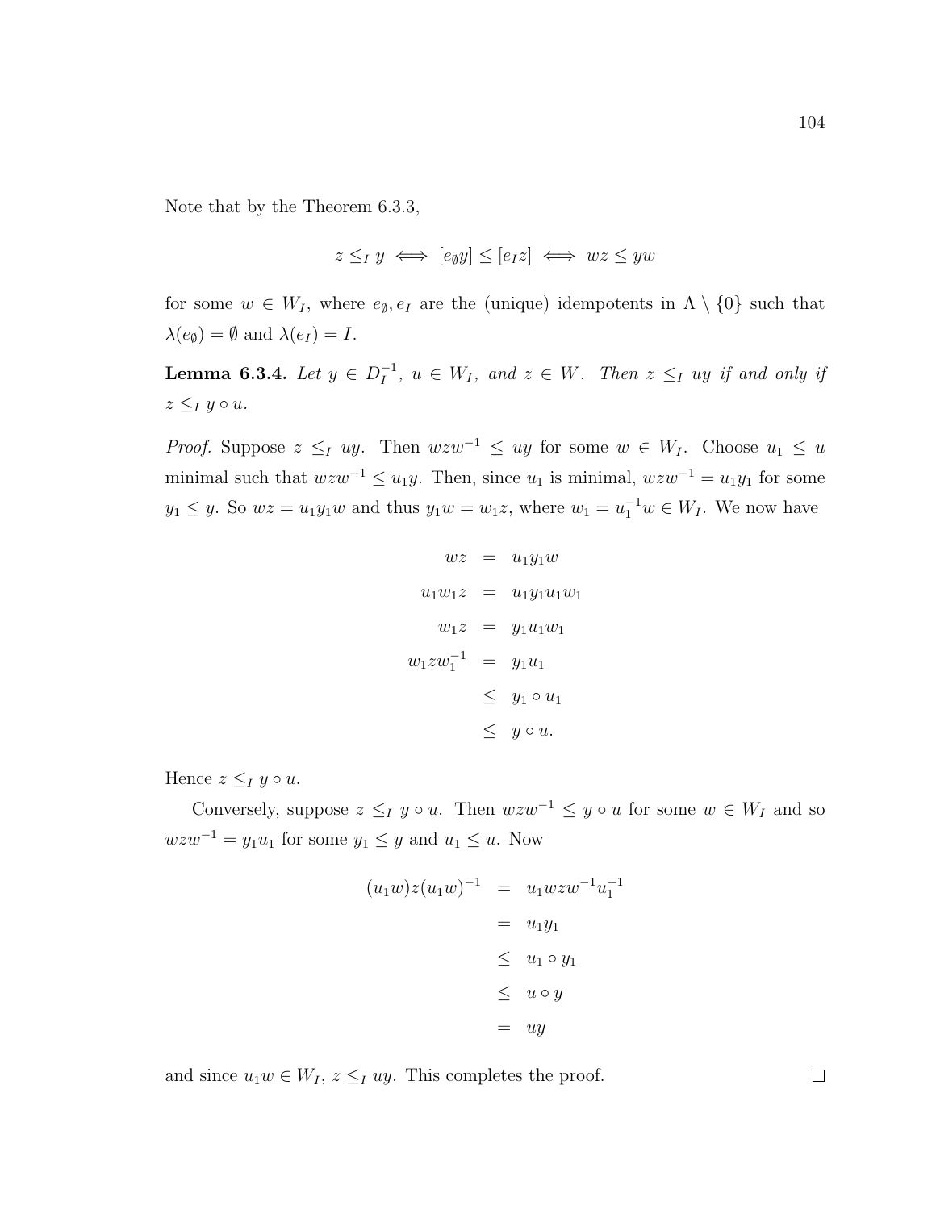Note that by the Theorem 6.3.3,

$$z \leq_I y \iff [e_\emptyset y] \leq [e_I z] \iff wz \leq yw$$

for some $w \in W_I$, where $e_\emptyset, e_I$ are the (unique) idempotents in $\Lambda \setminus \{0\}$ such that $\lambda(e_\emptyset) = \emptyset$ and $\lambda(e_I) = I$.

**Lemma 6.3.4.** *Let $y \in D_I^{-1}$, $u \in W_I$, and $z \in W$. Then $z \leq_I uy$ if and only if $z \leq_I y \circ u$.*

*Proof.* Suppose $z \leq_I uy$. Then $wzw^{-1} \leq uy$ for some $w \in W_I$. Choose $u_1 \leq u$ minimal such that $wzw^{-1} \leq u_1 y$. Then, since $u_1$ is minimal, $wzw^{-1} = u_1 y_1$ for some $y_1 \leq y$. So $wz = u_1 y_1 w$ and thus $y_1 w = w_1 z$, where $w_1 = u_1^{-1} w \in W_I$. We now have

$$\begin{aligned}
wz &= u_1 y_1 w \\
u_1 w_1 z &= u_1 y_1 u_1 w_1 \\
w_1 z &= y_1 u_1 w_1 \\
w_1 z w_1^{-1} &= y_1 u_1 \\
&\leq y_1 \circ u_1 \\
&\leq y \circ u.
\end{aligned}$$

Hence $z \leq_I y \circ u$.

Conversely, suppose $z \leq_I y \circ u$. Then $wzw^{-1} \leq y \circ u$ for some $w \in W_I$ and so $wzw^{-1} = y_1 u_1$ for some $y_1 \leq y$ and $u_1 \leq u$. Now

$$\begin{aligned}
(u_1 w) z (u_1 w)^{-1} &= u_1 w z w^{-1} u_1^{-1} \\
&= u_1 y_1 \\
&\leq u_1 \circ y_1 \\
&\leq u \circ y \\
&= uy
\end{aligned}$$

and since $u_1 w \in W_I$, $z \leq_I uy$. This completes the proof. $\square$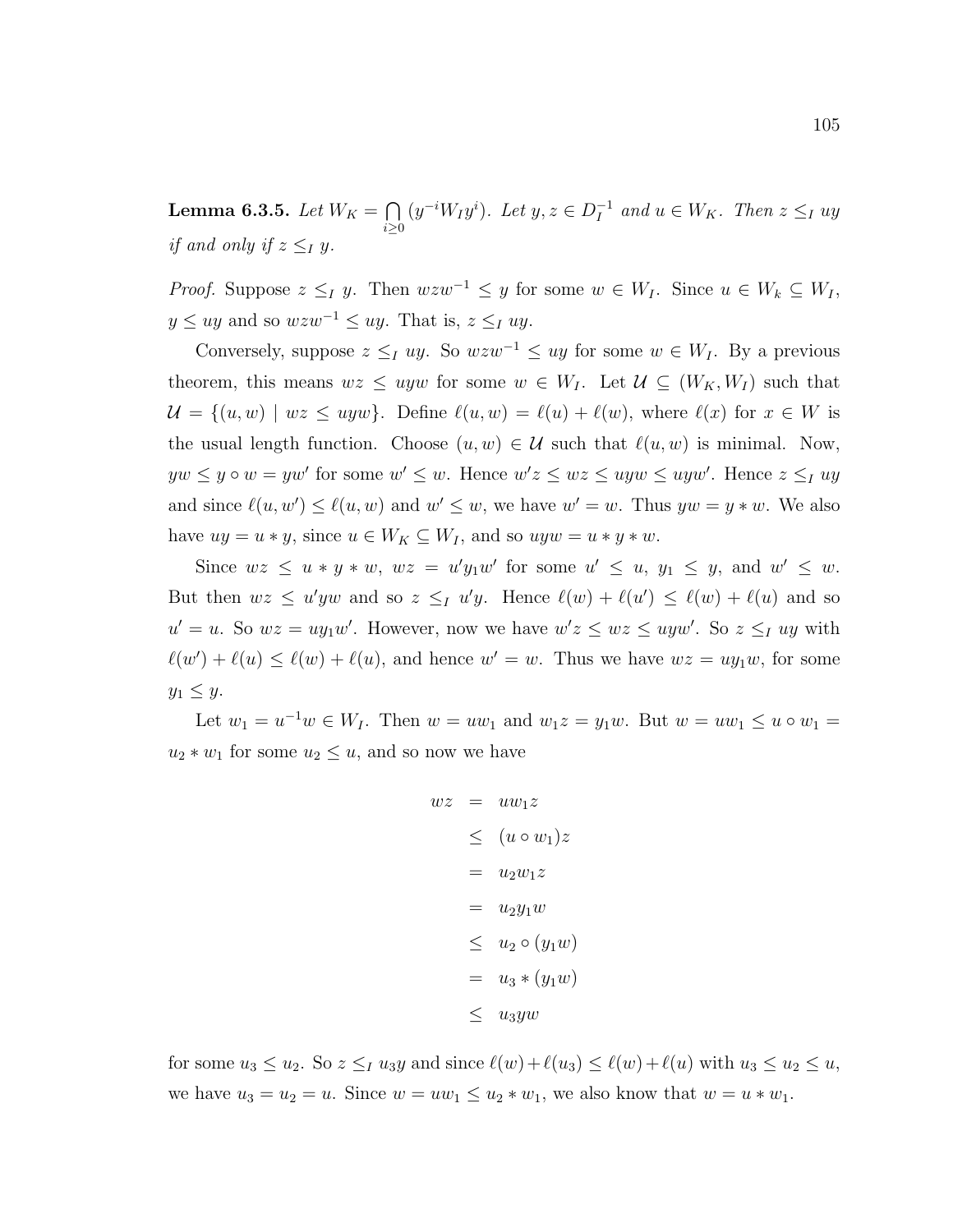**Lemma 6.3.5.** *Let $W_K = \bigcap_{i \geq 0} (y^{-i} W_I y^i)$. Let $y, z \in D_I^{-1}$ and $u \in W_K$. Then $z \leq_I uy$ if and only if $z \leq_I y$.*

*Proof.* Suppose $z \leq_I y$. Then $wzw^{-1} \leq y$ for some $w \in W_I$. Since $u \in W_k \subseteq W_I$, $y \leq uy$ and so $wzw^{-1} \leq uy$. That is, $z \leq_I uy$.

Conversely, suppose $z \leq_I uy$. So $wzw^{-1} \leq uy$ for some $w \in W_I$. By a previous theorem, this means $wz \leq uyw$ for some $w \in W_I$. Let $\mathcal{U} \subseteq (W_K, W_I)$ such that $\mathcal{U} = \{(u, w) \mid wz \leq uyw\}$. Define $\ell(u, w) = \ell(u) + \ell(w)$, where $\ell(x)$ for $x \in W$ is the usual length function. Choose $(u, w) \in \mathcal{U}$ such that $\ell(u, w)$ is minimal. Now, $yw \leq y \circ w = yw'$ for some $w' \leq w$. Hence $w'z \leq wz \leq uyw \leq uyw'$. Hence $z \leq_I uy$ and since $\ell(u, w') \leq \ell(u, w)$ and $w' \leq w$, we have $w' = w$. Thus $yw = y * w$. We also have $uy = u * y$, since $u \in W_K \subseteq W_I$, and so $uyw = u * y * w$.

Since $wz \leq u * y * w$, $wz = u'y_1w'$ for some $u' \leq u$, $y_1 \leq y$, and $w' \leq w$. But then $wz \leq u'yw$ and so $z \leq_I u'y$. Hence $\ell(w) + \ell(u') \leq \ell(w) + \ell(u)$ and so $u' = u$. So $wz = uy_1w'$. However, now we have $w'z \leq wz \leq uyw'$. So $z \leq_I uy$ with $\ell(w') + \ell(u) \leq \ell(w) + \ell(u)$, and hence $w' = w$. Thus we have $wz = uy_1w$, for some $y_1 \leq y$.

Let $w_1 = u^{-1}w \in W_I$. Then $w = uw_1$ and $w_1z = y_1w$. But $w = uw_1 \leq u \circ w_1 = u_2 * w_1$ for some $u_2 \leq u$, and so now we have

$$
\begin{aligned}
wz &= uw_1z \\
&\leq (u \circ w_1)z \\
&= u_2w_1z \\
&= u_2y_1w \\
&\leq u_2 \circ (y_1w) \\
&= u_3 * (y_1w) \\
&\leq u_3yw
\end{aligned}
$$

for some $u_3 \leq u_2$. So $z \leq_I u_3y$ and since $\ell(w) + \ell(u_3) \leq \ell(w) + \ell(u)$ with $u_3 \leq u_2 \leq u$, we have $u_3 = u_2 = u$. Since $w = uw_1 \leq u_2 * w_1$, we also know that $w = u * w_1$.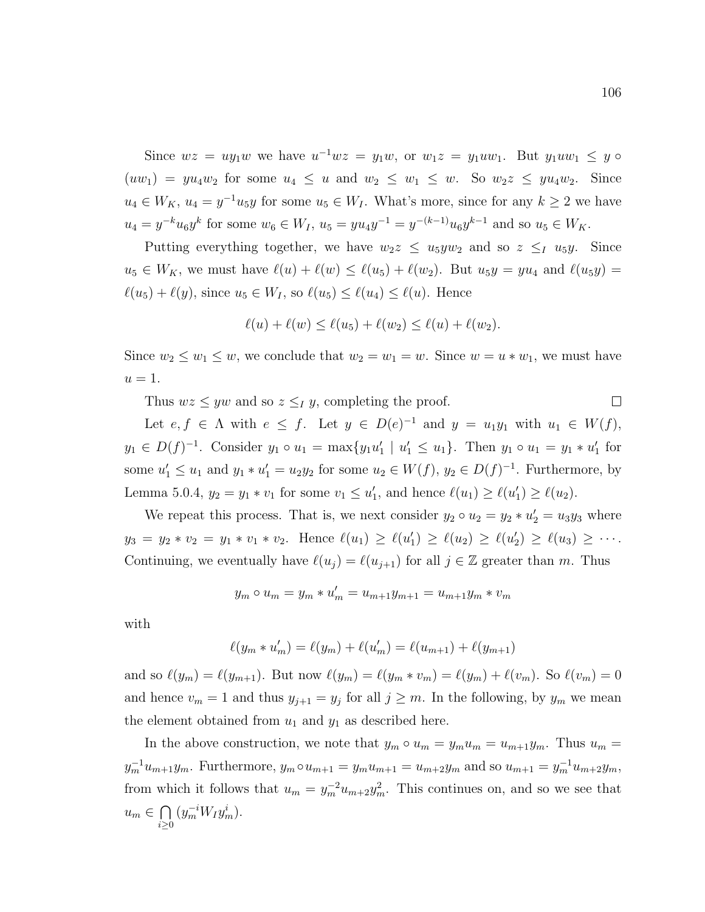Since $wz = uy_1w$ we have $u^{-1}wz = y_1w$, or $w_1z = y_1uw_1$. But $y_1uw_1 \leq y \circ (uw_1) = yu_4w_2$ for some $u_4 \leq u$ and $w_2 \leq w_1 \leq w$. So $w_2z \leq yu_4w_2$. Since $u_4 \in W_K$, $u_4 = y^{-1}u_5y$ for some $u_5 \in W_I$. What's more, since for any $k \geq 2$ we have $u_4 = y^{-k}u_6y^k$ for some $w_6 \in W_I$, $u_5 = yu_4y^{-1} = y^{-(k-1)}u_6y^{k-1}$ and so $u_5 \in W_K$.

Putting everything together, we have $w_2z \leq u_5yw_2$ and so $z \leq_I u_5y$. Since $u_5 \in W_K$, we must have $\ell(u) + \ell(w) \leq \ell(u_5) + \ell(w_2)$. But $u_5y = yu_4$ and $\ell(u_5y) = \ell(u_5) + \ell(y)$, since $u_5 \in W_I$, so $\ell(u_5) \leq \ell(u_4) \leq \ell(u)$. Hence

$$\ell(u) + \ell(w) \leq \ell(u_5) + \ell(w_2) \leq \ell(u) + \ell(w_2).$$

Since $w_2 \leq w_1 \leq w$, we conclude that $w_2 = w_1 = w$. Since $w = u * w_1$, we must have $u = 1$.

Thus $wz \leq yw$ and so $z \leq_I y$, completing the proof. $\square$

Let $e, f \in \Lambda$ with $e \leq f$. Let $y \in D(e)^{-1}$ and $y = u_1y_1$ with $u_1 \in W(f)$, $y_1 \in D(f)^{-1}$. Consider $y_1 \circ u_1 = \max\{y_1u_1' \mid u_1' \leq u_1\}$. Then $y_1 \circ u_1 = y_1 * u_1'$ for some $u_1' \leq u_1$ and $y_1 * u_1' = u_2y_2$ for some $u_2 \in W(f)$, $y_2 \in D(f)^{-1}$. Furthermore, by Lemma 5.0.4, $y_2 = y_1 * v_1$ for some $v_1 \leq u_1'$, and hence $\ell(u_1) \geq \ell(u_1') \geq \ell(u_2)$.

We repeat this process. That is, we next consider $y_2 \circ u_2 = y_2 * u_2' = u_3y_3$ where $y_3 = y_2 * v_2 = y_1 * v_1 * v_2$. Hence $\ell(u_1) \geq \ell(u_1') \geq \ell(u_2) \geq \ell(u_2') \geq \ell(u_3) \geq \cdots$. Continuing, we eventually have $\ell(u_j) = \ell(u_{j+1})$ for all $j \in \mathbb{Z}$ greater than $m$. Thus

$$y_m \circ u_m = y_m * u_m' = u_{m+1}y_{m+1} = u_{m+1}y_m * v_m$$

with

$$\ell(y_m * u_m') = \ell(y_m) + \ell(u_m') = \ell(u_{m+1}) + \ell(y_{m+1})$$

and so $\ell(y_m) = \ell(y_{m+1})$. But now $\ell(y_m) = \ell(y_m * v_m) = \ell(y_m) + \ell(v_m)$. So $\ell(v_m) = 0$ and hence $v_m = 1$ and thus $y_{j+1} = y_j$ for all $j \geq m$. In the following, by $y_m$ we mean the element obtained from $u_1$ and $y_1$ as described here.

In the above construction, we note that $y_m \circ u_m = y_mu_m = u_{m+1}y_m$. Thus $u_m = y_m^{-1}u_{m+1}y_m$. Furthermore, $y_m \circ u_{m+1} = y_mu_{m+1} = u_{m+2}y_m$ and so $u_{m+1} = y_m^{-1}u_{m+2}y_m$, from which it follows that $u_m = y_m^{-2}u_{m+2}y_m^2$. This continues on, and so we see that $u_m \in \bigcap_{i \geq 0} (y_m^{-i}W_Iy_m^i)$.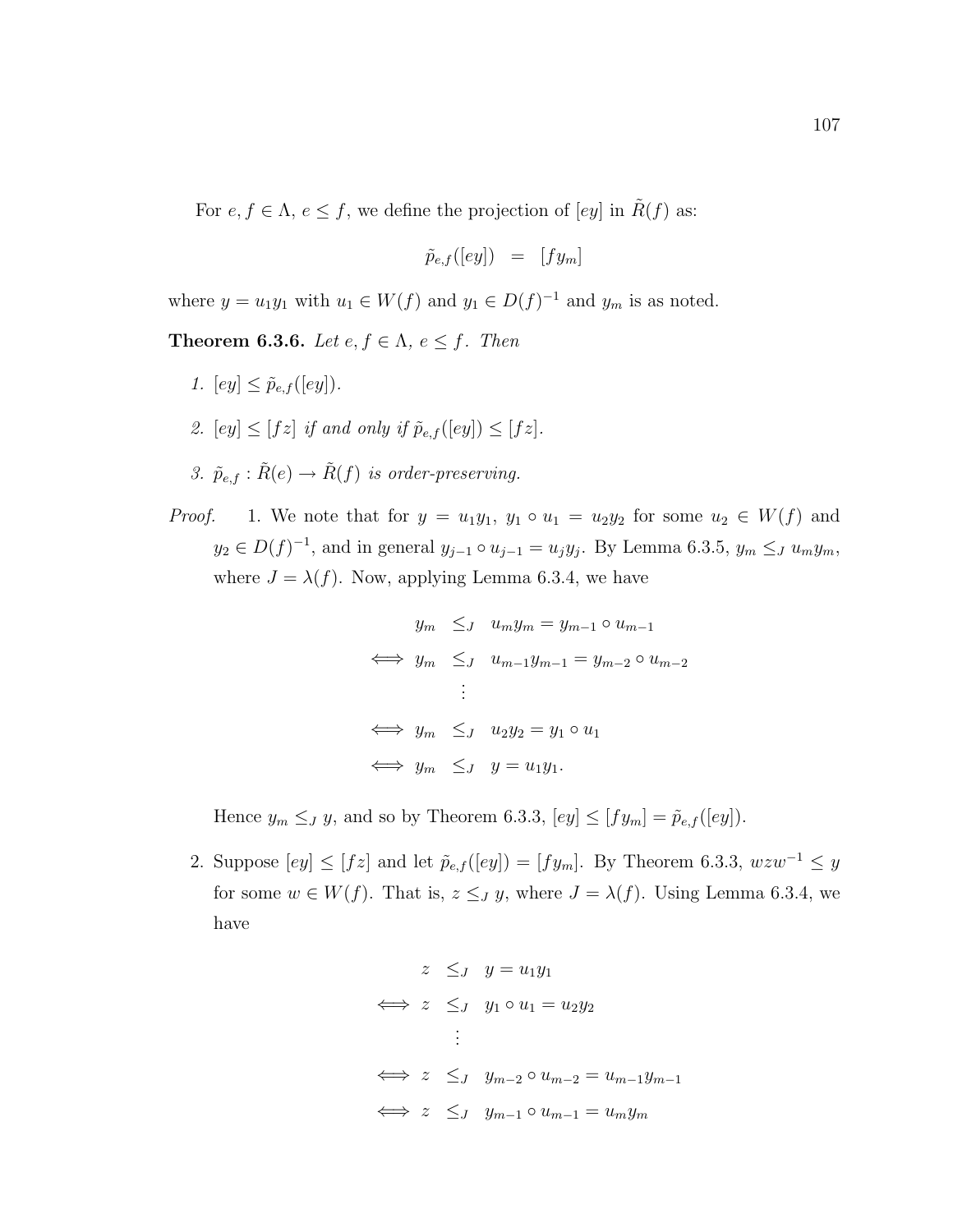For $e, f \in \Lambda$, $e \leq f$, we define the projection of $[ey]$ in $\tilde{R}(f)$ as:

$$\tilde{p}_{e,f}([ey]) \quad = \quad [fy_m]$$

where $y = u_1 y_1$ with $u_1 \in W(f)$ and $y_1 \in D(f)^{-1}$ and $y_m$ is as noted.

**Theorem 6.3.6.** *Let $e, f \in \Lambda$, $e \leq f$. Then*

1. *$[ey] \leq \tilde{p}_{e,f}([ey])$.*
2. *$[ey] \leq [fz]$ if and only if $\tilde{p}_{e,f}([ey]) \leq [fz]$.*
3. *$\tilde{p}_{e,f} : \tilde{R}(e) \to \tilde{R}(f)$ is order-preserving.*

*Proof.*

1. We note that for $y = u_1 y_1$, $y_1 \circ u_1 = u_2 y_2$ for some $u_2 \in W(f)$ and $y_2 \in D(f)^{-1}$, and in general $y_{j-1} \circ u_{j-1} = u_j y_j$. By Lemma 6.3.5, $y_m \leq_J u_m y_m$, where $J = \lambda(f)$. Now, applying Lemma 6.3.4, we have

$$\begin{aligned}
& y_m \quad \leq_J \quad u_m y_m = y_{m-1} \circ u_{m-1} \\
\iff & y_m \quad \leq_J \quad u_{m-1} y_{m-1} = y_{m-2} \circ u_{m-2} \\
& \qquad \vdots \\
\iff & y_m \quad \leq_J \quad u_2 y_2 = y_1 \circ u_1 \\
\iff & y_m \quad \leq_J \quad y = u_1 y_1.
\end{aligned}$$

   Hence $y_m \leq_J y$, and so by Theorem 6.3.3, $[ey] \leq [fy_m] = \tilde{p}_{e,f}([ey])$.

2. Suppose $[ey] \leq [fz]$ and let $\tilde{p}_{e,f}([ey]) = [fy_m]$. By Theorem 6.3.3, $wzw^{-1} \leq y$ for some $w \in W(f)$. That is, $z \leq_J y$, where $J = \lambda(f)$. Using Lemma 6.3.4, we have

$$\begin{aligned}
& z \quad \leq_J \quad y = u_1 y_1 \\
\iff & z \quad \leq_J \quad y_1 \circ u_1 = u_2 y_2 \\
& \qquad \vdots \\
\iff & z \quad \leq_J \quad y_{m-2} \circ u_{m-2} = u_{m-1} y_{m-1} \\
\iff & z \quad \leq_J \quad y_{m-1} \circ u_{m-1} = u_m y_m
\end{aligned}$$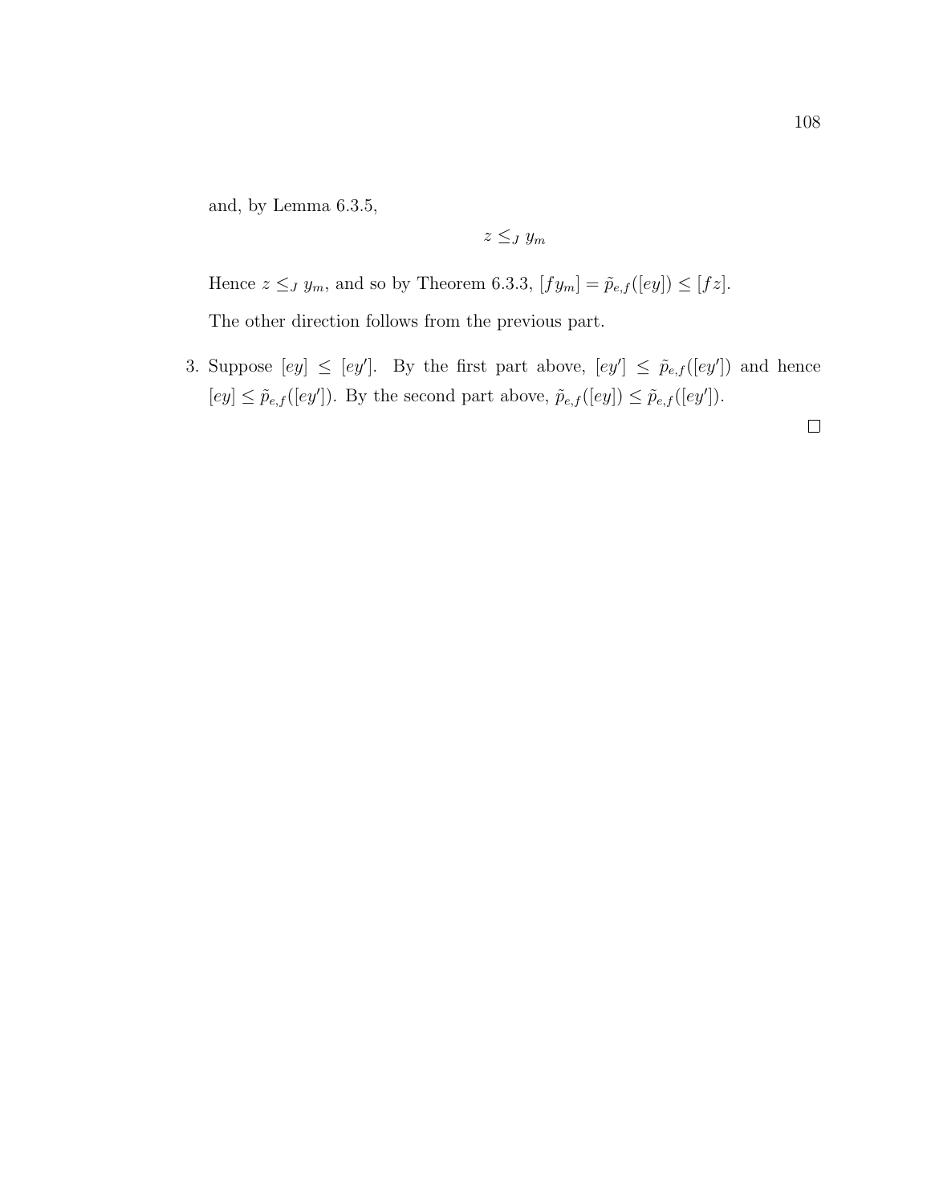and, by Lemma 6.3.5,

$$z \leq_J y_m$$

Hence $z \leq_J y_m$, and so by Theorem 6.3.3, $[fy_m] = \tilde{p}_{e,f}([ey]) \leq [fz]$.

The other direction follows from the previous part.

3. Suppose $[ey] \leq [ey']$. By the first part above, $[ey'] \leq \tilde{p}_{e,f}([ey'])$ and hence $[ey] \leq \tilde{p}_{e,f}([ey'])$. By the second part above, $\tilde{p}_{e,f}([ey]) \leq \tilde{p}_{e,f}([ey'])$.

□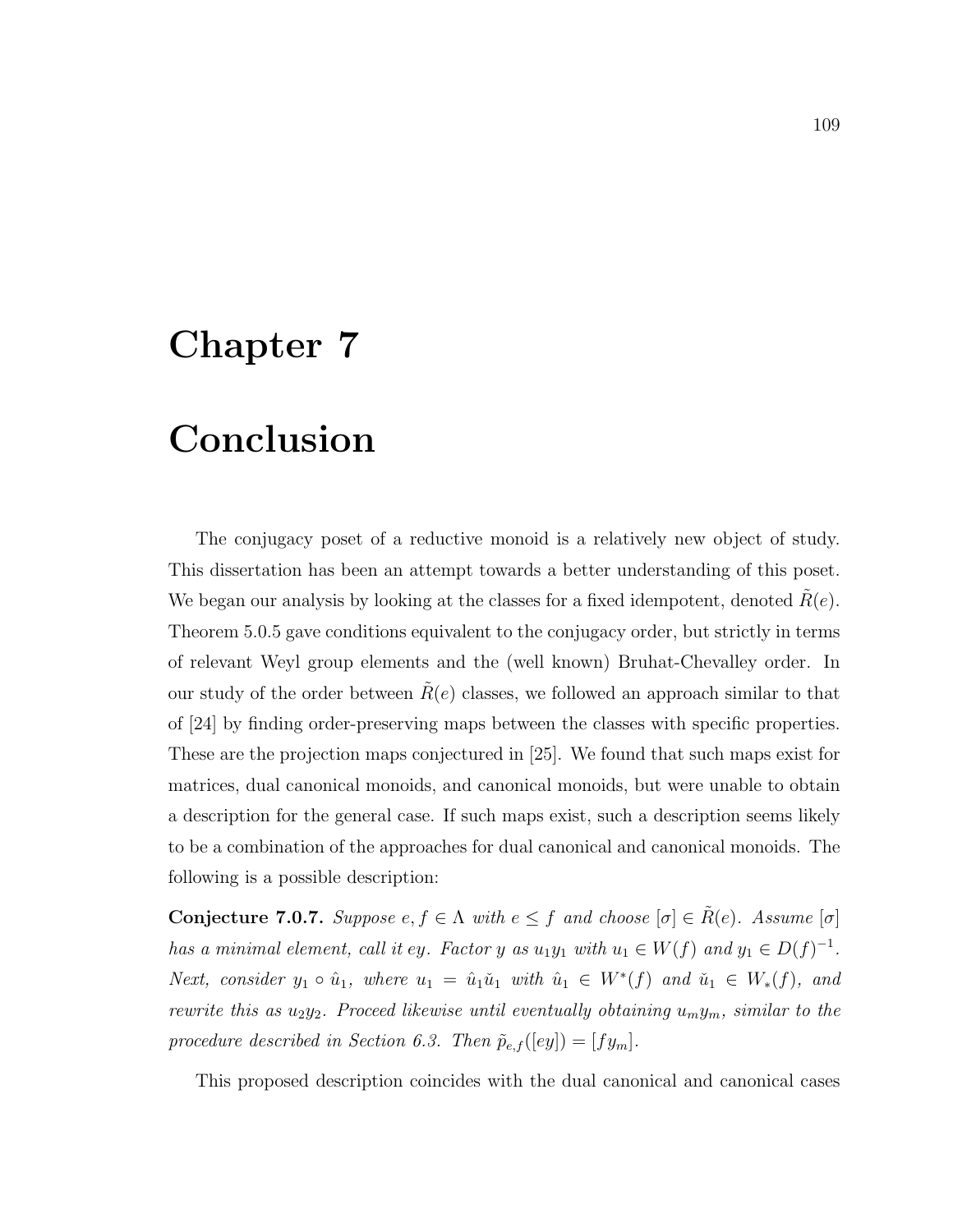# Chapter 7

# Conclusion

The conjugacy poset of a reductive monoid is a relatively new object of study. This dissertation has been an attempt towards a better understanding of this poset. We began our analysis by looking at the classes for a fixed idempotent, denoted $\tilde{R}(e)$. Theorem 5.0.5 gave conditions equivalent to the conjugacy order, but strictly in terms of relevant Weyl group elements and the (well known) Bruhat-Chevalley order. In our study of the order between $\tilde{R}(e)$ classes, we followed an approach similar to that of [24] by finding order-preserving maps between the classes with specific properties. These are the projection maps conjectured in [25]. We found that such maps exist for matrices, dual canonical monoids, and canonical monoids, but were unable to obtain a description for the general case. If such maps exist, such a description seems likely to be a combination of the approaches for dual canonical and canonical monoids. The following is a possible description:

**Conjecture 7.0.7.** *Suppose $e, f \in \Lambda$ with $e \leq f$ and choose $[\sigma] \in \tilde{R}(e)$. Assume $[\sigma]$ has a minimal element, call it $ey$. Factor $y$ as $u_1 y_1$ with $u_1 \in W(f)$ and $y_1 \in D(f)^{-1}$. Next, consider $y_1 \circ \hat{u}_1$, where $u_1 = \hat{u}_1 \check{u}_1$ with $\hat{u}_1 \in W^*(f)$ and $\check{u}_1 \in W_*(f)$, and rewrite this as $u_2 y_2$. Proceed likewise until eventually obtaining $u_m y_m$, similar to the procedure described in Section 6.3. Then $\tilde{p}_{e,f}([ey]) = [f y_m]$.*

This proposed description coincides with the dual canonical and canonical cases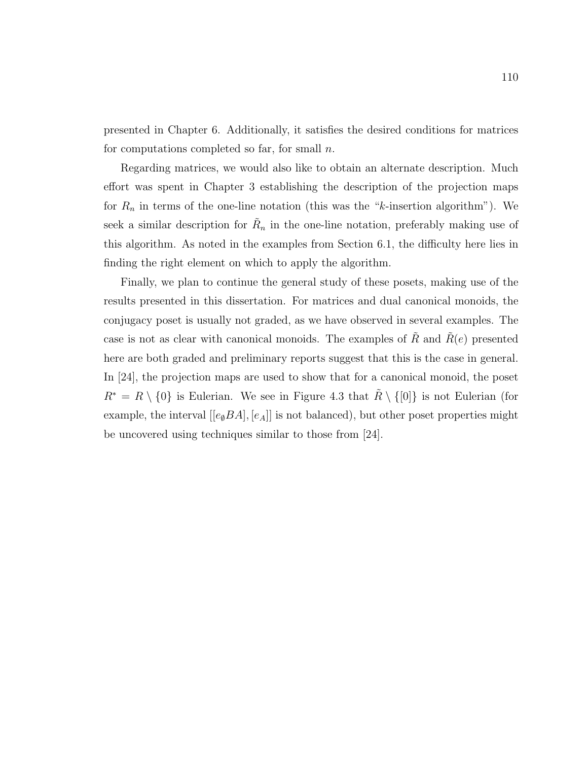presented in Chapter 6. Additionally, it satisfies the desired conditions for matrices for computations completed so far, for small $n$.

Regarding matrices, we would also like to obtain an alternate description. Much effort was spent in Chapter 3 establishing the description of the projection maps for $R_n$ in terms of the one-line notation (this was the "$k$-insertion algorithm"). We seek a similar description for $\tilde{R}_n$ in the one-line notation, preferably making use of this algorithm. As noted in the examples from Section 6.1, the difficulty here lies in finding the right element on which to apply the algorithm.

Finally, we plan to continue the general study of these posets, making use of the results presented in this dissertation. For matrices and dual canonical monoids, the conjugacy poset is usually not graded, as we have observed in several examples. The case is not as clear with canonical monoids. The examples of $\tilde{R}$ and $\tilde{R}(e)$ presented here are both graded and preliminary reports suggest that this is the case in general. In [24], the projection maps are used to show that for a canonical monoid, the poset $R^* = R \setminus \{0\}$ is Eulerian. We see in Figure 4.3 that $\tilde{R} \setminus \{[0]\}$ is not Eulerian (for example, the interval $[[e_\emptyset BA], [e_A]]$ is not balanced), but other poset properties might be uncovered using techniques similar to those from [24].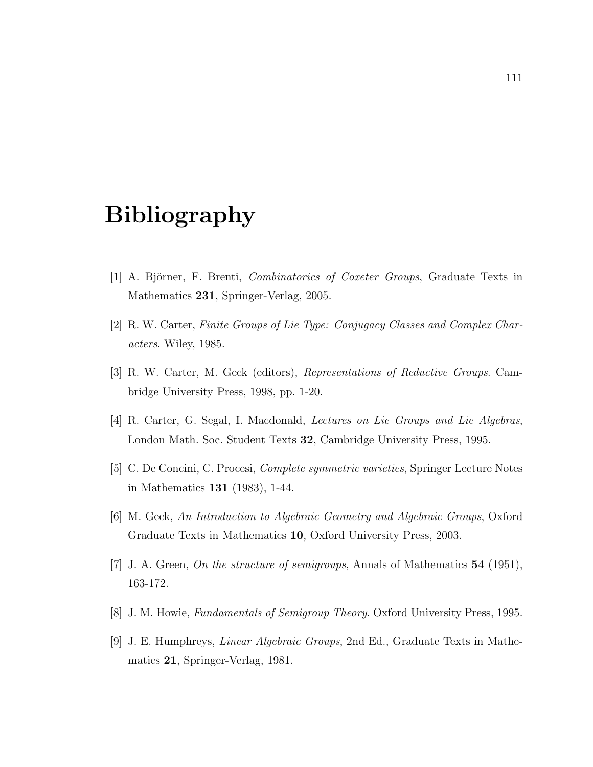# Bibliography

[1] A. Björner, F. Brenti, *Combinatorics of Coxeter Groups*, Graduate Texts in Mathematics **231**, Springer-Verlag, 2005.

[2] R. W. Carter, *Finite Groups of Lie Type: Conjugacy Classes and Complex Characters*. Wiley, 1985.

[3] R. W. Carter, M. Geck (editors), *Representations of Reductive Groups*. Cambridge University Press, 1998, pp. 1-20.

[4] R. Carter, G. Segal, I. Macdonald, *Lectures on Lie Groups and Lie Algebras*, London Math. Soc. Student Texts **32**, Cambridge University Press, 1995.

[5] C. De Concini, C. Procesi, *Complete symmetric varieties*, Springer Lecture Notes in Mathematics **131** (1983), 1-44.

[6] M. Geck, *An Introduction to Algebraic Geometry and Algebraic Groups*, Oxford Graduate Texts in Mathematics **10**, Oxford University Press, 2003.

[7] J. A. Green, *On the structure of semigroups*, Annals of Mathematics **54** (1951), 163-172.

[8] J. M. Howie, *Fundamentals of Semigroup Theory*. Oxford University Press, 1995.

[9] J. E. Humphreys, *Linear Algebraic Groups*, 2nd Ed., Graduate Texts in Mathematics **21**, Springer-Verlag, 1981.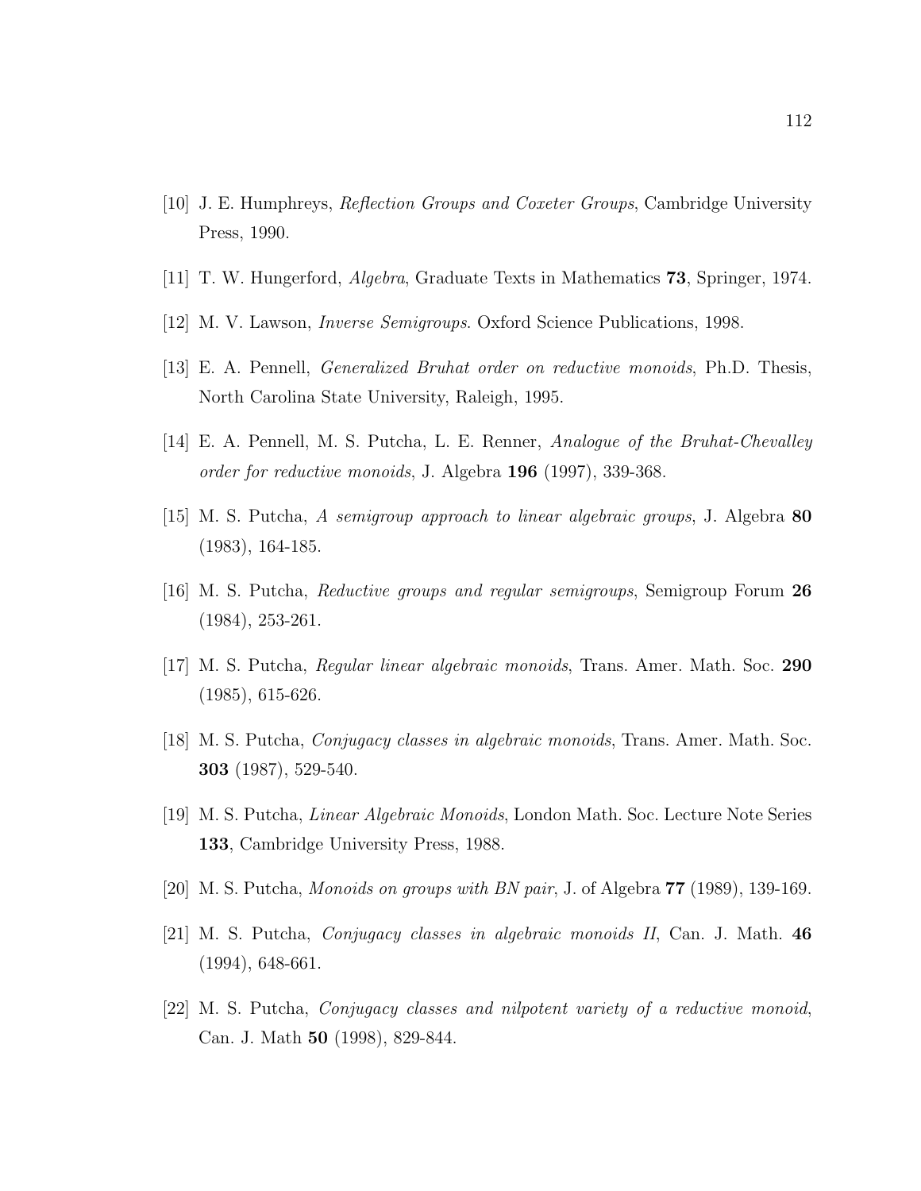[10] J. E. Humphreys, *Reflection Groups and Coxeter Groups*, Cambridge University Press, 1990.

[11] T. W. Hungerford, *Algebra*, Graduate Texts in Mathematics **73**, Springer, 1974.

[12] M. V. Lawson, *Inverse Semigroups*. Oxford Science Publications, 1998.

[13] E. A. Pennell, *Generalized Bruhat order on reductive monoids*, Ph.D. Thesis, North Carolina State University, Raleigh, 1995.

[14] E. A. Pennell, M. S. Putcha, L. E. Renner, *Analogue of the Bruhat-Chevalley order for reductive monoids*, J. Algebra **196** (1997), 339-368.

[15] M. S. Putcha, *A semigroup approach to linear algebraic groups*, J. Algebra **80** (1983), 164-185.

[16] M. S. Putcha, *Reductive groups and regular semigroups*, Semigroup Forum **26** (1984), 253-261.

[17] M. S. Putcha, *Regular linear algebraic monoids*, Trans. Amer. Math. Soc. **290** (1985), 615-626.

[18] M. S. Putcha, *Conjugacy classes in algebraic monoids*, Trans. Amer. Math. Soc. **303** (1987), 529-540.

[19] M. S. Putcha, *Linear Algebraic Monoids*, London Math. Soc. Lecture Note Series **133**, Cambridge University Press, 1988.

[20] M. S. Putcha, *Monoids on groups with BN pair*, J. of Algebra **77** (1989), 139-169.

[21] M. S. Putcha, *Conjugacy classes in algebraic monoids II*, Can. J. Math. **46** (1994), 648-661.

[22] M. S. Putcha, *Conjugacy classes and nilpotent variety of a reductive monoid*, Can. J. Math **50** (1998), 829-844.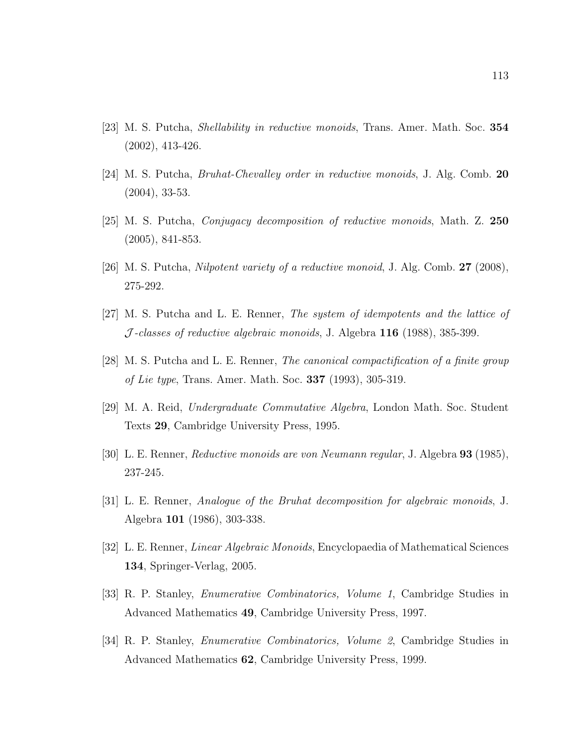[23] M. S. Putcha, *Shellability in reductive monoids*, Trans. Amer. Math. Soc. **354** (2002), 413-426.

[24] M. S. Putcha, *Bruhat-Chevalley order in reductive monoids*, J. Alg. Comb. **20** (2004), 33-53.

[25] M. S. Putcha, *Conjugacy decomposition of reductive monoids*, Math. Z. **250** (2005), 841-853.

[26] M. S. Putcha, *Nilpotent variety of a reductive monoid*, J. Alg. Comb. **27** (2008), 275-292.

[27] M. S. Putcha and L. E. Renner, *The system of idempotents and the lattice of $\mathcal{J}$-classes of reductive algebraic monoids*, J. Algebra **116** (1988), 385-399.

[28] M. S. Putcha and L. E. Renner, *The canonical compactification of a finite group of Lie type*, Trans. Amer. Math. Soc. **337** (1993), 305-319.

[29] M. A. Reid, *Undergraduate Commutative Algebra*, London Math. Soc. Student Texts **29**, Cambridge University Press, 1995.

[30] L. E. Renner, *Reductive monoids are von Neumann regular*, J. Algebra **93** (1985), 237-245.

[31] L. E. Renner, *Analogue of the Bruhat decomposition for algebraic monoids*, J. Algebra **101** (1986), 303-338.

[32] L. E. Renner, *Linear Algebraic Monoids*, Encyclopaedia of Mathematical Sciences **134**, Springer-Verlag, 2005.

[33] R. P. Stanley, *Enumerative Combinatorics, Volume 1*, Cambridge Studies in Advanced Mathematics **49**, Cambridge University Press, 1997.

[34] R. P. Stanley, *Enumerative Combinatorics, Volume 2*, Cambridge Studies in Advanced Mathematics **62**, Cambridge University Press, 1999.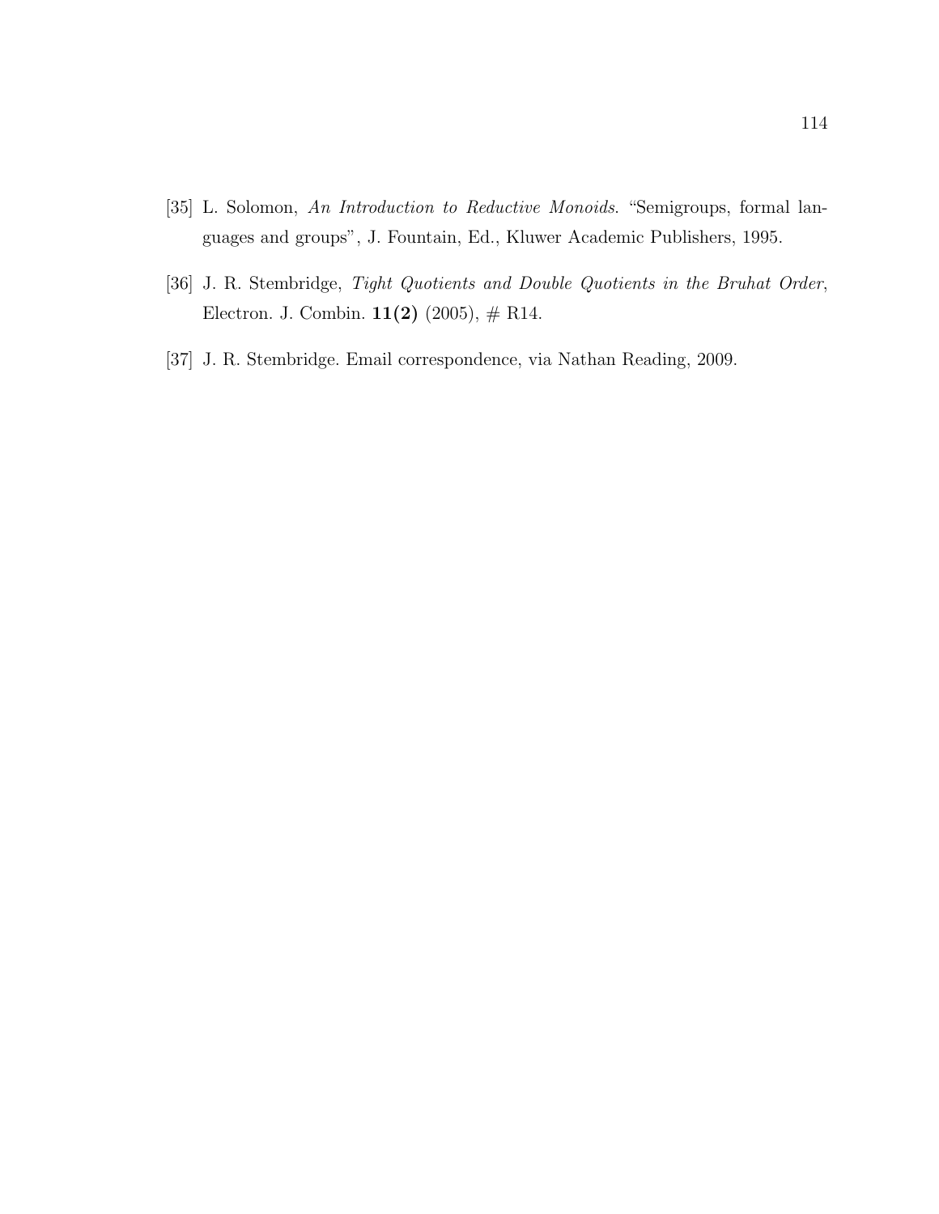[35] L. Solomon, *An Introduction to Reductive Monoids*. "Semigroups, formal languages and groups", J. Fountain, Ed., Kluwer Academic Publishers, 1995.

[36] J. R. Stembridge, *Tight Quotients and Double Quotients in the Bruhat Order*, Electron. J. Combin. **11(2)** (2005), # R14.

[37] J. R. Stembridge. Email correspondence, via Nathan Reading, 2009.